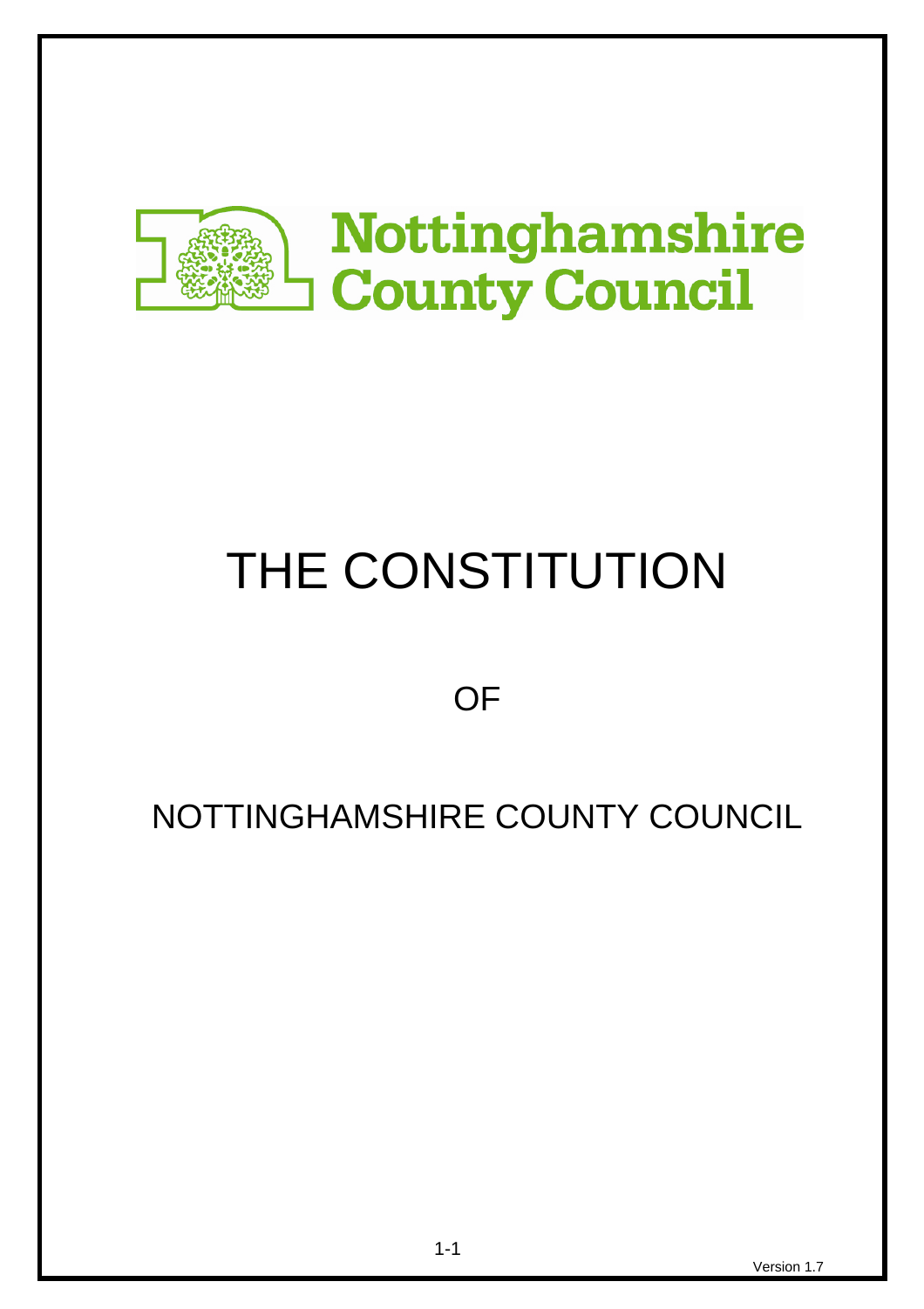Nottinghamshire County Council

# THE CONSTITUTION

OF

NOTTINGHAMSHIRE COUNTY COUNCIL

Version 1.7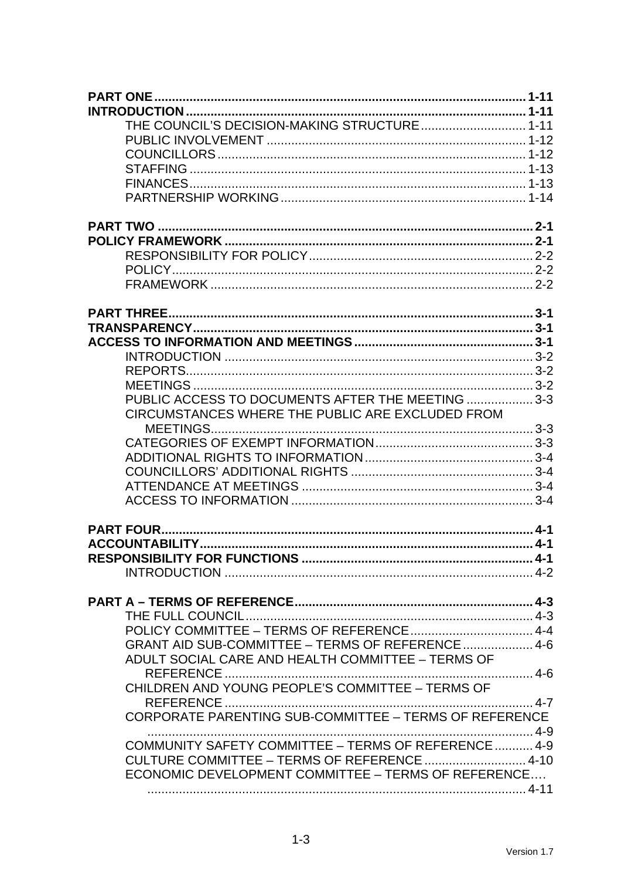**PART ONE** ........................................................................................................ 1-11
**INTRODUCTION** ................................................................................................ 1-11
THE COUNCIL'S DECISION-MAKING STRUCTURE ............................. 1-11
PUBLIC INVOLVEMENT ........................................................................ 1-12
COUNCILLORS ...................................................................................... 1-12
STAFFING .............................................................................................. 1-13
FINANCES .............................................................................................. 1-13
PARTNERSHIP WORKING .................................................................... 1-14

**PART TWO** ........................................................................................................ 2-1
**POLICY FRAMEWORK** ...................................................................................... 2-1
RESPONSIBILITY FOR POLICY .............................................................. 2-2
POLICY .................................................................................................... 2-2
FRAMEWORK .......................................................................................... 2-2

**PART THREE** ..................................................................................................... 3-1
**TRANSPARENCY** ................................................................................................ 3-1
**ACCESS TO INFORMATION AND MEETINGS** ................................................... 3-1
INTRODUCTION ...................................................................................... 3-2
REPORTS ................................................................................................. 3-2
MEETINGS ............................................................................................... 3-2
PUBLIC ACCESS TO DOCUMENTS AFTER THE MEETING .................. 3-3
CIRCUMSTANCES WHERE THE PUBLIC ARE EXCLUDED FROM MEETINGS ......................................................................................... 3-3
CATEGORIES OF EXEMPT INFORMATION ............................................ 3-3
ADDITIONAL RIGHTS TO INFORMATION ............................................... 3-4
COUNCILLORS' ADDITIONAL RIGHTS ................................................... 3-4
ATTENDANCE AT MEETINGS ................................................................. 3-4
ACCESS TO INFORMATION .................................................................... 3-4

**PART FOUR** ........................................................................................................ 4-1
**ACCOUNTABILITY** ............................................................................................. 4-1
**RESPONSIBILITY FOR FUNCTIONS** ................................................................. 4-1
INTRODUCTION ...................................................................................... 4-2

**PART A – TERMS OF REFERENCE** ................................................................... 4-3
THE FULL COUNCIL ................................................................................ 4-3
POLICY COMMITTEE – TERMS OF REFERENCE .................................. 4-4
GRANT AID SUB-COMMITTEE – TERMS OF REFERENCE .................... 4-6
ADULT SOCIAL CARE AND HEALTH COMMITTEE – TERMS OF REFERENCE ........................................................................................ 4-6
CHILDREN AND YOUNG PEOPLE'S COMMITTEE – TERMS OF REFERENCE ........................................................................................ 4-7
CORPORATE PARENTING SUB-COMMITTEE – TERMS OF REFERENCE ............................................................................................................. 4-9
COMMUNITY SAFETY COMMITTEE – TERMS OF REFERENCE ........... 4-9
CULTURE COMMITTEE – TERMS OF REFERENCE ............................. 4-10
ECONOMIC DEVELOPMENT COMMITTEE – TERMS OF REFERENCE.... ............................................................................................................. 4-11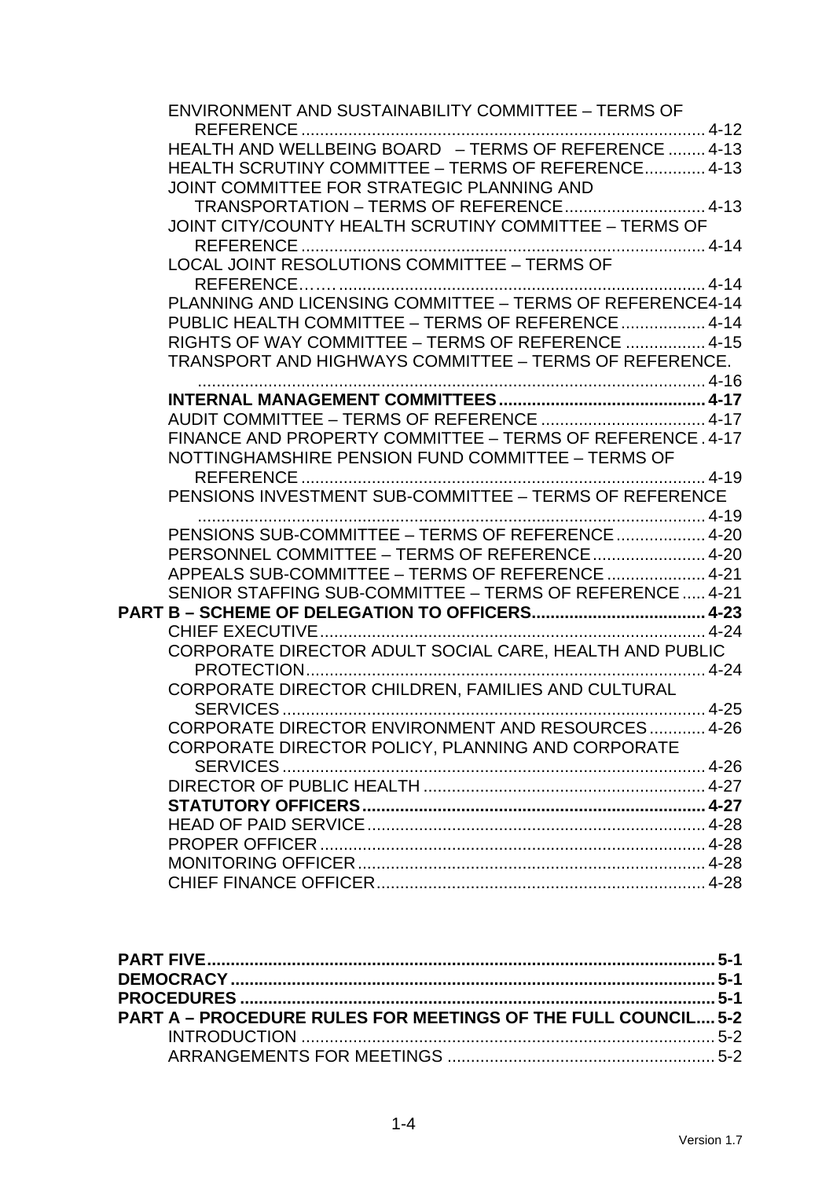ENVIRONMENT AND SUSTAINABILITY COMMITTEE – TERMS OF REFERENCE ........................................................................................ 4-12
HEALTH AND WELLBEING BOARD – TERMS OF REFERENCE ........ 4-13
HEALTH SCRUTINY COMMITTEE – TERMS OF REFERENCE............ 4-13
JOINT COMMITTEE FOR STRATEGIC PLANNING AND TRANSPORTATION – TERMS OF REFERENCE............................. 4-13
JOINT CITY/COUNTY HEALTH SCRUTINY COMMITTEE – TERMS OF REFERENCE ........................................................................................ 4-14
LOCAL JOINT RESOLUTIONS COMMITTEE – TERMS OF REFERENCE……............................................................................... 4-14
PLANNING AND LICENSING COMMITTEE – TERMS OF REFERENCE4-14
PUBLIC HEALTH COMMITTEE – TERMS OF REFERENCE ................. 4-14
RIGHTS OF WAY COMMITTEE – TERMS OF REFERENCE ................ 4-15
TRANSPORT AND HIGHWAYS COMMITTEE – TERMS OF REFERENCE. ............................................................................................................. 4-16
**INTERNAL MANAGEMENT COMMITTEES........................................... 4-17**
AUDIT COMMITTEE – TERMS OF REFERENCE .................................. 4-17
FINANCE AND PROPERTY COMMITTEE – TERMS OF REFERENCE . 4-17
NOTTINGHAMSHIRE PENSION FUND COMMITTEE – TERMS OF REFERENCE ........................................................................................ 4-19
PENSIONS INVESTMENT SUB-COMMITTEE – TERMS OF REFERENCE ............................................................................................................. 4-19
PENSIONS SUB-COMMITTEE – TERMS OF REFERENCE .................. 4-20
PERSONNEL COMMITTEE – TERMS OF REFERENCE ....................... 4-20
APPEALS SUB-COMMITTEE – TERMS OF REFERENCE .................... 4-21
SENIOR STAFFING SUB-COMMITTEE – TERMS OF REFERENCE ..... 4-21
**PART B – SCHEME OF DELEGATION TO OFFICERS..................................... 4-23**
CHIEF EXECUTIVE................................................................................. 4-24
CORPORATE DIRECTOR ADULT SOCIAL CARE, HEALTH AND PUBLIC PROTECTION.......................................................................................... 4-24
CORPORATE DIRECTOR CHILDREN, FAMILIES AND CULTURAL SERVICES ............................................................................................ 4-25
CORPORATE DIRECTOR ENVIRONMENT AND RESOURCES ............ 4-26
CORPORATE DIRECTOR POLICY, PLANNING AND CORPORATE SERVICES ............................................................................................ 4-26
DIRECTOR OF PUBLIC HEALTH ........................................................... 4-27
**STATUTORY OFFICERS........................................................................ 4-27**
HEAD OF PAID SERVICE....................................................................... 4-28
PROPER OFFICER ................................................................................. 4-28
MONITORING OFFICER......................................................................... 4-28
CHIEF FINANCE OFFICER..................................................................... 4-28

**PART FIVE................................................................................................ 5-1**
**DEMOCRACY.......................................................................................... 5-1**
**PROCEDURES ........................................................................................ 5-1**
**PART A – PROCEDURE RULES FOR MEETINGS OF THE FULL COUNCIL.... 5-2**
INTRODUCTION ....................................................................................... 5-2
ARRANGEMENTS FOR MEETINGS ........................................................ 5-2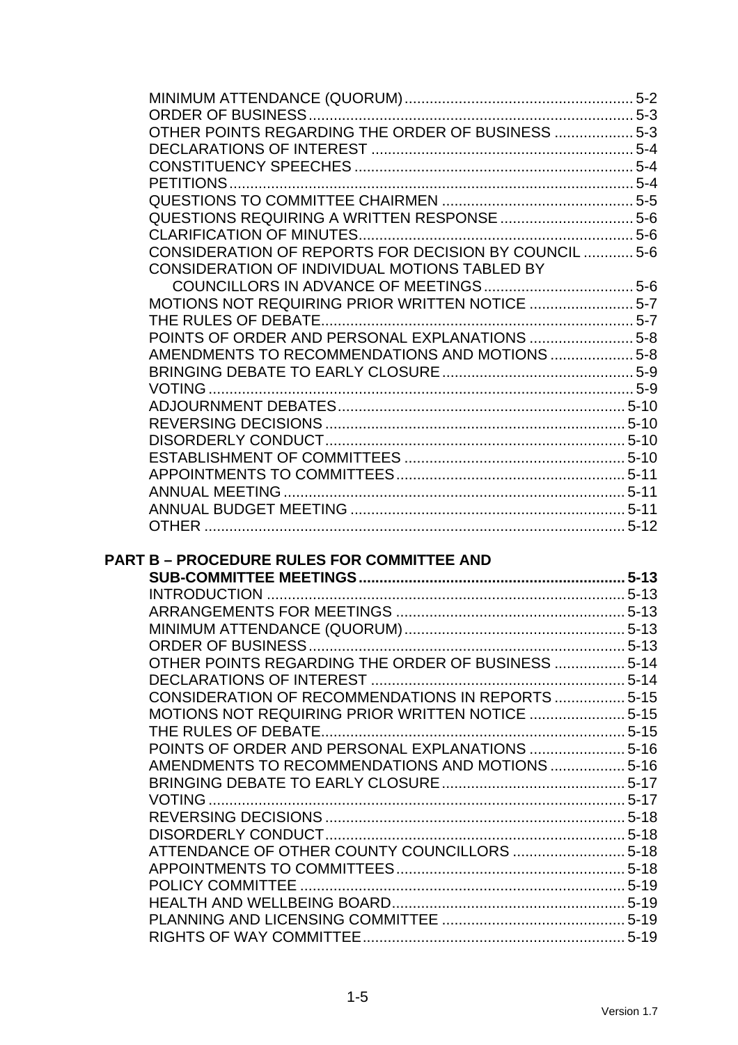MINIMUM ATTENDANCE (QUORUM) ..... 5-2
ORDER OF BUSINESS ..... 5-3
OTHER POINTS REGARDING THE ORDER OF BUSINESS ..... 5-3
DECLARATIONS OF INTEREST ..... 5-4
CONSTITUENCY SPEECHES ..... 5-4
PETITIONS ..... 5-4
QUESTIONS TO COMMITTEE CHAIRMEN ..... 5-5
QUESTIONS REQUIRING A WRITTEN RESPONSE ..... 5-6
CLARIFICATION OF MINUTES ..... 5-6
CONSIDERATION OF REPORTS FOR DECISION BY COUNCIL ..... 5-6
CONSIDERATION OF INDIVIDUAL MOTIONS TABLED BY COUNCILLORS IN ADVANCE OF MEETINGS ..... 5-6
MOTIONS NOT REQUIRING PRIOR WRITTEN NOTICE ..... 5-7
THE RULES OF DEBATE ..... 5-7
POINTS OF ORDER AND PERSONAL EXPLANATIONS ..... 5-8
AMENDMENTS TO RECOMMENDATIONS AND MOTIONS ..... 5-8
BRINGING DEBATE TO EARLY CLOSURE ..... 5-9
VOTING ..... 5-9
ADJOURNMENT DEBATES ..... 5-10
REVERSING DECISIONS ..... 5-10
DISORDERLY CONDUCT ..... 5-10
ESTABLISHMENT OF COMMITTEES ..... 5-10
APPOINTMENTS TO COMMITTEES ..... 5-11
ANNUAL MEETING ..... 5-11
ANNUAL BUDGET MEETING ..... 5-11
OTHER ..... 5-12

**PART B – PROCEDURE RULES FOR COMMITTEE AND SUB-COMMITTEE MEETINGS ..... 5-13**

INTRODUCTION ..... 5-13
ARRANGEMENTS FOR MEETINGS ..... 5-13
MINIMUM ATTENDANCE (QUORUM) ..... 5-13
ORDER OF BUSINESS ..... 5-13
OTHER POINTS REGARDING THE ORDER OF BUSINESS ..... 5-14
DECLARATIONS OF INTEREST ..... 5-14
CONSIDERATION OF RECOMMENDATIONS IN REPORTS ..... 5-15
MOTIONS NOT REQUIRING PRIOR WRITTEN NOTICE ..... 5-15
THE RULES OF DEBATE ..... 5-15
POINTS OF ORDER AND PERSONAL EXPLANATIONS ..... 5-16
AMENDMENTS TO RECOMMENDATIONS AND MOTIONS ..... 5-16
BRINGING DEBATE TO EARLY CLOSURE ..... 5-17
VOTING ..... 5-17
REVERSING DECISIONS ..... 5-18
DISORDERLY CONDUCT ..... 5-18
ATTENDANCE OF OTHER COUNTY COUNCILLORS ..... 5-18
APPOINTMENTS TO COMMITTEES ..... 5-18
POLICY COMMITTEE ..... 5-19
HEALTH AND WELLBEING BOARD ..... 5-19
PLANNING AND LICENSING COMMITTEE ..... 5-19
RIGHTS OF WAY COMMITTEE ..... 5-19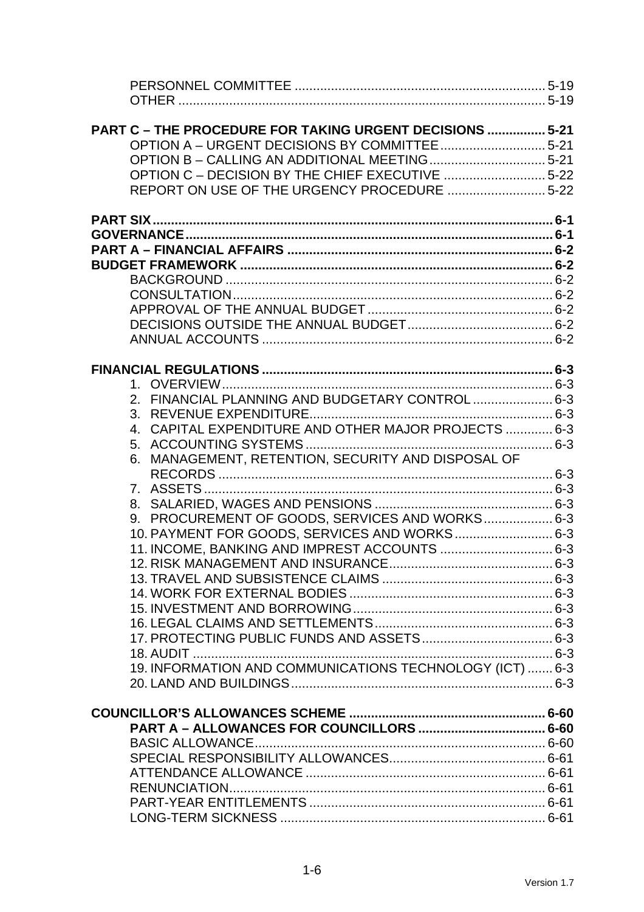PERSONNEL COMMITTEE .................................................................... 5-19
OTHER ..................................................................................................... 5-19

**PART C – THE PROCEDURE FOR TAKING URGENT DECISIONS ................ 5-21**

OPTION A – URGENT DECISIONS BY COMMITTEE ............................ 5-21
OPTION B – CALLING AN ADDITIONAL MEETING................................ 5-21
OPTION C – DECISION BY THE CHIEF EXECUTIVE ............................ 5-22
REPORT ON USE OF THE URGENCY PROCEDURE ........................... 5-22

**PART SIX............................................................................................................ 6-1**
**GOVERNANCE.................................................................................................... 6-1**
**PART A – FINANCIAL AFFAIRS ........................................................................ 6-2**
**BUDGET FRAMEWORK ..................................................................................... 6-2**

BACKGROUND ......................................................................................... 6-2
CONSULTATION....................................................................................... 6-2
APPROVAL OF THE ANNUAL BUDGET ................................................... 6-2
DECISIONS OUTSIDE THE ANNUAL BUDGET ........................................ 6-2
ANNUAL ACCOUNTS ............................................................................... 6-2

**FINANCIAL REGULATIONS ................................................................................ 6-3**

1. OVERVIEW.......................................................................................... 6-3
2. FINANCIAL PLANNING AND BUDGETARY CONTROL ..................... 6-3
3. REVENUE EXPENDITURE.................................................................. 6-3
4. CAPITAL EXPENDITURE AND OTHER MAJOR PROJECTS ............. 6-3
5. ACCOUNTING SYSTEMS ................................................................... 6-3
6. MANAGEMENT, RETENTION, SECURITY AND DISPOSAL OF RECORDS ........................................................................................... 6-3
7. ASSETS ............................................................................................... 6-3
8. SALARIED, WAGES AND PENSIONS ................................................. 6-3
9. PROCUREMENT OF GOODS, SERVICES AND WORKS ................... 6-3
10. PAYMENT FOR GOODS, SERVICES AND WORKS ........................... 6-3
11. INCOME, BANKING AND IMPREST ACCOUNTS ............................... 6-3
12. RISK MANAGEMENT AND INSURANCE............................................. 6-3
13. TRAVEL AND SUBSISTENCE CLAIMS ............................................... 6-3
14. WORK FOR EXTERNAL BODIES ........................................................ 6-3
15. INVESTMENT AND BORROWING....................................................... 6-3
16. LEGAL CLAIMS AND SETTLEMENTS................................................. 6-3
17. PROTECTING PUBLIC FUNDS AND ASSETS.................................... 6-3
18. AUDIT .................................................................................................. 6-3
19. INFORMATION AND COMMUNICATIONS TECHNOLOGY (ICT) ....... 6-3
20. LAND AND BUILDINGS........................................................................ 6-3

**COUNCILLOR'S ALLOWANCES SCHEME ...................................................... 6-60**

**PART A – ALLOWANCES FOR COUNCILLORS ................................... 6-60**

BASIC ALLOWANCE................................................................................ 6-60
SPECIAL RESPONSIBILITY ALLOWANCES........................................... 6-61
ATTENDANCE ALLOWANCE .................................................................. 6-61
RENUNCIATION....................................................................................... 6-61
PART-YEAR ENTITLEMENTS ................................................................. 6-61
LONG-TERM SICKNESS ......................................................................... 6-61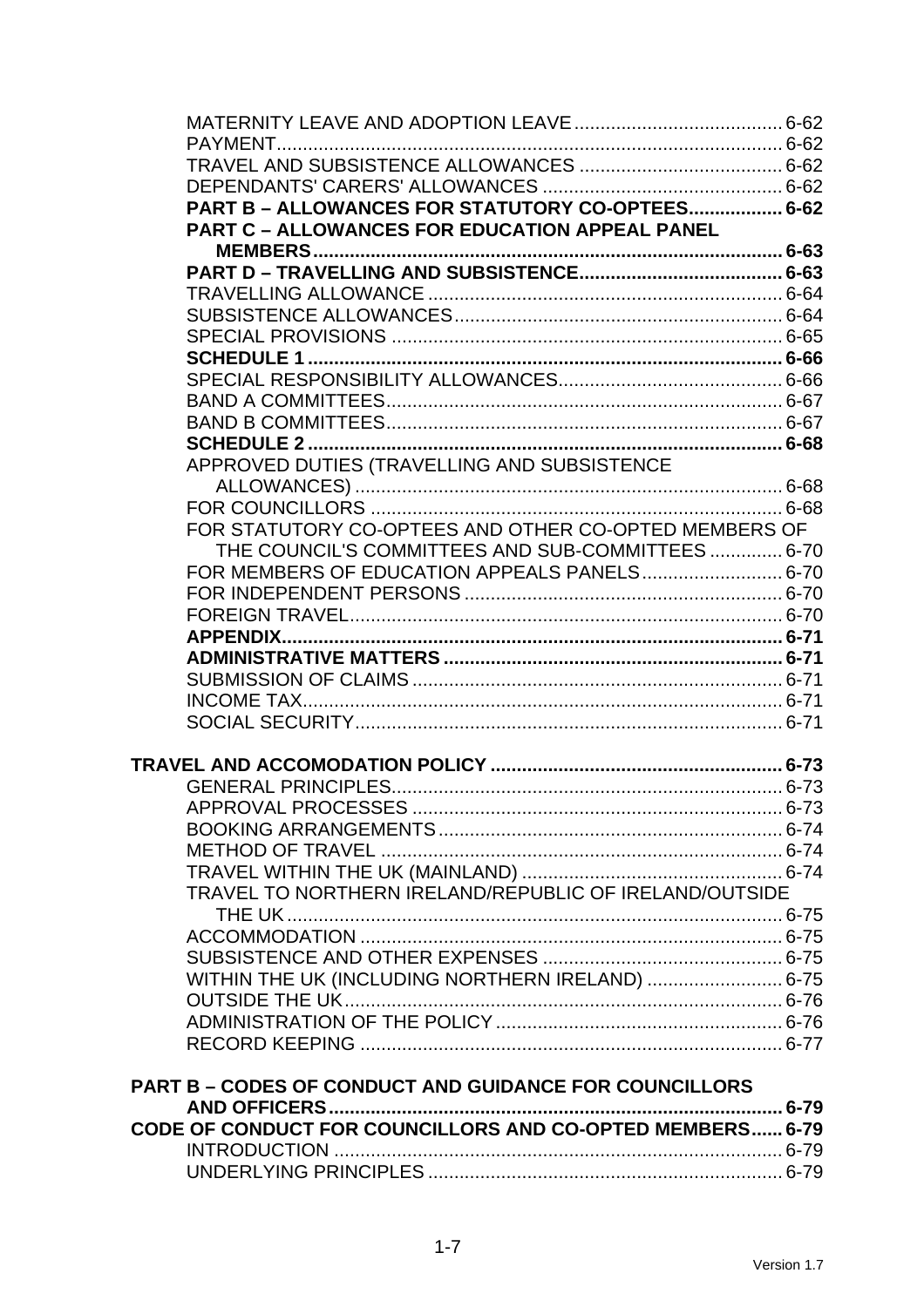MATERNITY LEAVE AND ADOPTION LEAVE ........................................ 6-62
PAYMENT................................................................................................ 6-62
TRAVEL AND SUBSISTENCE ALLOWANCES ....................................... 6-62
DEPENDANTS' CARERS' ALLOWANCES .............................................. 6-62
**PART B – ALLOWANCES FOR STATUTORY CO-OPTEES.................. 6-62**
**PART C – ALLOWANCES FOR EDUCATION APPEAL PANEL MEMBERS.......................................................................................... 6-63**
**PART D – TRAVELLING AND SUBSISTENCE....................................... 6-63**
TRAVELLING ALLOWANCE .................................................................... 6-64
SUBSISTENCE ALLOWANCES............................................................... 6-64
SPECIAL PROVISIONS ........................................................................... 6-65
**SCHEDULE 1 ........................................................................................... 6-66**
SPECIAL RESPONSIBILITY ALLOWANCES........................................... 6-66
BAND A COMMITTEES............................................................................ 6-67
BAND B COMMITTEES............................................................................ 6-67
**SCHEDULE 2 ........................................................................................... 6-68**
APPROVED DUTIES (TRAVELLING AND SUBSISTENCE ALLOWANCES) .................................................................................. 6-68
FOR COUNCILLORS ............................................................................... 6-68
FOR STATUTORY CO-OPTEES AND OTHER CO-OPTED MEMBERS OF THE COUNCIL'S COMMITTEES AND SUB-COMMITTEES .............. 6-70
FOR MEMBERS OF EDUCATION APPEALS PANELS........................... 6-70
FOR INDEPENDENT PERSONS ............................................................. 6-70
FOREIGN TRAVEL................................................................................... 6-70
**APPENDIX................................................................................................ 6-71**
**ADMINISTRATIVE MATTERS ................................................................. 6-71**
SUBMISSION OF CLAIMS ....................................................................... 6-71
INCOME TAX............................................................................................ 6-71
SOCIAL SECURITY.................................................................................. 6-71

**TRAVEL AND ACCOMODATION POLICY ......................................................... 6-73**
GENERAL PRINCIPLES........................................................................... 6-73
APPROVAL PROCESSES ....................................................................... 6-73
BOOKING ARRANGEMENTS.................................................................. 6-74
METHOD OF TRAVEL ............................................................................. 6-74
TRAVEL WITHIN THE UK (MAINLAND) .................................................. 6-74
TRAVEL TO NORTHERN IRELAND/REPUBLIC OF IRELAND/OUTSIDE THE UK ............................................................................................... 6-75
ACCOMMODATION ................................................................................. 6-75
SUBSISTENCE AND OTHER EXPENSES .............................................. 6-75
WITHIN THE UK (INCLUDING NORTHERN IRELAND) .......................... 6-75
OUTSIDE THE UK.................................................................................... 6-76
ADMINISTRATION OF THE POLICY....................................................... 6-76
RECORD KEEPING ................................................................................. 6-77

**PART B – CODES OF CONDUCT AND GUIDANCE FOR COUNCILLORS AND OFFICERS....................................................................................... 6-79**
**CODE OF CONDUCT FOR COUNCILLORS AND CO-OPTED MEMBERS...... 6-79**
INTRODUCTION ...................................................................................... 6-79
UNDERLYING PRINCIPLES .................................................................... 6-79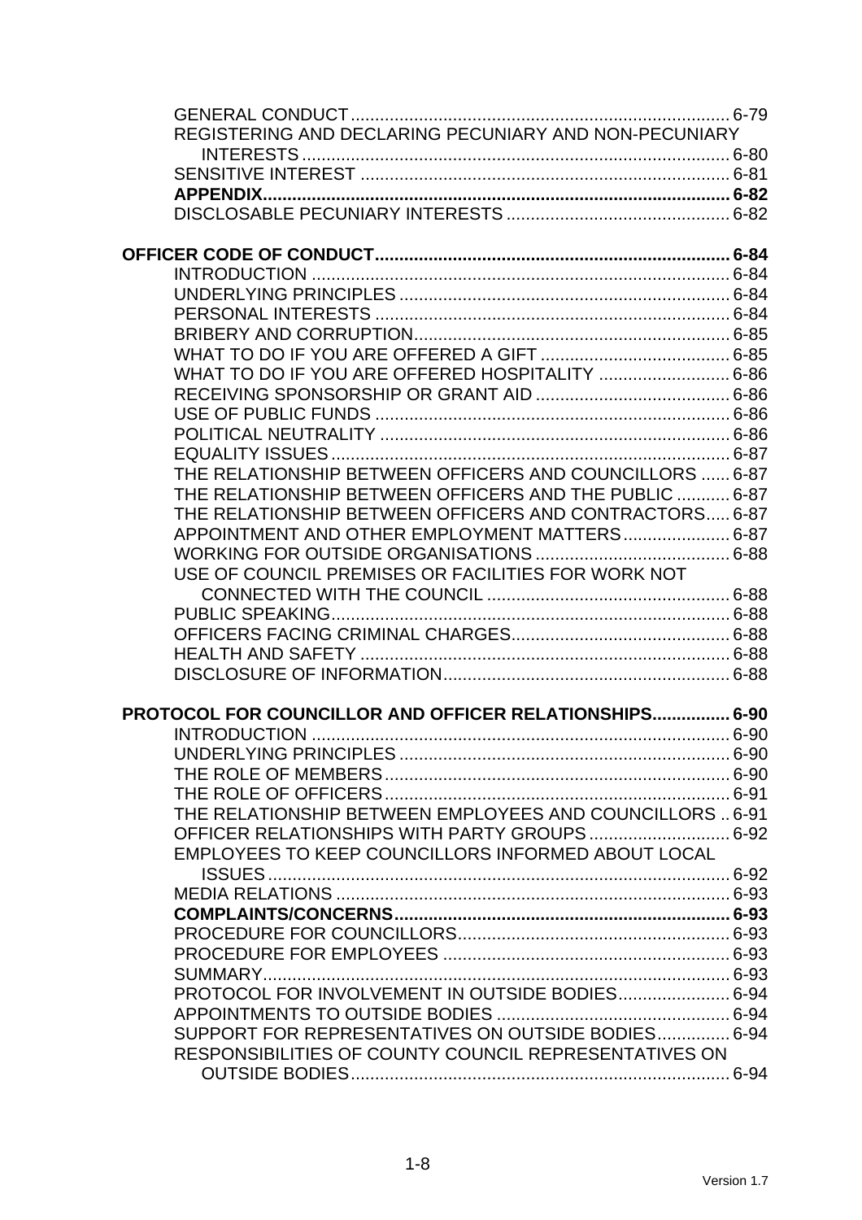GENERAL CONDUCT .............................................................................. 6-79
REGISTERING AND DECLARING PECUNIARY AND NON-PECUNIARY INTERESTS ........................................................................................ 6-80
SENSITIVE INTEREST ............................................................................ 6-81
**APPENDIX................................................................................................ 6-82**
DISCLOSABLE PECUNIARY INTERESTS ............................................. 6-82

**OFFICER CODE OF CONDUCT......................................................................... 6-84**
INTRODUCTION ..................................................................................... 6-84
UNDERLYING PRINCIPLES ................................................................... 6-84
PERSONAL INTERESTS ........................................................................ 6-84
BRIBERY AND CORRUPTION................................................................. 6-85
WHAT TO DO IF YOU ARE OFFERED A GIFT ....................................... 6-85
WHAT TO DO IF YOU ARE OFFERED HOSPITALITY ........................... 6-86
RECEIVING SPONSORSHIP OR GRANT AID ........................................ 6-86
USE OF PUBLIC FUNDS ........................................................................ 6-86
POLITICAL NEUTRALITY ....................................................................... 6-86
EQUALITY ISSUES ................................................................................. 6-87
THE RELATIONSHIP BETWEEN OFFICERS AND COUNCILLORS ...... 6-87
THE RELATIONSHIP BETWEEN OFFICERS AND THE PUBLIC ........... 6-87
THE RELATIONSHIP BETWEEN OFFICERS AND CONTRACTORS..... 6-87
APPOINTMENT AND OTHER EMPLOYMENT MATTERS...................... 6-87
WORKING FOR OUTSIDE ORGANISATIONS ........................................ 6-88
USE OF COUNCIL PREMISES OR FACILITIES FOR WORK NOT CONNECTED WITH THE COUNCIL .................................................. 6-88
PUBLIC SPEAKING.................................................................................. 6-88
OFFICERS FACING CRIMINAL CHARGES............................................. 6-88
HEALTH AND SAFETY ............................................................................ 6-88
DISCLOSURE OF INFORMATION........................................................... 6-88

**PROTOCOL FOR COUNCILLOR AND OFFICER RELATIONSHIPS................ 6-90**
INTRODUCTION ...................................................................................... 6-90
UNDERLYING PRINCIPLES .................................................................... 6-90
THE ROLE OF MEMBERS....................................................................... 6-90
THE ROLE OF OFFICERS....................................................................... 6-91
THE RELATIONSHIP BETWEEN EMPLOYEES AND COUNCILLORS .. 6-91
OFFICER RELATIONSHIPS WITH PARTY GROUPS ............................. 6-92
EMPLOYEES TO KEEP COUNCILLORS INFORMED ABOUT LOCAL ISSUES ............................................................................................... 6-92
MEDIA RELATIONS ................................................................................. 6-93
**COMPLAINTS/CONCERNS..................................................................... 6-93**
PROCEDURE FOR COUNCILLORS........................................................ 6-93
PROCEDURE FOR EMPLOYEES ........................................................... 6-93
SUMMARY................................................................................................ 6-93
PROTOCOL FOR INVOLVEMENT IN OUTSIDE BODIES....................... 6-94
APPOINTMENTS TO OUTSIDE BODIES ................................................ 6-94
SUPPORT FOR REPRESENTATIVES ON OUTSIDE BODIES............... 6-94
RESPONSIBILITIES OF COUNTY COUNCIL REPRESENTATIVES ON OUTSIDE BODIES.............................................................................. 6-94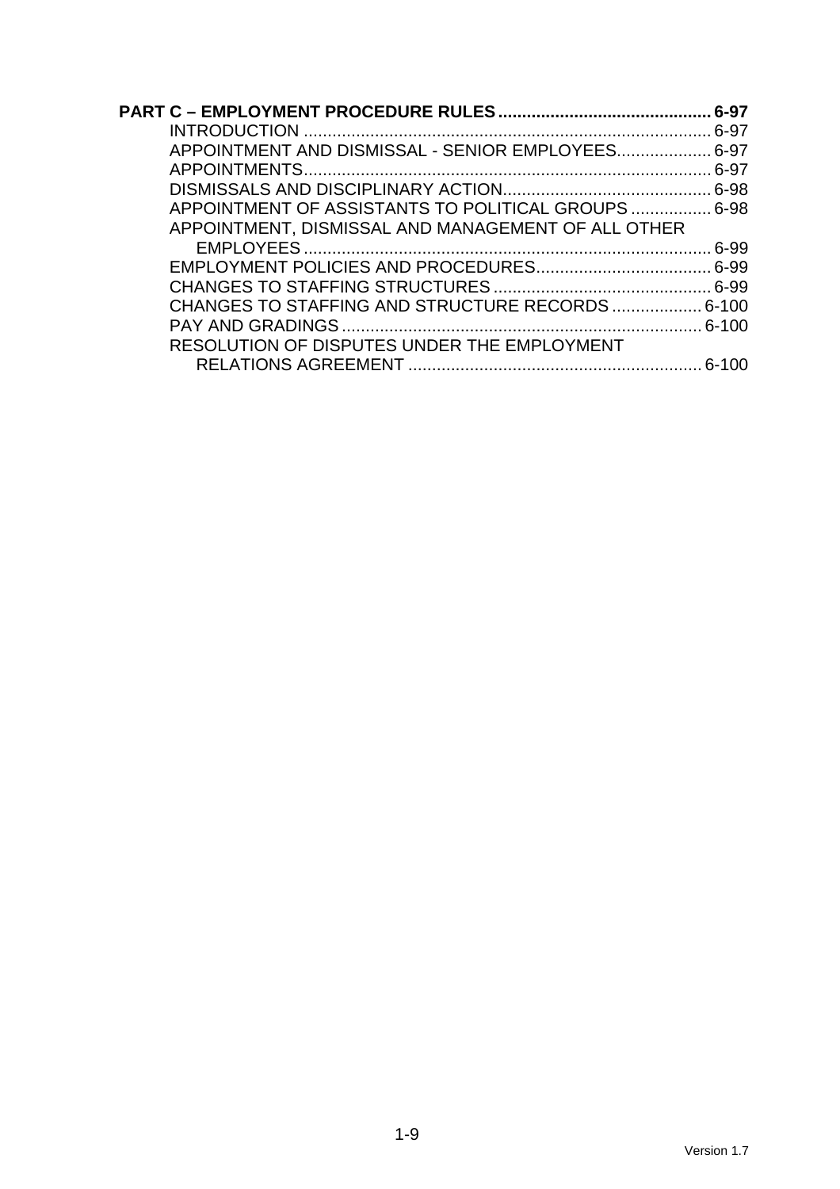**PART C – EMPLOYMENT PROCEDURE RULES ............................................ 6-97**

INTRODUCTION ...................................................................................... 6-97
APPOINTMENT AND DISMISSAL - SENIOR EMPLOYEES.................... 6-97
APPOINTMENTS...................................................................................... 6-97
DISMISSALS AND DISCIPLINARY ACTION........................................... 6-98
APPOINTMENT OF ASSISTANTS TO POLITICAL GROUPS ................. 6-98
APPOINTMENT, DISMISSAL AND MANAGEMENT OF ALL OTHER EMPLOYEES ...................................................................................... 6-99
EMPLOYMENT POLICIES AND PROCEDURES..................................... 6-99
CHANGES TO STAFFING STRUCTURES .............................................. 6-99
CHANGES TO STAFFING AND STRUCTURE RECORDS ................... 6-100
PAY AND GRADINGS ............................................................................ 6-100
RESOLUTION OF DISPUTES UNDER THE EMPLOYMENT RELATIONS AGREEMENT .............................................................. 6-100

Version 1.7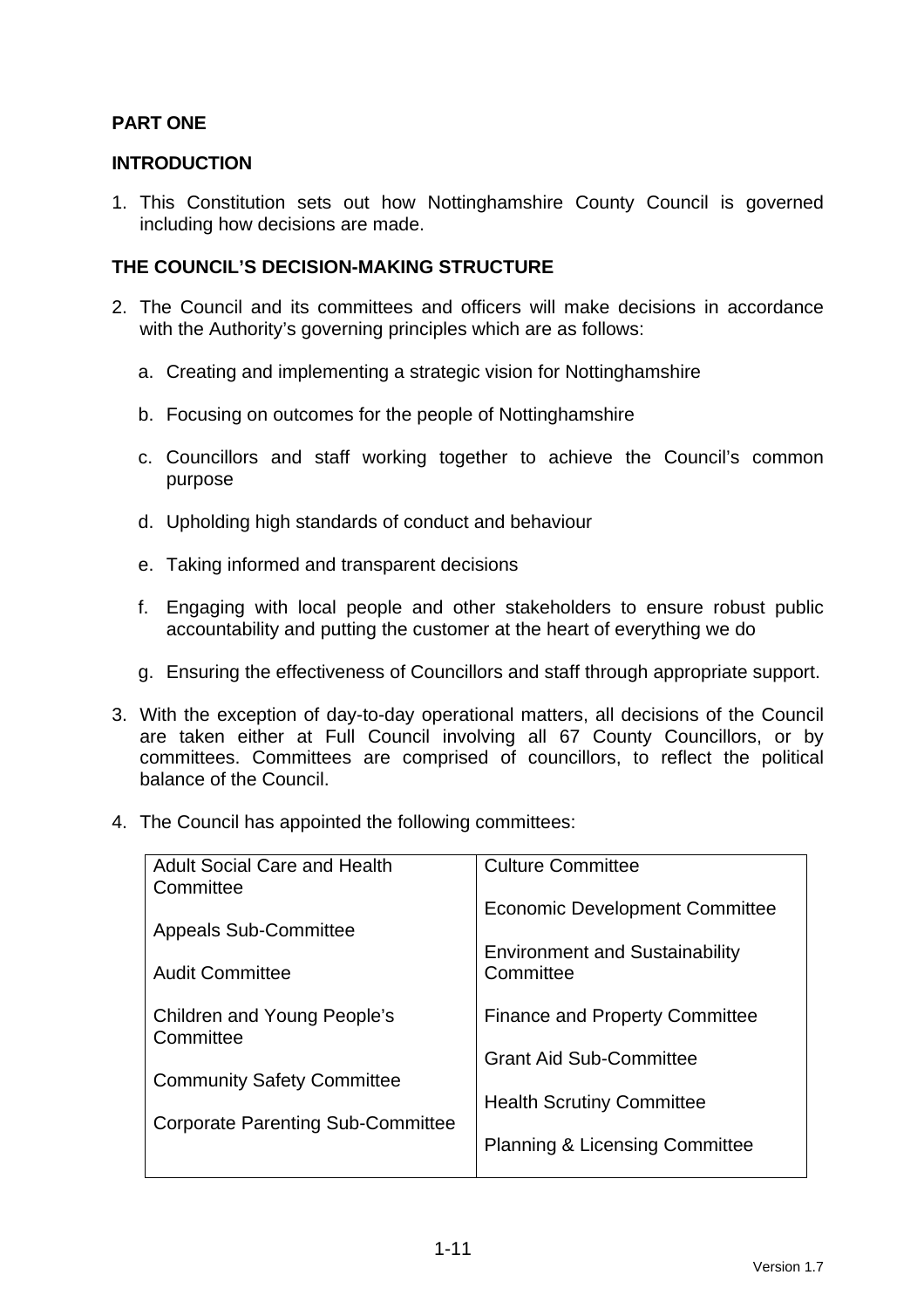**PART ONE**

**INTRODUCTION**

1. This Constitution sets out how Nottinghamshire County Council is governed including how decisions are made.

**THE COUNCIL'S DECISION-MAKING STRUCTURE**

2. The Council and its committees and officers will make decisions in accordance with the Authority's governing principles which are as follows:

   a. Creating and implementing a strategic vision for Nottinghamshire

   b. Focusing on outcomes for the people of Nottinghamshire

   c. Councillors and staff working together to achieve the Council's common purpose

   d. Upholding high standards of conduct and behaviour

   e. Taking informed and transparent decisions

   f. Engaging with local people and other stakeholders to ensure robust public accountability and putting the customer at the heart of everything we do

   g. Ensuring the effectiveness of Councillors and staff through appropriate support.

3. With the exception of day-to-day operational matters, all decisions of the Council are taken either at Full Council involving all 67 County Councillors, or by committees. Committees are comprised of councillors, to reflect the political balance of the Council.

4. The Council has appointed the following committees:

| | |
|---|---|
| Adult Social Care and Health Committee | Culture Committee |
| Appeals Sub-Committee | Economic Development Committee |
| Audit Committee | Environment and Sustainability Committee |
| Children and Young People's Committee | Finance and Property Committee |
| Community Safety Committee | Grant Aid Sub-Committee |
| Corporate Parenting Sub-Committee | Health Scrutiny Committee |
| | Planning & Licensing Committee |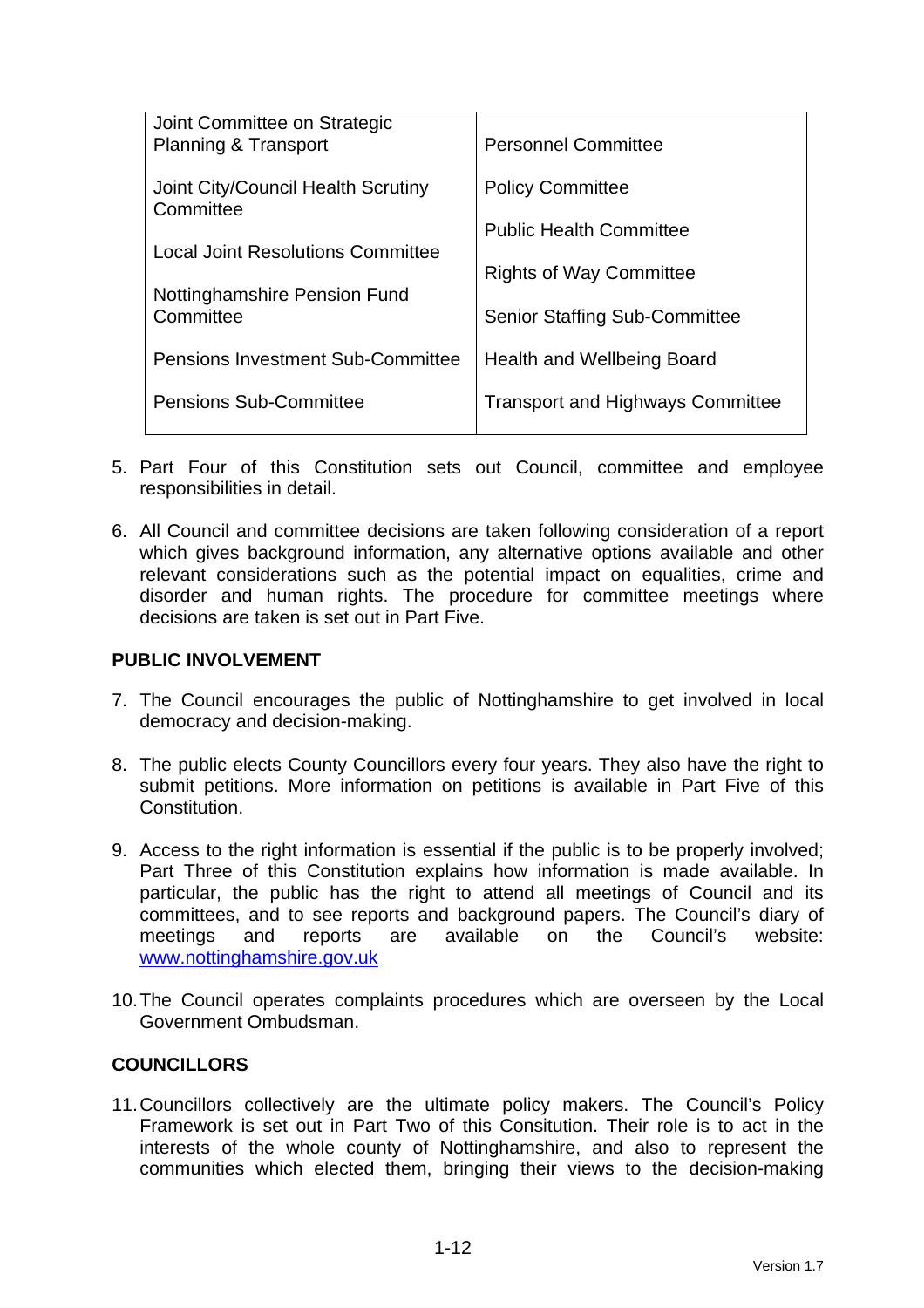| | |
|---|---|
| Joint Committee on Strategic Planning & Transport | Personnel Committee |
| Joint City/Council Health Scrutiny Committee | Policy Committee |
| Local Joint Resolutions Committee | Public Health Committee |
| | Rights of Way Committee |
| Nottinghamshire Pension Fund Committee | Senior Staffing Sub-Committee |
| Pensions Investment Sub-Committee | Health and Wellbeing Board |
| Pensions Sub-Committee | Transport and Highways Committee |

5. Part Four of this Constitution sets out Council, committee and employee responsibilities in detail.

6. All Council and committee decisions are taken following consideration of a report which gives background information, any alternative options available and other relevant considerations such as the potential impact on equalities, crime and disorder and human rights. The procedure for committee meetings where decisions are taken is set out in Part Five.

**PUBLIC INVOLVEMENT**

7. The Council encourages the public of Nottinghamshire to get involved in local democracy and decision-making.

8. The public elects County Councillors every four years. They also have the right to submit petitions. More information on petitions is available in Part Five of this Constitution.

9. Access to the right information is essential if the public is to be properly involved; Part Three of this Constitution explains how information is made available. In particular, the public has the right to attend all meetings of Council and its committees, and to see reports and background papers. The Council's diary of meetings and reports are available on the Council's website: www.nottinghamshire.gov.uk

10. The Council operates complaints procedures which are overseen by the Local Government Ombudsman.

**COUNCILLORS**

11. Councillors collectively are the ultimate policy makers. The Council's Policy Framework is set out in Part Two of this Consitution. Their role is to act in the interests of the whole county of Nottinghamshire, and also to represent the communities which elected them, bringing their views to the decision-making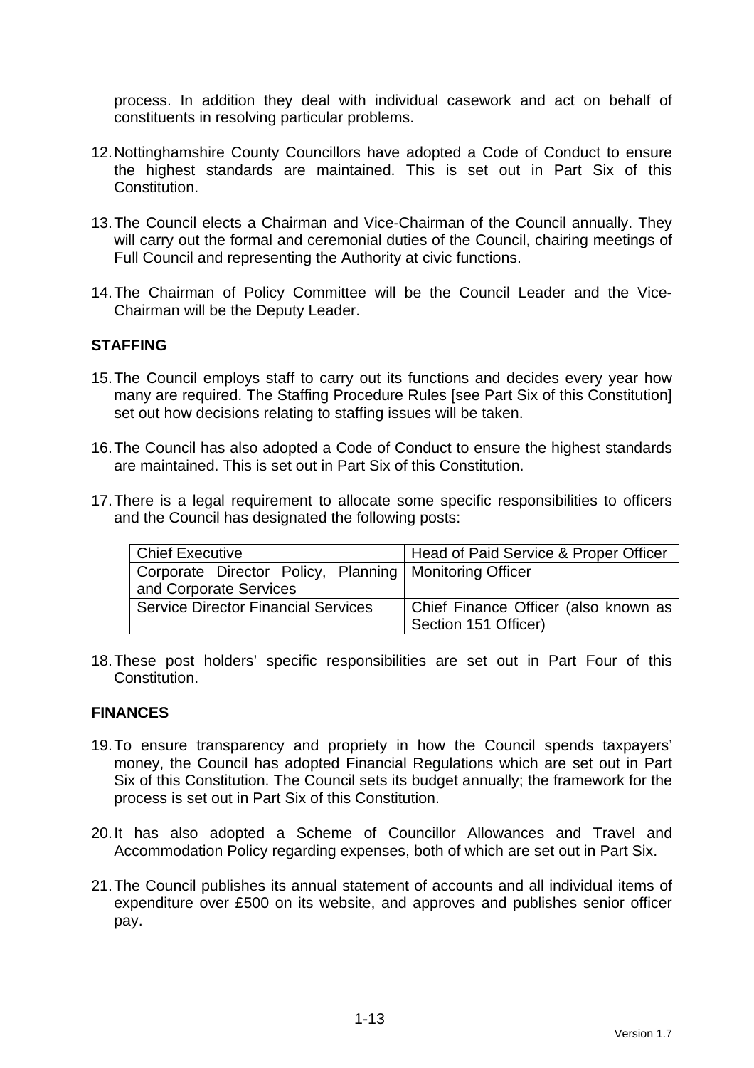process. In addition they deal with individual casework and act on behalf of constituents in resolving particular problems.

12. Nottinghamshire County Councillors have adopted a Code of Conduct to ensure the highest standards are maintained. This is set out in Part Six of this Constitution.

13. The Council elects a Chairman and Vice-Chairman of the Council annually. They will carry out the formal and ceremonial duties of the Council, chairing meetings of Full Council and representing the Authority at civic functions.

14. The Chairman of Policy Committee will be the Council Leader and the Vice-Chairman will be the Deputy Leader.

**STAFFING**

15. The Council employs staff to carry out its functions and decides every year how many are required. The Staffing Procedure Rules [see Part Six of this Constitution] set out how decisions relating to staffing issues will be taken.

16. The Council has also adopted a Code of Conduct to ensure the highest standards are maintained. This is set out in Part Six of this Constitution.

17. There is a legal requirement to allocate some specific responsibilities to officers and the Council has designated the following posts:

| | |
|---|---|
| Chief Executive | Head of Paid Service & Proper Officer |
| Corporate Director Policy, Planning and Corporate Services | Monitoring Officer |
| Service Director Financial Services | Chief Finance Officer (also known as Section 151 Officer) |

18. These post holders' specific responsibilities are set out in Part Four of this Constitution.

**FINANCES**

19. To ensure transparency and propriety in how the Council spends taxpayers' money, the Council has adopted Financial Regulations which are set out in Part Six of this Constitution. The Council sets its budget annually; the framework for the process is set out in Part Six of this Constitution.

20. It has also adopted a Scheme of Councillor Allowances and Travel and Accommodation Policy regarding expenses, both of which are set out in Part Six.

21. The Council publishes its annual statement of accounts and all individual items of expenditure over £500 on its website, and approves and publishes senior officer pay.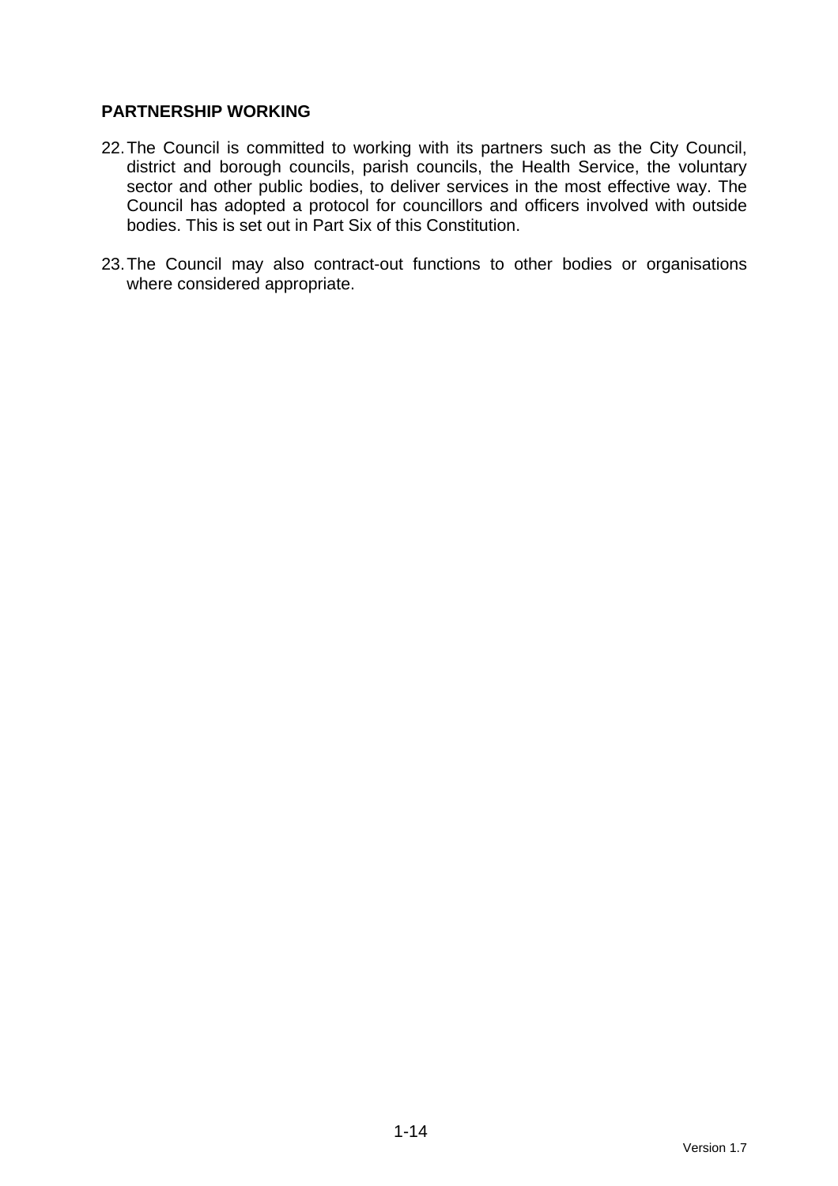**PARTNERSHIP WORKING**

22. The Council is committed to working with its partners such as the City Council, district and borough councils, parish councils, the Health Service, the voluntary sector and other public bodies, to deliver services in the most effective way. The Council has adopted a protocol for councillors and officers involved with outside bodies. This is set out in Part Six of this Constitution.

23. The Council may also contract-out functions to other bodies or organisations where considered appropriate.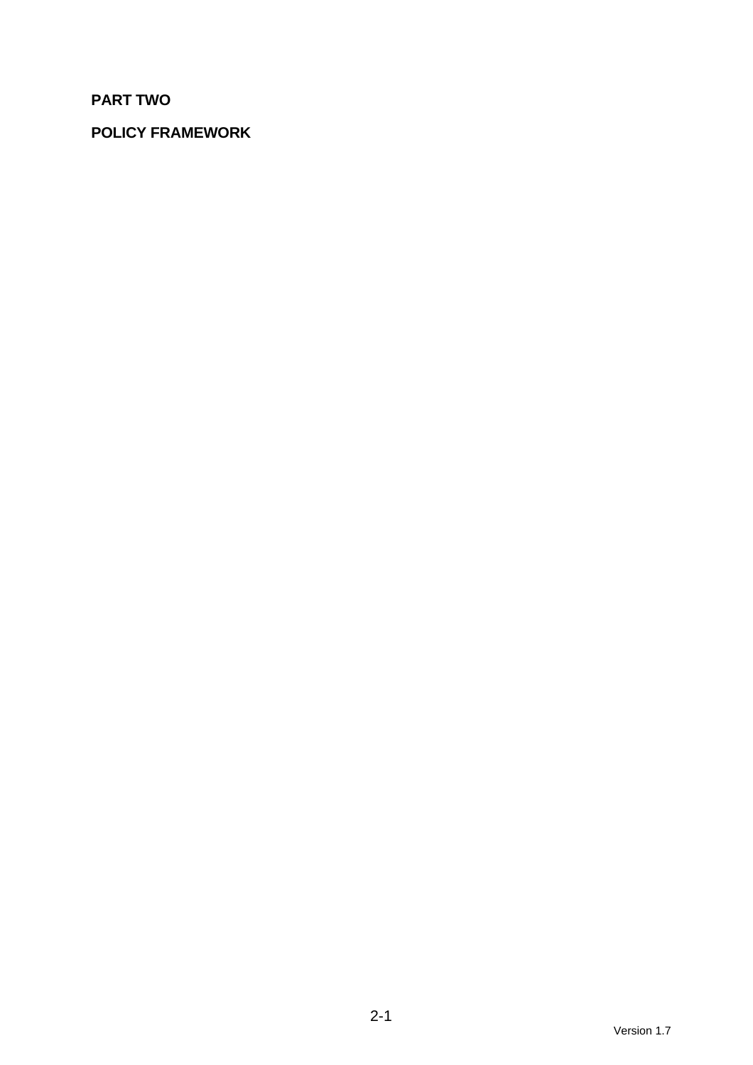**PART TWO**

**POLICY FRAMEWORK**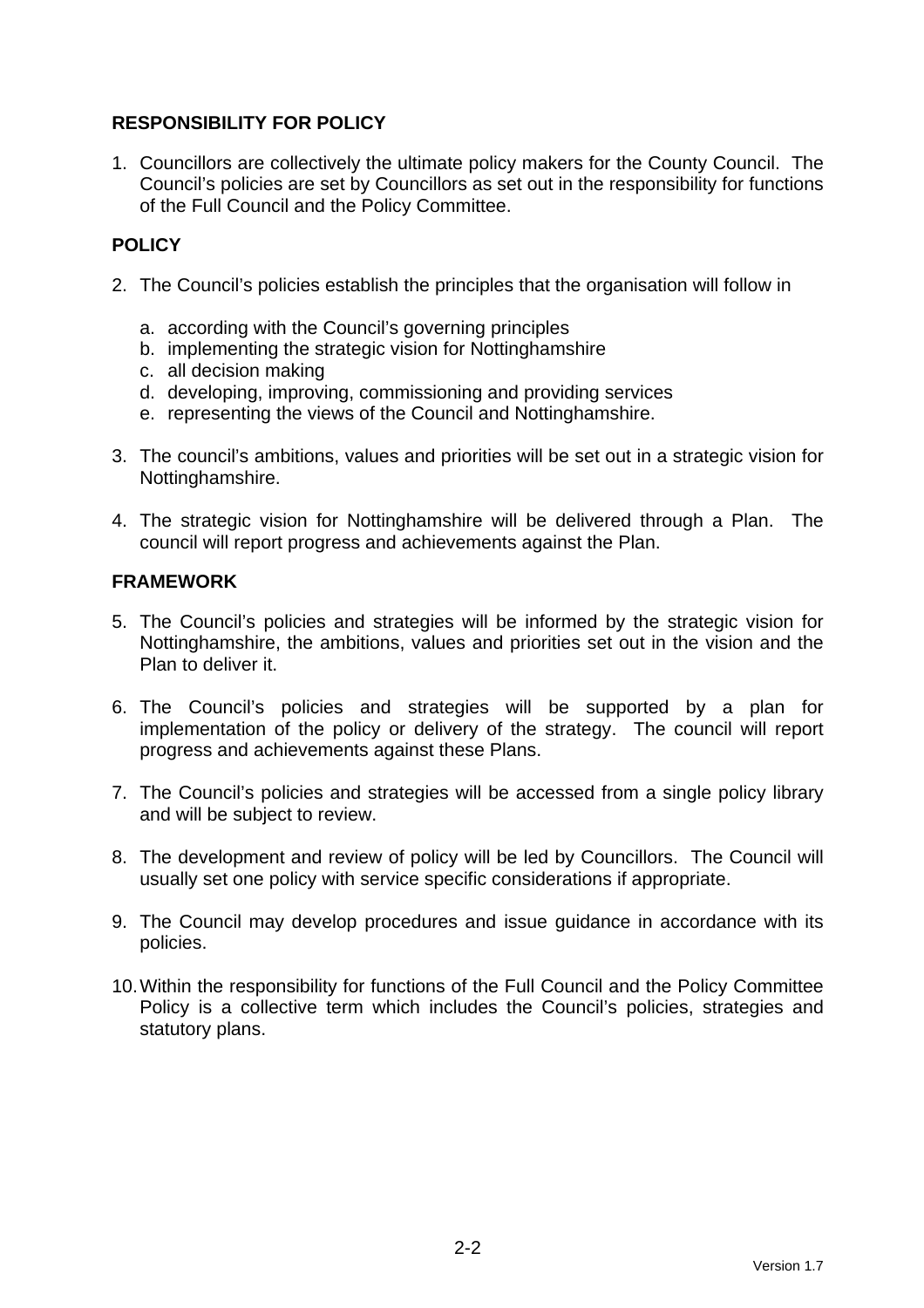## RESPONSIBILITY FOR POLICY

1. Councillors are collectively the ultimate policy makers for the County Council. The Council's policies are set by Councillors as set out in the responsibility for functions of the Full Council and the Policy Committee.

## POLICY

2. The Council's policies establish the principles that the organisation will follow in

   a. according with the Council's governing principles
   b. implementing the strategic vision for Nottinghamshire
   c. all decision making
   d. developing, improving, commissioning and providing services
   e. representing the views of the Council and Nottinghamshire.

3. The council's ambitions, values and priorities will be set out in a strategic vision for Nottinghamshire.

4. The strategic vision for Nottinghamshire will be delivered through a Plan. The council will report progress and achievements against the Plan.

## FRAMEWORK

5. The Council's policies and strategies will be informed by the strategic vision for Nottinghamshire, the ambitions, values and priorities set out in the vision and the Plan to deliver it.

6. The Council's policies and strategies will be supported by a plan for implementation of the policy or delivery of the strategy. The council will report progress and achievements against these Plans.

7. The Council's policies and strategies will be accessed from a single policy library and will be subject to review.

8. The development and review of policy will be led by Councillors. The Council will usually set one policy with service specific considerations if appropriate.

9. The Council may develop procedures and issue guidance in accordance with its policies.

10. Within the responsibility for functions of the Full Council and the Policy Committee Policy is a collective term which includes the Council's policies, strategies and statutory plans.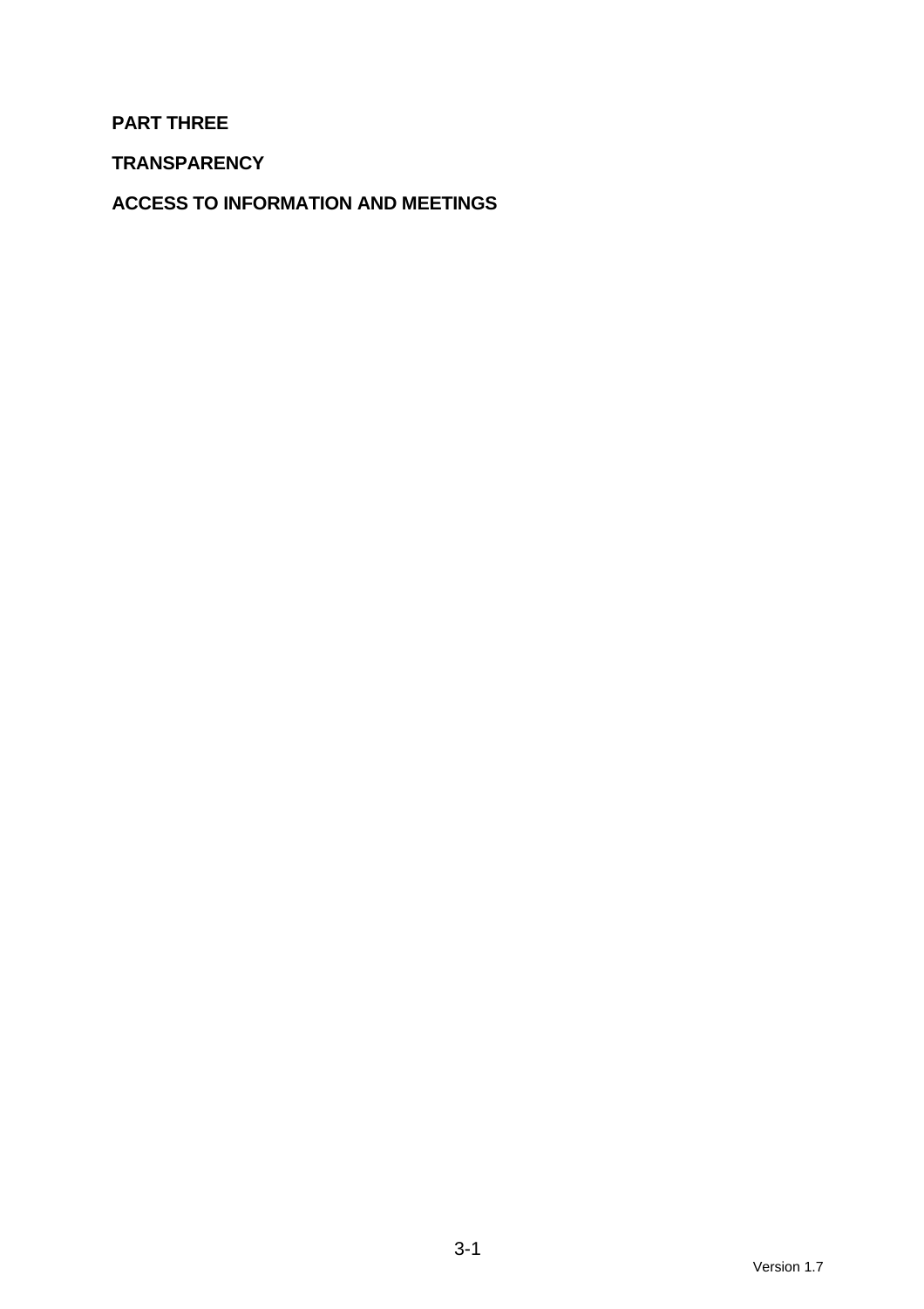# PART THREE

## TRANSPARENCY

## ACCESS TO INFORMATION AND MEETINGS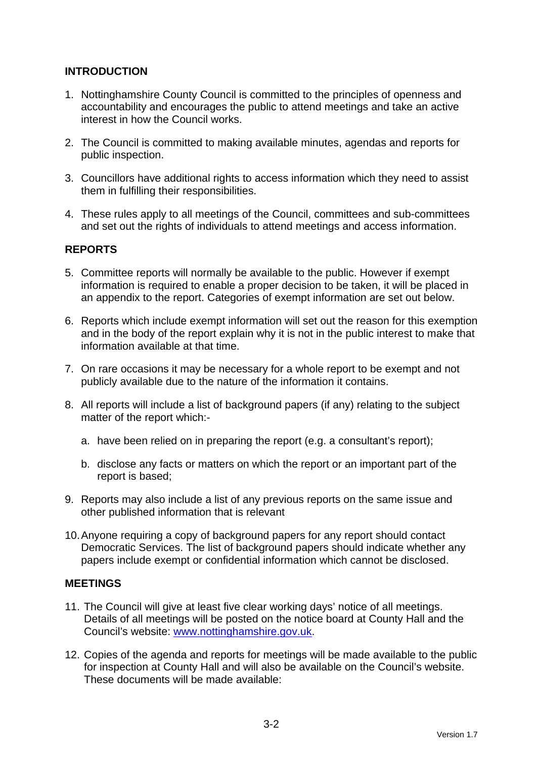## INTRODUCTION

1. Nottinghamshire County Council is committed to the principles of openness and accountability and encourages the public to attend meetings and take an active interest in how the Council works.

2. The Council is committed to making available minutes, agendas and reports for public inspection.

3. Councillors have additional rights to access information which they need to assist them in fulfilling their responsibilities.

4. These rules apply to all meetings of the Council, committees and sub-committees and set out the rights of individuals to attend meetings and access information.

## REPORTS

5. Committee reports will normally be available to the public. However if exempt information is required to enable a proper decision to be taken, it will be placed in an appendix to the report. Categories of exempt information are set out below.

6. Reports which include exempt information will set out the reason for this exemption and in the body of the report explain why it is not in the public interest to make that information available at that time.

7. On rare occasions it may be necessary for a whole report to be exempt and not publicly available due to the nature of the information it contains.

8. All reports will include a list of background papers (if any) relating to the subject matter of the report which:-

   a. have been relied on in preparing the report (e.g. a consultant's report);

   b. disclose any facts or matters on which the report or an important part of the report is based;

9. Reports may also include a list of any previous reports on the same issue and other published information that is relevant

10. Anyone requiring a copy of background papers for any report should contact Democratic Services. The list of background papers should indicate whether any papers include exempt or confidential information which cannot be disclosed.

## MEETINGS

11. The Council will give at least five clear working days' notice of all meetings. Details of all meetings will be posted on the notice board at County Hall and the Council's website: www.nottinghamshire.gov.uk.

12. Copies of the agenda and reports for meetings will be made available to the public for inspection at County Hall and will also be available on the Council's website. These documents will be made available: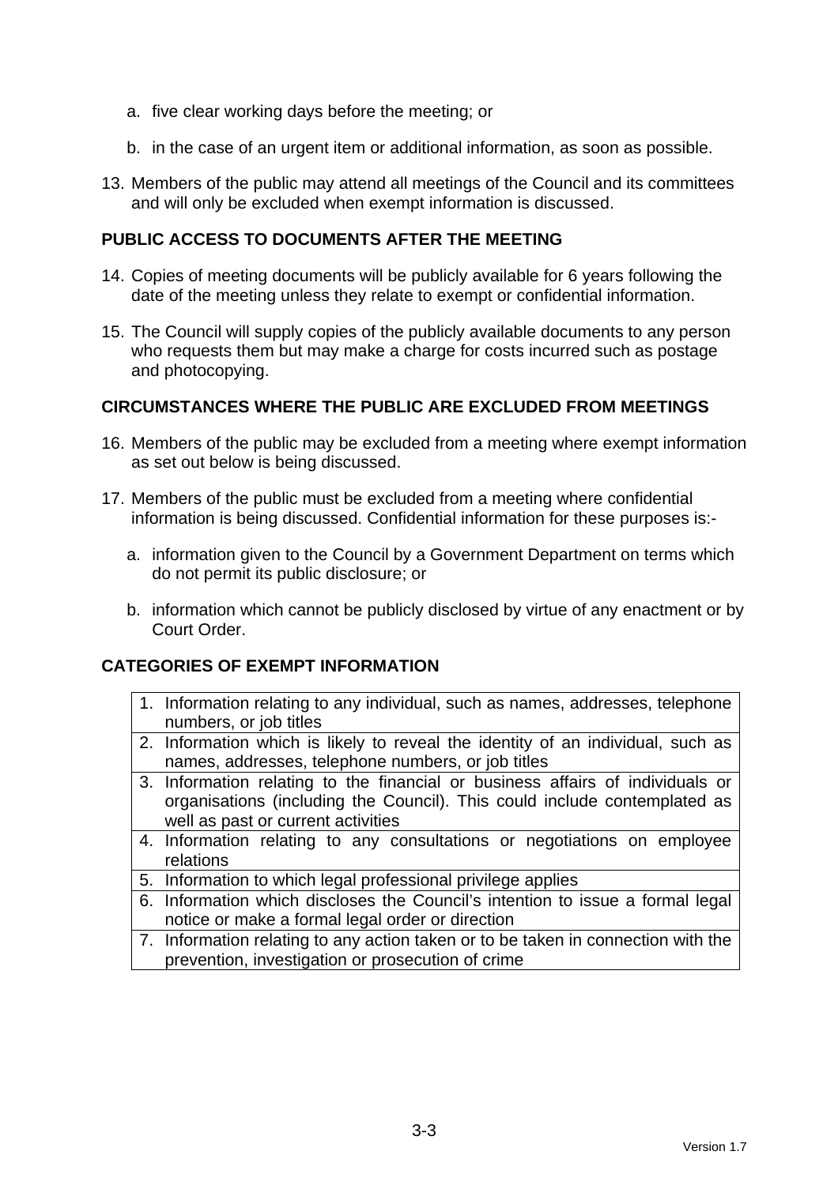a. five clear working days before the meeting; or

   b. in the case of an urgent item or additional information, as soon as possible.

13. Members of the public may attend all meetings of the Council and its committees and will only be excluded when exempt information is discussed.

## PUBLIC ACCESS TO DOCUMENTS AFTER THE MEETING

14. Copies of meeting documents will be publicly available for 6 years following the date of the meeting unless they relate to exempt or confidential information.

15. The Council will supply copies of the publicly available documents to any person who requests them but may make a charge for costs incurred such as postage and photocopying.

## CIRCUMSTANCES WHERE THE PUBLIC ARE EXCLUDED FROM MEETINGS

16. Members of the public may be excluded from a meeting where exempt information as set out below is being discussed.

17. Members of the public must be excluded from a meeting where confidential information is being discussed. Confidential information for these purposes is:-

   a. information given to the Council by a Government Department on terms which do not permit its public disclosure; or

   b. information which cannot be publicly disclosed by virtue of any enactment or by Court Order.

## CATEGORIES OF EXEMPT INFORMATION

| |
|---|
| 1. Information relating to any individual, such as names, addresses, telephone numbers, or job titles |
| 2. Information which is likely to reveal the identity of an individual, such as names, addresses, telephone numbers, or job titles |
| 3. Information relating to the financial or business affairs of individuals or organisations (including the Council). This could include contemplated as well as past or current activities |
| 4. Information relating to any consultations or negotiations on employee relations |
| 5. Information to which legal professional privilege applies |
| 6. Information which discloses the Council's intention to issue a formal legal notice or make a formal legal order or direction |
| 7. Information relating to any action taken or to be taken in connection with the prevention, investigation or prosecution of crime |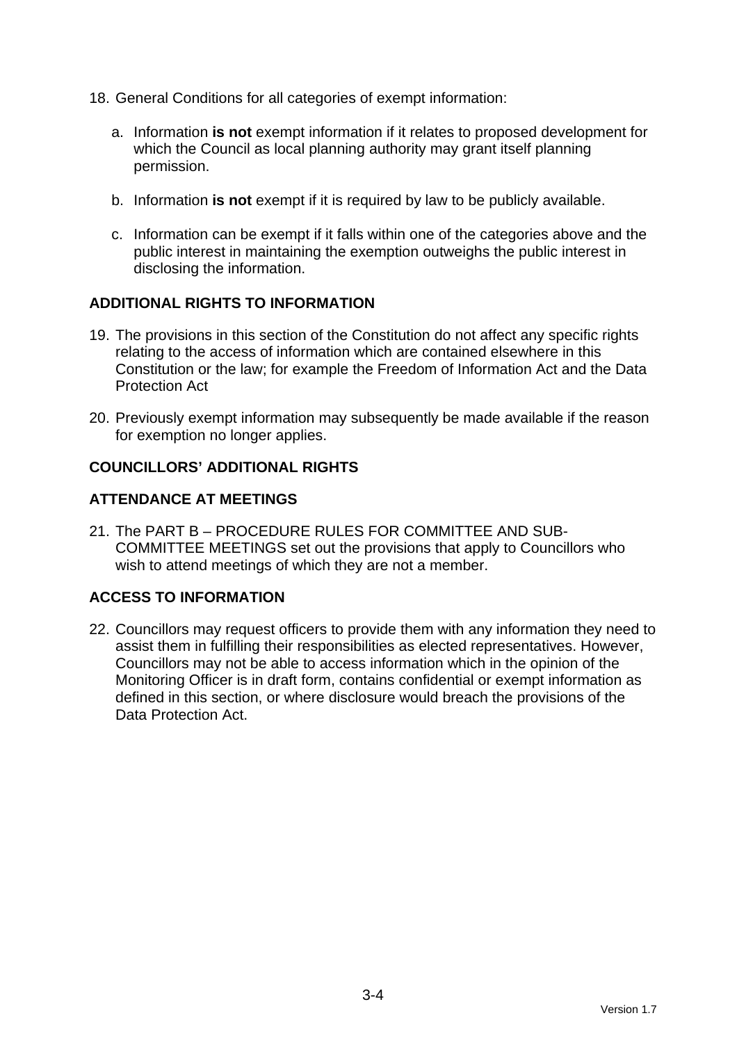18. General Conditions for all categories of exempt information:

    a. Information **is not** exempt information if it relates to proposed development for which the Council as local planning authority may grant itself planning permission.

    b. Information **is not** exempt if it is required by law to be publicly available.

    c. Information can be exempt if it falls within one of the categories above and the public interest in maintaining the exemption outweighs the public interest in disclosing the information.

## ADDITIONAL RIGHTS TO INFORMATION

19. The provisions in this section of the Constitution do not affect any specific rights relating to the access of information which are contained elsewhere in this Constitution or the law; for example the Freedom of Information Act and the Data Protection Act

20. Previously exempt information may subsequently be made available if the reason for exemption no longer applies.

## COUNCILLORS' ADDITIONAL RIGHTS

## ATTENDANCE AT MEETINGS

21. The PART B – PROCEDURE RULES FOR COMMITTEE AND SUB-COMMITTEE MEETINGS set out the provisions that apply to Councillors who wish to attend meetings of which they are not a member.

## ACCESS TO INFORMATION

22. Councillors may request officers to provide them with any information they need to assist them in fulfilling their responsibilities as elected representatives. However, Councillors may not be able to access information which in the opinion of the Monitoring Officer is in draft form, contains confidential or exempt information as defined in this section, or where disclosure would breach the provisions of the Data Protection Act.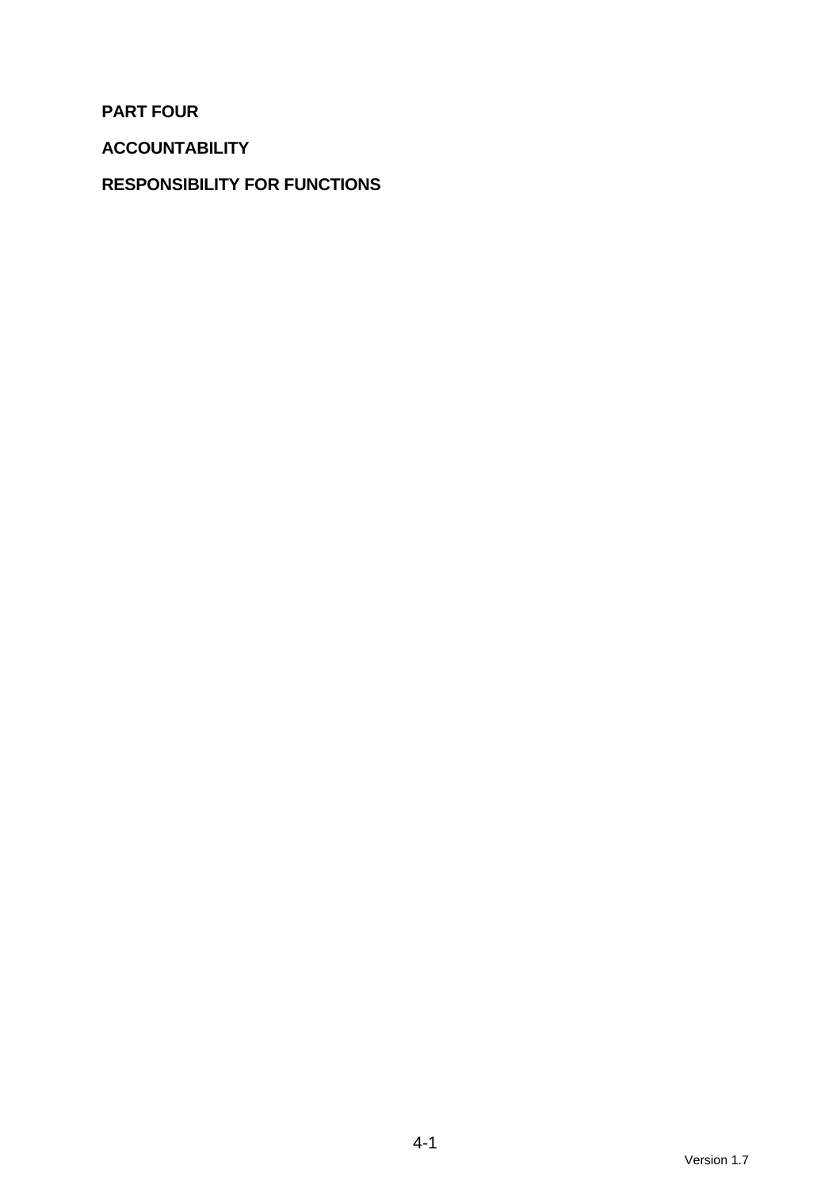# PART FOUR

## ACCOUNTABILITY

## RESPONSIBILITY FOR FUNCTIONS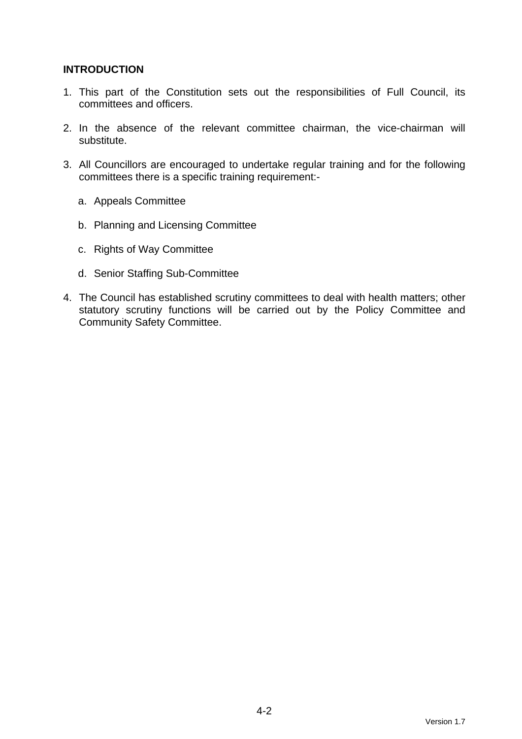**INTRODUCTION**

1. This part of the Constitution sets out the responsibilities of Full Council, its committees and officers.

2. In the absence of the relevant committee chairman, the vice-chairman will substitute.

3. All Councillors are encouraged to undertake regular training and for the following committees there is a specific training requirement:-

   a. Appeals Committee

   b. Planning and Licensing Committee

   c. Rights of Way Committee

   d. Senior Staffing Sub-Committee

4. The Council has established scrutiny committees to deal with health matters; other statutory scrutiny functions will be carried out by the Policy Committee and Community Safety Committee.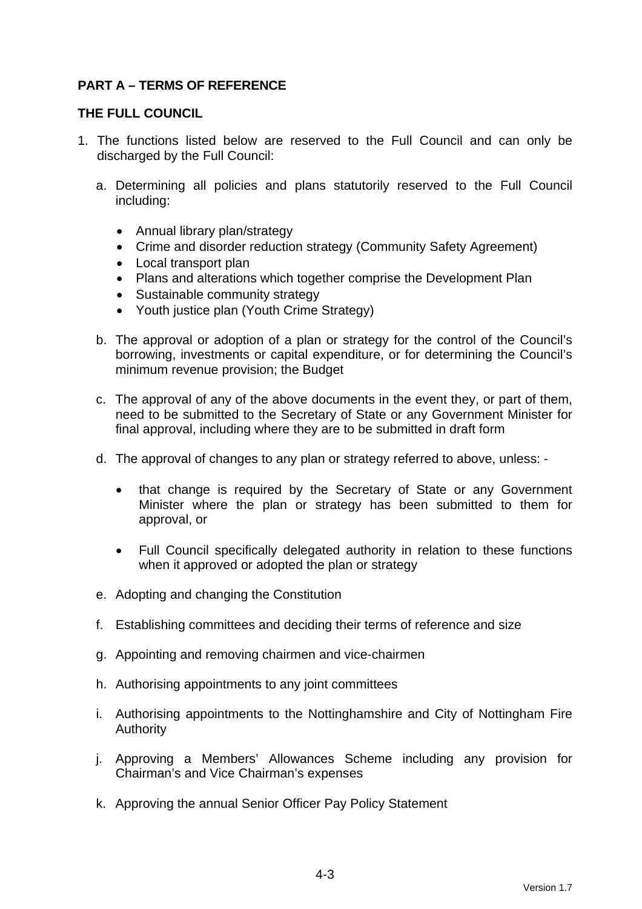## PART A – TERMS OF REFERENCE

### THE FULL COUNCIL

1. The functions listed below are reserved to the Full Council and can only be discharged by the Full Council:

   a. Determining all policies and plans statutorily reserved to the Full Council including:

      - Annual library plan/strategy
      - Crime and disorder reduction strategy (Community Safety Agreement)
      - Local transport plan
      - Plans and alterations which together comprise the Development Plan
      - Sustainable community strategy
      - Youth justice plan (Youth Crime Strategy)

   b. The approval or adoption of a plan or strategy for the control of the Council's borrowing, investments or capital expenditure, or for determining the Council's minimum revenue provision; the Budget

   c. The approval of any of the above documents in the event they, or part of them, need to be submitted to the Secretary of State or any Government Minister for final approval, including where they are to be submitted in draft form

   d. The approval of changes to any plan or strategy referred to above, unless: -

      - that change is required by the Secretary of State or any Government Minister where the plan or strategy has been submitted to them for approval, or

      - Full Council specifically delegated authority in relation to these functions when it approved or adopted the plan or strategy

   e. Adopting and changing the Constitution

   f. Establishing committees and deciding their terms of reference and size

   g. Appointing and removing chairmen and vice-chairmen

   h. Authorising appointments to any joint committees

   i. Authorising appointments to the Nottinghamshire and City of Nottingham Fire Authority

   j. Approving a Members' Allowances Scheme including any provision for Chairman's and Vice Chairman's expenses

   k. Approving the annual Senior Officer Pay Policy Statement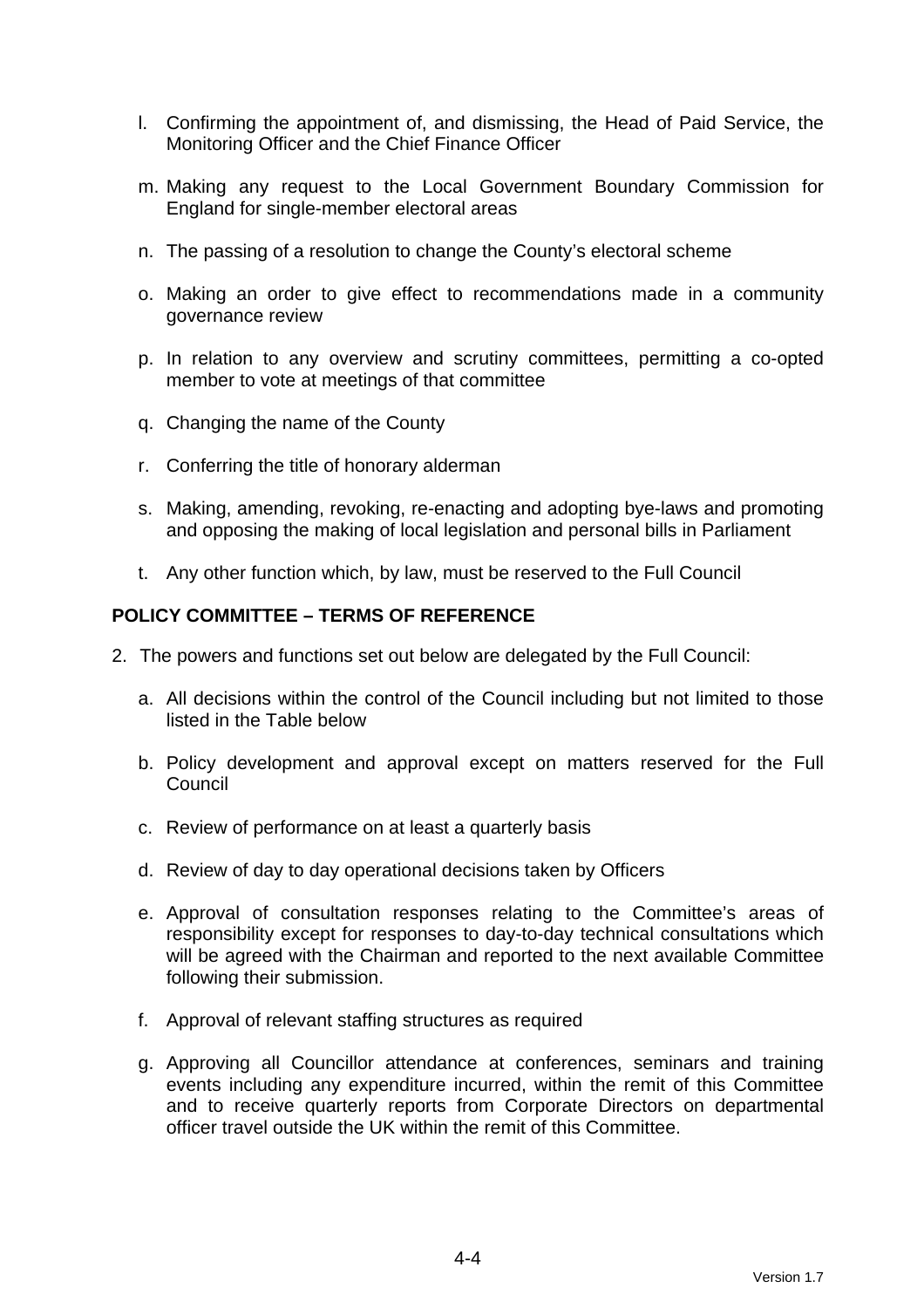l. Confirming the appointment of, and dismissing, the Head of Paid Service, the Monitoring Officer and the Chief Finance Officer

m. Making any request to the Local Government Boundary Commission for England for single-member electoral areas

n. The passing of a resolution to change the County's electoral scheme

o. Making an order to give effect to recommendations made in a community governance review

p. In relation to any overview and scrutiny committees, permitting a co-opted member to vote at meetings of that committee

q. Changing the name of the County

r. Conferring the title of honorary alderman

s. Making, amending, revoking, re-enacting and adopting bye-laws and promoting and opposing the making of local legislation and personal bills in Parliament

t. Any other function which, by law, must be reserved to the Full Council

**POLICY COMMITTEE – TERMS OF REFERENCE**

2. The powers and functions set out below are delegated by the Full Council:

   a. All decisions within the control of the Council including but not limited to those listed in the Table below

   b. Policy development and approval except on matters reserved for the Full Council

   c. Review of performance on at least a quarterly basis

   d. Review of day to day operational decisions taken by Officers

   e. Approval of consultation responses relating to the Committee's areas of responsibility except for responses to day-to-day technical consultations which will be agreed with the Chairman and reported to the next available Committee following their submission.

   f. Approval of relevant staffing structures as required

   g. Approving all Councillor attendance at conferences, seminars and training events including any expenditure incurred, within the remit of this Committee and to receive quarterly reports from Corporate Directors on departmental officer travel outside the UK within the remit of this Committee.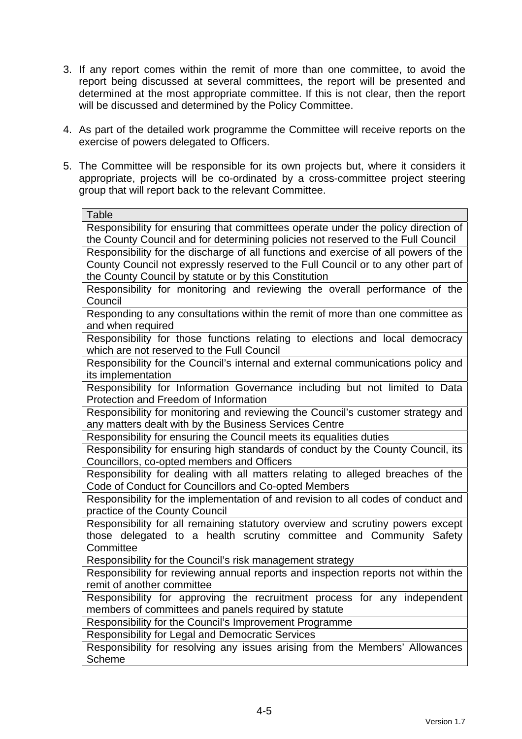3. If any report comes within the remit of more than one committee, to avoid the report being discussed at several committees, the report will be presented and determined at the most appropriate committee. If this is not clear, then the report will be discussed and determined by the Policy Committee.

4. As part of the detailed work programme the Committee will receive reports on the exercise of powers delegated to Officers.

5. The Committee will be responsible for its own projects but, where it considers it appropriate, projects will be co-ordinated by a cross-committee project steering group that will report back to the relevant Committee.

| Table |
|---|
| Responsibility for ensuring that committees operate under the policy direction of the County Council and for determining policies not reserved to the Full Council |
| Responsibility for the discharge of all functions and exercise of all powers of the County Council not expressly reserved to the Full Council or to any other part of the County Council by statute or by this Constitution |
| Responsibility for monitoring and reviewing the overall performance of the Council |
| Responding to any consultations within the remit of more than one committee as and when required |
| Responsibility for those functions relating to elections and local democracy which are not reserved to the Full Council |
| Responsibility for the Council's internal and external communications policy and its implementation |
| Responsibility for Information Governance including but not limited to Data Protection and Freedom of Information |
| Responsibility for monitoring and reviewing the Council's customer strategy and any matters dealt with by the Business Services Centre |
| Responsibility for ensuring the Council meets its equalities duties |
| Responsibility for ensuring high standards of conduct by the County Council, its Councillors, co-opted members and Officers |
| Responsibility for dealing with all matters relating to alleged breaches of the Code of Conduct for Councillors and Co-opted Members |
| Responsibility for the implementation of and revision to all codes of conduct and practice of the County Council |
| Responsibility for all remaining statutory overview and scrutiny powers except those delegated to a health scrutiny committee and Community Safety Committee |
| Responsibility for the Council's risk management strategy |
| Responsibility for reviewing annual reports and inspection reports not within the remit of another committee |
| Responsibility for approving the recruitment process for any independent members of committees and panels required by statute |
| Responsibility for the Council's Improvement Programme |
| Responsibility for Legal and Democratic Services |
| Responsibility for resolving any issues arising from the Members' Allowances Scheme |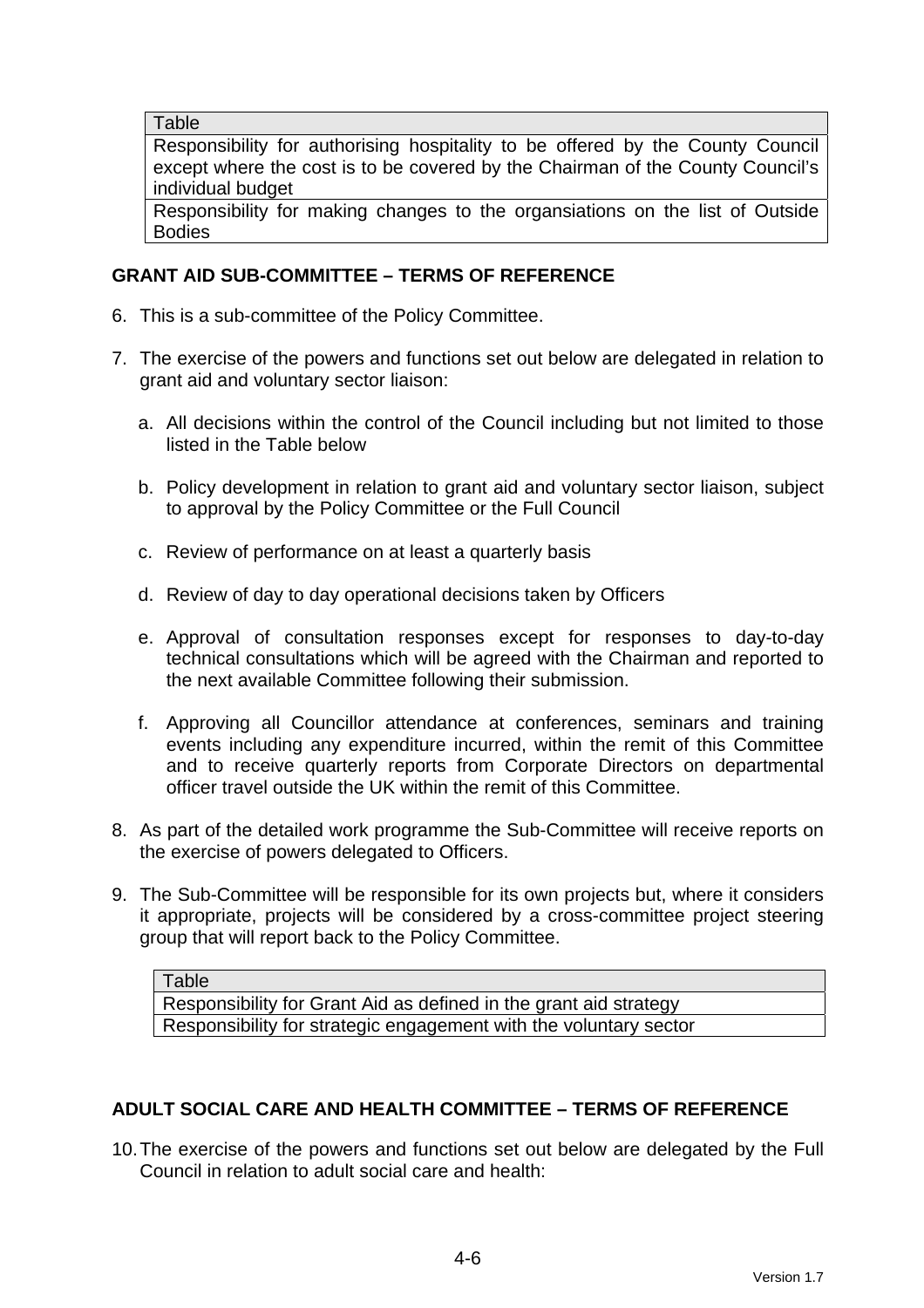| Table |
| --- |
| Responsibility for authorising hospitality to be offered by the County Council except where the cost is to be covered by the Chairman of the County Council's individual budget |
| Responsibility for making changes to the organsiations on the list of Outside Bodies |

## GRANT AID SUB-COMMITTEE – TERMS OF REFERENCE

6. This is a sub-committee of the Policy Committee.

7. The exercise of the powers and functions set out below are delegated in relation to grant aid and voluntary sector liaison:

   a. All decisions within the control of the Council including but not limited to those listed in the Table below

   b. Policy development in relation to grant aid and voluntary sector liaison, subject to approval by the Policy Committee or the Full Council

   c. Review of performance on at least a quarterly basis

   d. Review of day to day operational decisions taken by Officers

   e. Approval of consultation responses except for responses to day-to-day technical consultations which will be agreed with the Chairman and reported to the next available Committee following their submission.

   f. Approving all Councillor attendance at conferences, seminars and training events including any expenditure incurred, within the remit of this Committee and to receive quarterly reports from Corporate Directors on departmental officer travel outside the UK within the remit of this Committee.

8. As part of the detailed work programme the Sub-Committee will receive reports on the exercise of powers delegated to Officers.

9. The Sub-Committee will be responsible for its own projects but, where it considers it appropriate, projects will be considered by a cross-committee project steering group that will report back to the Policy Committee.

| Table |
| --- |
| Responsibility for Grant Aid as defined in the grant aid strategy |
| Responsibility for strategic engagement with the voluntary sector |

## ADULT SOCIAL CARE AND HEALTH COMMITTEE – TERMS OF REFERENCE

10. The exercise of the powers and functions set out below are delegated by the Full Council in relation to adult social care and health: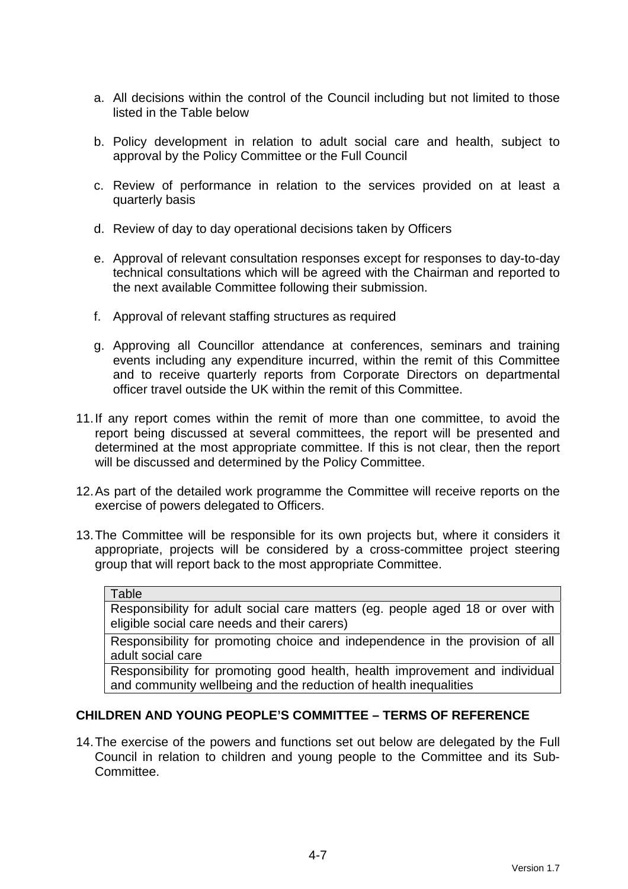a. All decisions within the control of the Council including but not limited to those listed in the Table below

b. Policy development in relation to adult social care and health, subject to approval by the Policy Committee or the Full Council

c. Review of performance in relation to the services provided on at least a quarterly basis

d. Review of day to day operational decisions taken by Officers

e. Approval of relevant consultation responses except for responses to day-to-day technical consultations which will be agreed with the Chairman and reported to the next available Committee following their submission.

f. Approval of relevant staffing structures as required

g. Approving all Councillor attendance at conferences, seminars and training events including any expenditure incurred, within the remit of this Committee and to receive quarterly reports from Corporate Directors on departmental officer travel outside the UK within the remit of this Committee.

11. If any report comes within the remit of more than one committee, to avoid the report being discussed at several committees, the report will be presented and determined at the most appropriate committee. If this is not clear, then the report will be discussed and determined by the Policy Committee.

12. As part of the detailed work programme the Committee will receive reports on the exercise of powers delegated to Officers.

13. The Committee will be responsible for its own projects but, where it considers it appropriate, projects will be considered by a cross-committee project steering group that will report back to the most appropriate Committee.

| Table |
| --- |
| Responsibility for adult social care matters (eg. people aged 18 or over with eligible social care needs and their carers) |
| Responsibility for promoting choice and independence in the provision of all adult social care |
| Responsibility for promoting good health, health improvement and individual and community wellbeing and the reduction of health inequalities |

## CHILDREN AND YOUNG PEOPLE'S COMMITTEE – TERMS OF REFERENCE

14. The exercise of the powers and functions set out below are delegated by the Full Council in relation to children and young people to the Committee and its Sub-Committee.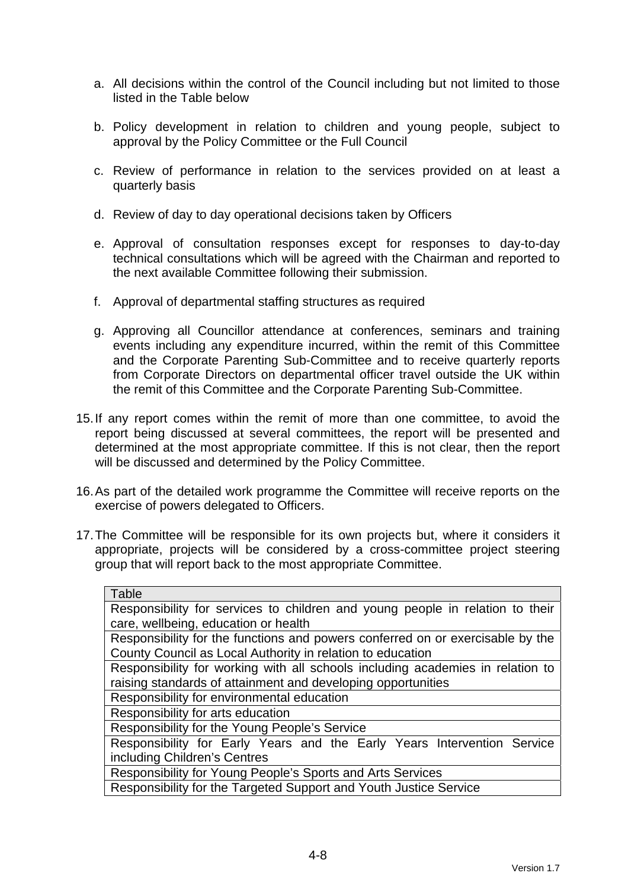a. All decisions within the control of the Council including but not limited to those listed in the Table below

b. Policy development in relation to children and young people, subject to approval by the Policy Committee or the Full Council

c. Review of performance in relation to the services provided on at least a quarterly basis

d. Review of day to day operational decisions taken by Officers

e. Approval of consultation responses except for responses to day-to-day technical consultations which will be agreed with the Chairman and reported to the next available Committee following their submission.

f. Approval of departmental staffing structures as required

g. Approving all Councillor attendance at conferences, seminars and training events including any expenditure incurred, within the remit of this Committee and the Corporate Parenting Sub-Committee and to receive quarterly reports from Corporate Directors on departmental officer travel outside the UK within the remit of this Committee and the Corporate Parenting Sub-Committee.

15. If any report comes within the remit of more than one committee, to avoid the report being discussed at several committees, the report will be presented and determined at the most appropriate committee. If this is not clear, then the report will be discussed and determined by the Policy Committee.

16. As part of the detailed work programme the Committee will receive reports on the exercise of powers delegated to Officers.

17. The Committee will be responsible for its own projects but, where it considers it appropriate, projects will be considered by a cross-committee project steering group that will report back to the most appropriate Committee.

| Table |
|---|
| Responsibility for services to children and young people in relation to their care, wellbeing, education or health |
| Responsibility for the functions and powers conferred on or exercisable by the County Council as Local Authority in relation to education |
| Responsibility for working with all schools including academies in relation to raising standards of attainment and developing opportunities |
| Responsibility for environmental education |
| Responsibility for arts education |
| Responsibility for the Young People's Service |
| Responsibility for Early Years and the Early Years Intervention Service including Children's Centres |
| Responsibility for Young People's Sports and Arts Services |
| Responsibility for the Targeted Support and Youth Justice Service |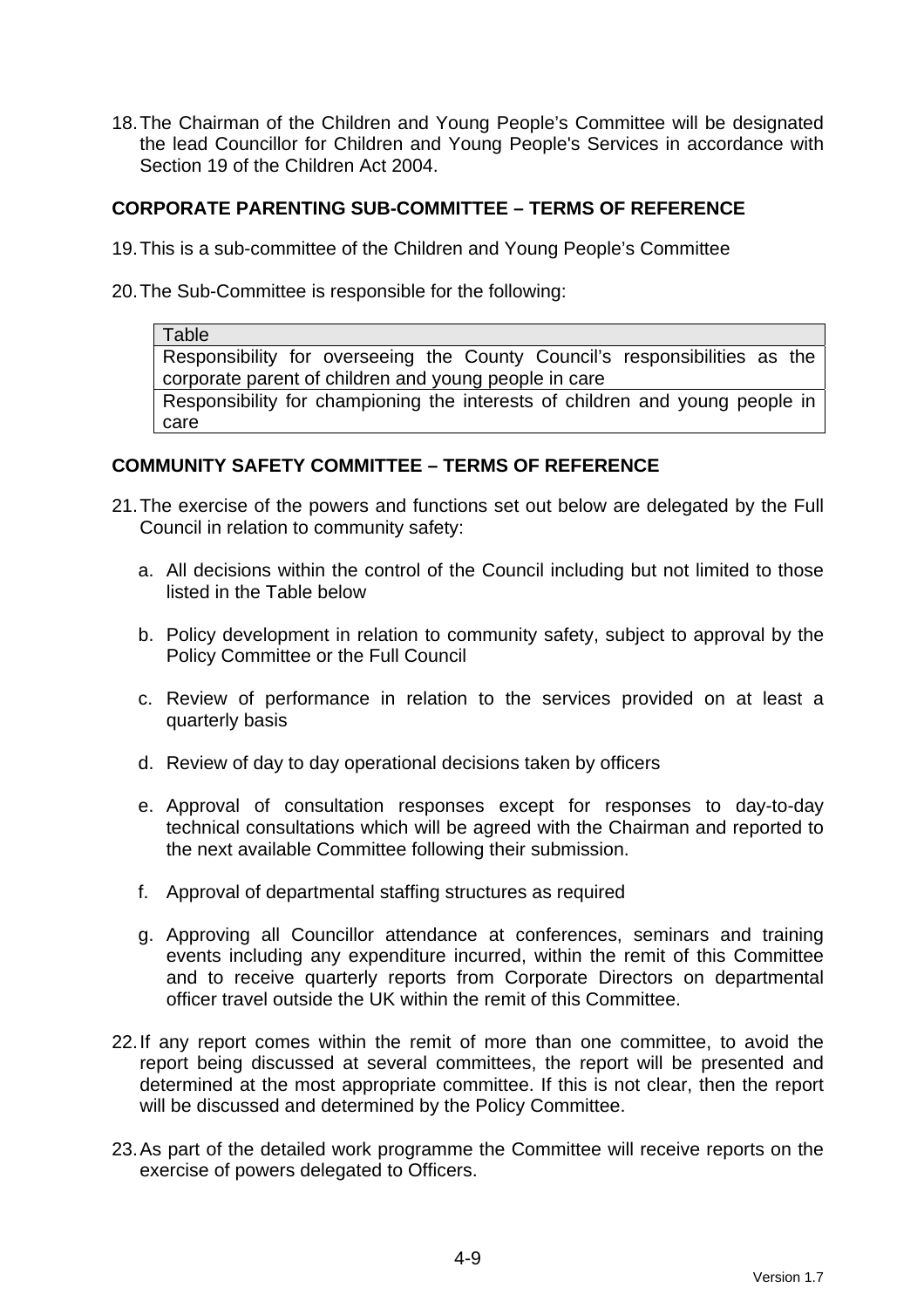18. The Chairman of the Children and Young People's Committee will be designated the lead Councillor for Children and Young People's Services in accordance with Section 19 of the Children Act 2004.

## CORPORATE PARENTING SUB-COMMITTEE – TERMS OF REFERENCE

19. This is a sub-committee of the Children and Young People's Committee

20. The Sub-Committee is responsible for the following:

| Table |
| --- |
| Responsibility for overseeing the County Council's responsibilities as the corporate parent of children and young people in care |
| Responsibility for championing the interests of children and young people in care |

## COMMUNITY SAFETY COMMITTEE – TERMS OF REFERENCE

21. The exercise of the powers and functions set out below are delegated by the Full Council in relation to community safety:

    a. All decisions within the control of the Council including but not limited to those listed in the Table below

    b. Policy development in relation to community safety, subject to approval by the Policy Committee or the Full Council

    c. Review of performance in relation to the services provided on at least a quarterly basis

    d. Review of day to day operational decisions taken by officers

    e. Approval of consultation responses except for responses to day-to-day technical consultations which will be agreed with the Chairman and reported to the next available Committee following their submission.

    f. Approval of departmental staffing structures as required

    g. Approving all Councillor attendance at conferences, seminars and training events including any expenditure incurred, within the remit of this Committee and to receive quarterly reports from Corporate Directors on departmental officer travel outside the UK within the remit of this Committee.

22. If any report comes within the remit of more than one committee, to avoid the report being discussed at several committees, the report will be presented and determined at the most appropriate committee. If this is not clear, then the report will be discussed and determined by the Policy Committee.

23. As part of the detailed work programme the Committee will receive reports on the exercise of powers delegated to Officers.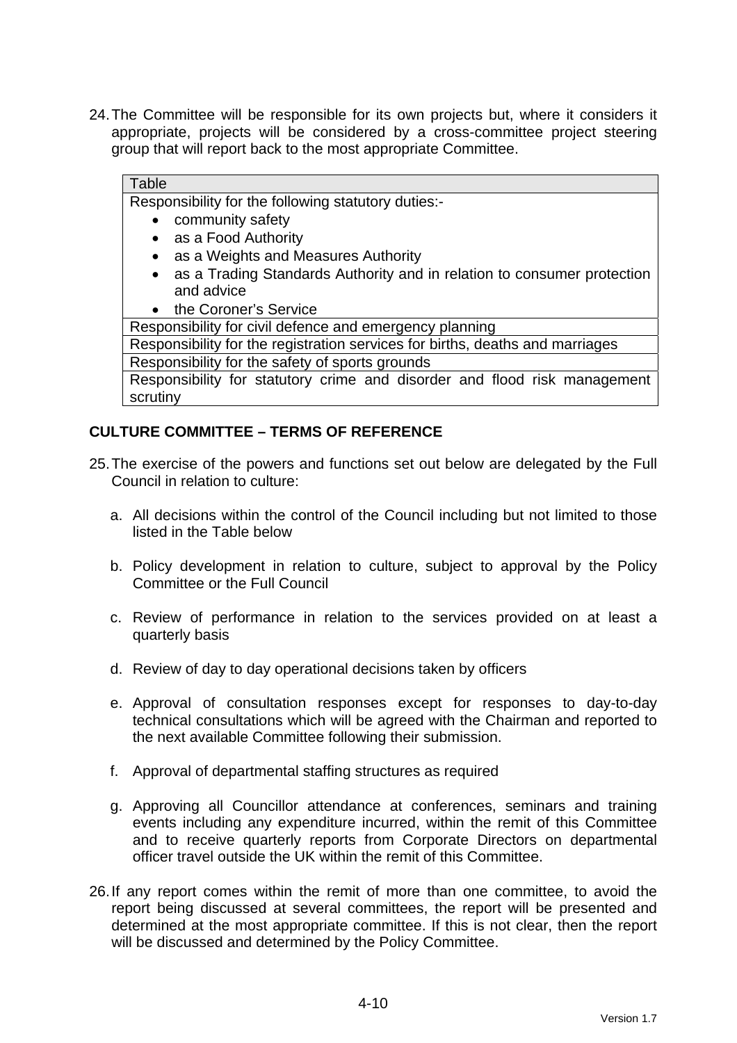24. The Committee will be responsible for its own projects but, where it considers it appropriate, projects will be considered by a cross-committee project steering group that will report back to the most appropriate Committee.

| Table |
| --- |
| Responsibility for the following statutory duties:-<br>• community safety<br>• as a Food Authority<br>• as a Weights and Measures Authority<br>• as a Trading Standards Authority and in relation to consumer protection and advice<br>• the Coroner's Service |
| Responsibility for civil defence and emergency planning |
| Responsibility for the registration services for births, deaths and marriages |
| Responsibility for the safety of sports grounds |
| Responsibility for statutory crime and disorder and flood risk management scrutiny |

## CULTURE COMMITTEE – TERMS OF REFERENCE

25. The exercise of the powers and functions set out below are delegated by the Full Council in relation to culture:

    a. All decisions within the control of the Council including but not limited to those listed in the Table below

    b. Policy development in relation to culture, subject to approval by the Policy Committee or the Full Council

    c. Review of performance in relation to the services provided on at least a quarterly basis

    d. Review of day to day operational decisions taken by officers

    e. Approval of consultation responses except for responses to day-to-day technical consultations which will be agreed with the Chairman and reported to the next available Committee following their submission.

    f. Approval of departmental staffing structures as required

    g. Approving all Councillor attendance at conferences, seminars and training events including any expenditure incurred, within the remit of this Committee and to receive quarterly reports from Corporate Directors on departmental officer travel outside the UK within the remit of this Committee.

26. If any report comes within the remit of more than one committee, to avoid the report being discussed at several committees, the report will be presented and determined at the most appropriate committee. If this is not clear, then the report will be discussed and determined by the Policy Committee.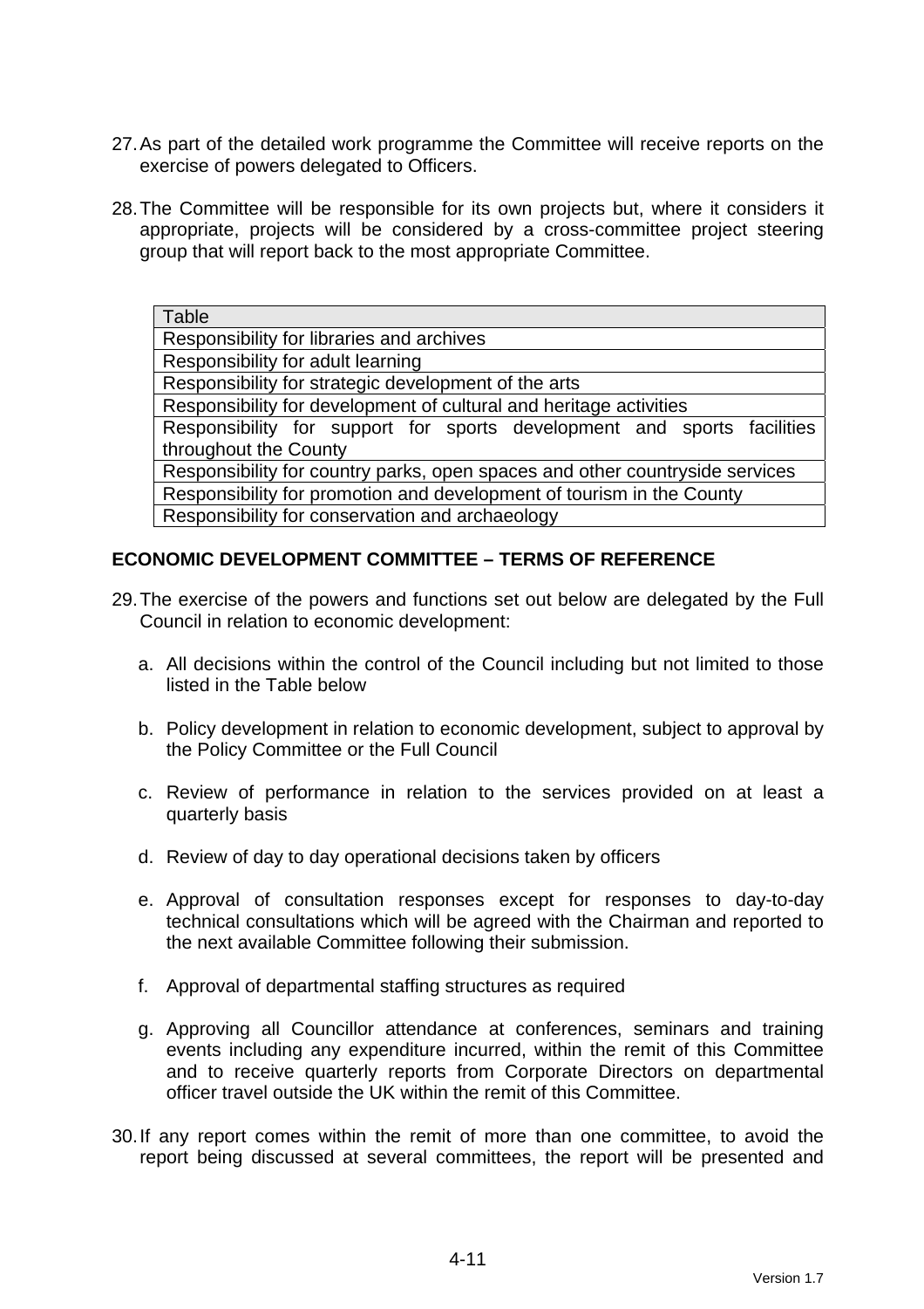27. As part of the detailed work programme the Committee will receive reports on the exercise of powers delegated to Officers.

28. The Committee will be responsible for its own projects but, where it considers it appropriate, projects will be considered by a cross-committee project steering group that will report back to the most appropriate Committee.

| Table |
| --- |
| Responsibility for libraries and archives |
| Responsibility for adult learning |
| Responsibility for strategic development of the arts |
| Responsibility for development of cultural and heritage activities |
| Responsibility for support for sports development and sports facilities throughout the County |
| Responsibility for country parks, open spaces and other countryside services |
| Responsibility for promotion and development of tourism in the County |
| Responsibility for conservation and archaeology |

**ECONOMIC DEVELOPMENT COMMITTEE – TERMS OF REFERENCE**

29. The exercise of the powers and functions set out below are delegated by the Full Council in relation to economic development:

    a. All decisions within the control of the Council including but not limited to those listed in the Table below

    b. Policy development in relation to economic development, subject to approval by the Policy Committee or the Full Council

    c. Review of performance in relation to the services provided on at least a quarterly basis

    d. Review of day to day operational decisions taken by officers

    e. Approval of consultation responses except for responses to day-to-day technical consultations which will be agreed with the Chairman and reported to the next available Committee following their submission.

    f. Approval of departmental staffing structures as required

    g. Approving all Councillor attendance at conferences, seminars and training events including any expenditure incurred, within the remit of this Committee and to receive quarterly reports from Corporate Directors on departmental officer travel outside the UK within the remit of this Committee.

30. If any report comes within the remit of more than one committee, to avoid the report being discussed at several committees, the report will be presented and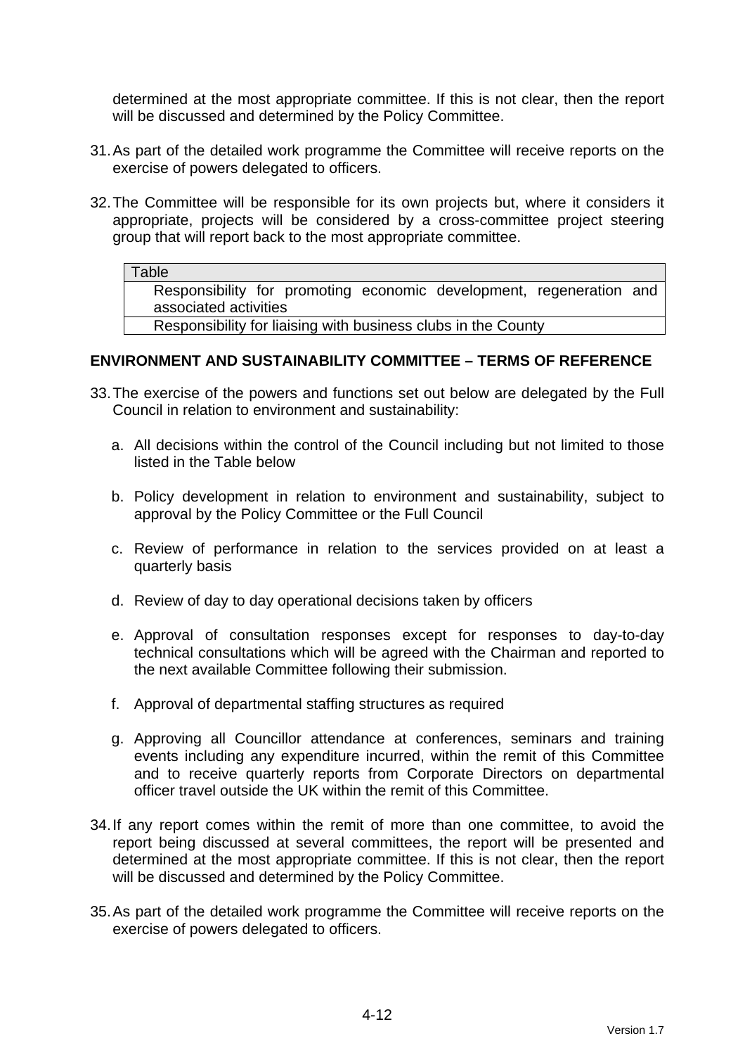determined at the most appropriate committee. If this is not clear, then the report will be discussed and determined by the Policy Committee.

31. As part of the detailed work programme the Committee will receive reports on the exercise of powers delegated to officers.

32. The Committee will be responsible for its own projects but, where it considers it appropriate, projects will be considered by a cross-committee project steering group that will report back to the most appropriate committee.

| Table |
|---|
| Responsibility for promoting economic development, regeneration and associated activities |
| Responsibility for liaising with business clubs in the County |

## ENVIRONMENT AND SUSTAINABILITY COMMITTEE – TERMS OF REFERENCE

33. The exercise of the powers and functions set out below are delegated by the Full Council in relation to environment and sustainability:

    a. All decisions within the control of the Council including but not limited to those listed in the Table below

    b. Policy development in relation to environment and sustainability, subject to approval by the Policy Committee or the Full Council

    c. Review of performance in relation to the services provided on at least a quarterly basis

    d. Review of day to day operational decisions taken by officers

    e. Approval of consultation responses except for responses to day-to-day technical consultations which will be agreed with the Chairman and reported to the next available Committee following their submission.

    f. Approval of departmental staffing structures as required

    g. Approving all Councillor attendance at conferences, seminars and training events including any expenditure incurred, within the remit of this Committee and to receive quarterly reports from Corporate Directors on departmental officer travel outside the UK within the remit of this Committee.

34. If any report comes within the remit of more than one committee, to avoid the report being discussed at several committees, the report will be presented and determined at the most appropriate committee. If this is not clear, then the report will be discussed and determined by the Policy Committee.

35. As part of the detailed work programme the Committee will receive reports on the exercise of powers delegated to officers.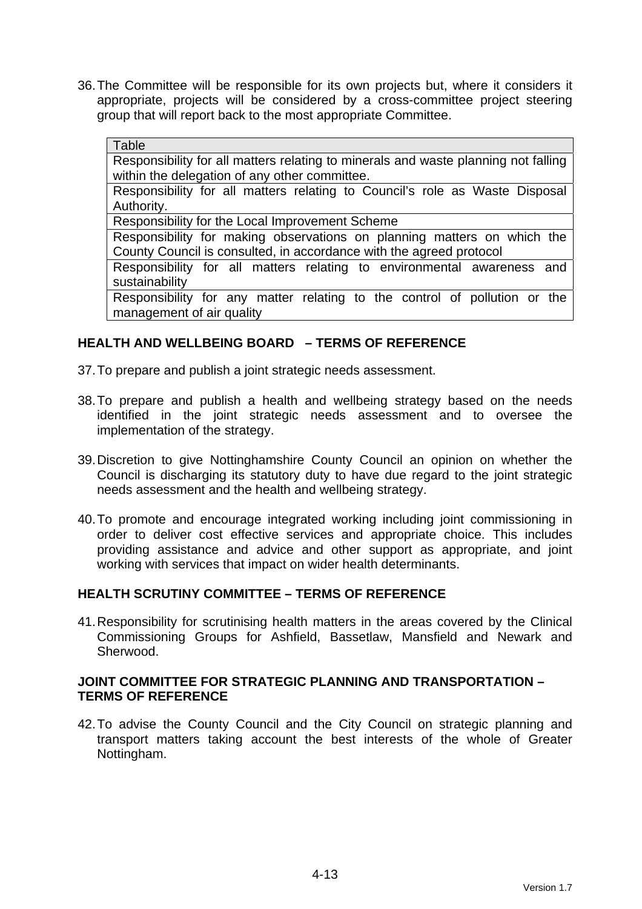36. The Committee will be responsible for its own projects but, where it considers it appropriate, projects will be considered by a cross-committee project steering group that will report back to the most appropriate Committee.

| Table |
|---|
| Responsibility for all matters relating to minerals and waste planning not falling within the delegation of any other committee. |
| Responsibility for all matters relating to Council's role as Waste Disposal Authority. |
| Responsibility for the Local Improvement Scheme |
| Responsibility for making observations on planning matters on which the County Council is consulted, in accordance with the agreed protocol |
| Responsibility for all matters relating to environmental awareness and sustainability |
| Responsibility for any matter relating to the control of pollution or the management of air quality |

## HEALTH AND WELLBEING BOARD – TERMS OF REFERENCE

37. To prepare and publish a joint strategic needs assessment.

38. To prepare and publish a health and wellbeing strategy based on the needs identified in the joint strategic needs assessment and to oversee the implementation of the strategy.

39. Discretion to give Nottinghamshire County Council an opinion on whether the Council is discharging its statutory duty to have due regard to the joint strategic needs assessment and the health and wellbeing strategy.

40. To promote and encourage integrated working including joint commissioning in order to deliver cost effective services and appropriate choice. This includes providing assistance and advice and other support as appropriate, and joint working with services that impact on wider health determinants.

## HEALTH SCRUTINY COMMITTEE – TERMS OF REFERENCE

41. Responsibility for scrutinising health matters in the areas covered by the Clinical Commissioning Groups for Ashfield, Bassetlaw, Mansfield and Newark and Sherwood.

## JOINT COMMITTEE FOR STRATEGIC PLANNING AND TRANSPORTATION – TERMS OF REFERENCE

42. To advise the County Council and the City Council on strategic planning and transport matters taking account the best interests of the whole of Greater Nottingham.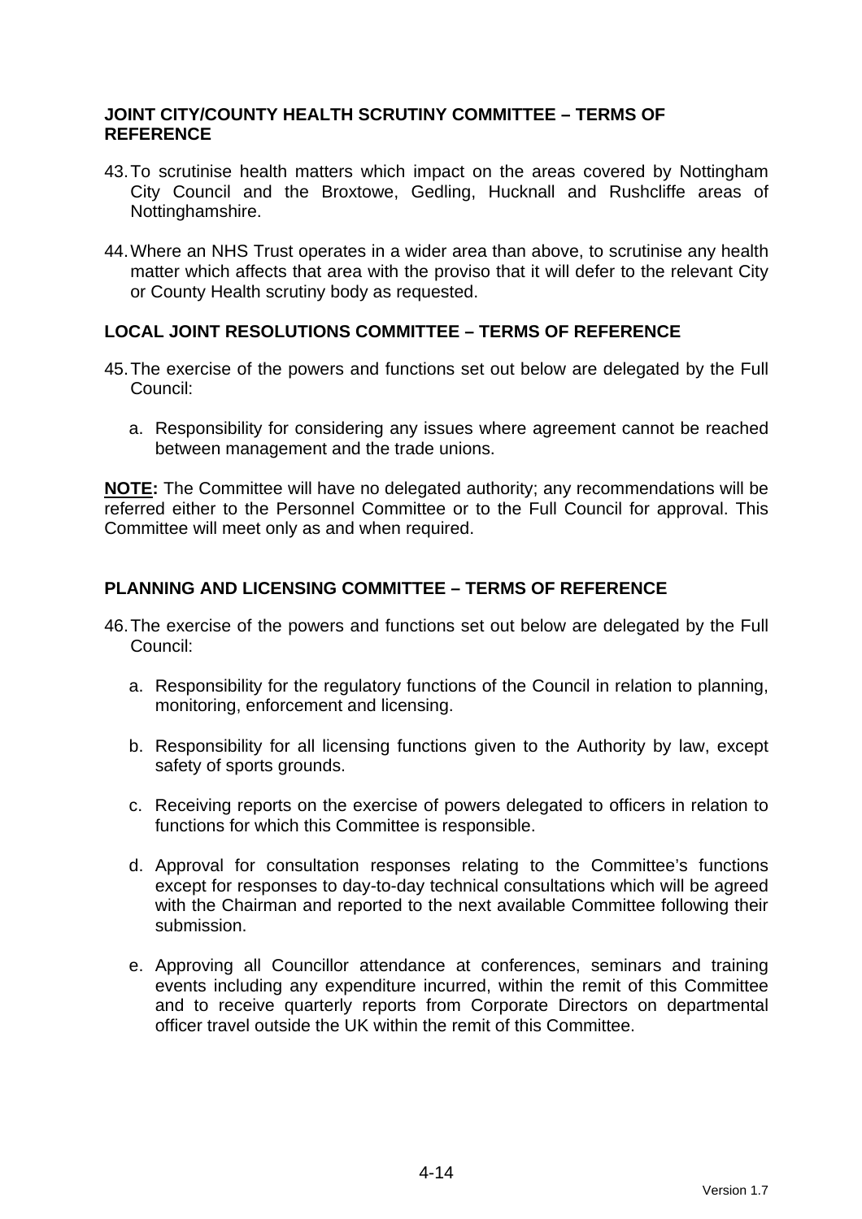**JOINT CITY/COUNTY HEALTH SCRUTINY COMMITTEE – TERMS OF REFERENCE**

43. To scrutinise health matters which impact on the areas covered by Nottingham City Council and the Broxtowe, Gedling, Hucknall and Rushcliffe areas of Nottinghamshire.

44. Where an NHS Trust operates in a wider area than above, to scrutinise any health matter which affects that area with the proviso that it will defer to the relevant City or County Health scrutiny body as requested.

**LOCAL JOINT RESOLUTIONS COMMITTEE – TERMS OF REFERENCE**

45. The exercise of the powers and functions set out below are delegated by the Full Council:

    a. Responsibility for considering any issues where agreement cannot be reached between management and the trade unions.

**NOTE:** The Committee will have no delegated authority; any recommendations will be referred either to the Personnel Committee or to the Full Council for approval. This Committee will meet only as and when required.

**PLANNING AND LICENSING COMMITTEE – TERMS OF REFERENCE**

46. The exercise of the powers and functions set out below are delegated by the Full Council:

    a. Responsibility for the regulatory functions of the Council in relation to planning, monitoring, enforcement and licensing.

    b. Responsibility for all licensing functions given to the Authority by law, except safety of sports grounds.

    c. Receiving reports on the exercise of powers delegated to officers in relation to functions for which this Committee is responsible.

    d. Approval for consultation responses relating to the Committee's functions except for responses to day-to-day technical consultations which will be agreed with the Chairman and reported to the next available Committee following their submission.

    e. Approving all Councillor attendance at conferences, seminars and training events including any expenditure incurred, within the remit of this Committee and to receive quarterly reports from Corporate Directors on departmental officer travel outside the UK within the remit of this Committee.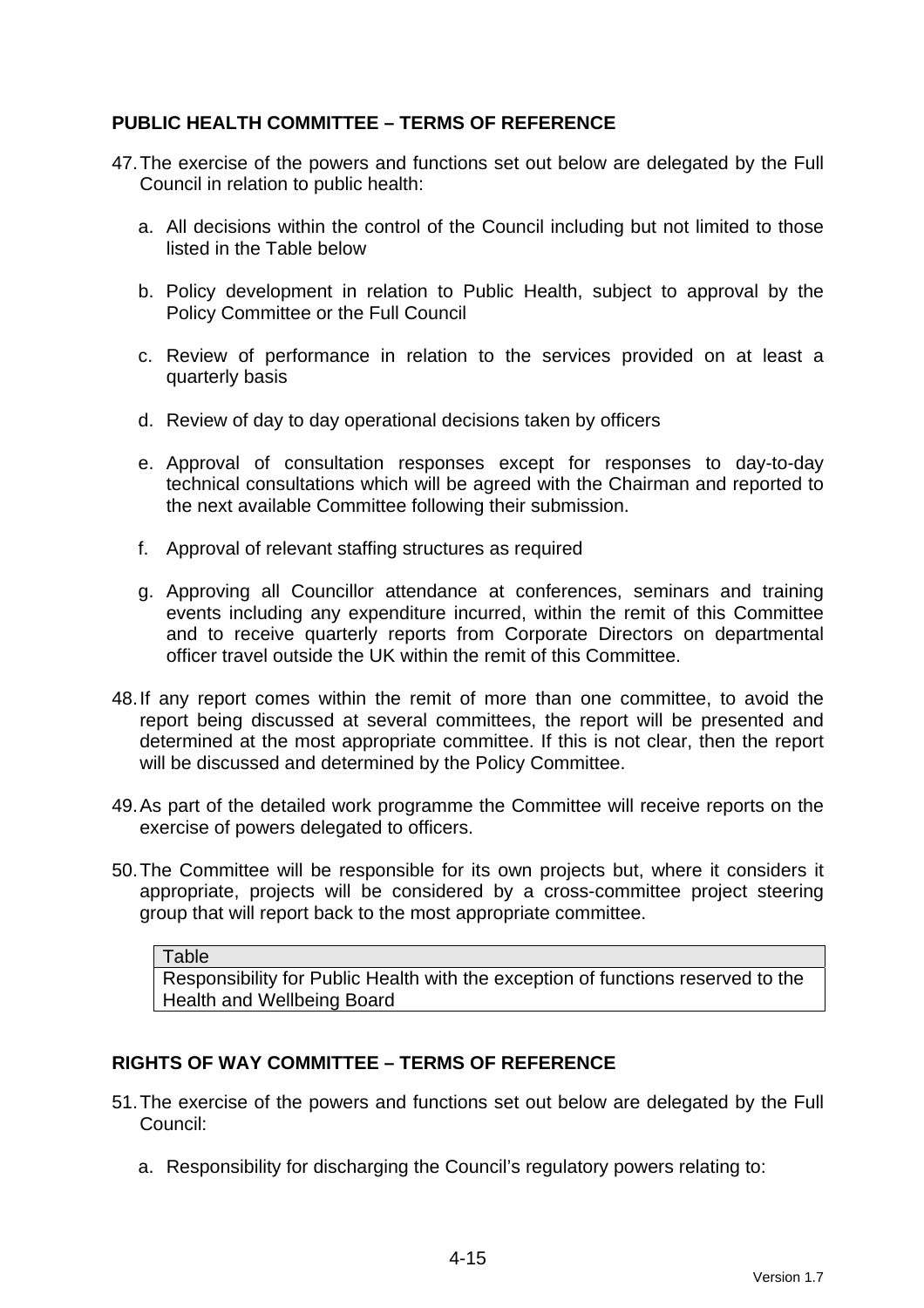## PUBLIC HEALTH COMMITTEE – TERMS OF REFERENCE

47. The exercise of the powers and functions set out below are delegated by the Full Council in relation to public health:

    a. All decisions within the control of the Council including but not limited to those listed in the Table below

    b. Policy development in relation to Public Health, subject to approval by the Policy Committee or the Full Council

    c. Review of performance in relation to the services provided on at least a quarterly basis

    d. Review of day to day operational decisions taken by officers

    e. Approval of consultation responses except for responses to day-to-day technical consultations which will be agreed with the Chairman and reported to the next available Committee following their submission.

    f. Approval of relevant staffing structures as required

    g. Approving all Councillor attendance at conferences, seminars and training events including any expenditure incurred, within the remit of this Committee and to receive quarterly reports from Corporate Directors on departmental officer travel outside the UK within the remit of this Committee.

48. If any report comes within the remit of more than one committee, to avoid the report being discussed at several committees, the report will be presented and determined at the most appropriate committee. If this is not clear, then the report will be discussed and determined by the Policy Committee.

49. As part of the detailed work programme the Committee will receive reports on the exercise of powers delegated to officers.

50. The Committee will be responsible for its own projects but, where it considers it appropriate, projects will be considered by a cross-committee project steering group that will report back to the most appropriate committee.

| Table |
|---|
| Responsibility for Public Health with the exception of functions reserved to the Health and Wellbeing Board |

## RIGHTS OF WAY COMMITTEE – TERMS OF REFERENCE

51. The exercise of the powers and functions set out below are delegated by the Full Council:

    a. Responsibility for discharging the Council's regulatory powers relating to: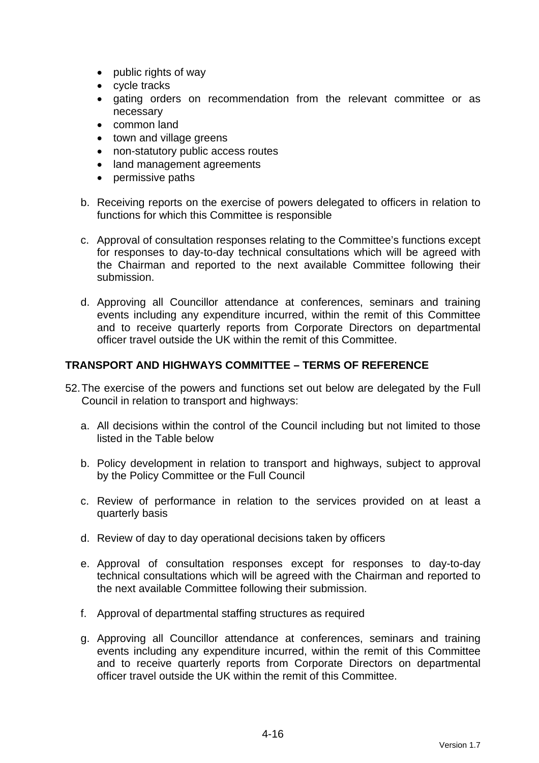- public rights of way
- cycle tracks
- gating orders on recommendation from the relevant committee or as necessary
- common land
- town and village greens
- non-statutory public access routes
- land management agreements
- permissive paths

b. Receiving reports on the exercise of powers delegated to officers in relation to functions for which this Committee is responsible

c. Approval of consultation responses relating to the Committee's functions except for responses to day-to-day technical consultations which will be agreed with the Chairman and reported to the next available Committee following their submission.

d. Approving all Councillor attendance at conferences, seminars and training events including any expenditure incurred, within the remit of this Committee and to receive quarterly reports from Corporate Directors on departmental officer travel outside the UK within the remit of this Committee.

## TRANSPORT AND HIGHWAYS COMMITTEE – TERMS OF REFERENCE

52. The exercise of the powers and functions set out below are delegated by the Full Council in relation to transport and highways:

a. All decisions within the control of the Council including but not limited to those listed in the Table below

b. Policy development in relation to transport and highways, subject to approval by the Policy Committee or the Full Council

c. Review of performance in relation to the services provided on at least a quarterly basis

d. Review of day to day operational decisions taken by officers

e. Approval of consultation responses except for responses to day-to-day technical consultations which will be agreed with the Chairman and reported to the next available Committee following their submission.

f. Approval of departmental staffing structures as required

g. Approving all Councillor attendance at conferences, seminars and training events including any expenditure incurred, within the remit of this Committee and to receive quarterly reports from Corporate Directors on departmental officer travel outside the UK within the remit of this Committee.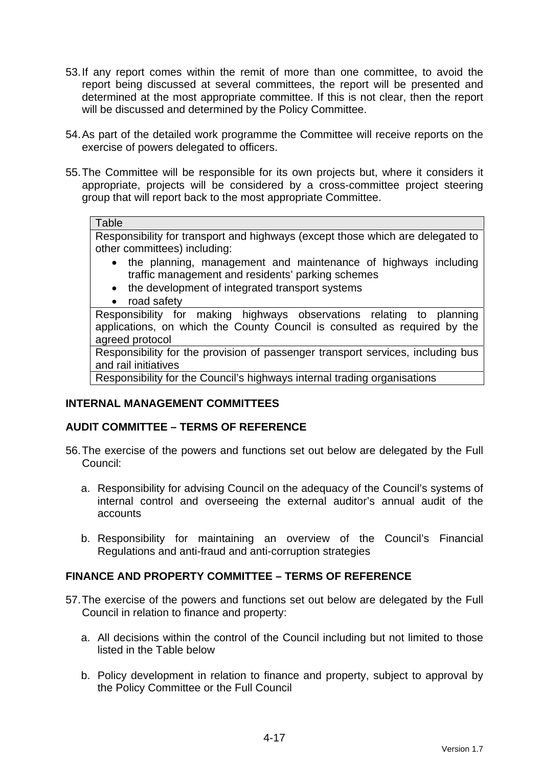53. If any report comes within the remit of more than one committee, to avoid the report being discussed at several committees, the report will be presented and determined at the most appropriate committee. If this is not clear, then the report will be discussed and determined by the Policy Committee.

54. As part of the detailed work programme the Committee will receive reports on the exercise of powers delegated to officers.

55. The Committee will be responsible for its own projects but, where it considers it appropriate, projects will be considered by a cross-committee project steering group that will report back to the most appropriate Committee.

| Table |
|---|
| Responsibility for transport and highways (except those which are delegated to other committees) including:<br>• the planning, management and maintenance of highways including traffic management and residents' parking schemes<br>• the development of integrated transport systems<br>• road safety |
| Responsibility for making highways observations relating to planning applications, on which the County Council is consulted as required by the agreed protocol |
| Responsibility for the provision of passenger transport services, including bus and rail initiatives |
| Responsibility for the Council's highways internal trading organisations |

## INTERNAL MANAGEMENT COMMITTEES

### AUDIT COMMITTEE – TERMS OF REFERENCE

56. The exercise of the powers and functions set out below are delegated by the Full Council:

    a. Responsibility for advising Council on the adequacy of the Council's systems of internal control and overseeing the external auditor's annual audit of the accounts

    b. Responsibility for maintaining an overview of the Council's Financial Regulations and anti-fraud and anti-corruption strategies

### FINANCE AND PROPERTY COMMITTEE – TERMS OF REFERENCE

57. The exercise of the powers and functions set out below are delegated by the Full Council in relation to finance and property:

    a. All decisions within the control of the Council including but not limited to those listed in the Table below

    b. Policy development in relation to finance and property, subject to approval by the Policy Committee or the Full Council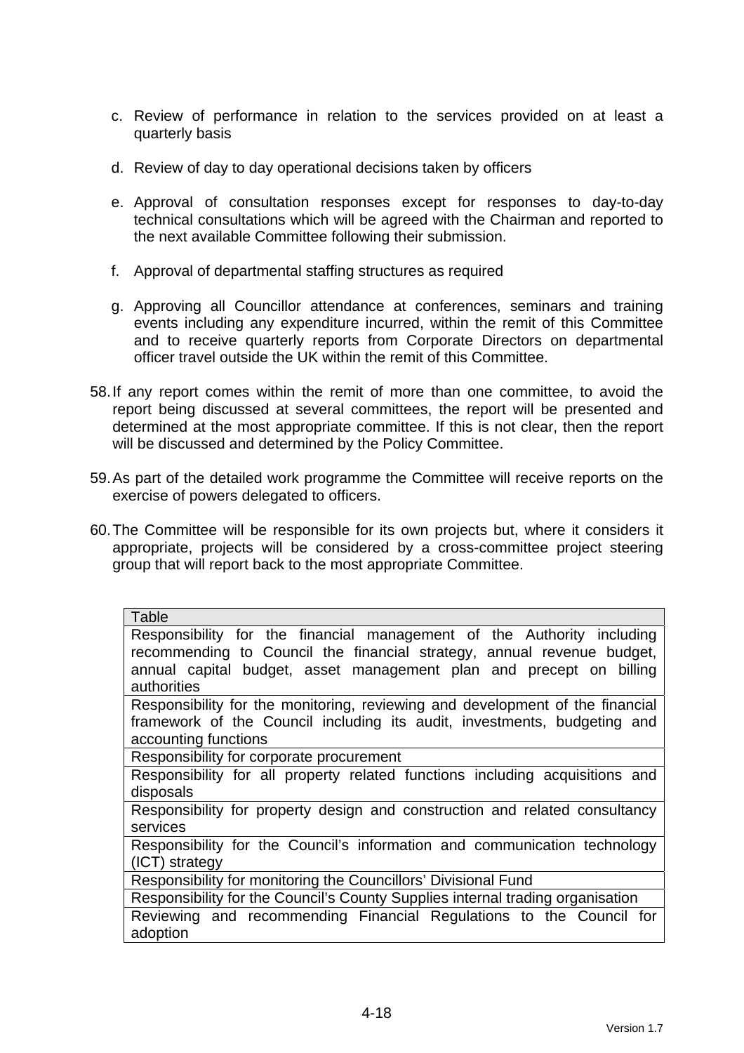c. Review of performance in relation to the services provided on at least a quarterly basis

d. Review of day to day operational decisions taken by officers

e. Approval of consultation responses except for responses to day-to-day technical consultations which will be agreed with the Chairman and reported to the next available Committee following their submission.

f. Approval of departmental staffing structures as required

g. Approving all Councillor attendance at conferences, seminars and training events including any expenditure incurred, within the remit of this Committee and to receive quarterly reports from Corporate Directors on departmental officer travel outside the UK within the remit of this Committee.

58. If any report comes within the remit of more than one committee, to avoid the report being discussed at several committees, the report will be presented and determined at the most appropriate committee. If this is not clear, then the report will be discussed and determined by the Policy Committee.

59. As part of the detailed work programme the Committee will receive reports on the exercise of powers delegated to officers.

60. The Committee will be responsible for its own projects but, where it considers it appropriate, projects will be considered by a cross-committee project steering group that will report back to the most appropriate Committee.

| Table |
| --- |
| Responsibility for the financial management of the Authority including recommending to Council the financial strategy, annual revenue budget, annual capital budget, asset management plan and precept on billing authorities |
| Responsibility for the monitoring, reviewing and development of the financial framework of the Council including its audit, investments, budgeting and accounting functions |
| Responsibility for corporate procurement |
| Responsibility for all property related functions including acquisitions and disposals |
| Responsibility for property design and construction and related consultancy services |
| Responsibility for the Council's information and communication technology (ICT) strategy |
| Responsibility for monitoring the Councillors' Divisional Fund |
| Responsibility for the Council's County Supplies internal trading organisation |
| Reviewing and recommending Financial Regulations to the Council for adoption |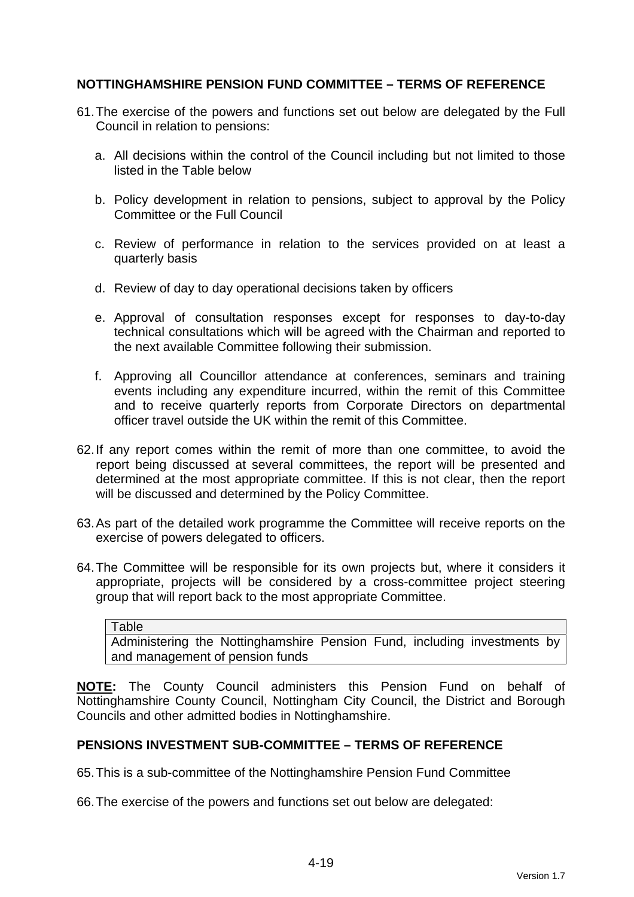**NOTTINGHAMSHIRE PENSION FUND COMMITTEE – TERMS OF REFERENCE**

61. The exercise of the powers and functions set out below are delegated by the Full Council in relation to pensions:

    a. All decisions within the control of the Council including but not limited to those listed in the Table below

    b. Policy development in relation to pensions, subject to approval by the Policy Committee or the Full Council

    c. Review of performance in relation to the services provided on at least a quarterly basis

    d. Review of day to day operational decisions taken by officers

    e. Approval of consultation responses except for responses to day-to-day technical consultations which will be agreed with the Chairman and reported to the next available Committee following their submission.

    f. Approving all Councillor attendance at conferences, seminars and training events including any expenditure incurred, within the remit of this Committee and to receive quarterly reports from Corporate Directors on departmental officer travel outside the UK within the remit of this Committee.

62. If any report comes within the remit of more than one committee, to avoid the report being discussed at several committees, the report will be presented and determined at the most appropriate committee. If this is not clear, then the report will be discussed and determined by the Policy Committee.

63. As part of the detailed work programme the Committee will receive reports on the exercise of powers delegated to officers.

64. The Committee will be responsible for its own projects but, where it considers it appropriate, projects will be considered by a cross-committee project steering group that will report back to the most appropriate Committee.

| Table |
|---|
| Administering the Nottinghamshire Pension Fund, including investments by and management of pension funds |

**NOTE:** The County Council administers this Pension Fund on behalf of Nottinghamshire County Council, Nottingham City Council, the District and Borough Councils and other admitted bodies in Nottinghamshire.

**PENSIONS INVESTMENT SUB-COMMITTEE – TERMS OF REFERENCE**

65. This is a sub-committee of the Nottinghamshire Pension Fund Committee

66. The exercise of the powers and functions set out below are delegated: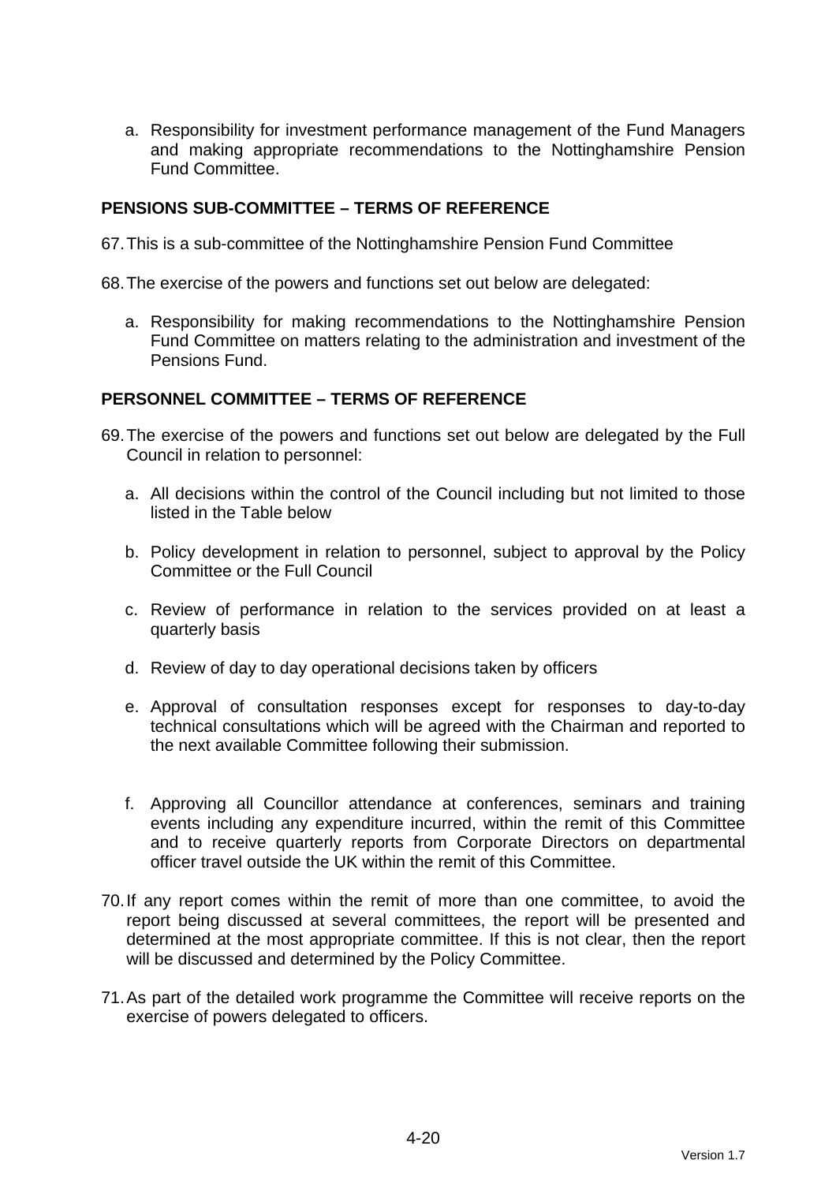a. Responsibility for investment performance management of the Fund Managers and making appropriate recommendations to the Nottinghamshire Pension Fund Committee.

## PENSIONS SUB-COMMITTEE – TERMS OF REFERENCE

67. This is a sub-committee of the Nottinghamshire Pension Fund Committee

68. The exercise of the powers and functions set out below are delegated:

    a. Responsibility for making recommendations to the Nottinghamshire Pension Fund Committee on matters relating to the administration and investment of the Pensions Fund.

## PERSONNEL COMMITTEE – TERMS OF REFERENCE

69. The exercise of the powers and functions set out below are delegated by the Full Council in relation to personnel:

    a. All decisions within the control of the Council including but not limited to those listed in the Table below

    b. Policy development in relation to personnel, subject to approval by the Policy Committee or the Full Council

    c. Review of performance in relation to the services provided on at least a quarterly basis

    d. Review of day to day operational decisions taken by officers

    e. Approval of consultation responses except for responses to day-to-day technical consultations which will be agreed with the Chairman and reported to the next available Committee following their submission.

    f. Approving all Councillor attendance at conferences, seminars and training events including any expenditure incurred, within the remit of this Committee and to receive quarterly reports from Corporate Directors on departmental officer travel outside the UK within the remit of this Committee.

70. If any report comes within the remit of more than one committee, to avoid the report being discussed at several committees, the report will be presented and determined at the most appropriate committee. If this is not clear, then the report will be discussed and determined by the Policy Committee.

71. As part of the detailed work programme the Committee will receive reports on the exercise of powers delegated to officers.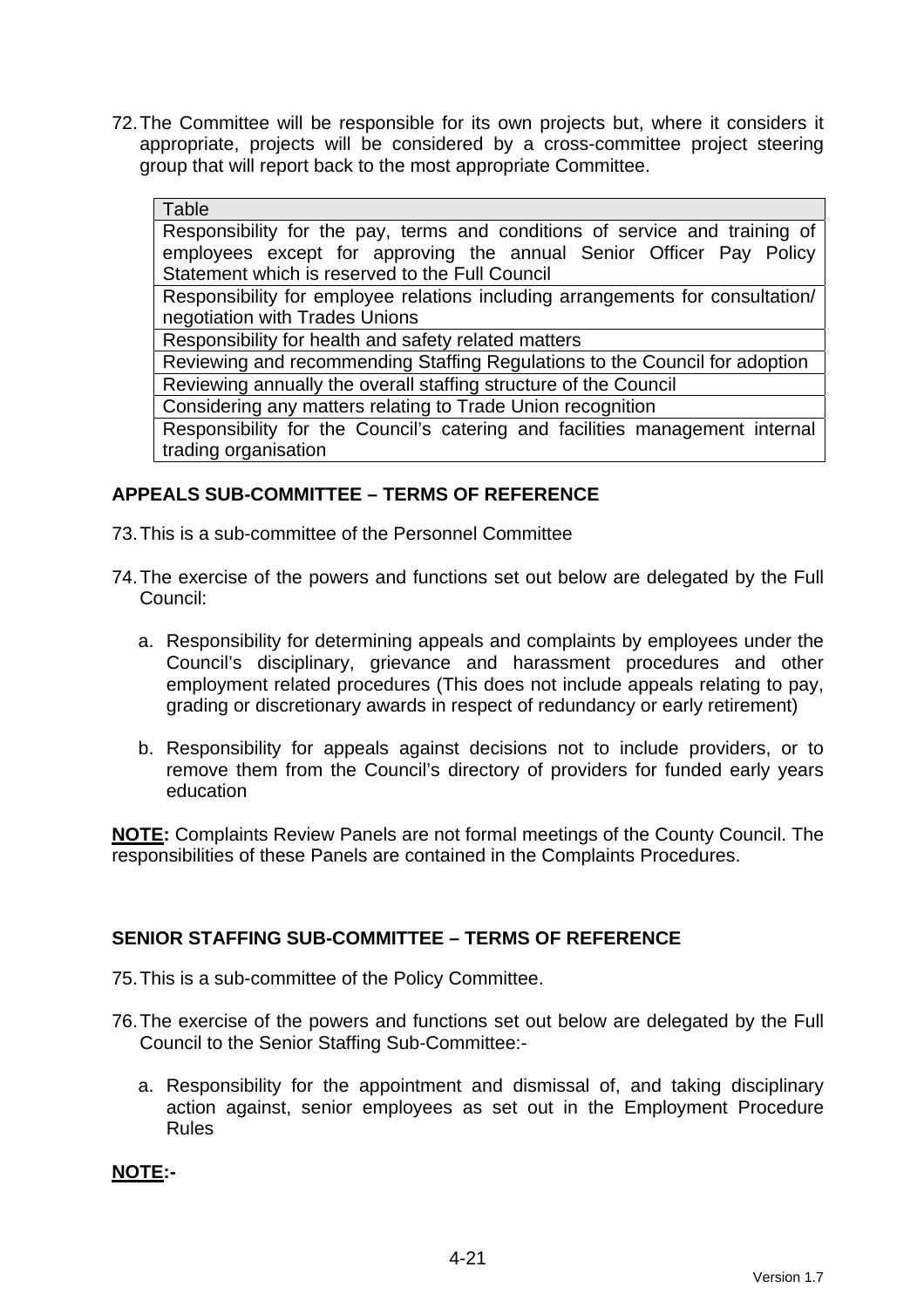72. The Committee will be responsible for its own projects but, where it considers it appropriate, projects will be considered by a cross-committee project steering group that will report back to the most appropriate Committee.

| Table |
|---|
| Responsibility for the pay, terms and conditions of service and training of employees except for approving the annual Senior Officer Pay Policy Statement which is reserved to the Full Council |
| Responsibility for employee relations including arrangements for consultation/ negotiation with Trades Unions |
| Responsibility for health and safety related matters |
| Reviewing and recommending Staffing Regulations to the Council for adoption |
| Reviewing annually the overall staffing structure of the Council |
| Considering any matters relating to Trade Union recognition |
| Responsibility for the Council's catering and facilities management internal trading organisation |

## APPEALS SUB-COMMITTEE – TERMS OF REFERENCE

73. This is a sub-committee of the Personnel Committee

74. The exercise of the powers and functions set out below are delegated by the Full Council:

    a. Responsibility for determining appeals and complaints by employees under the Council's disciplinary, grievance and harassment procedures and other employment related procedures (This does not include appeals relating to pay, grading or discretionary awards in respect of redundancy or early retirement)

    b. Responsibility for appeals against decisions not to include providers, or to remove them from the Council's directory of providers for funded early years education

**NOTE:** Complaints Review Panels are not formal meetings of the County Council. The responsibilities of these Panels are contained in the Complaints Procedures.

## SENIOR STAFFING SUB-COMMITTEE – TERMS OF REFERENCE

75. This is a sub-committee of the Policy Committee.

76. The exercise of the powers and functions set out below are delegated by the Full Council to the Senior Staffing Sub-Committee:-

    a. Responsibility for the appointment and dismissal of, and taking disciplinary action against, senior employees as set out in the Employment Procedure Rules

**NOTE:-**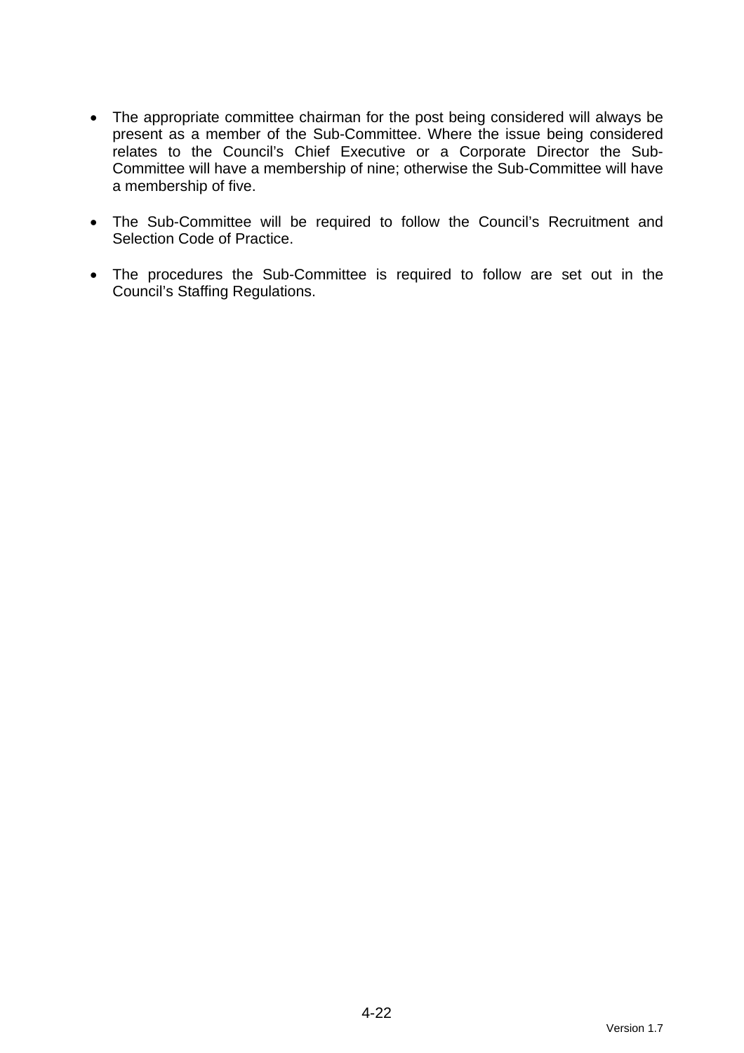- The appropriate committee chairman for the post being considered will always be present as a member of the Sub-Committee. Where the issue being considered relates to the Council's Chief Executive or a Corporate Director the Sub-Committee will have a membership of nine; otherwise the Sub-Committee will have a membership of five.

- The Sub-Committee will be required to follow the Council's Recruitment and Selection Code of Practice.

- The procedures the Sub-Committee is required to follow are set out in the Council's Staffing Regulations.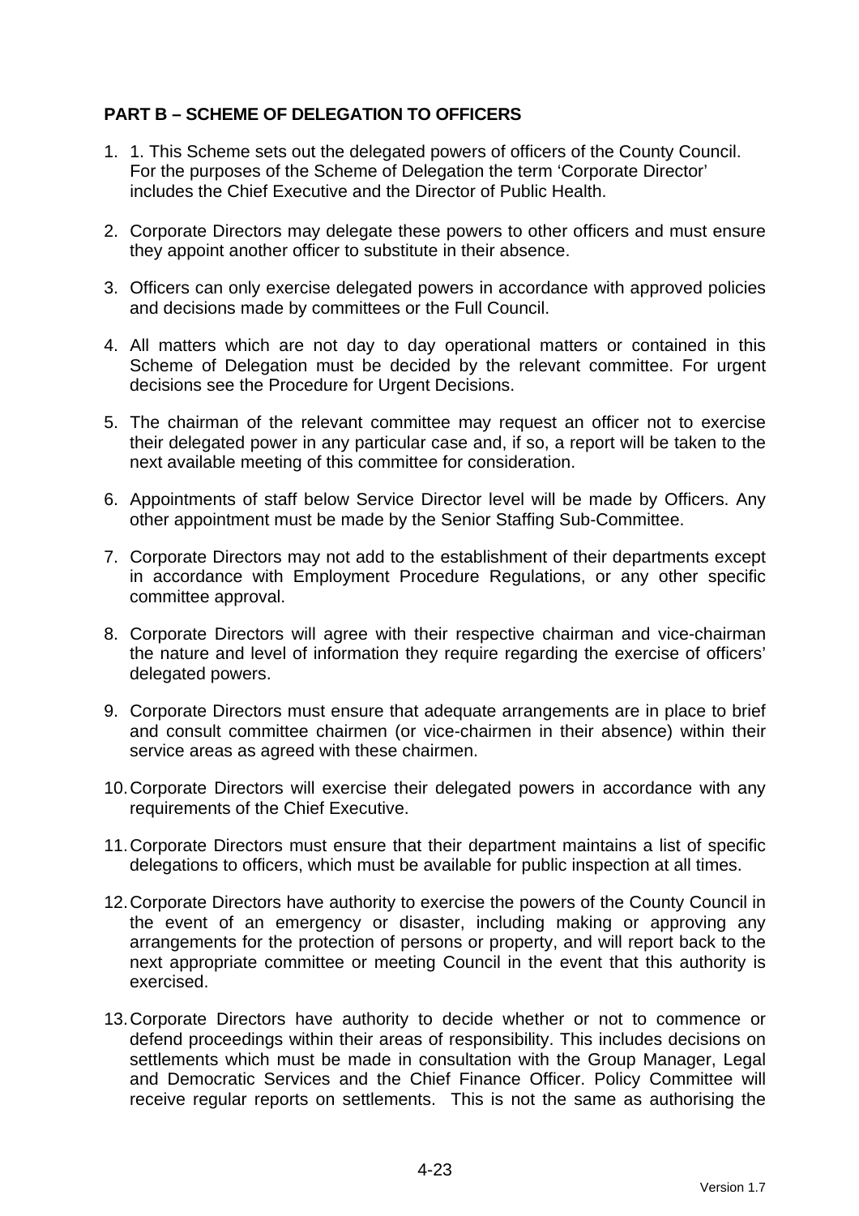**PART B – SCHEME OF DELEGATION TO OFFICERS**

1. 1. This Scheme sets out the delegated powers of officers of the County Council. For the purposes of the Scheme of Delegation the term ‘Corporate Director’ includes the Chief Executive and the Director of Public Health.

2. Corporate Directors may delegate these powers to other officers and must ensure they appoint another officer to substitute in their absence.

3. Officers can only exercise delegated powers in accordance with approved policies and decisions made by committees or the Full Council.

4. All matters which are not day to day operational matters or contained in this Scheme of Delegation must be decided by the relevant committee. For urgent decisions see the Procedure for Urgent Decisions.

5. The chairman of the relevant committee may request an officer not to exercise their delegated power in any particular case and, if so, a report will be taken to the next available meeting of this committee for consideration.

6. Appointments of staff below Service Director level will be made by Officers. Any other appointment must be made by the Senior Staffing Sub-Committee.

7. Corporate Directors may not add to the establishment of their departments except in accordance with Employment Procedure Regulations, or any other specific committee approval.

8. Corporate Directors will agree with their respective chairman and vice-chairman the nature and level of information they require regarding the exercise of officers’ delegated powers.

9. Corporate Directors must ensure that adequate arrangements are in place to brief and consult committee chairmen (or vice-chairmen in their absence) within their service areas as agreed with these chairmen.

10. Corporate Directors will exercise their delegated powers in accordance with any requirements of the Chief Executive.

11. Corporate Directors must ensure that their department maintains a list of specific delegations to officers, which must be available for public inspection at all times.

12. Corporate Directors have authority to exercise the powers of the County Council in the event of an emergency or disaster, including making or approving any arrangements for the protection of persons or property, and will report back to the next appropriate committee or meeting Council in the event that this authority is exercised.

13. Corporate Directors have authority to decide whether or not to commence or defend proceedings within their areas of responsibility. This includes decisions on settlements which must be made in consultation with the Group Manager, Legal and Democratic Services and the Chief Finance Officer. Policy Committee will receive regular reports on settlements. This is not the same as authorising the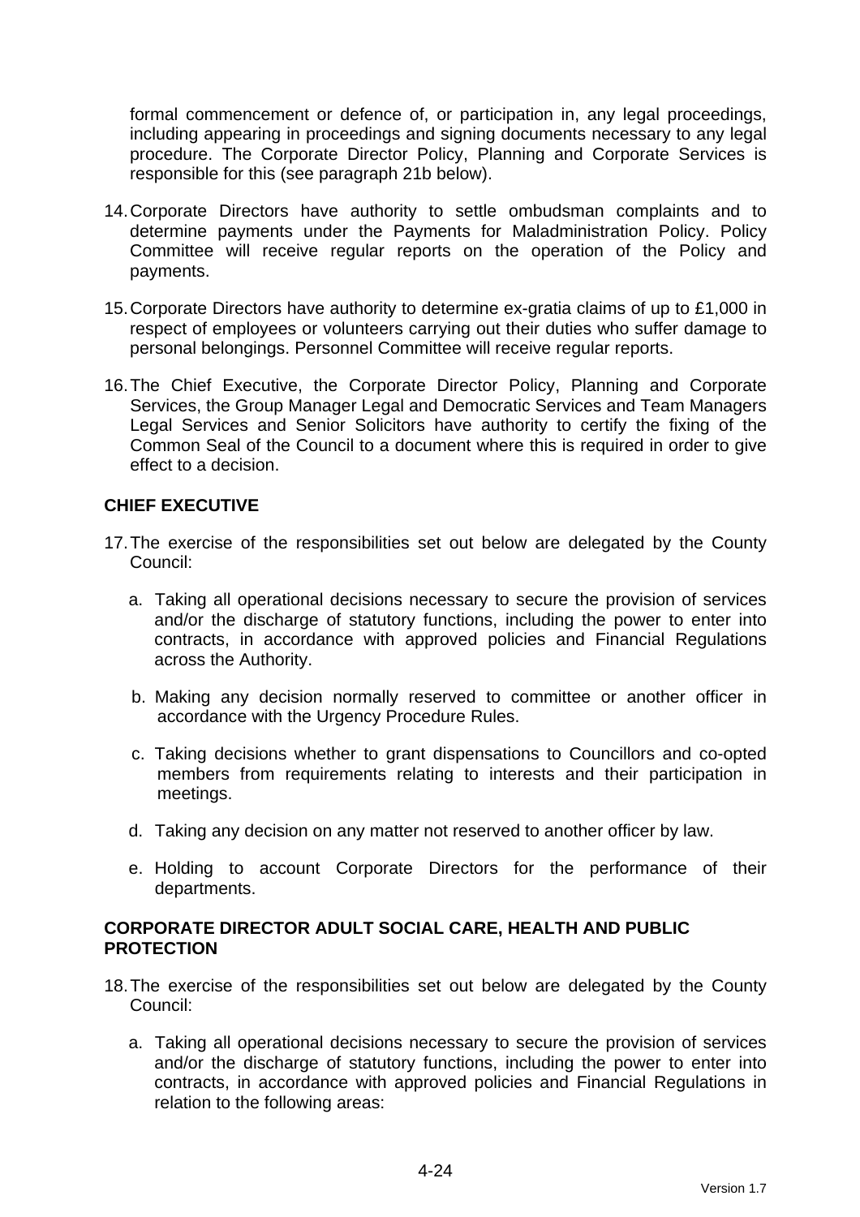formal commencement or defence of, or participation in, any legal proceedings, including appearing in proceedings and signing documents necessary to any legal procedure. The Corporate Director Policy, Planning and Corporate Services is responsible for this (see paragraph 21b below).

14. Corporate Directors have authority to settle ombudsman complaints and to determine payments under the Payments for Maladministration Policy. Policy Committee will receive regular reports on the operation of the Policy and payments.

15. Corporate Directors have authority to determine ex-gratia claims of up to £1,000 in respect of employees or volunteers carrying out their duties who suffer damage to personal belongings. Personnel Committee will receive regular reports.

16. The Chief Executive, the Corporate Director Policy, Planning and Corporate Services, the Group Manager Legal and Democratic Services and Team Managers Legal Services and Senior Solicitors have authority to certify the fixing of the Common Seal of the Council to a document where this is required in order to give effect to a decision.

**CHIEF EXECUTIVE**

17. The exercise of the responsibilities set out below are delegated by the County Council:

    a. Taking all operational decisions necessary to secure the provision of services and/or the discharge of statutory functions, including the power to enter into contracts, in accordance with approved policies and Financial Regulations across the Authority.

    b. Making any decision normally reserved to committee or another officer in accordance with the Urgency Procedure Rules.

    c. Taking decisions whether to grant dispensations to Councillors and co-opted members from requirements relating to interests and their participation in meetings.

    d. Taking any decision on any matter not reserved to another officer by law.

    e. Holding to account Corporate Directors for the performance of their departments.

**CORPORATE DIRECTOR ADULT SOCIAL CARE, HEALTH AND PUBLIC PROTECTION**

18. The exercise of the responsibilities set out below are delegated by the County Council:

    a. Taking all operational decisions necessary to secure the provision of services and/or the discharge of statutory functions, including the power to enter into contracts, in accordance with approved policies and Financial Regulations in relation to the following areas: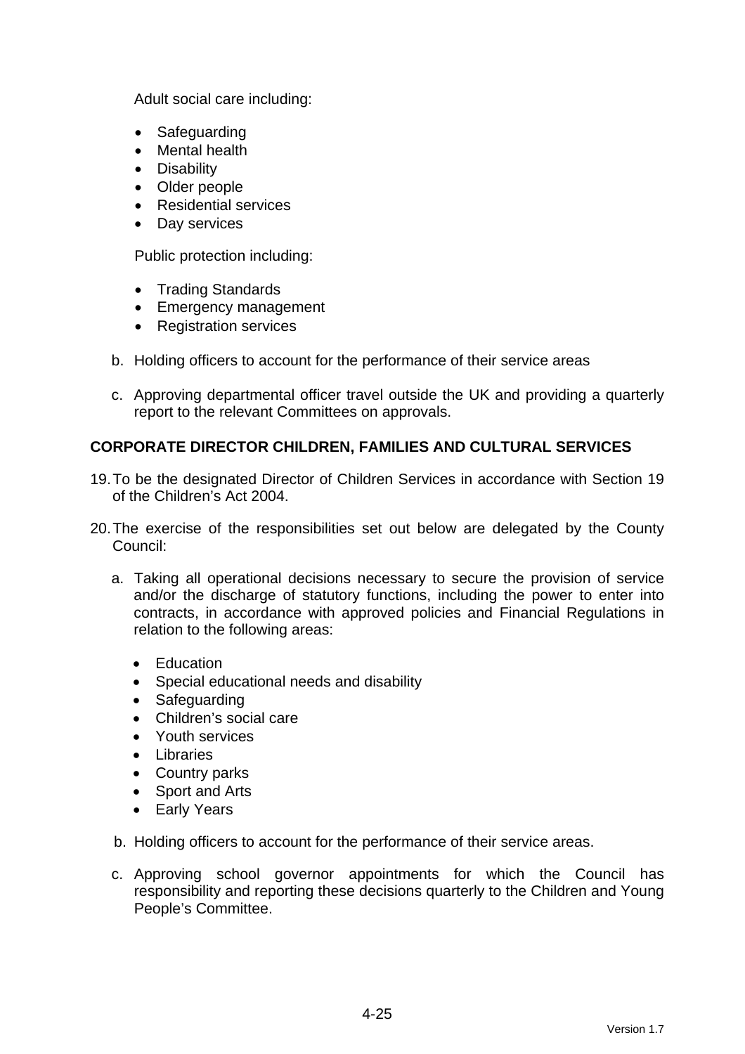Adult social care including:

- Safeguarding
- Mental health
- Disability
- Older people
- Residential services
- Day services

Public protection including:

- Trading Standards
- Emergency management
- Registration services

b. Holding officers to account for the performance of their service areas

c. Approving departmental officer travel outside the UK and providing a quarterly report to the relevant Committees on approvals.

**CORPORATE DIRECTOR CHILDREN, FAMILIES AND CULTURAL SERVICES**

19. To be the designated Director of Children Services in accordance with Section 19 of the Children's Act 2004.

20. The exercise of the responsibilities set out below are delegated by the County Council:

    a. Taking all operational decisions necessary to secure the provision of service and/or the discharge of statutory functions, including the power to enter into contracts, in accordance with approved policies and Financial Regulations in relation to the following areas:

        - Education
        - Special educational needs and disability
        - Safeguarding
        - Children's social care
        - Youth services
        - Libraries
        - Country parks
        - Sport and Arts
        - Early Years

    b. Holding officers to account for the performance of their service areas.

    c. Approving school governor appointments for which the Council has responsibility and reporting these decisions quarterly to the Children and Young People's Committee.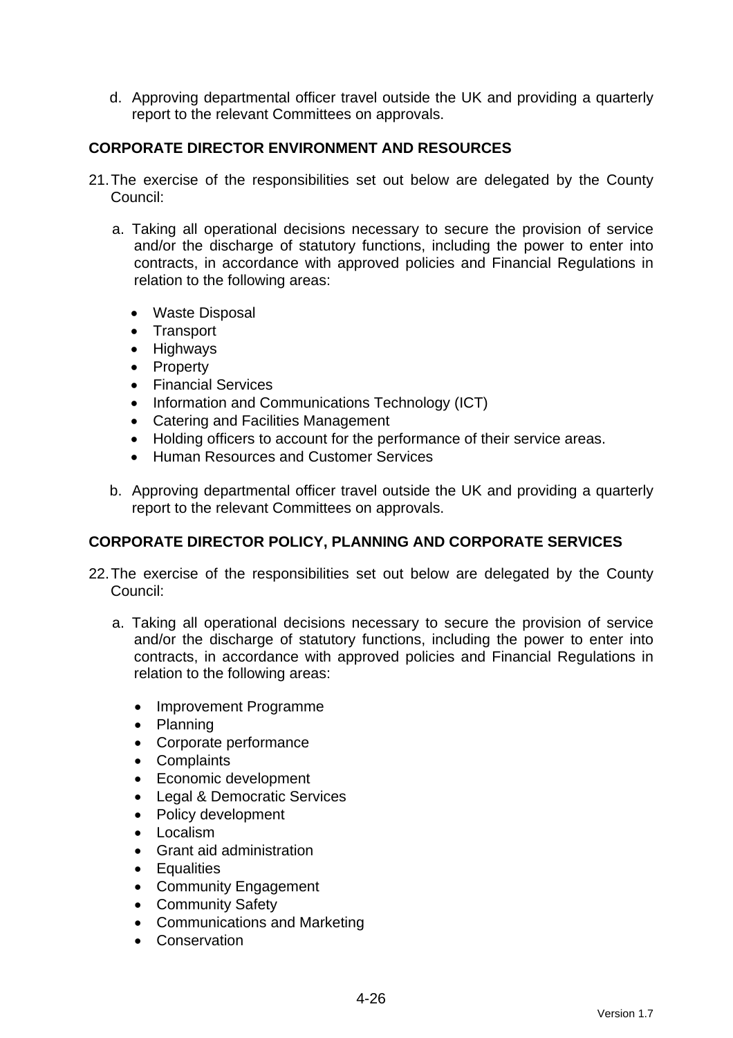d. Approving departmental officer travel outside the UK and providing a quarterly report to the relevant Committees on approvals.

**CORPORATE DIRECTOR ENVIRONMENT AND RESOURCES**

21. The exercise of the responsibilities set out below are delegated by the County Council:

    a. Taking all operational decisions necessary to secure the provision of service and/or the discharge of statutory functions, including the power to enter into contracts, in accordance with approved policies and Financial Regulations in relation to the following areas:

    - Waste Disposal
    - Transport
    - Highways
    - Property
    - Financial Services
    - Information and Communications Technology (ICT)
    - Catering and Facilities Management
    - Holding officers to account for the performance of their service areas.
    - Human Resources and Customer Services

    b. Approving departmental officer travel outside the UK and providing a quarterly report to the relevant Committees on approvals.

**CORPORATE DIRECTOR POLICY, PLANNING AND CORPORATE SERVICES**

22. The exercise of the responsibilities set out below are delegated by the County Council:

    a. Taking all operational decisions necessary to secure the provision of service and/or the discharge of statutory functions, including the power to enter into contracts, in accordance with approved policies and Financial Regulations in relation to the following areas:

    - Improvement Programme
    - Planning
    - Corporate performance
    - Complaints
    - Economic development
    - Legal & Democratic Services
    - Policy development
    - Localism
    - Grant aid administration
    - Equalities
    - Community Engagement
    - Community Safety
    - Communications and Marketing
    - Conservation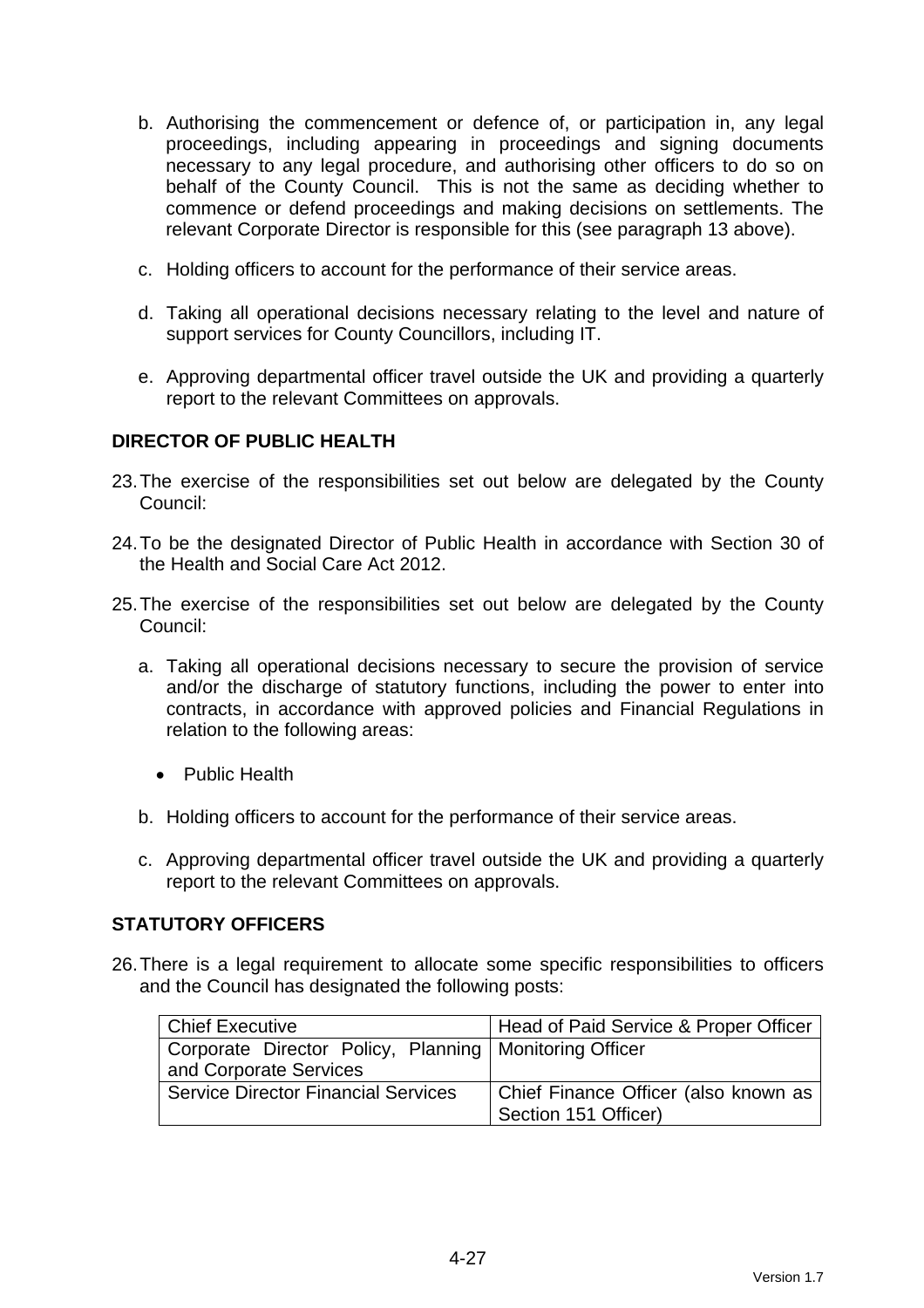b. Authorising the commencement or defence of, or participation in, any legal proceedings, including appearing in proceedings and signing documents necessary to any legal procedure, and authorising other officers to do so on behalf of the County Council. This is not the same as deciding whether to commence or defend proceedings and making decisions on settlements. The relevant Corporate Director is responsible for this (see paragraph 13 above).

c. Holding officers to account for the performance of their service areas.

d. Taking all operational decisions necessary relating to the level and nature of support services for County Councillors, including IT.

e. Approving departmental officer travel outside the UK and providing a quarterly report to the relevant Committees on approvals.

**DIRECTOR OF PUBLIC HEALTH**

23. The exercise of the responsibilities set out below are delegated by the County Council:

24. To be the designated Director of Public Health in accordance with Section 30 of the Health and Social Care Act 2012.

25. The exercise of the responsibilities set out below are delegated by the County Council:

    a. Taking all operational decisions necessary to secure the provision of service and/or the discharge of statutory functions, including the power to enter into contracts, in accordance with approved policies and Financial Regulations in relation to the following areas:

        - Public Health

    b. Holding officers to account for the performance of their service areas.

    c. Approving departmental officer travel outside the UK and providing a quarterly report to the relevant Committees on approvals.

**STATUTORY OFFICERS**

26. There is a legal requirement to allocate some specific responsibilities to officers and the Council has designated the following posts:

| | |
|---|---|
| Chief Executive | Head of Paid Service & Proper Officer |
| Corporate Director Policy, Planning and Corporate Services | Monitoring Officer |
| Service Director Financial Services | Chief Finance Officer (also known as Section 151 Officer) |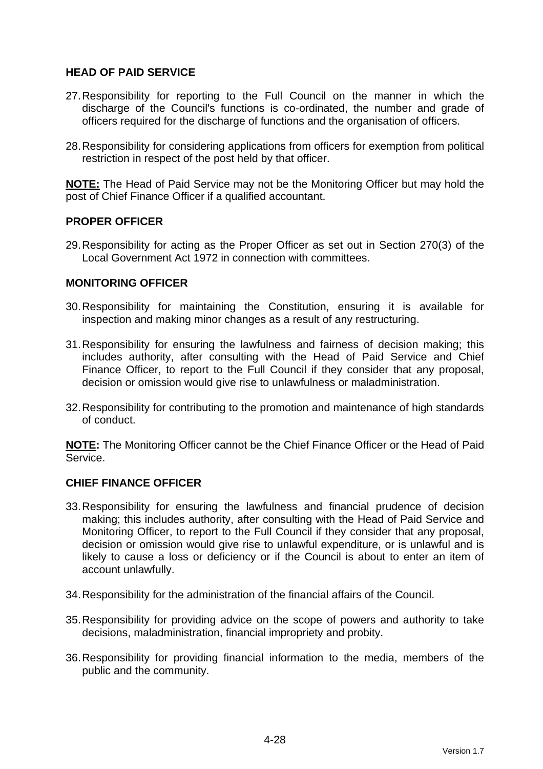**HEAD OF PAID SERVICE**

27. Responsibility for reporting to the Full Council on the manner in which the discharge of the Council's functions is co-ordinated, the number and grade of officers required for the discharge of functions and the organisation of officers.

28. Responsibility for considering applications from officers for exemption from political restriction in respect of the post held by that officer.

**<u>NOTE:</u>** The Head of Paid Service may not be the Monitoring Officer but may hold the post of Chief Finance Officer if a qualified accountant.

**PROPER OFFICER**

29. Responsibility for acting as the Proper Officer as set out in Section 270(3) of the Local Government Act 1972 in connection with committees.

**MONITORING OFFICER**

30. Responsibility for maintaining the Constitution, ensuring it is available for inspection and making minor changes as a result of any restructuring.

31. Responsibility for ensuring the lawfulness and fairness of decision making; this includes authority, after consulting with the Head of Paid Service and Chief Finance Officer, to report to the Full Council if they consider that any proposal, decision or omission would give rise to unlawfulness or maladministration.

32. Responsibility for contributing to the promotion and maintenance of high standards of conduct.

**<u>NOTE</u>:** The Monitoring Officer cannot be the Chief Finance Officer or the Head of Paid Service.

**CHIEF FINANCE OFFICER**

33. Responsibility for ensuring the lawfulness and financial prudence of decision making; this includes authority, after consulting with the Head of Paid Service and Monitoring Officer, to report to the Full Council if they consider that any proposal, decision or omission would give rise to unlawful expenditure, or is unlawful and is likely to cause a loss or deficiency or if the Council is about to enter an item of account unlawfully.

34. Responsibility for the administration of the financial affairs of the Council.

35. Responsibility for providing advice on the scope of powers and authority to take decisions, maladministration, financial impropriety and probity.

36. Responsibility for providing financial information to the media, members of the public and the community.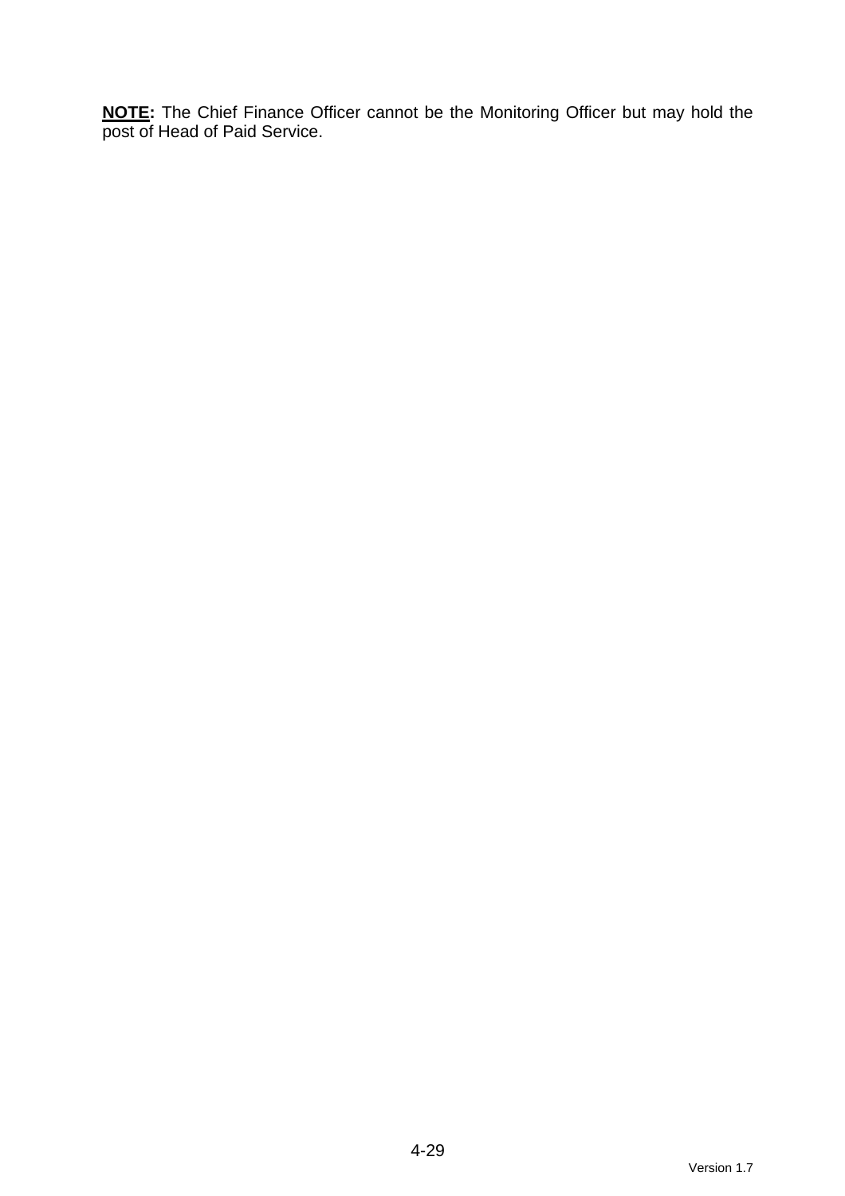**NOTE:** The Chief Finance Officer cannot be the Monitoring Officer but may hold the post of Head of Paid Service.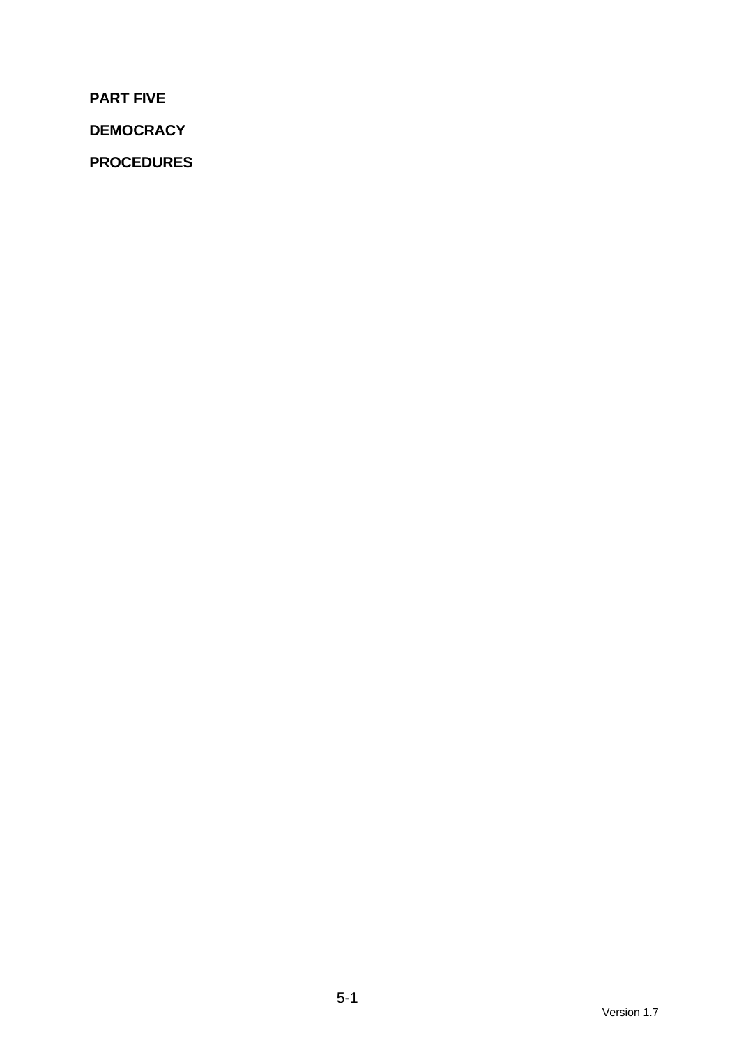**PART FIVE**

**DEMOCRACY**

**PROCEDURES**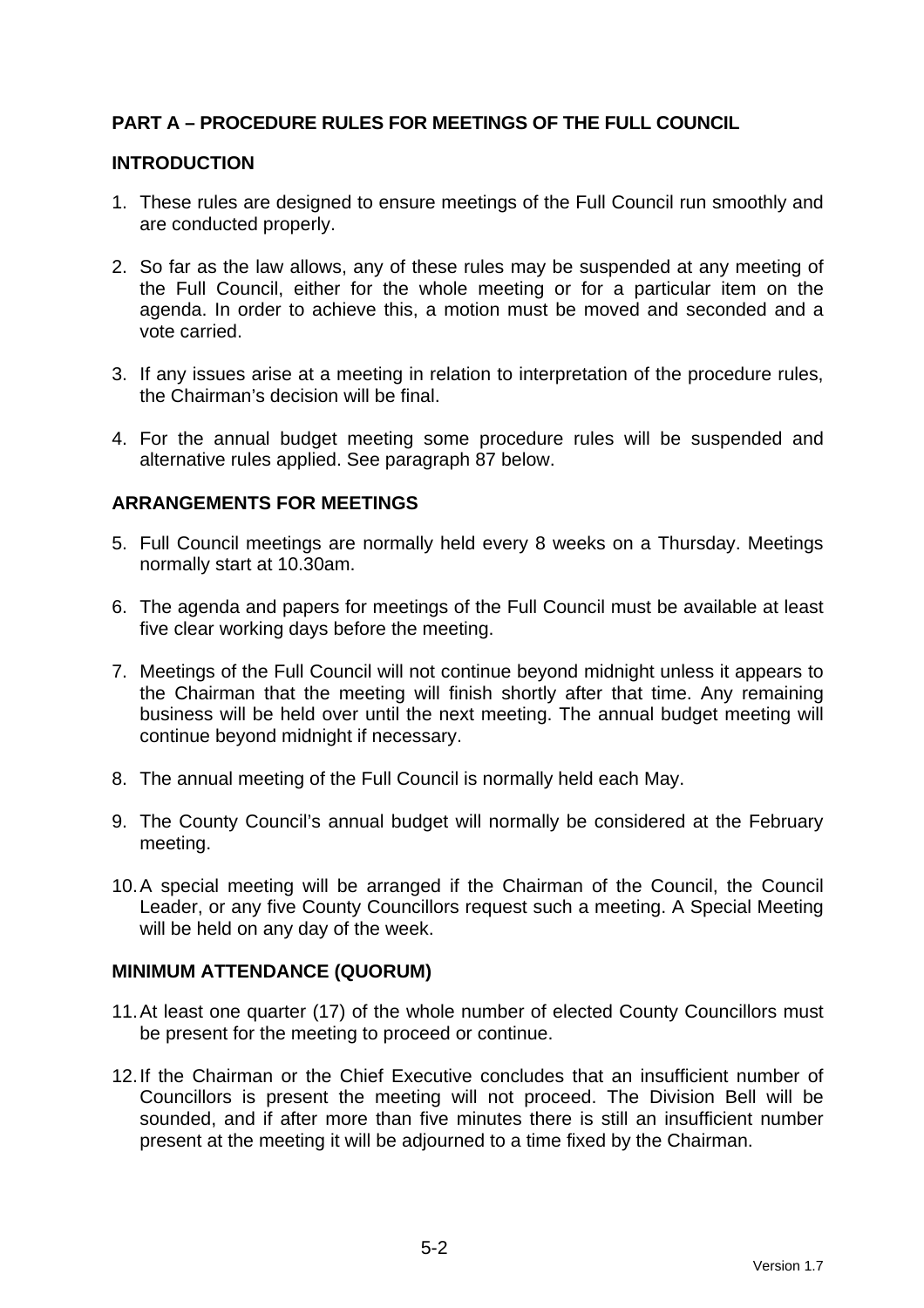## PART A – PROCEDURE RULES FOR MEETINGS OF THE FULL COUNCIL

### INTRODUCTION

1. These rules are designed to ensure meetings of the Full Council run smoothly and are conducted properly.

2. So far as the law allows, any of these rules may be suspended at any meeting of the Full Council, either for the whole meeting or for a particular item on the agenda. In order to achieve this, a motion must be moved and seconded and a vote carried.

3. If any issues arise at a meeting in relation to interpretation of the procedure rules, the Chairman's decision will be final.

4. For the annual budget meeting some procedure rules will be suspended and alternative rules applied. See paragraph 87 below.

### ARRANGEMENTS FOR MEETINGS

5. Full Council meetings are normally held every 8 weeks on a Thursday. Meetings normally start at 10.30am.

6. The agenda and papers for meetings of the Full Council must be available at least five clear working days before the meeting.

7. Meetings of the Full Council will not continue beyond midnight unless it appears to the Chairman that the meeting will finish shortly after that time. Any remaining business will be held over until the next meeting. The annual budget meeting will continue beyond midnight if necessary.

8. The annual meeting of the Full Council is normally held each May.

9. The County Council's annual budget will normally be considered at the February meeting.

10. A special meeting will be arranged if the Chairman of the Council, the Council Leader, or any five County Councillors request such a meeting. A Special Meeting will be held on any day of the week.

### MINIMUM ATTENDANCE (QUORUM)

11. At least one quarter (17) of the whole number of elected County Councillors must be present for the meeting to proceed or continue.

12. If the Chairman or the Chief Executive concludes that an insufficient number of Councillors is present the meeting will not proceed. The Division Bell will be sounded, and if after more than five minutes there is still an insufficient number present at the meeting it will be adjourned to a time fixed by the Chairman.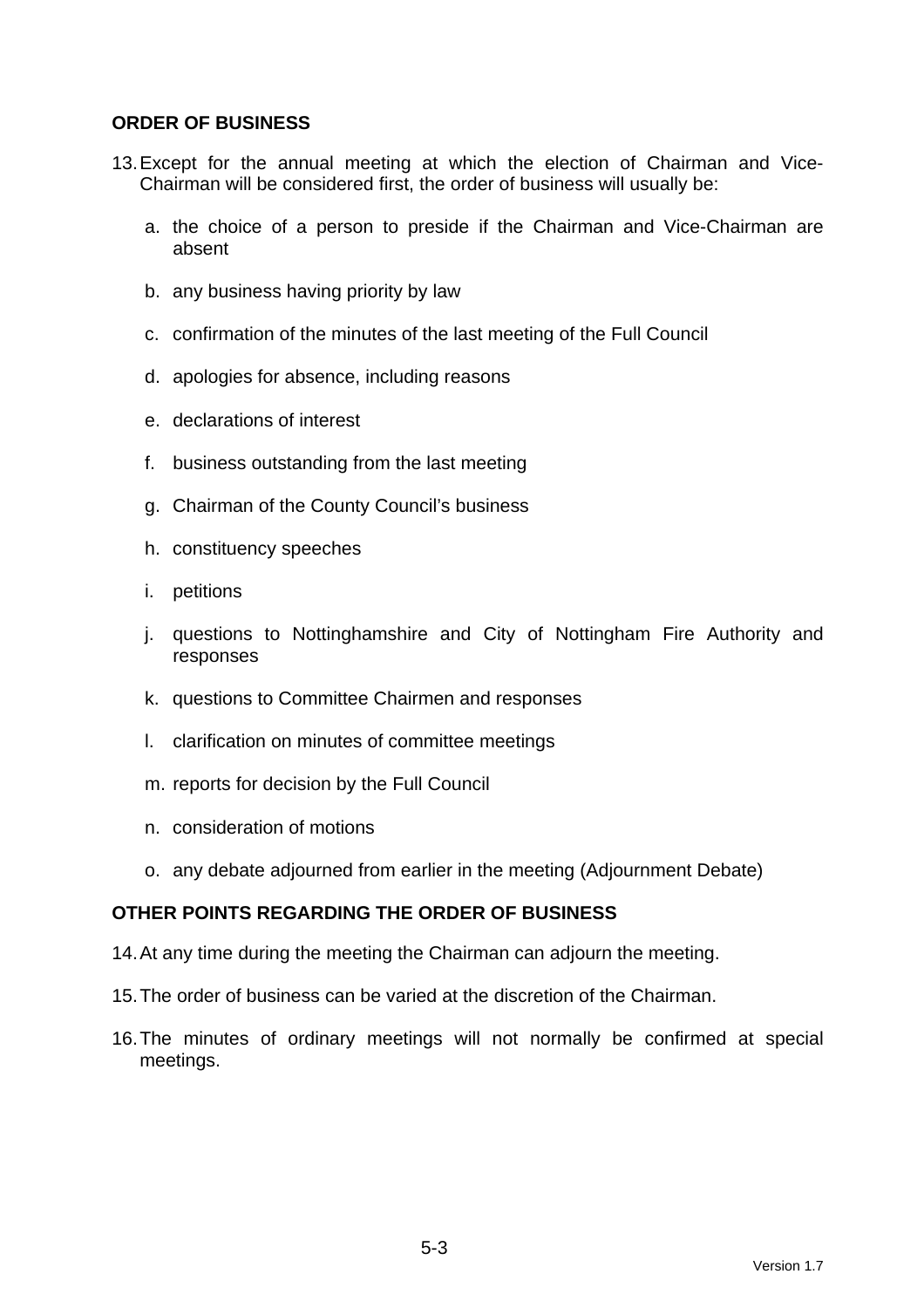## ORDER OF BUSINESS

13. Except for the annual meeting at which the election of Chairman and Vice-Chairman will be considered first, the order of business will usually be:

    a. the choice of a person to preside if the Chairman and Vice-Chairman are absent

    b. any business having priority by law

    c. confirmation of the minutes of the last meeting of the Full Council

    d. apologies for absence, including reasons

    e. declarations of interest

    f. business outstanding from the last meeting

    g. Chairman of the County Council's business

    h. constituency speeches

    i. petitions

    j. questions to Nottinghamshire and City of Nottingham Fire Authority and responses

    k. questions to Committee Chairmen and responses

    l. clarification on minutes of committee meetings

    m. reports for decision by the Full Council

    n. consideration of motions

    o. any debate adjourned from earlier in the meeting (Adjournment Debate)

## OTHER POINTS REGARDING THE ORDER OF BUSINESS

14. At any time during the meeting the Chairman can adjourn the meeting.

15. The order of business can be varied at the discretion of the Chairman.

16. The minutes of ordinary meetings will not normally be confirmed at special meetings.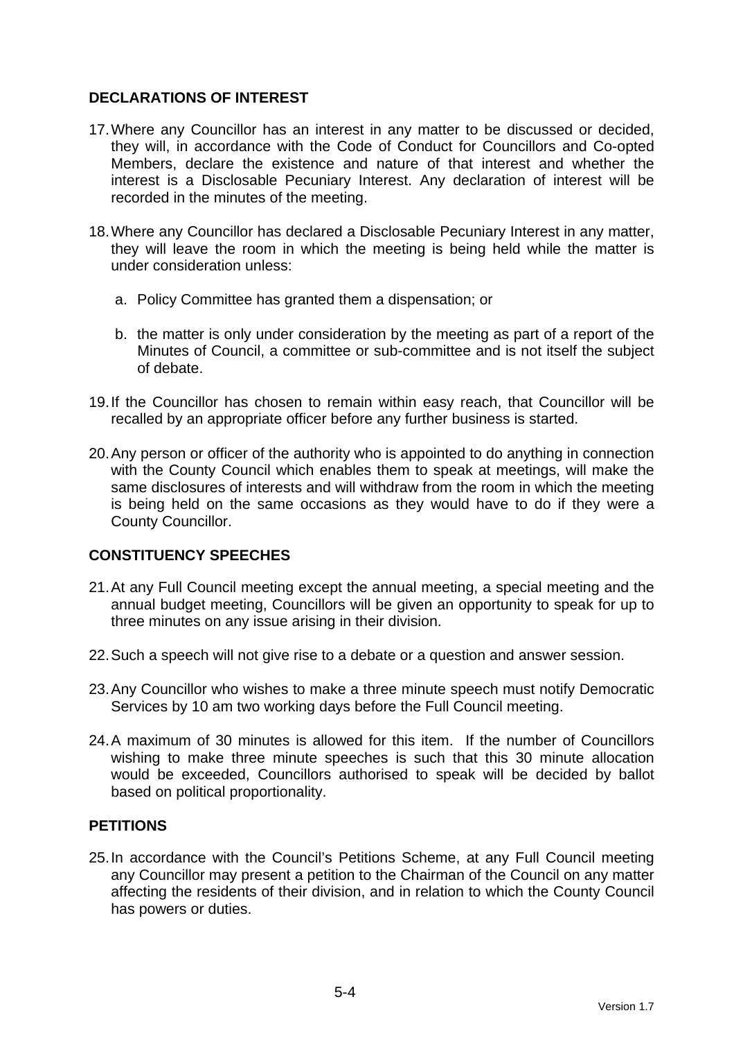**DECLARATIONS OF INTEREST**

17. Where any Councillor has an interest in any matter to be discussed or decided, they will, in accordance with the Code of Conduct for Councillors and Co-opted Members, declare the existence and nature of that interest and whether the interest is a Disclosable Pecuniary Interest. Any declaration of interest will be recorded in the minutes of the meeting.

18. Where any Councillor has declared a Disclosable Pecuniary Interest in any matter, they will leave the room in which the meeting is being held while the matter is under consideration unless:

    a. Policy Committee has granted them a dispensation; or

    b. the matter is only under consideration by the meeting as part of a report of the Minutes of Council, a committee or sub-committee and is not itself the subject of debate.

19. If the Councillor has chosen to remain within easy reach, that Councillor will be recalled by an appropriate officer before any further business is started.

20. Any person or officer of the authority who is appointed to do anything in connection with the County Council which enables them to speak at meetings, will make the same disclosures of interests and will withdraw from the room in which the meeting is being held on the same occasions as they would have to do if they were a County Councillor.

**CONSTITUENCY SPEECHES**

21. At any Full Council meeting except the annual meeting, a special meeting and the annual budget meeting, Councillors will be given an opportunity to speak for up to three minutes on any issue arising in their division.

22. Such a speech will not give rise to a debate or a question and answer session.

23. Any Councillor who wishes to make a three minute speech must notify Democratic Services by 10 am two working days before the Full Council meeting.

24. A maximum of 30 minutes is allowed for this item. If the number of Councillors wishing to make three minute speeches is such that this 30 minute allocation would be exceeded, Councillors authorised to speak will be decided by ballot based on political proportionality.

**PETITIONS**

25. In accordance with the Council's Petitions Scheme, at any Full Council meeting any Councillor may present a petition to the Chairman of the Council on any matter affecting the residents of their division, and in relation to which the County Council has powers or duties.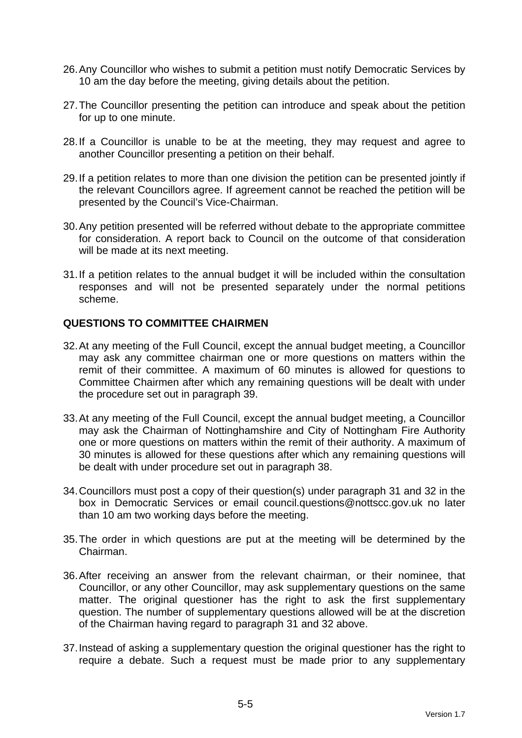26. Any Councillor who wishes to submit a petition must notify Democratic Services by 10 am the day before the meeting, giving details about the petition.

27. The Councillor presenting the petition can introduce and speak about the petition for up to one minute.

28. If a Councillor is unable to be at the meeting, they may request and agree to another Councillor presenting a petition on their behalf.

29. If a petition relates to more than one division the petition can be presented jointly if the relevant Councillors agree. If agreement cannot be reached the petition will be presented by the Council's Vice-Chairman.

30. Any petition presented will be referred without debate to the appropriate committee for consideration. A report back to Council on the outcome of that consideration will be made at its next meeting.

31. If a petition relates to the annual budget it will be included within the consultation responses and will not be presented separately under the normal petitions scheme.

**QUESTIONS TO COMMITTEE CHAIRMEN**

32. At any meeting of the Full Council, except the annual budget meeting, a Councillor may ask any committee chairman one or more questions on matters within the remit of their committee. A maximum of 60 minutes is allowed for questions to Committee Chairmen after which any remaining questions will be dealt with under the procedure set out in paragraph 39.

33. At any meeting of the Full Council, except the annual budget meeting, a Councillor may ask the Chairman of Nottinghamshire and City of Nottingham Fire Authority one or more questions on matters within the remit of their authority. A maximum of 30 minutes is allowed for these questions after which any remaining questions will be dealt with under procedure set out in paragraph 38.

34. Councillors must post a copy of their question(s) under paragraph 31 and 32 in the box in Democratic Services or email council.questions@nottscc.gov.uk no later than 10 am two working days before the meeting.

35. The order in which questions are put at the meeting will be determined by the Chairman.

36. After receiving an answer from the relevant chairman, or their nominee, that Councillor, or any other Councillor, may ask supplementary questions on the same matter. The original questioner has the right to ask the first supplementary question. The number of supplementary questions allowed will be at the discretion of the Chairman having regard to paragraph 31 and 32 above.

37. Instead of asking a supplementary question the original questioner has the right to require a debate. Such a request must be made prior to any supplementary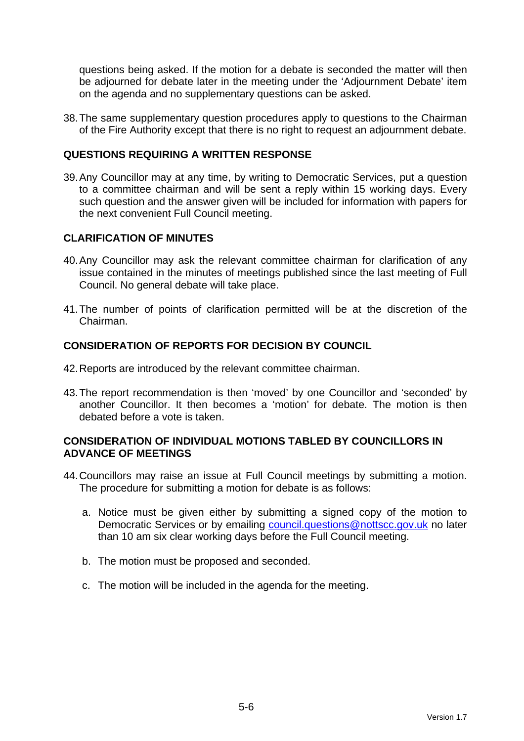questions being asked. If the motion for a debate is seconded the matter will then be adjourned for debate later in the meeting under the 'Adjournment Debate' item on the agenda and no supplementary questions can be asked.

38. The same supplementary question procedures apply to questions to the Chairman of the Fire Authority except that there is no right to request an adjournment debate.

## QUESTIONS REQUIRING A WRITTEN RESPONSE

39. Any Councillor may at any time, by writing to Democratic Services, put a question to a committee chairman and will be sent a reply within 15 working days. Every such question and the answer given will be included for information with papers for the next convenient Full Council meeting.

## CLARIFICATION OF MINUTES

40. Any Councillor may ask the relevant committee chairman for clarification of any issue contained in the minutes of meetings published since the last meeting of Full Council. No general debate will take place.

41. The number of points of clarification permitted will be at the discretion of the Chairman.

## CONSIDERATION OF REPORTS FOR DECISION BY COUNCIL

42. Reports are introduced by the relevant committee chairman.

43. The report recommendation is then 'moved' by one Councillor and 'seconded' by another Councillor. It then becomes a 'motion' for debate. The motion is then debated before a vote is taken.

## CONSIDERATION OF INDIVIDUAL MOTIONS TABLED BY COUNCILLORS IN ADVANCE OF MEETINGS

44. Councillors may raise an issue at Full Council meetings by submitting a motion. The procedure for submitting a motion for debate is as follows:

    a. Notice must be given either by submitting a signed copy of the motion to Democratic Services or by emailing council.questions@nottscc.gov.uk no later than 10 am six clear working days before the Full Council meeting.

    b. The motion must be proposed and seconded.

    c. The motion will be included in the agenda for the meeting.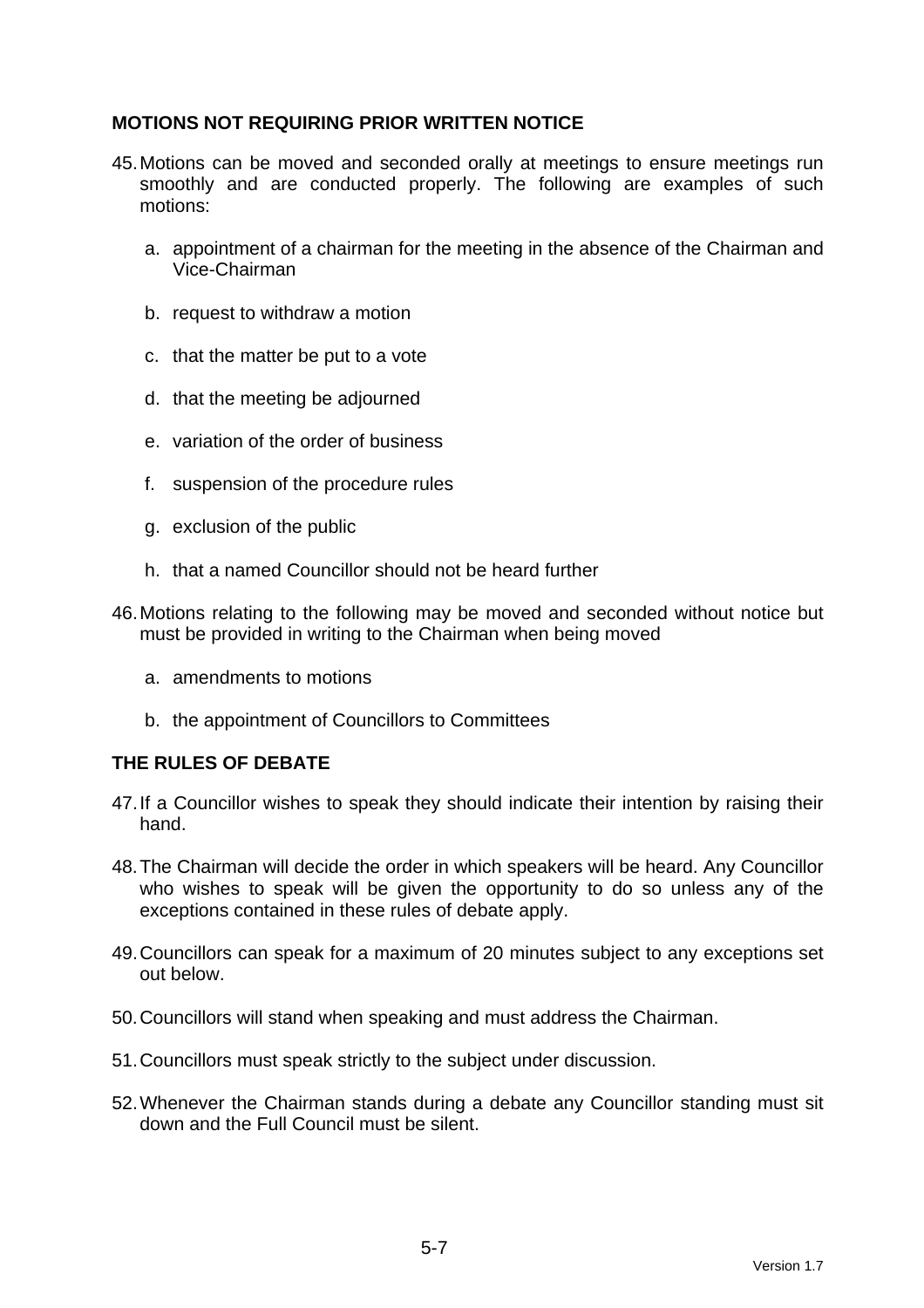## MOTIONS NOT REQUIRING PRIOR WRITTEN NOTICE

45. Motions can be moved and seconded orally at meetings to ensure meetings run smoothly and are conducted properly. The following are examples of such motions:

    a. appointment of a chairman for the meeting in the absence of the Chairman and Vice-Chairman

    b. request to withdraw a motion

    c. that the matter be put to a vote

    d. that the meeting be adjourned

    e. variation of the order of business

    f. suspension of the procedure rules

    g. exclusion of the public

    h. that a named Councillor should not be heard further

46. Motions relating to the following may be moved and seconded without notice but must be provided in writing to the Chairman when being moved

    a. amendments to motions

    b. the appointment of Councillors to Committees

## THE RULES OF DEBATE

47. If a Councillor wishes to speak they should indicate their intention by raising their hand.

48. The Chairman will decide the order in which speakers will be heard. Any Councillor who wishes to speak will be given the opportunity to do so unless any of the exceptions contained in these rules of debate apply.

49. Councillors can speak for a maximum of 20 minutes subject to any exceptions set out below.

50. Councillors will stand when speaking and must address the Chairman.

51. Councillors must speak strictly to the subject under discussion.

52. Whenever the Chairman stands during a debate any Councillor standing must sit down and the Full Council must be silent.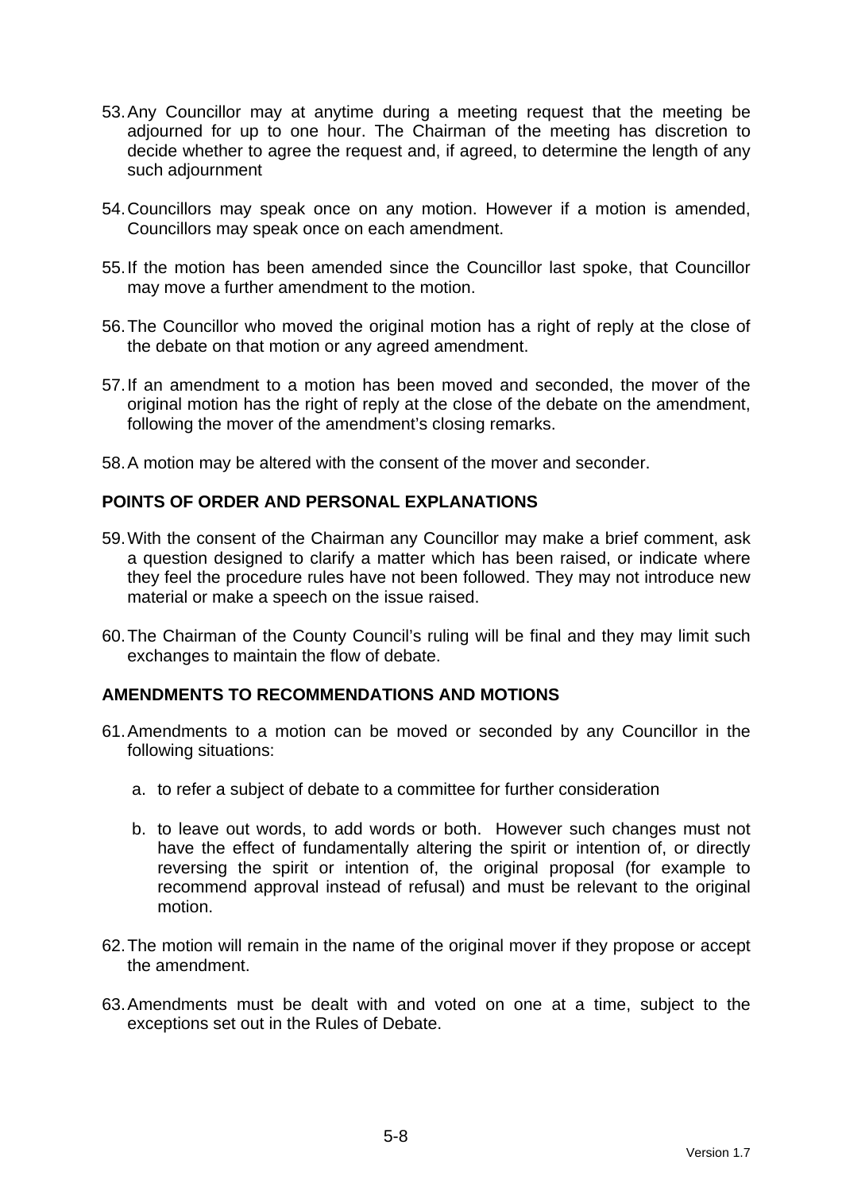53. Any Councillor may at anytime during a meeting request that the meeting be adjourned for up to one hour. The Chairman of the meeting has discretion to decide whether to agree the request and, if agreed, to determine the length of any such adjournment

54. Councillors may speak once on any motion. However if a motion is amended, Councillors may speak once on each amendment.

55. If the motion has been amended since the Councillor last spoke, that Councillor may move a further amendment to the motion.

56. The Councillor who moved the original motion has a right of reply at the close of the debate on that motion or any agreed amendment.

57. If an amendment to a motion has been moved and seconded, the mover of the original motion has the right of reply at the close of the debate on the amendment, following the mover of the amendment's closing remarks.

58. A motion may be altered with the consent of the mover and seconder.

## POINTS OF ORDER AND PERSONAL EXPLANATIONS

59. With the consent of the Chairman any Councillor may make a brief comment, ask a question designed to clarify a matter which has been raised, or indicate where they feel the procedure rules have not been followed. They may not introduce new material or make a speech on the issue raised.

60. The Chairman of the County Council's ruling will be final and they may limit such exchanges to maintain the flow of debate.

## AMENDMENTS TO RECOMMENDATIONS AND MOTIONS

61. Amendments to a motion can be moved or seconded by any Councillor in the following situations:

    a. to refer a subject of debate to a committee for further consideration

    b. to leave out words, to add words or both. However such changes must not have the effect of fundamentally altering the spirit or intention of, or directly reversing the spirit or intention of, the original proposal (for example to recommend approval instead of refusal) and must be relevant to the original motion.

62. The motion will remain in the name of the original mover if they propose or accept the amendment.

63. Amendments must be dealt with and voted on one at a time, subject to the exceptions set out in the Rules of Debate.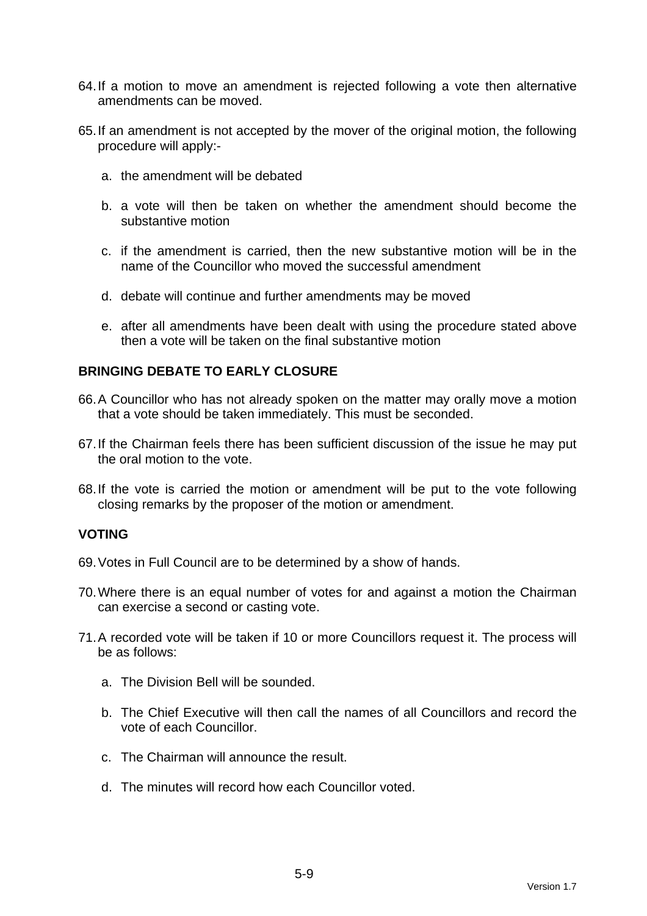64. If a motion to move an amendment is rejected following a vote then alternative amendments can be moved.

65. If an amendment is not accepted by the mover of the original motion, the following procedure will apply:-

    a. the amendment will be debated

    b. a vote will then be taken on whether the amendment should become the substantive motion

    c. if the amendment is carried, then the new substantive motion will be in the name of the Councillor who moved the successful amendment

    d. debate will continue and further amendments may be moved

    e. after all amendments have been dealt with using the procedure stated above then a vote will be taken on the final substantive motion

**BRINGING DEBATE TO EARLY CLOSURE**

66. A Councillor who has not already spoken on the matter may orally move a motion that a vote should be taken immediately. This must be seconded.

67. If the Chairman feels there has been sufficient discussion of the issue he may put the oral motion to the vote.

68. If the vote is carried the motion or amendment will be put to the vote following closing remarks by the proposer of the motion or amendment.

**VOTING**

69. Votes in Full Council are to be determined by a show of hands.

70. Where there is an equal number of votes for and against a motion the Chairman can exercise a second or casting vote.

71. A recorded vote will be taken if 10 or more Councillors request it. The process will be as follows:

    a. The Division Bell will be sounded.

    b. The Chief Executive will then call the names of all Councillors and record the vote of each Councillor.

    c. The Chairman will announce the result.

    d. The minutes will record how each Councillor voted.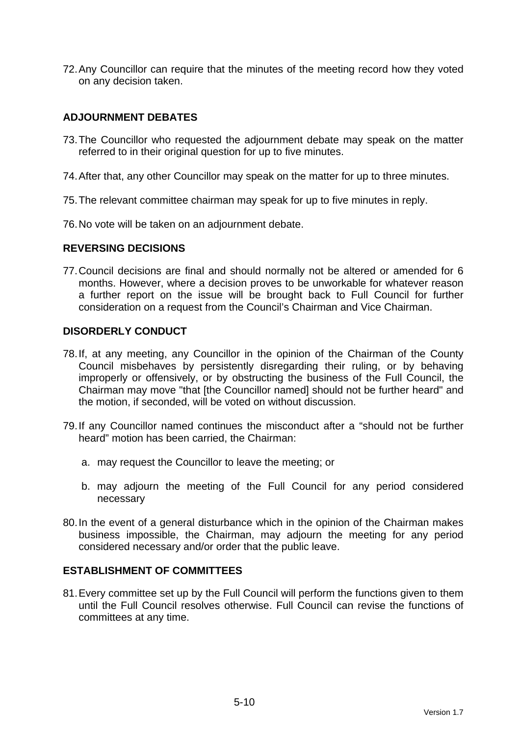72. Any Councillor can require that the minutes of the meeting record how they voted on any decision taken.

## ADJOURNMENT DEBATES

73. The Councillor who requested the adjournment debate may speak on the matter referred to in their original question for up to five minutes.

74. After that, any other Councillor may speak on the matter for up to three minutes.

75. The relevant committee chairman may speak for up to five minutes in reply.

76. No vote will be taken on an adjournment debate.

## REVERSING DECISIONS

77. Council decisions are final and should normally not be altered or amended for 6 months. However, where a decision proves to be unworkable for whatever reason a further report on the issue will be brought back to Full Council for further consideration on a request from the Council's Chairman and Vice Chairman.

## DISORDERLY CONDUCT

78. If, at any meeting, any Councillor in the opinion of the Chairman of the County Council misbehaves by persistently disregarding their ruling, or by behaving improperly or offensively, or by obstructing the business of the Full Council, the Chairman may move "that [the Councillor named] should not be further heard" and the motion, if seconded, will be voted on without discussion.

79. If any Councillor named continues the misconduct after a "should not be further heard" motion has been carried, the Chairman:

    a. may request the Councillor to leave the meeting; or

    b. may adjourn the meeting of the Full Council for any period considered necessary

80. In the event of a general disturbance which in the opinion of the Chairman makes business impossible, the Chairman, may adjourn the meeting for any period considered necessary and/or order that the public leave.

## ESTABLISHMENT OF COMMITTEES

81. Every committee set up by the Full Council will perform the functions given to them until the Full Council resolves otherwise. Full Council can revise the functions of committees at any time.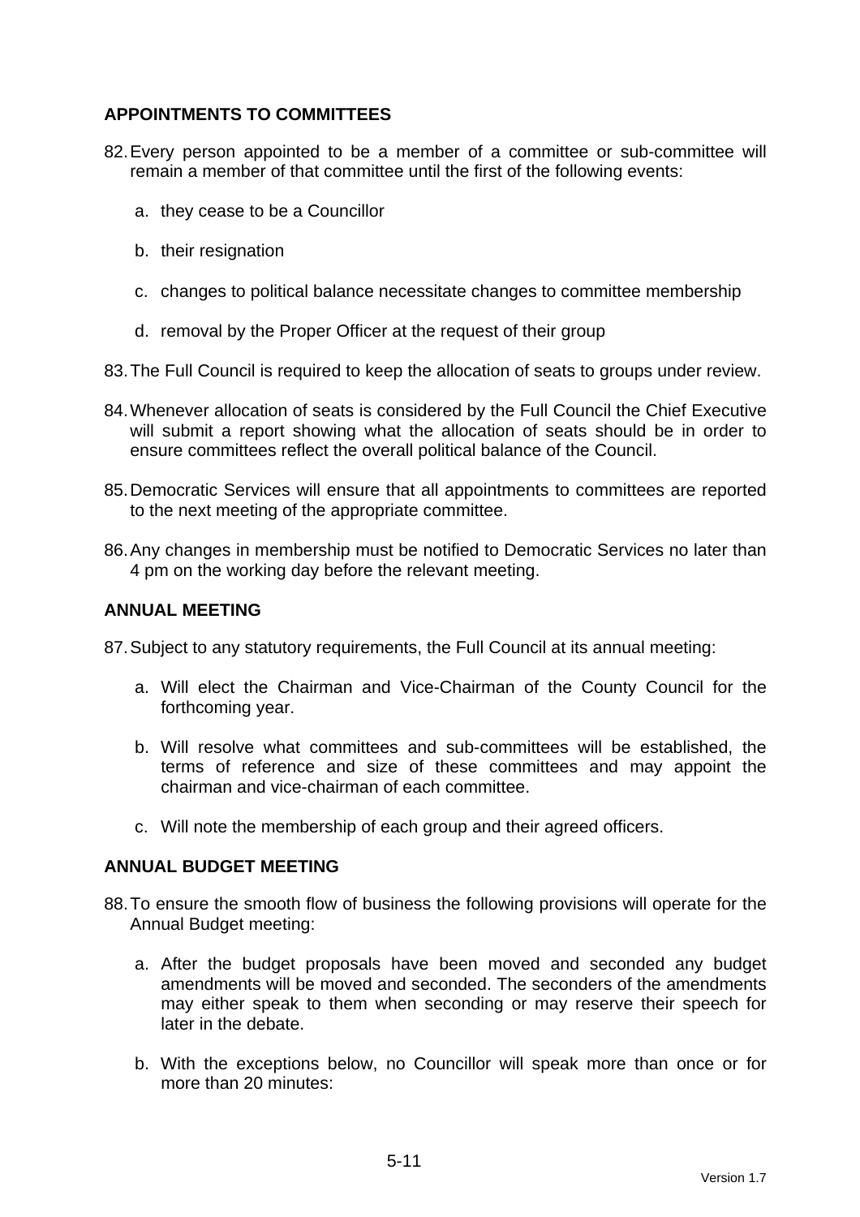## APPOINTMENTS TO COMMITTEES

82. Every person appointed to be a member of a committee or sub-committee will remain a member of that committee until the first of the following events:

    a. they cease to be a Councillor

    b. their resignation

    c. changes to political balance necessitate changes to committee membership

    d. removal by the Proper Officer at the request of their group

83. The Full Council is required to keep the allocation of seats to groups under review.

84. Whenever allocation of seats is considered by the Full Council the Chief Executive will submit a report showing what the allocation of seats should be in order to ensure committees reflect the overall political balance of the Council.

85. Democratic Services will ensure that all appointments to committees are reported to the next meeting of the appropriate committee.

86. Any changes in membership must be notified to Democratic Services no later than 4 pm on the working day before the relevant meeting.

## ANNUAL MEETING

87. Subject to any statutory requirements, the Full Council at its annual meeting:

    a. Will elect the Chairman and Vice-Chairman of the County Council for the forthcoming year.

    b. Will resolve what committees and sub-committees will be established, the terms of reference and size of these committees and may appoint the chairman and vice-chairman of each committee.

    c. Will note the membership of each group and their agreed officers.

## ANNUAL BUDGET MEETING

88. To ensure the smooth flow of business the following provisions will operate for the Annual Budget meeting:

    a. After the budget proposals have been moved and seconded any budget amendments will be moved and seconded. The seconders of the amendments may either speak to them when seconding or may reserve their speech for later in the debate.

    b. With the exceptions below, no Councillor will speak more than once or for more than 20 minutes: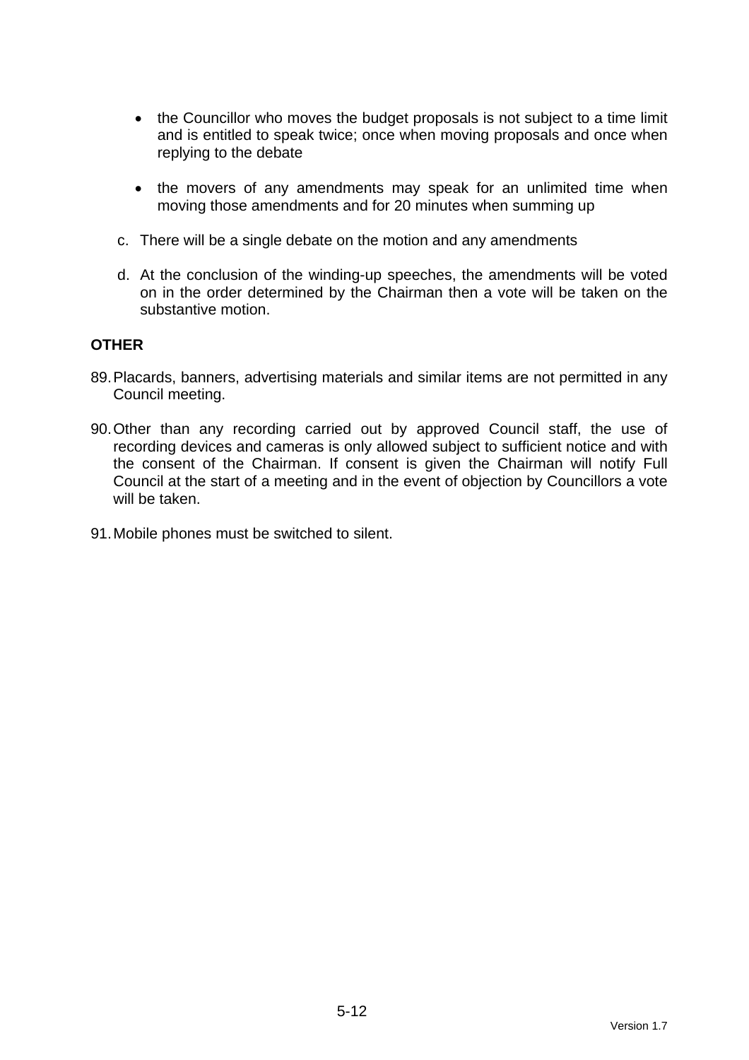- the Councillor who moves the budget proposals is not subject to a time limit and is entitled to speak twice; once when moving proposals and once when replying to the debate

- the movers of any amendments may speak for an unlimited time when moving those amendments and for 20 minutes when summing up

c. There will be a single debate on the motion and any amendments

d. At the conclusion of the winding-up speeches, the amendments will be voted on in the order determined by the Chairman then a vote will be taken on the substantive motion.

**OTHER**

89. Placards, banners, advertising materials and similar items are not permitted in any Council meeting.

90. Other than any recording carried out by approved Council staff, the use of recording devices and cameras is only allowed subject to sufficient notice and with the consent of the Chairman. If consent is given the Chairman will notify Full Council at the start of a meeting and in the event of objection by Councillors a vote will be taken.

91. Mobile phones must be switched to silent.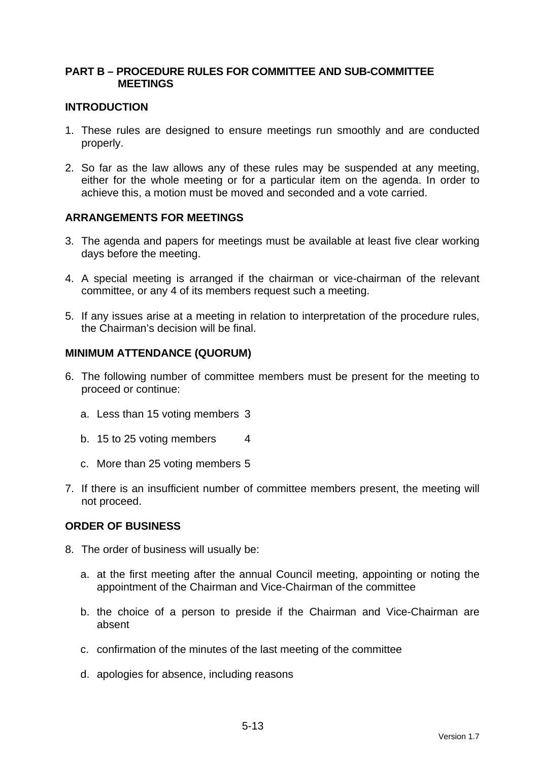## PART B – PROCEDURE RULES FOR COMMITTEE AND SUB-COMMITTEE MEETINGS

### INTRODUCTION

1. These rules are designed to ensure meetings run smoothly and are conducted properly.

2. So far as the law allows any of these rules may be suspended at any meeting, either for the whole meeting or for a particular item on the agenda. In order to achieve this, a motion must be moved and seconded and a vote carried.

### ARRANGEMENTS FOR MEETINGS

3. The agenda and papers for meetings must be available at least five clear working days before the meeting.

4. A special meeting is arranged if the chairman or vice-chairman of the relevant committee, or any 4 of its members request such a meeting.

5. If any issues arise at a meeting in relation to interpretation of the procedure rules, the Chairman's decision will be final.

### MINIMUM ATTENDANCE (QUORUM)

6. The following number of committee members must be present for the meeting to proceed or continue:

   a. Less than 15 voting members 3

   b. 15 to 25 voting members 4

   c. More than 25 voting members 5

7. If there is an insufficient number of committee members present, the meeting will not proceed.

### ORDER OF BUSINESS

8. The order of business will usually be:

   a. at the first meeting after the annual Council meeting, appointing or noting the appointment of the Chairman and Vice-Chairman of the committee

   b. the choice of a person to preside if the Chairman and Vice-Chairman are absent

   c. confirmation of the minutes of the last meeting of the committee

   d. apologies for absence, including reasons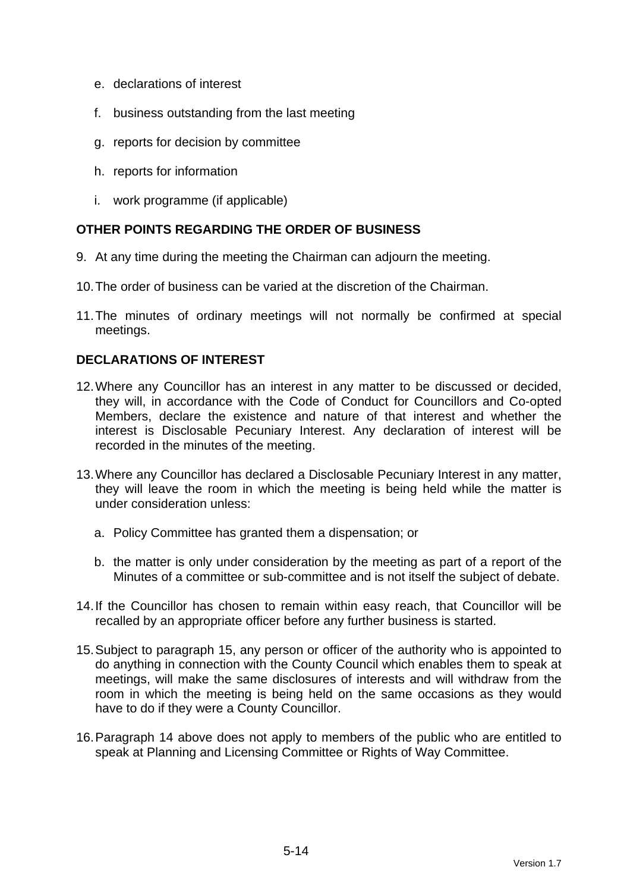e. declarations of interest

f. business outstanding from the last meeting

g. reports for decision by committee

h. reports for information

i. work programme (if applicable)

**OTHER POINTS REGARDING THE ORDER OF BUSINESS**

9. At any time during the meeting the Chairman can adjourn the meeting.

10. The order of business can be varied at the discretion of the Chairman.

11. The minutes of ordinary meetings will not normally be confirmed at special meetings.

**DECLARATIONS OF INTEREST**

12. Where any Councillor has an interest in any matter to be discussed or decided, they will, in accordance with the Code of Conduct for Councillors and Co-opted Members, declare the existence and nature of that interest and whether the interest is Disclosable Pecuniary Interest. Any declaration of interest will be recorded in the minutes of the meeting.

13. Where any Councillor has declared a Disclosable Pecuniary Interest in any matter, they will leave the room in which the meeting is being held while the matter is under consideration unless:

    a. Policy Committee has granted them a dispensation; or

    b. the matter is only under consideration by the meeting as part of a report of the Minutes of a committee or sub-committee and is not itself the subject of debate.

14. If the Councillor has chosen to remain within easy reach, that Councillor will be recalled by an appropriate officer before any further business is started.

15. Subject to paragraph 15, any person or officer of the authority who is appointed to do anything in connection with the County Council which enables them to speak at meetings, will make the same disclosures of interests and will withdraw from the room in which the meeting is being held on the same occasions as they would have to do if they were a County Councillor.

16. Paragraph 14 above does not apply to members of the public who are entitled to speak at Planning and Licensing Committee or Rights of Way Committee.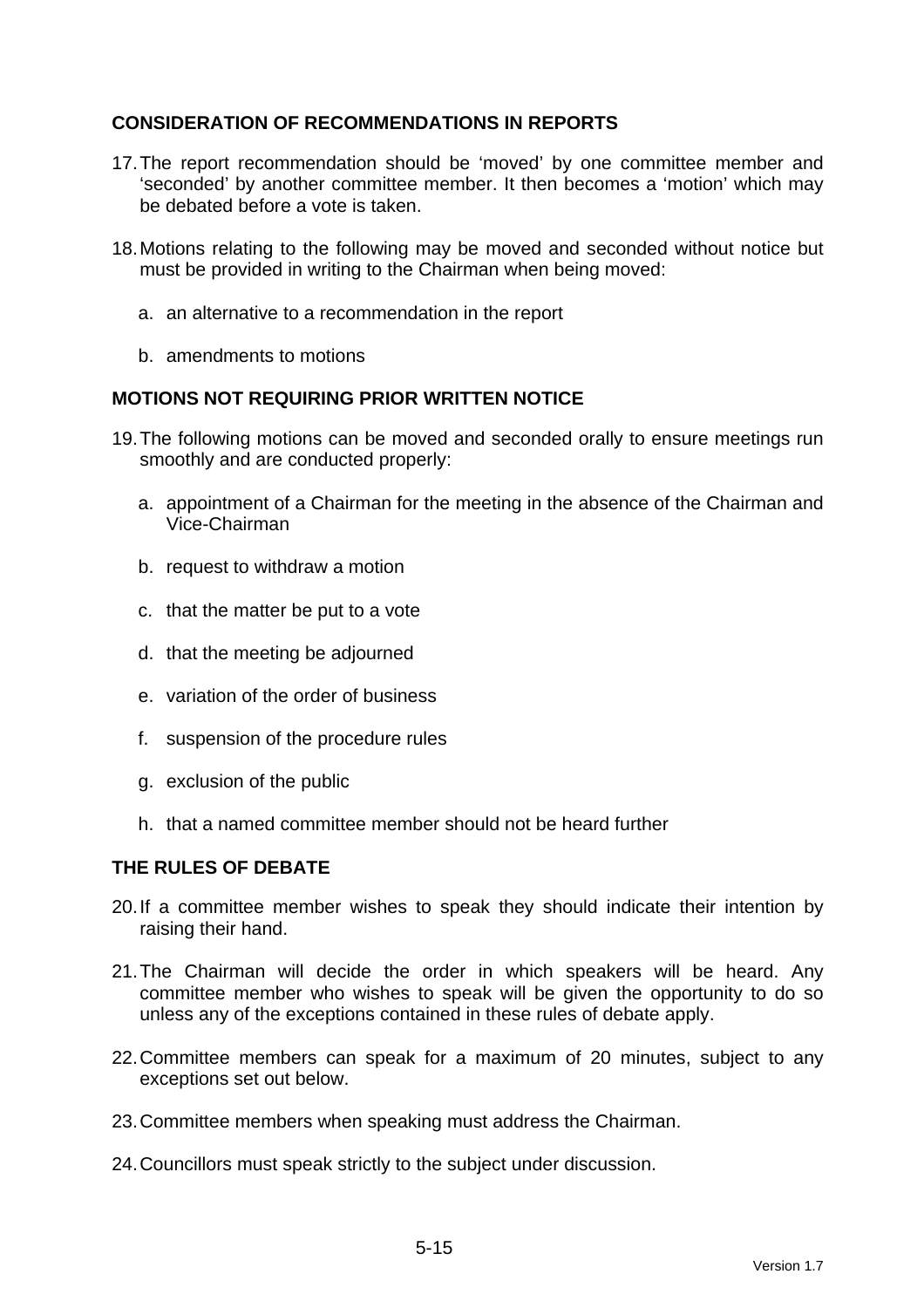## CONSIDERATION OF RECOMMENDATIONS IN REPORTS

17. The report recommendation should be 'moved' by one committee member and 'seconded' by another committee member. It then becomes a 'motion' which may be debated before a vote is taken.

18. Motions relating to the following may be moved and seconded without notice but must be provided in writing to the Chairman when being moved:

    a. an alternative to a recommendation in the report

    b. amendments to motions

## MOTIONS NOT REQUIRING PRIOR WRITTEN NOTICE

19. The following motions can be moved and seconded orally to ensure meetings run smoothly and are conducted properly:

    a. appointment of a Chairman for the meeting in the absence of the Chairman and Vice-Chairman

    b. request to withdraw a motion

    c. that the matter be put to a vote

    d. that the meeting be adjourned

    e. variation of the order of business

    f. suspension of the procedure rules

    g. exclusion of the public

    h. that a named committee member should not be heard further

## THE RULES OF DEBATE

20. If a committee member wishes to speak they should indicate their intention by raising their hand.

21. The Chairman will decide the order in which speakers will be heard. Any committee member who wishes to speak will be given the opportunity to do so unless any of the exceptions contained in these rules of debate apply.

22. Committee members can speak for a maximum of 20 minutes, subject to any exceptions set out below.

23. Committee members when speaking must address the Chairman.

24. Councillors must speak strictly to the subject under discussion.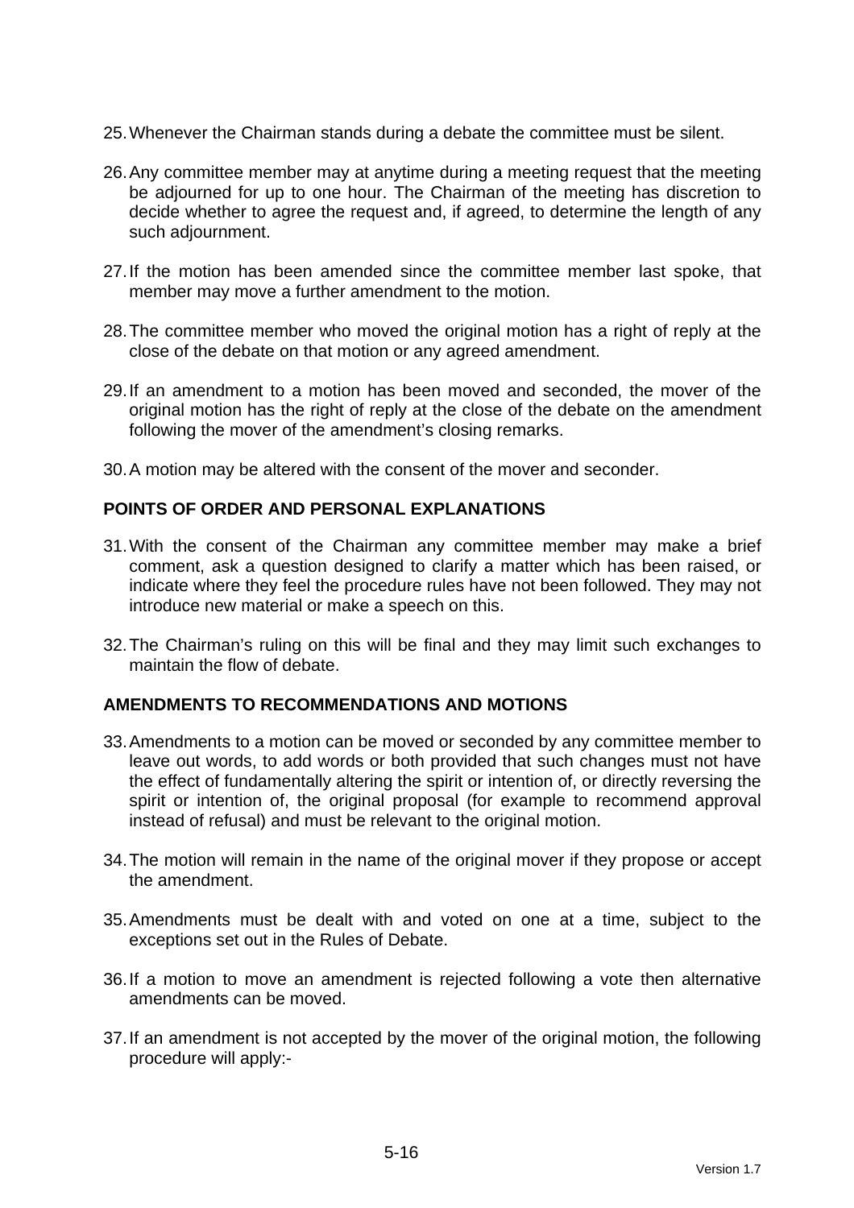25. Whenever the Chairman stands during a debate the committee must be silent.

26. Any committee member may at anytime during a meeting request that the meeting be adjourned for up to one hour. The Chairman of the meeting has discretion to decide whether to agree the request and, if agreed, to determine the length of any such adjournment.

27. If the motion has been amended since the committee member last spoke, that member may move a further amendment to the motion.

28. The committee member who moved the original motion has a right of reply at the close of the debate on that motion or any agreed amendment.

29. If an amendment to a motion has been moved and seconded, the mover of the original motion has the right of reply at the close of the debate on the amendment following the mover of the amendment's closing remarks.

30. A motion may be altered with the consent of the mover and seconder.

**POINTS OF ORDER AND PERSONAL EXPLANATIONS**

31. With the consent of the Chairman any committee member may make a brief comment, ask a question designed to clarify a matter which has been raised, or indicate where they feel the procedure rules have not been followed. They may not introduce new material or make a speech on this.

32. The Chairman's ruling on this will be final and they may limit such exchanges to maintain the flow of debate.

**AMENDMENTS TO RECOMMENDATIONS AND MOTIONS**

33. Amendments to a motion can be moved or seconded by any committee member to leave out words, to add words or both provided that such changes must not have the effect of fundamentally altering the spirit or intention of, or directly reversing the spirit or intention of, the original proposal (for example to recommend approval instead of refusal) and must be relevant to the original motion.

34. The motion will remain in the name of the original mover if they propose or accept the amendment.

35. Amendments must be dealt with and voted on one at a time, subject to the exceptions set out in the Rules of Debate.

36. If a motion to move an amendment is rejected following a vote then alternative amendments can be moved.

37. If an amendment is not accepted by the mover of the original motion, the following procedure will apply:-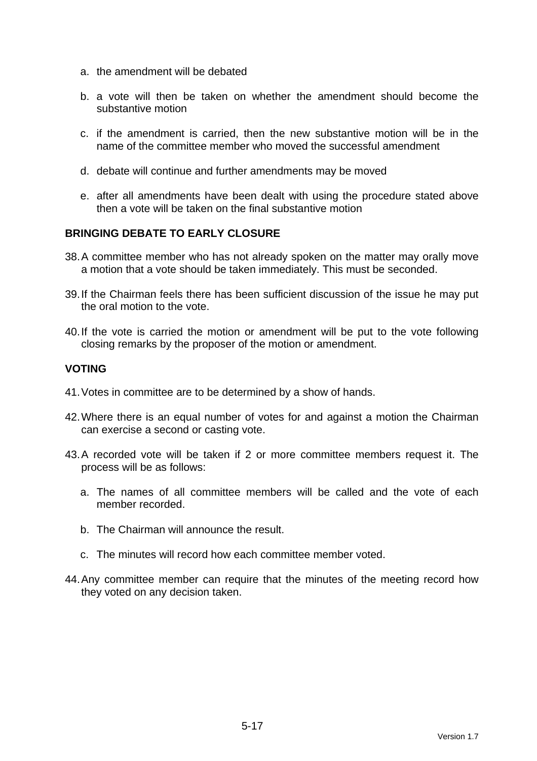a. the amendment will be debated

b. a vote will then be taken on whether the amendment should become the substantive motion

c. if the amendment is carried, then the new substantive motion will be in the name of the committee member who moved the successful amendment

d. debate will continue and further amendments may be moved

e. after all amendments have been dealt with using the procedure stated above then a vote will be taken on the final substantive motion

## BRINGING DEBATE TO EARLY CLOSURE

38. A committee member who has not already spoken on the matter may orally move a motion that a vote should be taken immediately. This must be seconded.

39. If the Chairman feels there has been sufficient discussion of the issue he may put the oral motion to the vote.

40. If the vote is carried the motion or amendment will be put to the vote following closing remarks by the proposer of the motion or amendment.

## VOTING

41. Votes in committee are to be determined by a show of hands.

42. Where there is an equal number of votes for and against a motion the Chairman can exercise a second or casting vote.

43. A recorded vote will be taken if 2 or more committee members request it. The process will be as follows:

    a. The names of all committee members will be called and the vote of each member recorded.

    b. The Chairman will announce the result.

    c. The minutes will record how each committee member voted.

44. Any committee member can require that the minutes of the meeting record how they voted on any decision taken.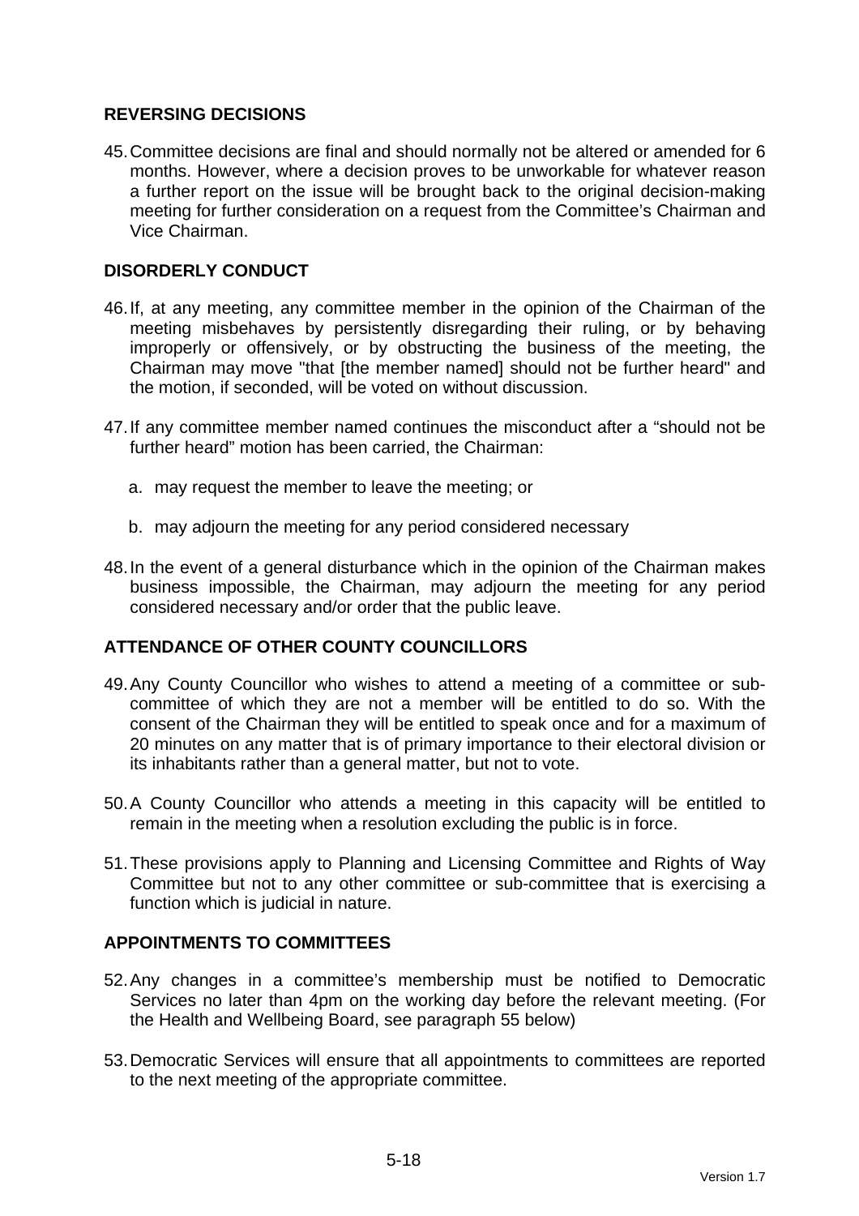## REVERSING DECISIONS

45. Committee decisions are final and should normally not be altered or amended for 6 months. However, where a decision proves to be unworkable for whatever reason a further report on the issue will be brought back to the original decision-making meeting for further consideration on a request from the Committee's Chairman and Vice Chairman.

## DISORDERLY CONDUCT

46. If, at any meeting, any committee member in the opinion of the Chairman of the meeting misbehaves by persistently disregarding their ruling, or by behaving improperly or offensively, or by obstructing the business of the meeting, the Chairman may move "that [the member named] should not be further heard" and the motion, if seconded, will be voted on without discussion.

47. If any committee member named continues the misconduct after a "should not be further heard" motion has been carried, the Chairman:

    a. may request the member to leave the meeting; or

    b. may adjourn the meeting for any period considered necessary

48. In the event of a general disturbance which in the opinion of the Chairman makes business impossible, the Chairman, may adjourn the meeting for any period considered necessary and/or order that the public leave.

## ATTENDANCE OF OTHER COUNTY COUNCILLORS

49. Any County Councillor who wishes to attend a meeting of a committee or sub-committee of which they are not a member will be entitled to do so. With the consent of the Chairman they will be entitled to speak once and for a maximum of 20 minutes on any matter that is of primary importance to their electoral division or its inhabitants rather than a general matter, but not to vote.

50. A County Councillor who attends a meeting in this capacity will be entitled to remain in the meeting when a resolution excluding the public is in force.

51. These provisions apply to Planning and Licensing Committee and Rights of Way Committee but not to any other committee or sub-committee that is exercising a function which is judicial in nature.

## APPOINTMENTS TO COMMITTEES

52. Any changes in a committee's membership must be notified to Democratic Services no later than 4pm on the working day before the relevant meeting. (For the Health and Wellbeing Board, see paragraph 55 below)

53. Democratic Services will ensure that all appointments to committees are reported to the next meeting of the appropriate committee.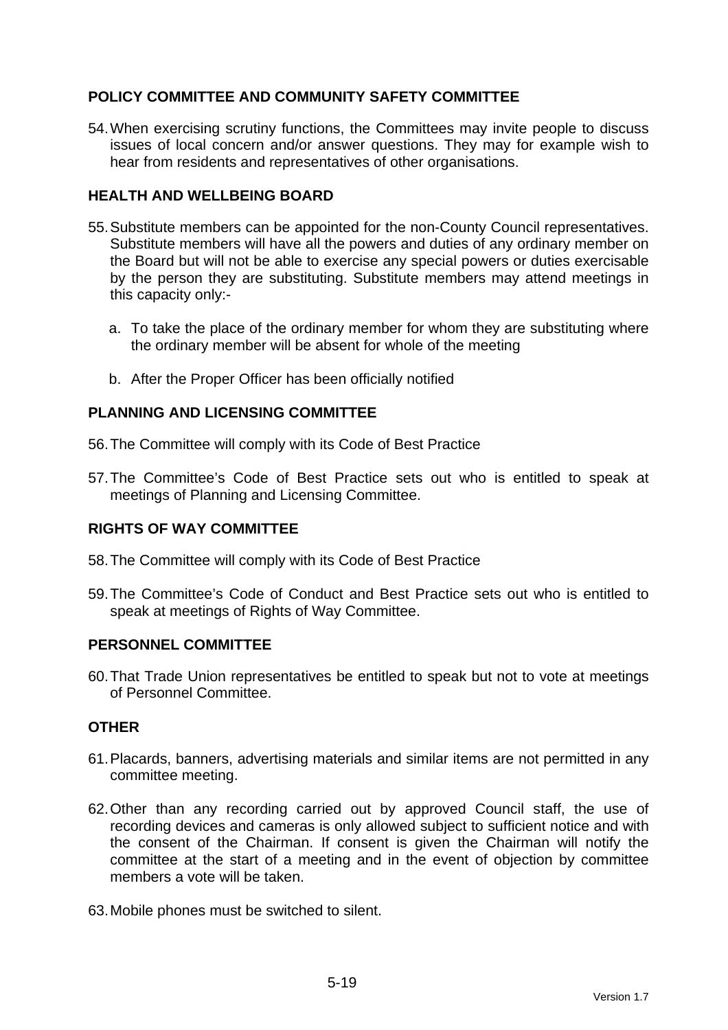**POLICY COMMITTEE AND COMMUNITY SAFETY COMMITTEE**

54. When exercising scrutiny functions, the Committees may invite people to discuss issues of local concern and/or answer questions. They may for example wish to hear from residents and representatives of other organisations.

**HEALTH AND WELLBEING BOARD**

55. Substitute members can be appointed for the non-County Council representatives. Substitute members will have all the powers and duties of any ordinary member on the Board but will not be able to exercise any special powers or duties exercisable by the person they are substituting. Substitute members may attend meetings in this capacity only:-

    a. To take the place of the ordinary member for whom they are substituting where the ordinary member will be absent for whole of the meeting

    b. After the Proper Officer has been officially notified

**PLANNING AND LICENSING COMMITTEE**

56. The Committee will comply with its Code of Best Practice

57. The Committee's Code of Best Practice sets out who is entitled to speak at meetings of Planning and Licensing Committee.

**RIGHTS OF WAY COMMITTEE**

58. The Committee will comply with its Code of Best Practice

59. The Committee's Code of Conduct and Best Practice sets out who is entitled to speak at meetings of Rights of Way Committee.

**PERSONNEL COMMITTEE**

60. That Trade Union representatives be entitled to speak but not to vote at meetings of Personnel Committee.

**OTHER**

61. Placards, banners, advertising materials and similar items are not permitted in any committee meeting.

62. Other than any recording carried out by approved Council staff, the use of recording devices and cameras is only allowed subject to sufficient notice and with the consent of the Chairman. If consent is given the Chairman will notify the committee at the start of a meeting and in the event of objection by committee members a vote will be taken.

63. Mobile phones must be switched to silent.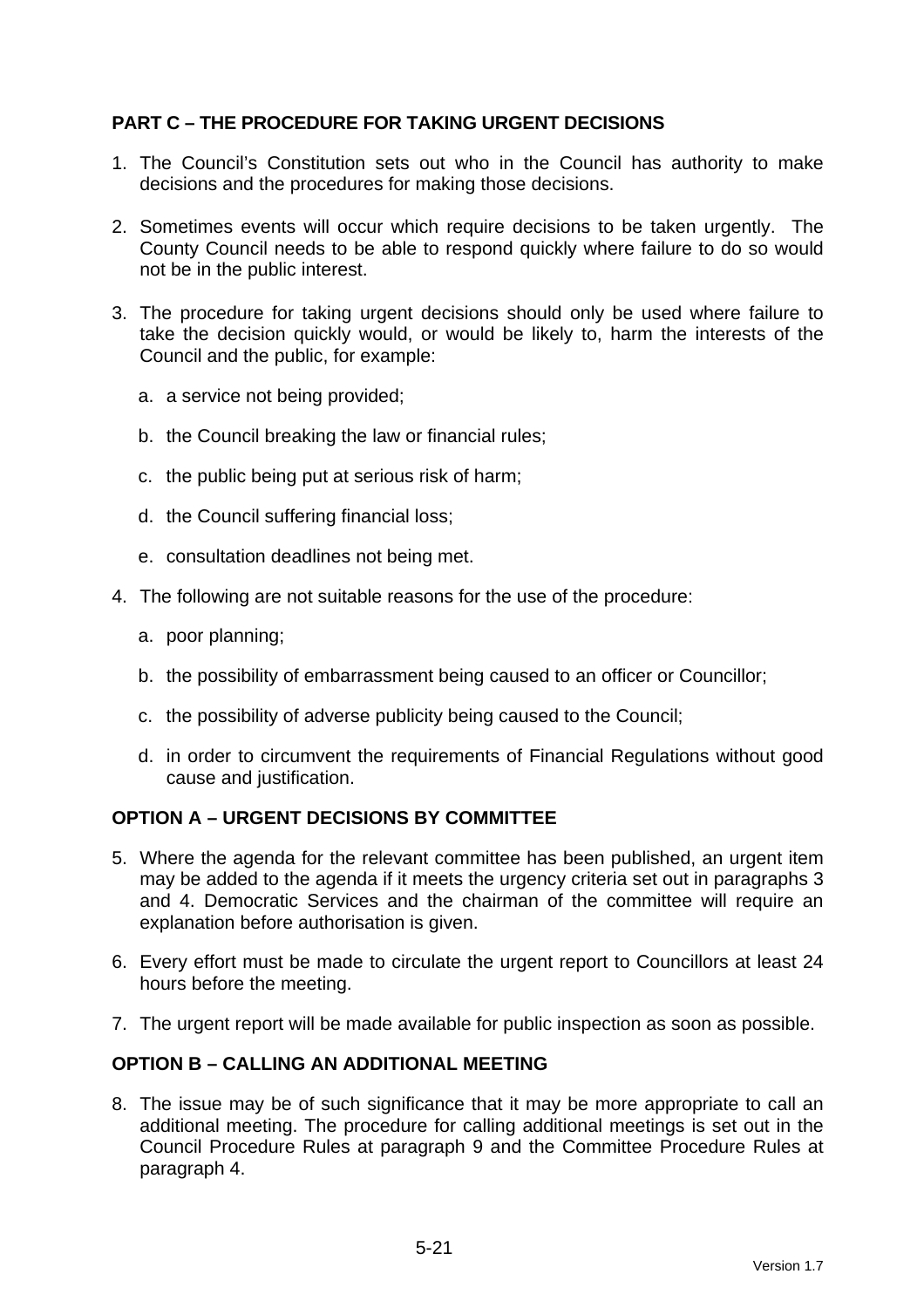**PART C – THE PROCEDURE FOR TAKING URGENT DECISIONS**

1. The Council's Constitution sets out who in the Council has authority to make decisions and the procedures for making those decisions.

2. Sometimes events will occur which require decisions to be taken urgently. The County Council needs to be able to respond quickly where failure to do so would not be in the public interest.

3. The procedure for taking urgent decisions should only be used where failure to take the decision quickly would, or would be likely to, harm the interests of the Council and the public, for example:

   a. a service not being provided;

   b. the Council breaking the law or financial rules;

   c. the public being put at serious risk of harm;

   d. the Council suffering financial loss;

   e. consultation deadlines not being met.

4. The following are not suitable reasons for the use of the procedure:

   a. poor planning;

   b. the possibility of embarrassment being caused to an officer or Councillor;

   c. the possibility of adverse publicity being caused to the Council;

   d. in order to circumvent the requirements of Financial Regulations without good cause and justification.

**OPTION A – URGENT DECISIONS BY COMMITTEE**

5. Where the agenda for the relevant committee has been published, an urgent item may be added to the agenda if it meets the urgency criteria set out in paragraphs 3 and 4. Democratic Services and the chairman of the committee will require an explanation before authorisation is given.

6. Every effort must be made to circulate the urgent report to Councillors at least 24 hours before the meeting.

7. The urgent report will be made available for public inspection as soon as possible.

**OPTION B – CALLING AN ADDITIONAL MEETING**

8. The issue may be of such significance that it may be more appropriate to call an additional meeting. The procedure for calling additional meetings is set out in the Council Procedure Rules at paragraph 9 and the Committee Procedure Rules at paragraph 4.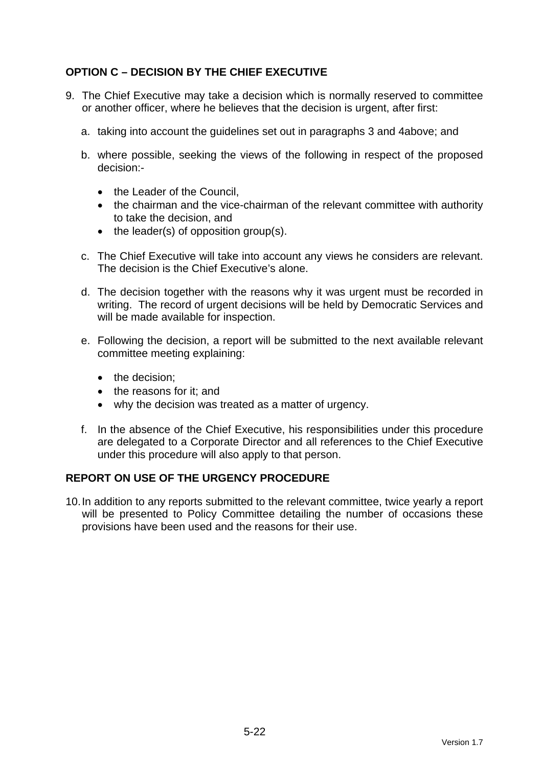## OPTION C – DECISION BY THE CHIEF EXECUTIVE

9. The Chief Executive may take a decision which is normally reserved to committee or another officer, where he believes that the decision is urgent, after first:

   a. taking into account the guidelines set out in paragraphs 3 and 4above; and

   b. where possible, seeking the views of the following in respect of the proposed decision:-

      - the Leader of the Council,
      - the chairman and the vice-chairman of the relevant committee with authority to take the decision, and
      - the leader(s) of opposition group(s).

   c. The Chief Executive will take into account any views he considers are relevant. The decision is the Chief Executive's alone.

   d. The decision together with the reasons why it was urgent must be recorded in writing. The record of urgent decisions will be held by Democratic Services and will be made available for inspection.

   e. Following the decision, a report will be submitted to the next available relevant committee meeting explaining:

      - the decision;
      - the reasons for it; and
      - why the decision was treated as a matter of urgency.

   f. In the absence of the Chief Executive, his responsibilities under this procedure are delegated to a Corporate Director and all references to the Chief Executive under this procedure will also apply to that person.

## REPORT ON USE OF THE URGENCY PROCEDURE

10. In addition to any reports submitted to the relevant committee, twice yearly a report will be presented to Policy Committee detailing the number of occasions these provisions have been used and the reasons for their use.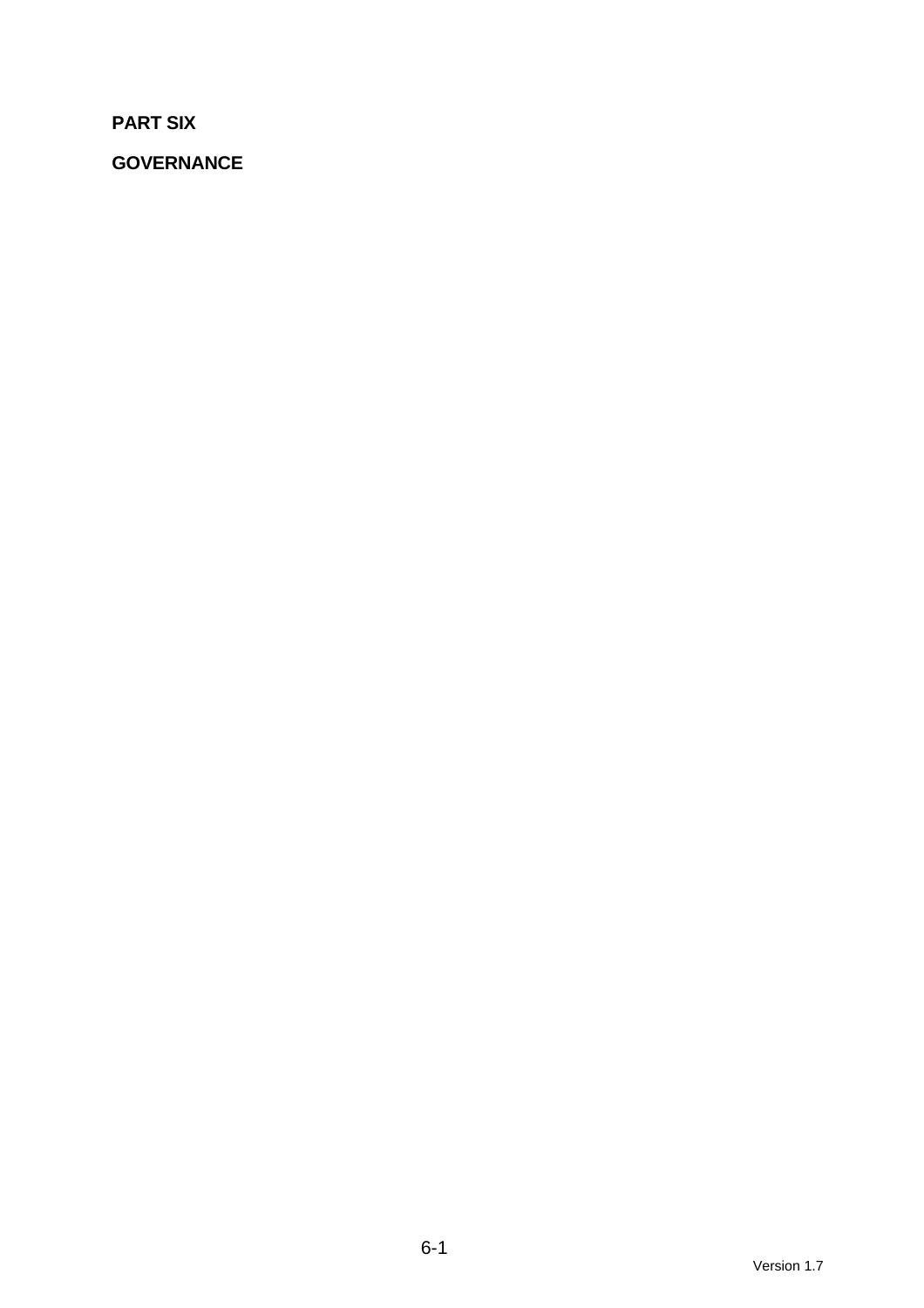# PART SIX

## GOVERNANCE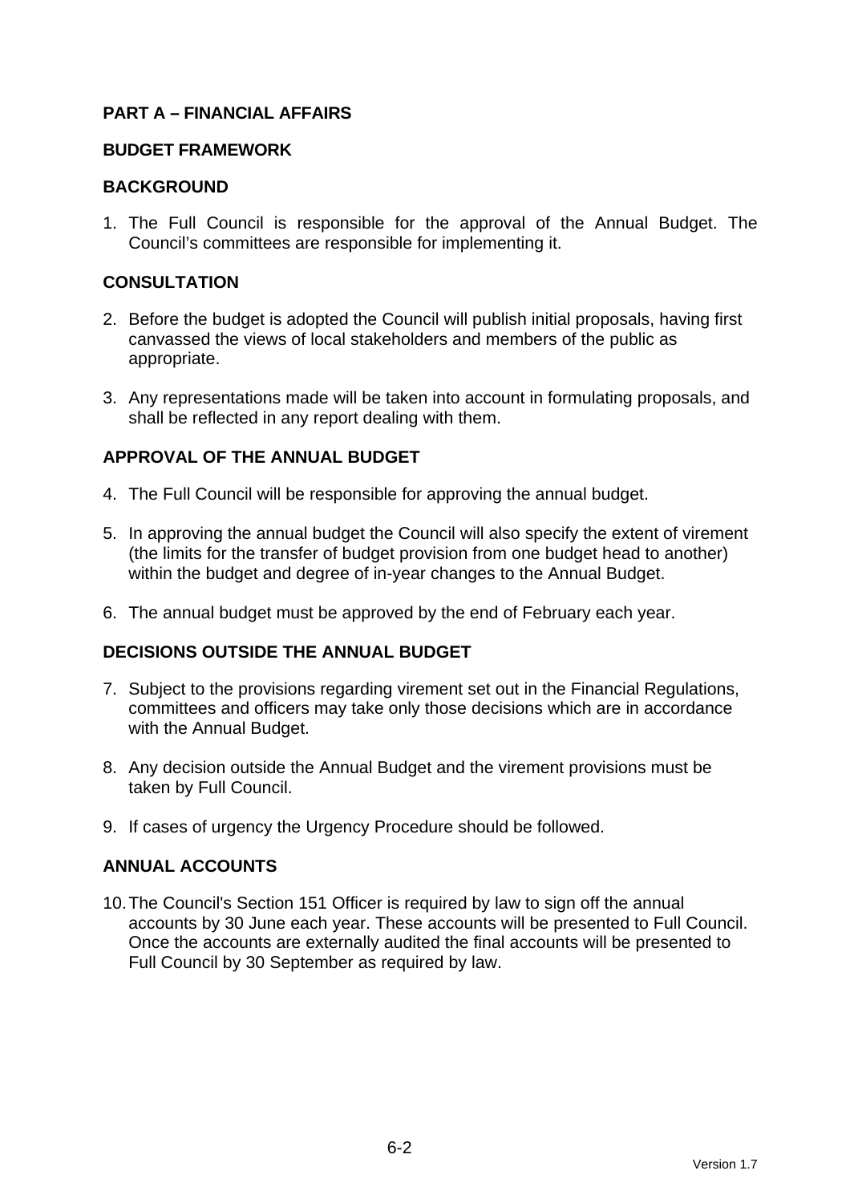## PART A – FINANCIAL AFFAIRS

### BUDGET FRAMEWORK

### BACKGROUND

1. The Full Council is responsible for the approval of the Annual Budget. The Council's committees are responsible for implementing it.

### CONSULTATION

2. Before the budget is adopted the Council will publish initial proposals, having first canvassed the views of local stakeholders and members of the public as appropriate.

3. Any representations made will be taken into account in formulating proposals, and shall be reflected in any report dealing with them.

### APPROVAL OF THE ANNUAL BUDGET

4. The Full Council will be responsible for approving the annual budget.

5. In approving the annual budget the Council will also specify the extent of virement (the limits for the transfer of budget provision from one budget head to another) within the budget and degree of in-year changes to the Annual Budget.

6. The annual budget must be approved by the end of February each year.

### DECISIONS OUTSIDE THE ANNUAL BUDGET

7. Subject to the provisions regarding virement set out in the Financial Regulations, committees and officers may take only those decisions which are in accordance with the Annual Budget.

8. Any decision outside the Annual Budget and the virement provisions must be taken by Full Council.

9. If cases of urgency the Urgency Procedure should be followed.

### ANNUAL ACCOUNTS

10. The Council's Section 151 Officer is required by law to sign off the annual accounts by 30 June each year. These accounts will be presented to Full Council. Once the accounts are externally audited the final accounts will be presented to Full Council by 30 September as required by law.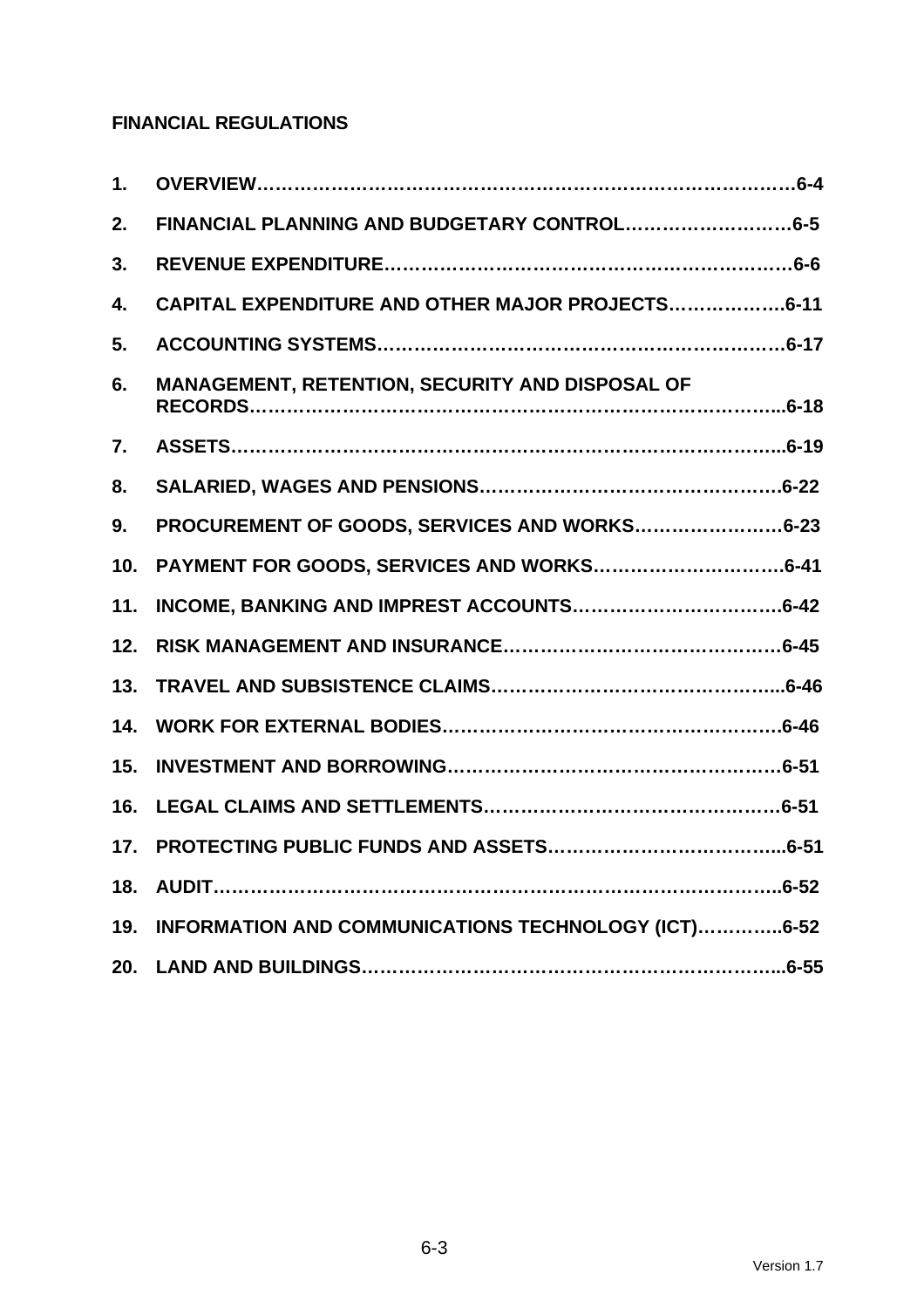**FINANCIAL REGULATIONS**

1. OVERVIEW……………………………………………………………………….6-4
2. FINANCIAL PLANNING AND BUDGETARY CONTROL………………………6-5
3. REVENUE EXPENDITURE………………………………………………………6-6
4. CAPITAL EXPENDITURE AND OTHER MAJOR PROJECTS……………….6-11
5. ACCOUNTING SYSTEMS………………………………………………………6-17
6. MANAGEMENT, RETENTION, SECURITY AND DISPOSAL OF RECORDS…………………………………………………………………………...6-18
7. ASSETS…………………………………………………………………………...6-19
8. SALARIED, WAGES AND PENSIONS………………………………………….6-22
9. PROCUREMENT OF GOODS, SERVICES AND WORKS……………………6-23
10. PAYMENT FOR GOODS, SERVICES AND WORKS…………………………..6-41
11. INCOME, BANKING AND IMPREST ACCOUNTS…………………………….6-42
12. RISK MANAGEMENT AND INSURANCE………………………………………6-45
13. TRAVEL AND SUBSISTENCE CLAIMS………………………………………...6-46
14. WORK FOR EXTERNAL BODIES……………………………………………….6-46
15. INVESTMENT AND BORROWING………………………………………………6-51
16. LEGAL CLAIMS AND SETTLEMENTS………………………………………….6-51
17. PROTECTING PUBLIC FUNDS AND ASSETS………………………………...6-51
18. AUDIT……………………………………………………………………………...6-52
19. INFORMATION AND COMMUNICATIONS TECHNOLOGY (ICT)…………..6-52
20. LAND AND BUILDINGS…………………………………………………………..6-55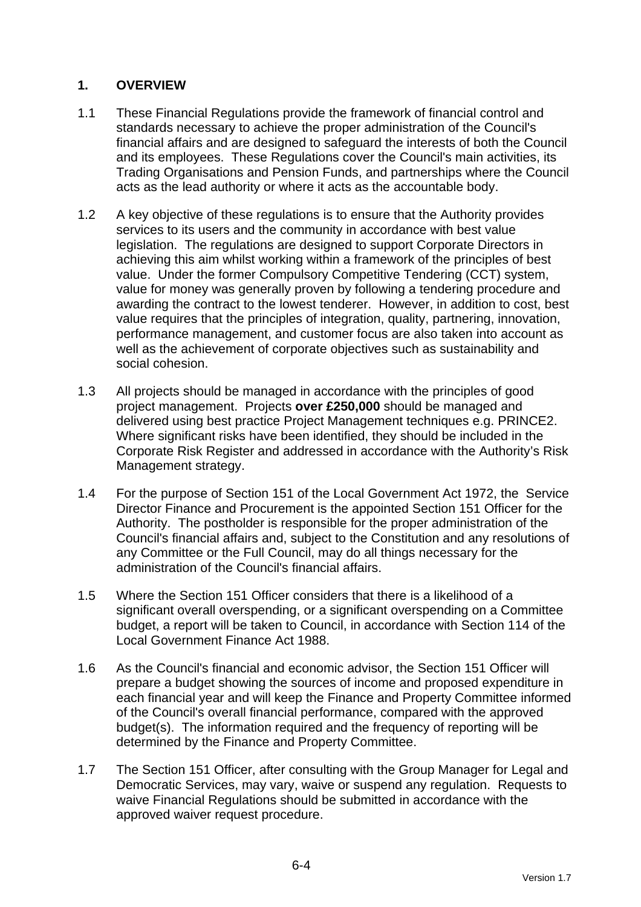## 1. OVERVIEW

1.1 These Financial Regulations provide the framework of financial control and standards necessary to achieve the proper administration of the Council's financial affairs and are designed to safeguard the interests of both the Council and its employees. These Regulations cover the Council's main activities, its Trading Organisations and Pension Funds, and partnerships where the Council acts as the lead authority or where it acts as the accountable body.

1.2 A key objective of these regulations is to ensure that the Authority provides services to its users and the community in accordance with best value legislation. The regulations are designed to support Corporate Directors in achieving this aim whilst working within a framework of the principles of best value. Under the former Compulsory Competitive Tendering (CCT) system, value for money was generally proven by following a tendering procedure and awarding the contract to the lowest tenderer. However, in addition to cost, best value requires that the principles of integration, quality, partnering, innovation, performance management, and customer focus are also taken into account as well as the achievement of corporate objectives such as sustainability and social cohesion.

1.3 All projects should be managed in accordance with the principles of good project management. Projects **over £250,000** should be managed and delivered using best practice Project Management techniques e.g. PRINCE2. Where significant risks have been identified, they should be included in the Corporate Risk Register and addressed in accordance with the Authority's Risk Management strategy.

1.4 For the purpose of Section 151 of the Local Government Act 1972, the Service Director Finance and Procurement is the appointed Section 151 Officer for the Authority. The postholder is responsible for the proper administration of the Council's financial affairs and, subject to the Constitution and any resolutions of any Committee or the Full Council, may do all things necessary for the administration of the Council's financial affairs.

1.5 Where the Section 151 Officer considers that there is a likelihood of a significant overall overspending, or a significant overspending on a Committee budget, a report will be taken to Council, in accordance with Section 114 of the Local Government Finance Act 1988.

1.6 As the Council's financial and economic advisor, the Section 151 Officer will prepare a budget showing the sources of income and proposed expenditure in each financial year and will keep the Finance and Property Committee informed of the Council's overall financial performance, compared with the approved budget(s). The information required and the frequency of reporting will be determined by the Finance and Property Committee.

1.7 The Section 151 Officer, after consulting with the Group Manager for Legal and Democratic Services, may vary, waive or suspend any regulation. Requests to waive Financial Regulations should be submitted in accordance with the approved waiver request procedure.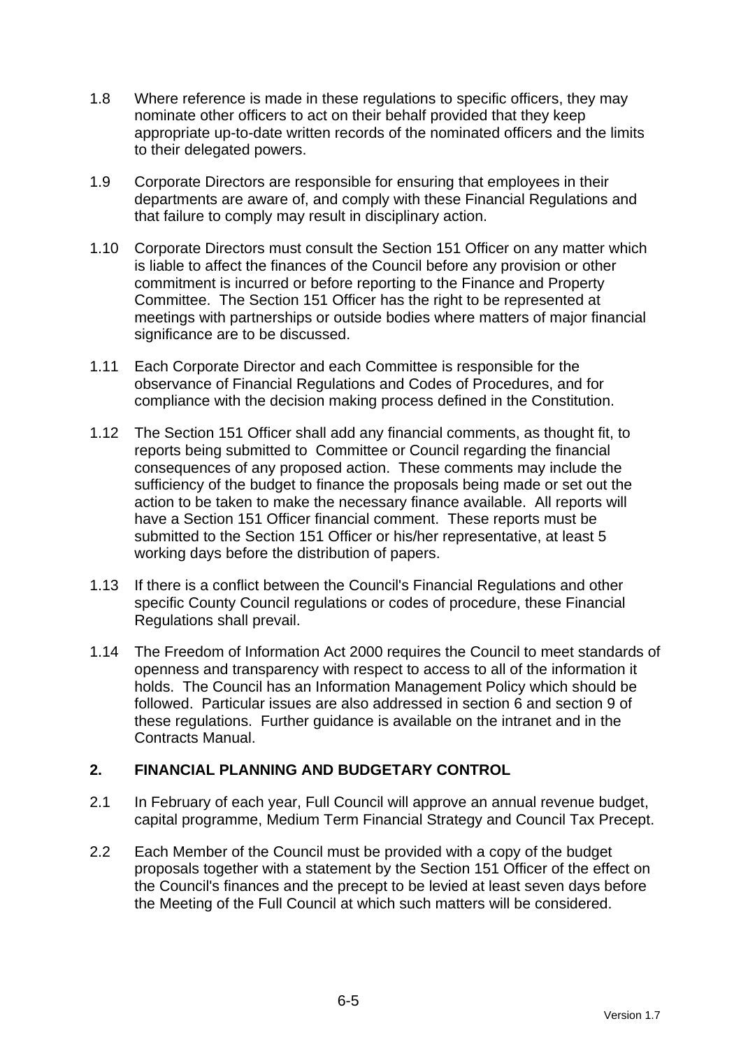1.8 Where reference is made in these regulations to specific officers, they may nominate other officers to act on their behalf provided that they keep appropriate up-to-date written records of the nominated officers and the limits to their delegated powers.

1.9 Corporate Directors are responsible for ensuring that employees in their departments are aware of, and comply with these Financial Regulations and that failure to comply may result in disciplinary action.

1.10 Corporate Directors must consult the Section 151 Officer on any matter which is liable to affect the finances of the Council before any provision or other commitment is incurred or before reporting to the Finance and Property Committee. The Section 151 Officer has the right to be represented at meetings with partnerships or outside bodies where matters of major financial significance are to be discussed.

1.11 Each Corporate Director and each Committee is responsible for the observance of Financial Regulations and Codes of Procedures, and for compliance with the decision making process defined in the Constitution.

1.12 The Section 151 Officer shall add any financial comments, as thought fit, to reports being submitted to Committee or Council regarding the financial consequences of any proposed action. These comments may include the sufficiency of the budget to finance the proposals being made or set out the action to be taken to make the necessary finance available. All reports will have a Section 151 Officer financial comment. These reports must be submitted to the Section 151 Officer or his/her representative, at least 5 working days before the distribution of papers.

1.13 If there is a conflict between the Council's Financial Regulations and other specific County Council regulations or codes of procedure, these Financial Regulations shall prevail.

1.14 The Freedom of Information Act 2000 requires the Council to meet standards of openness and transparency with respect to access to all of the information it holds. The Council has an Information Management Policy which should be followed. Particular issues are also addressed in section 6 and section 9 of these regulations. Further guidance is available on the intranet and in the Contracts Manual.

## 2. FINANCIAL PLANNING AND BUDGETARY CONTROL

2.1 In February of each year, Full Council will approve an annual revenue budget, capital programme, Medium Term Financial Strategy and Council Tax Precept.

2.2 Each Member of the Council must be provided with a copy of the budget proposals together with a statement by the Section 151 Officer of the effect on the Council's finances and the precept to be levied at least seven days before the Meeting of the Full Council at which such matters will be considered.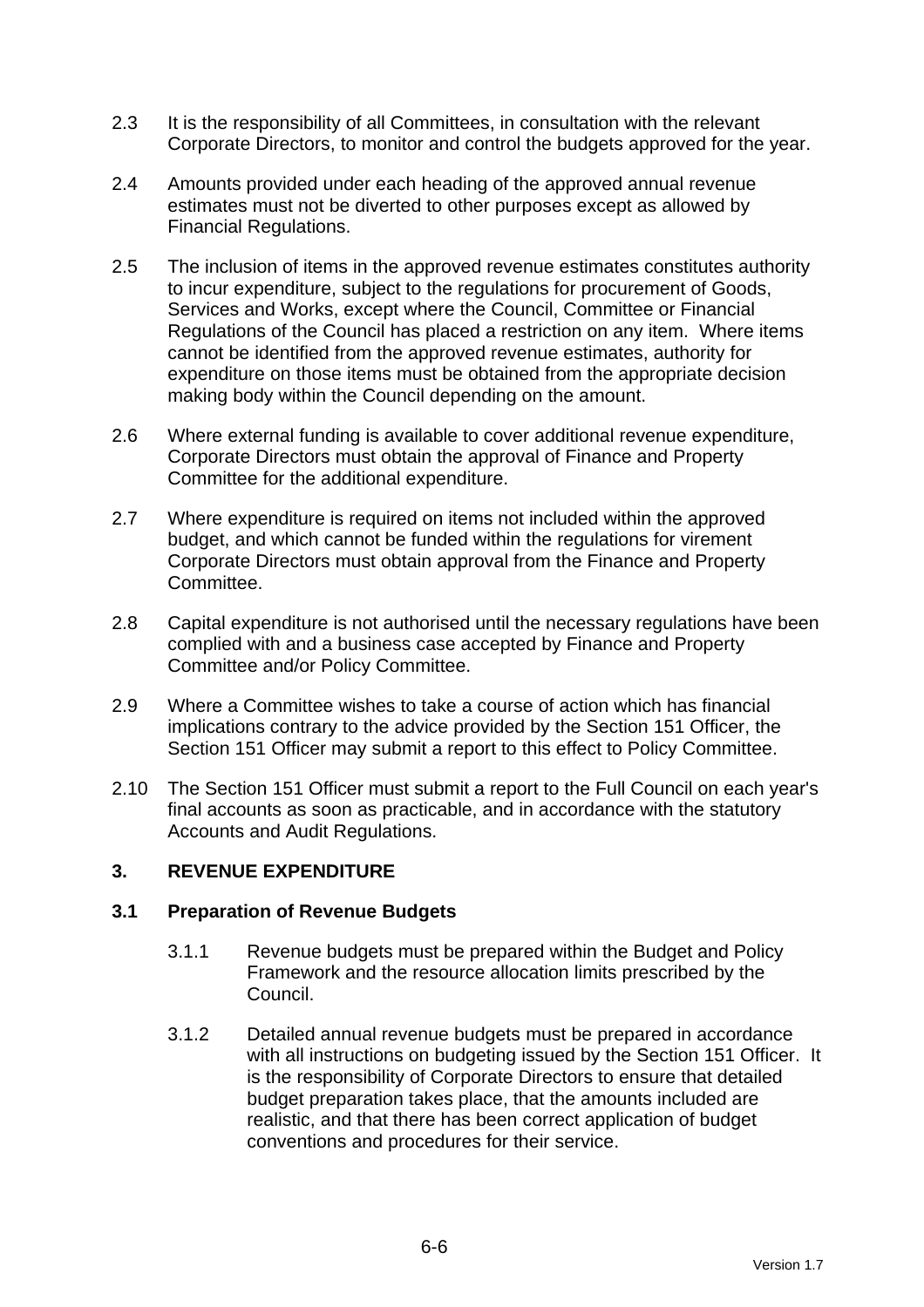2.3 It is the responsibility of all Committees, in consultation with the relevant Corporate Directors, to monitor and control the budgets approved for the year.

2.4 Amounts provided under each heading of the approved annual revenue estimates must not be diverted to other purposes except as allowed by Financial Regulations.

2.5 The inclusion of items in the approved revenue estimates constitutes authority to incur expenditure, subject to the regulations for procurement of Goods, Services and Works, except where the Council, Committee or Financial Regulations of the Council has placed a restriction on any item. Where items cannot be identified from the approved revenue estimates, authority for expenditure on those items must be obtained from the appropriate decision making body within the Council depending on the amount.

2.6 Where external funding is available to cover additional revenue expenditure, Corporate Directors must obtain the approval of Finance and Property Committee for the additional expenditure.

2.7 Where expenditure is required on items not included within the approved budget, and which cannot be funded within the regulations for virement Corporate Directors must obtain approval from the Finance and Property Committee.

2.8 Capital expenditure is not authorised until the necessary regulations have been complied with and a business case accepted by Finance and Property Committee and/or Policy Committee.

2.9 Where a Committee wishes to take a course of action which has financial implications contrary to the advice provided by the Section 151 Officer, the Section 151 Officer may submit a report to this effect to Policy Committee.

2.10 The Section 151 Officer must submit a report to the Full Council on each year's final accounts as soon as practicable, and in accordance with the statutory Accounts and Audit Regulations.

## 3. REVENUE EXPENDITURE

### 3.1 Preparation of Revenue Budgets

3.1.1 Revenue budgets must be prepared within the Budget and Policy Framework and the resource allocation limits prescribed by the Council.

3.1.2 Detailed annual revenue budgets must be prepared in accordance with all instructions on budgeting issued by the Section 151 Officer. It is the responsibility of Corporate Directors to ensure that detailed budget preparation takes place, that the amounts included are realistic, and that there has been correct application of budget conventions and procedures for their service.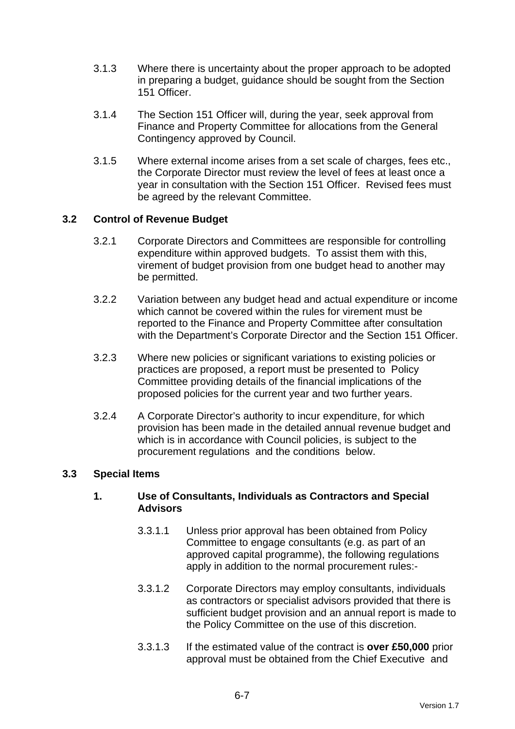3.1.3 Where there is uncertainty about the proper approach to be adopted in preparing a budget, guidance should be sought from the Section 151 Officer.

3.1.4 The Section 151 Officer will, during the year, seek approval from Finance and Property Committee for allocations from the General Contingency approved by Council.

3.1.5 Where external income arises from a set scale of charges, fees etc., the Corporate Director must review the level of fees at least once a year in consultation with the Section 151 Officer. Revised fees must be agreed by the relevant Committee.

### 3.2 Control of Revenue Budget

3.2.1 Corporate Directors and Committees are responsible for controlling expenditure within approved budgets. To assist them with this, virement of budget provision from one budget head to another may be permitted.

3.2.2 Variation between any budget head and actual expenditure or income which cannot be covered within the rules for virement must be reported to the Finance and Property Committee after consultation with the Department's Corporate Director and the Section 151 Officer.

3.2.3 Where new policies or significant variations to existing policies or practices are proposed, a report must be presented to Policy Committee providing details of the financial implications of the proposed policies for the current year and two further years.

3.2.4 A Corporate Director's authority to incur expenditure, for which provision has been made in the detailed annual revenue budget and which is in accordance with Council policies, is subject to the procurement regulations and the conditions below.

### 3.3 Special Items

#### 1. Use of Consultants, Individuals as Contractors and Special Advisors

3.3.1.1 Unless prior approval has been obtained from Policy Committee to engage consultants (e.g. as part of an approved capital programme), the following regulations apply in addition to the normal procurement rules:-

3.3.1.2 Corporate Directors may employ consultants, individuals as contractors or specialist advisors provided that there is sufficient budget provision and an annual report is made to the Policy Committee on the use of this discretion.

3.3.1.3 If the estimated value of the contract is **over £50,000** prior approval must be obtained from the Chief Executive and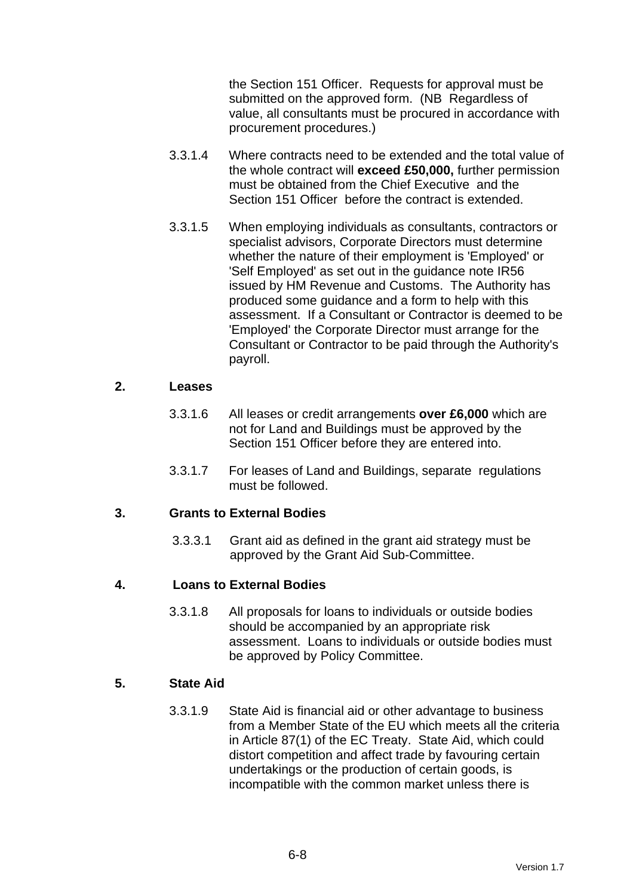the Section 151 Officer. Requests for approval must be submitted on the approved form. (NB Regardless of value, all consultants must be procured in accordance with procurement procedures.)

3.3.1.4 Where contracts need to be extended and the total value of the whole contract will **exceed £50,000,** further permission must be obtained from the Chief Executive and the Section 151 Officer before the contract is extended.

3.3.1.5 When employing individuals as consultants, contractors or specialist advisors, Corporate Directors must determine whether the nature of their employment is 'Employed' or 'Self Employed' as set out in the guidance note IR56 issued by HM Revenue and Customs. The Authority has produced some guidance and a form to help with this assessment. If a Consultant or Contractor is deemed to be 'Employed' the Corporate Director must arrange for the Consultant or Contractor to be paid through the Authority's payroll.

**2. Leases**

3.3.1.6 All leases or credit arrangements **over £6,000** which are not for Land and Buildings must be approved by the Section 151 Officer before they are entered into.

3.3.1.7 For leases of Land and Buildings, separate regulations must be followed.

**3. Grants to External Bodies**

3.3.3.1 Grant aid as defined in the grant aid strategy must be approved by the Grant Aid Sub-Committee.

**4. Loans to External Bodies**

3.3.1.8 All proposals for loans to individuals or outside bodies should be accompanied by an appropriate risk assessment. Loans to individuals or outside bodies must be approved by Policy Committee.

**5. State Aid**

3.3.1.9 State Aid is financial aid or other advantage to business from a Member State of the EU which meets all the criteria in Article 87(1) of the EC Treaty. State Aid, which could distort competition and affect trade by favouring certain undertakings or the production of certain goods, is incompatible with the common market unless there is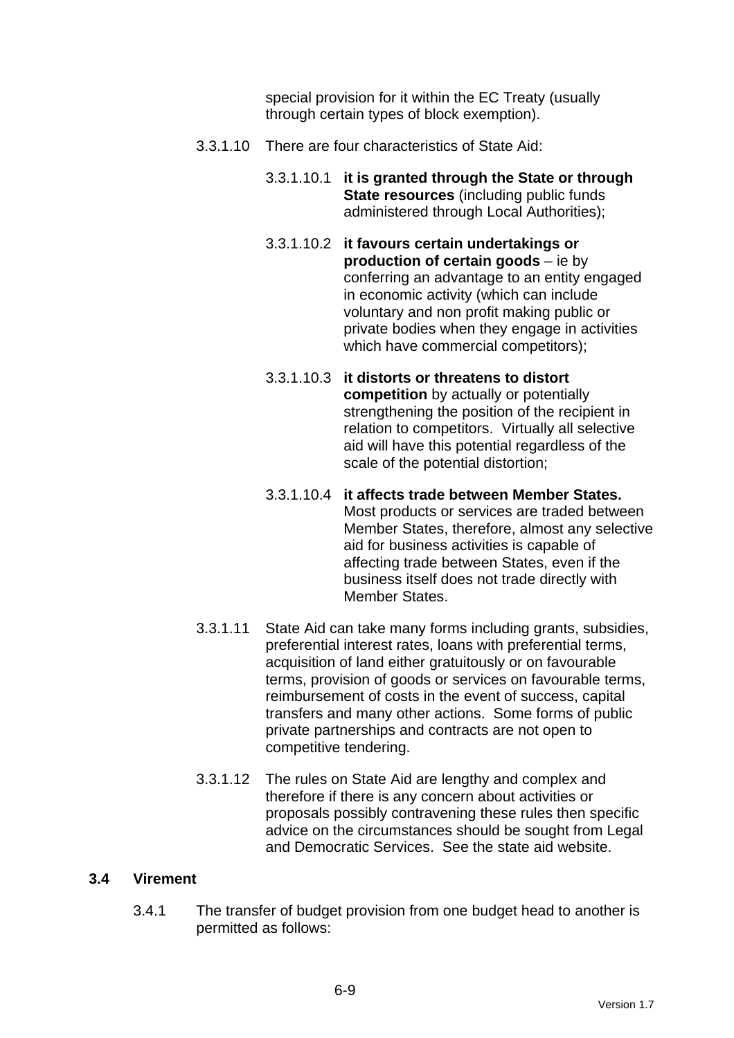special provision for it within the EC Treaty (usually through certain types of block exemption).

3.3.1.10 There are four characteristics of State Aid:

3.3.1.10.1 **it is granted through the State or through State resources** (including public funds administered through Local Authorities);

3.3.1.10.2 **it favours certain undertakings or production of certain goods** – ie by conferring an advantage to an entity engaged in economic activity (which can include voluntary and non profit making public or private bodies when they engage in activities which have commercial competitors);

3.3.1.10.3 **it distorts or threatens to distort competition** by actually or potentially strengthening the position of the recipient in relation to competitors. Virtually all selective aid will have this potential regardless of the scale of the potential distortion;

3.3.1.10.4 **it affects trade between Member States.** Most products or services are traded between Member States, therefore, almost any selective aid for business activities is capable of affecting trade between States, even if the business itself does not trade directly with Member States.

3.3.1.11 State Aid can take many forms including grants, subsidies, preferential interest rates, loans with preferential terms, acquisition of land either gratuitously or on favourable terms, provision of goods or services on favourable terms, reimbursement of costs in the event of success, capital transfers and many other actions. Some forms of public private partnerships and contracts are not open to competitive tendering.

3.3.1.12 The rules on State Aid are lengthy and complex and therefore if there is any concern about activities or proposals possibly contravening these rules then specific advice on the circumstances should be sought from Legal and Democratic Services. See the state aid website.

## 3.4 Virement

3.4.1 The transfer of budget provision from one budget head to another is permitted as follows: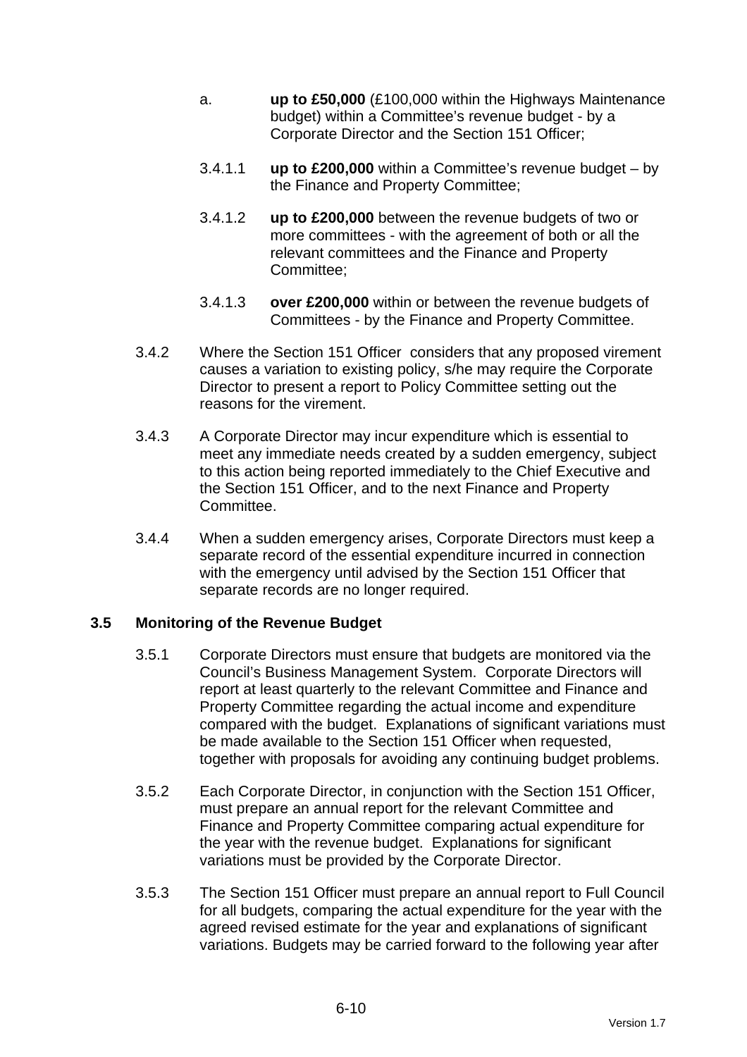a. **up to £50,000** (£100,000 within the Highways Maintenance budget) within a Committee's revenue budget - by a Corporate Director and the Section 151 Officer;

3.4.1.1 **up to £200,000** within a Committee's revenue budget – by the Finance and Property Committee;

3.4.1.2 **up to £200,000** between the revenue budgets of two or more committees - with the agreement of both or all the relevant committees and the Finance and Property Committee;

3.4.1.3 **over £200,000** within or between the revenue budgets of Committees - by the Finance and Property Committee.

3.4.2 Where the Section 151 Officer considers that any proposed virement causes a variation to existing policy, s/he may require the Corporate Director to present a report to Policy Committee setting out the reasons for the virement.

3.4.3 A Corporate Director may incur expenditure which is essential to meet any immediate needs created by a sudden emergency, subject to this action being reported immediately to the Chief Executive and the Section 151 Officer, and to the next Finance and Property Committee.

3.4.4 When a sudden emergency arises, Corporate Directors must keep a separate record of the essential expenditure incurred in connection with the emergency until advised by the Section 151 Officer that separate records are no longer required.

### 3.5 Monitoring of the Revenue Budget

3.5.1 Corporate Directors must ensure that budgets are monitored via the Council's Business Management System. Corporate Directors will report at least quarterly to the relevant Committee and Finance and Property Committee regarding the actual income and expenditure compared with the budget. Explanations of significant variations must be made available to the Section 151 Officer when requested, together with proposals for avoiding any continuing budget problems.

3.5.2 Each Corporate Director, in conjunction with the Section 151 Officer, must prepare an annual report for the relevant Committee and Finance and Property Committee comparing actual expenditure for the year with the revenue budget. Explanations for significant variations must be provided by the Corporate Director.

3.5.3 The Section 151 Officer must prepare an annual report to Full Council for all budgets, comparing the actual expenditure for the year with the agreed revised estimate for the year and explanations of significant variations. Budgets may be carried forward to the following year after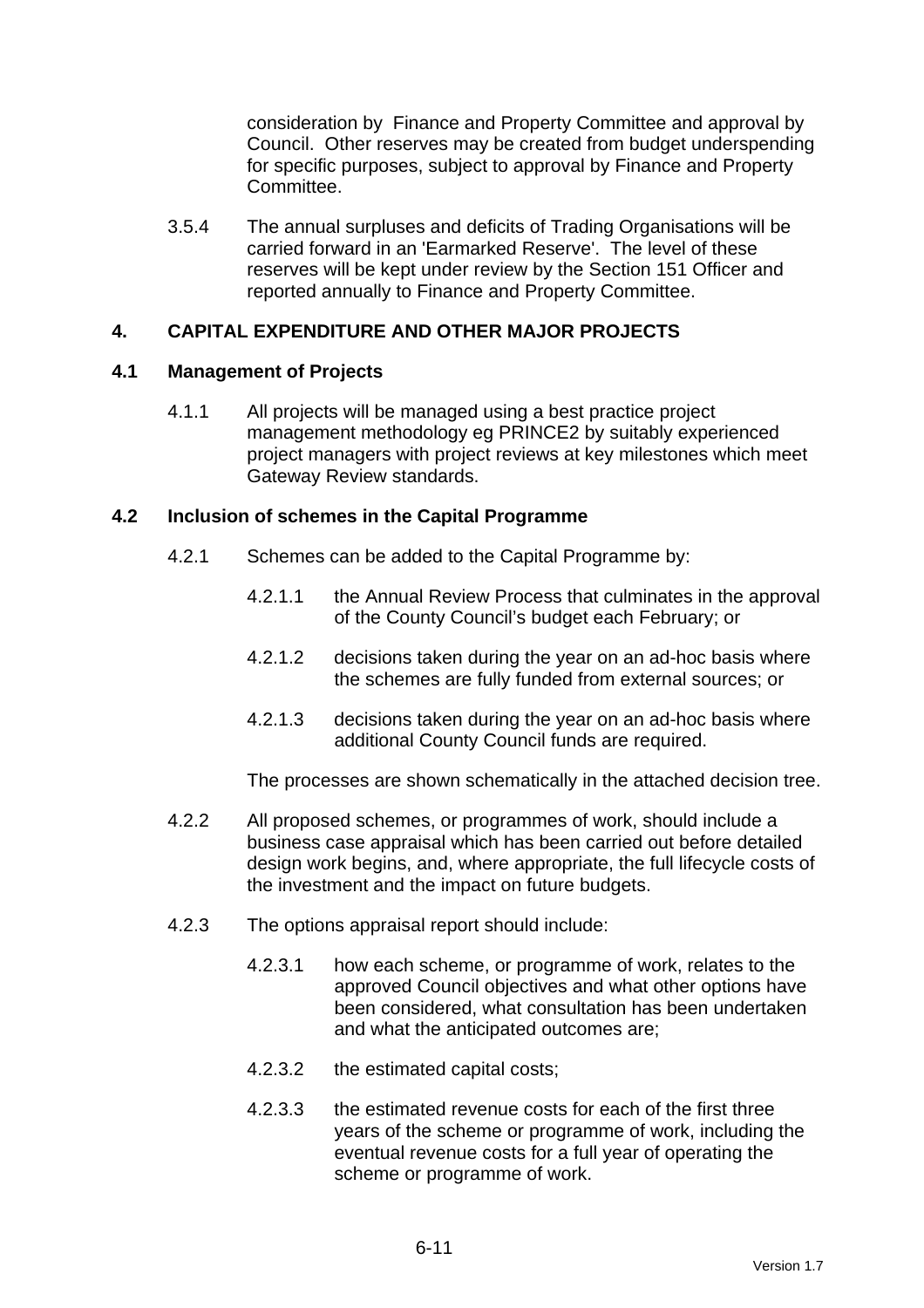consideration by Finance and Property Committee and approval by Council. Other reserves may be created from budget underspending for specific purposes, subject to approval by Finance and Property Committee.

3.5.4 The annual surpluses and deficits of Trading Organisations will be carried forward in an 'Earmarked Reserve'. The level of these reserves will be kept under review by the Section 151 Officer and reported annually to Finance and Property Committee.

## 4. CAPITAL EXPENDITURE AND OTHER MAJOR PROJECTS

### 4.1 Management of Projects

4.1.1 All projects will be managed using a best practice project management methodology eg PRINCE2 by suitably experienced project managers with project reviews at key milestones which meet Gateway Review standards.

### 4.2 Inclusion of schemes in the Capital Programme

4.2.1 Schemes can be added to the Capital Programme by:

4.2.1.1 the Annual Review Process that culminates in the approval of the County Council's budget each February; or

4.2.1.2 decisions taken during the year on an ad-hoc basis where the schemes are fully funded from external sources; or

4.2.1.3 decisions taken during the year on an ad-hoc basis where additional County Council funds are required.

The processes are shown schematically in the attached decision tree.

4.2.2 All proposed schemes, or programmes of work, should include a business case appraisal which has been carried out before detailed design work begins, and, where appropriate, the full lifecycle costs of the investment and the impact on future budgets.

4.2.3 The options appraisal report should include:

4.2.3.1 how each scheme, or programme of work, relates to the approved Council objectives and what other options have been considered, what consultation has been undertaken and what the anticipated outcomes are;

4.2.3.2 the estimated capital costs;

4.2.3.3 the estimated revenue costs for each of the first three years of the scheme or programme of work, including the eventual revenue costs for a full year of operating the scheme or programme of work.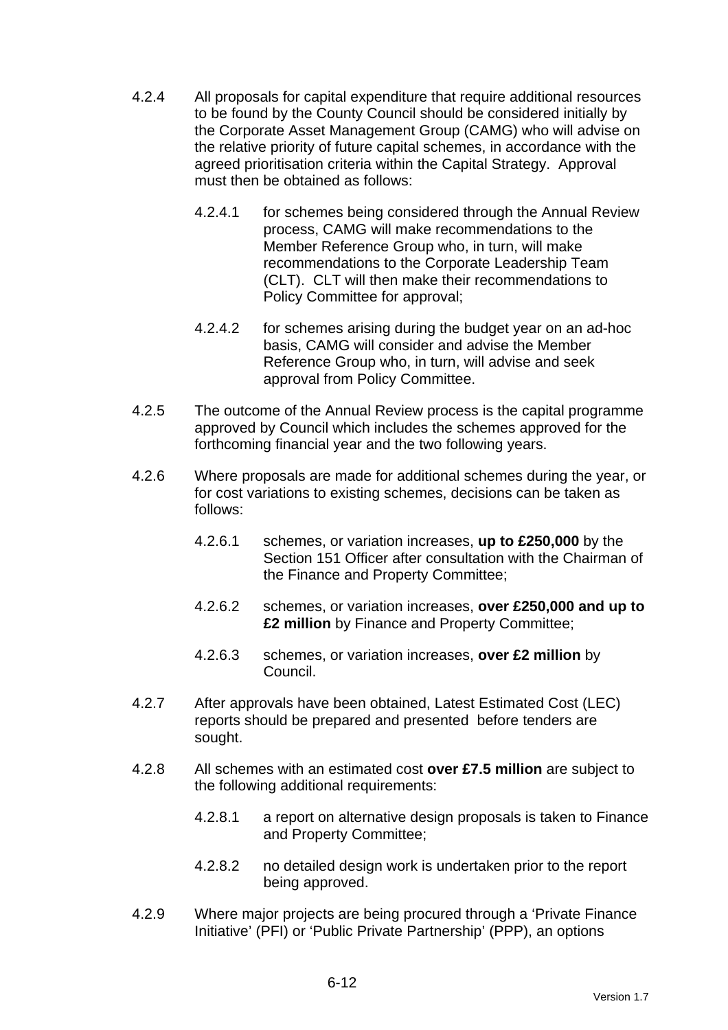4.2.4 All proposals for capital expenditure that require additional resources to be found by the County Council should be considered initially by the Corporate Asset Management Group (CAMG) who will advise on the relative priority of future capital schemes, in accordance with the agreed prioritisation criteria within the Capital Strategy. Approval must then be obtained as follows:

4.2.4.1 for schemes being considered through the Annual Review process, CAMG will make recommendations to the Member Reference Group who, in turn, will make recommendations to the Corporate Leadership Team (CLT). CLT will then make their recommendations to Policy Committee for approval;

4.2.4.2 for schemes arising during the budget year on an ad-hoc basis, CAMG will consider and advise the Member Reference Group who, in turn, will advise and seek approval from Policy Committee.

4.2.5 The outcome of the Annual Review process is the capital programme approved by Council which includes the schemes approved for the forthcoming financial year and the two following years.

4.2.6 Where proposals are made for additional schemes during the year, or for cost variations to existing schemes, decisions can be taken as follows:

4.2.6.1 schemes, or variation increases, **up to £250,000** by the Section 151 Officer after consultation with the Chairman of the Finance and Property Committee;

4.2.6.2 schemes, or variation increases, **over £250,000 and up to £2 million** by Finance and Property Committee;

4.2.6.3 schemes, or variation increases, **over £2 million** by Council.

4.2.7 After approvals have been obtained, Latest Estimated Cost (LEC) reports should be prepared and presented before tenders are sought.

4.2.8 All schemes with an estimated cost **over £7.5 million** are subject to the following additional requirements:

4.2.8.1 a report on alternative design proposals is taken to Finance and Property Committee;

4.2.8.2 no detailed design work is undertaken prior to the report being approved.

4.2.9 Where major projects are being procured through a 'Private Finance Initiative' (PFI) or 'Public Private Partnership' (PPP), an options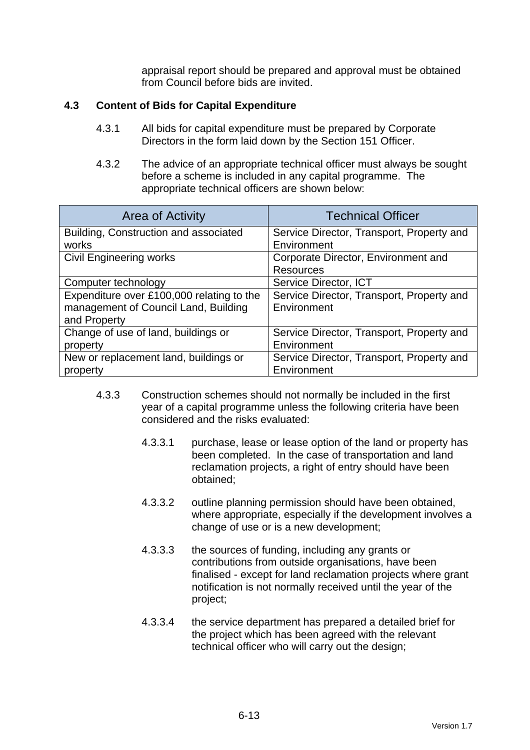appraisal report should be prepared and approval must be obtained from Council before bids are invited.

### 4.3 Content of Bids for Capital Expenditure

4.3.1 All bids for capital expenditure must be prepared by Corporate Directors in the form laid down by the Section 151 Officer.

4.3.2 The advice of an appropriate technical officer must always be sought before a scheme is included in any capital programme. The appropriate technical officers are shown below:

| Area of Activity | Technical Officer |
|---|---|
| Building, Construction and associated works | Service Director, Transport, Property and Environment |
| Civil Engineering works | Corporate Director, Environment and Resources |
| Computer technology | Service Director, ICT |
| Expenditure over £100,000 relating to the management of Council Land, Building and Property | Service Director, Transport, Property and Environment |
| Change of use of land, buildings or property | Service Director, Transport, Property and Environment |
| New or replacement land, buildings or property | Service Director, Transport, Property and Environment |

4.3.3 Construction schemes should not normally be included in the first year of a capital programme unless the following criteria have been considered and the risks evaluated:

4.3.3.1 purchase, lease or lease option of the land or property has been completed. In the case of transportation and land reclamation projects, a right of entry should have been obtained;

4.3.3.2 outline planning permission should have been obtained, where appropriate, especially if the development involves a change of use or is a new development;

4.3.3.3 the sources of funding, including any grants or contributions from outside organisations, have been finalised - except for land reclamation projects where grant notification is not normally received until the year of the project;

4.3.3.4 the service department has prepared a detailed brief for the project which has been agreed with the relevant technical officer who will carry out the design;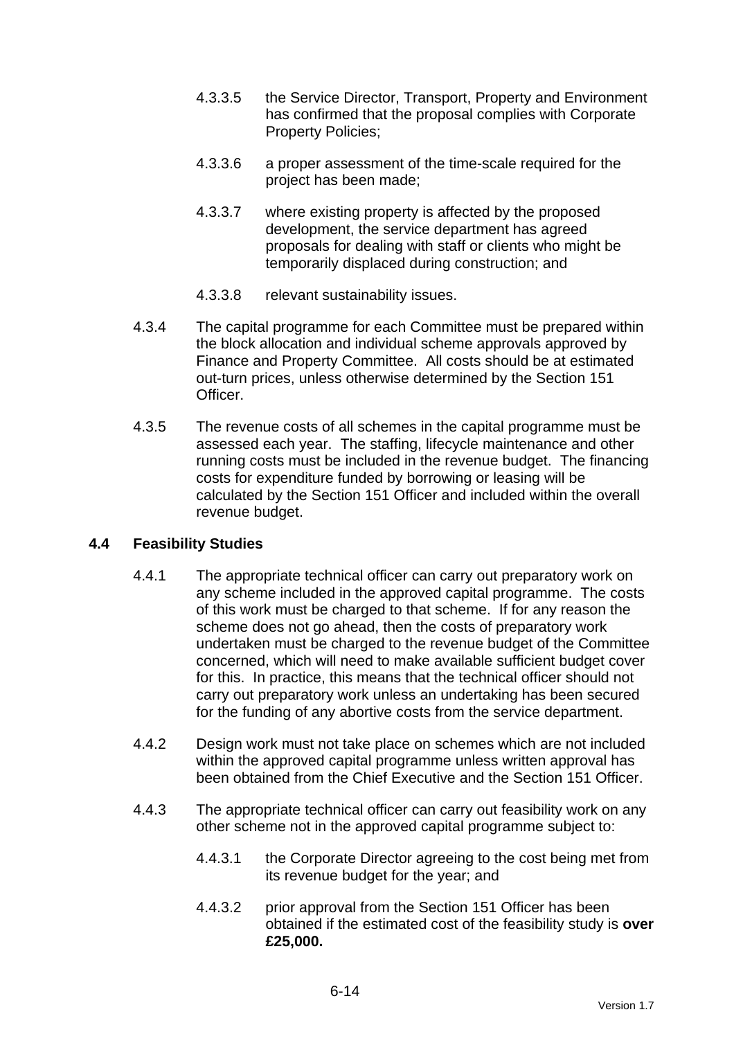4.3.3.5 the Service Director, Transport, Property and Environment has confirmed that the proposal complies with Corporate Property Policies;

4.3.3.6 a proper assessment of the time-scale required for the project has been made;

4.3.3.7 where existing property is affected by the proposed development, the service department has agreed proposals for dealing with staff or clients who might be temporarily displaced during construction; and

4.3.3.8 relevant sustainability issues.

4.3.4 The capital programme for each Committee must be prepared within the block allocation and individual scheme approvals approved by Finance and Property Committee. All costs should be at estimated out-turn prices, unless otherwise determined by the Section 151 Officer.

4.3.5 The revenue costs of all schemes in the capital programme must be assessed each year. The staffing, lifecycle maintenance and other running costs must be included in the revenue budget. The financing costs for expenditure funded by borrowing or leasing will be calculated by the Section 151 Officer and included within the overall revenue budget.

### 4.4 Feasibility Studies

4.4.1 The appropriate technical officer can carry out preparatory work on any scheme included in the approved capital programme. The costs of this work must be charged to that scheme. If for any reason the scheme does not go ahead, then the costs of preparatory work undertaken must be charged to the revenue budget of the Committee concerned, which will need to make available sufficient budget cover for this. In practice, this means that the technical officer should not carry out preparatory work unless an undertaking has been secured for the funding of any abortive costs from the service department.

4.4.2 Design work must not take place on schemes which are not included within the approved capital programme unless written approval has been obtained from the Chief Executive and the Section 151 Officer.

4.4.3 The appropriate technical officer can carry out feasibility work on any other scheme not in the approved capital programme subject to:

4.4.3.1 the Corporate Director agreeing to the cost being met from its revenue budget for the year; and

4.4.3.2 prior approval from the Section 151 Officer has been obtained if the estimated cost of the feasibility study is **over £25,000.**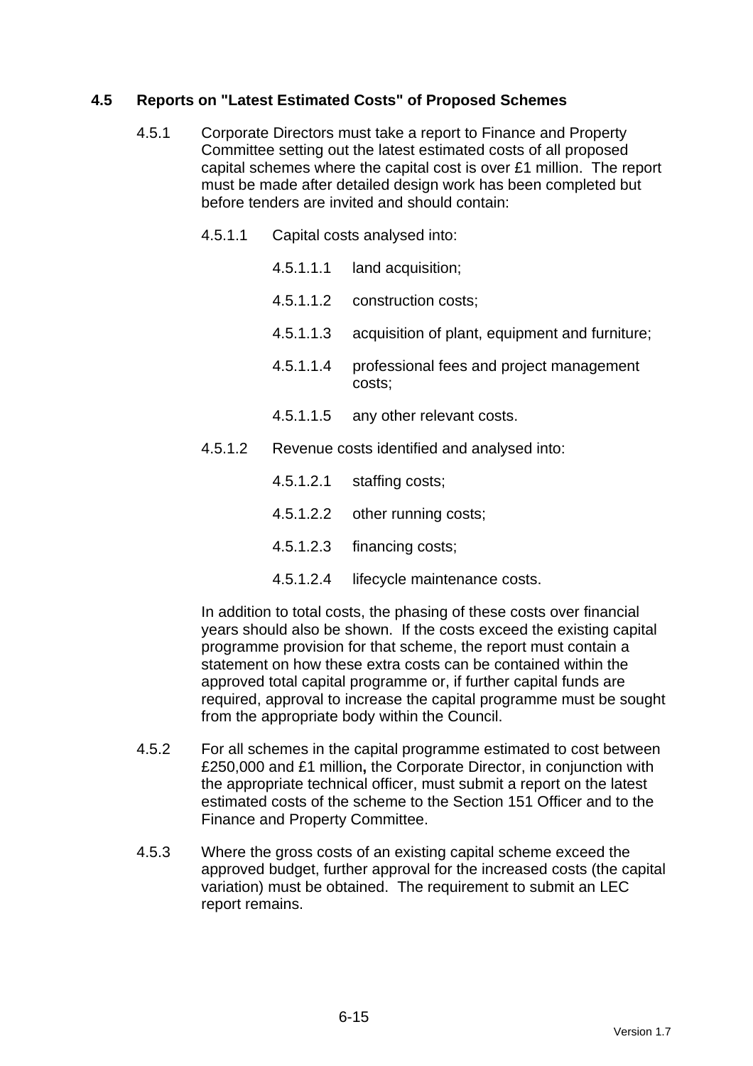## 4.5 Reports on "Latest Estimated Costs" of Proposed Schemes

4.5.1 Corporate Directors must take a report to Finance and Property Committee setting out the latest estimated costs of all proposed capital schemes where the capital cost is over £1 million. The report must be made after detailed design work has been completed but before tenders are invited and should contain:

4.5.1.1 Capital costs analysed into:

4.5.1.1.1 land acquisition;

4.5.1.1.2 construction costs;

4.5.1.1.3 acquisition of plant, equipment and furniture;

4.5.1.1.4 professional fees and project management costs;

4.5.1.1.5 any other relevant costs.

4.5.1.2 Revenue costs identified and analysed into:

4.5.1.2.1 staffing costs;

4.5.1.2.2 other running costs;

4.5.1.2.3 financing costs;

4.5.1.2.4 lifecycle maintenance costs.

In addition to total costs, the phasing of these costs over financial years should also be shown. If the costs exceed the existing capital programme provision for that scheme, the report must contain a statement on how these extra costs can be contained within the approved total capital programme or, if further capital funds are required, approval to increase the capital programme must be sought from the appropriate body within the Council.

4.5.2 For all schemes in the capital programme estimated to cost between £250,000 and £1 million**,** the Corporate Director, in conjunction with the appropriate technical officer, must submit a report on the latest estimated costs of the scheme to the Section 151 Officer and to the Finance and Property Committee.

4.5.3 Where the gross costs of an existing capital scheme exceed the approved budget, further approval for the increased costs (the capital variation) must be obtained. The requirement to submit an LEC report remains.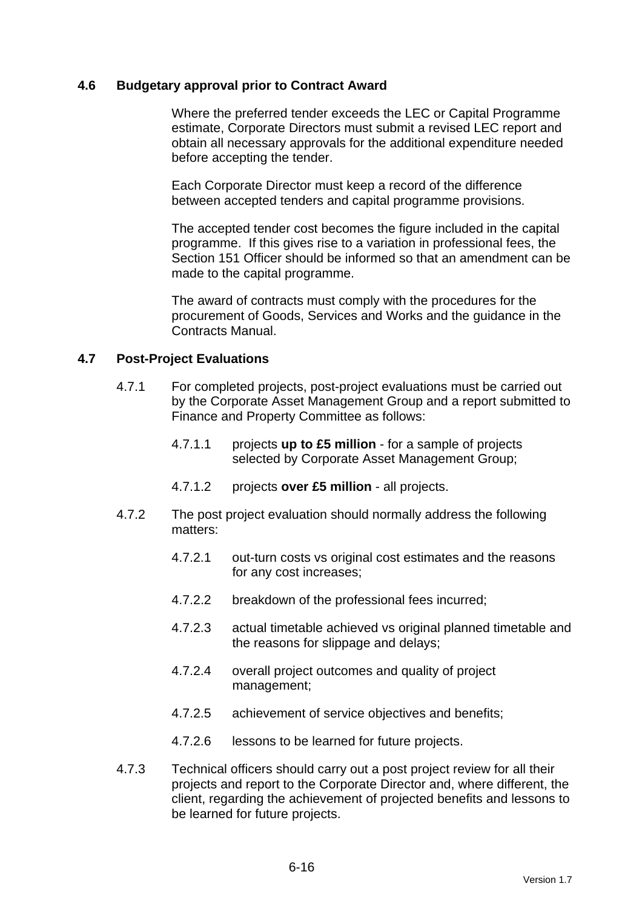## 4.6 Budgetary approval prior to Contract Award

Where the preferred tender exceeds the LEC or Capital Programme estimate, Corporate Directors must submit a revised LEC report and obtain all necessary approvals for the additional expenditure needed before accepting the tender.

Each Corporate Director must keep a record of the difference between accepted tenders and capital programme provisions.

The accepted tender cost becomes the figure included in the capital programme. If this gives rise to a variation in professional fees, the Section 151 Officer should be informed so that an amendment can be made to the capital programme.

The award of contracts must comply with the procedures for the procurement of Goods, Services and Works and the guidance in the Contracts Manual.

## 4.7 Post-Project Evaluations

4.7.1 For completed projects, post-project evaluations must be carried out by the Corporate Asset Management Group and a report submitted to Finance and Property Committee as follows:

- 4.7.1.1 projects **up to £5 million** - for a sample of projects selected by Corporate Asset Management Group;
- 4.7.1.2 projects **over £5 million** - all projects.

4.7.2 The post project evaluation should normally address the following matters:

- 4.7.2.1 out-turn costs vs original cost estimates and the reasons for any cost increases;
- 4.7.2.2 breakdown of the professional fees incurred;
- 4.7.2.3 actual timetable achieved vs original planned timetable and the reasons for slippage and delays;
- 4.7.2.4 overall project outcomes and quality of project management;
- 4.7.2.5 achievement of service objectives and benefits;
- 4.7.2.6 lessons to be learned for future projects.

4.7.3 Technical officers should carry out a post project review for all their projects and report to the Corporate Director and, where different, the client, regarding the achievement of projected benefits and lessons to be learned for future projects.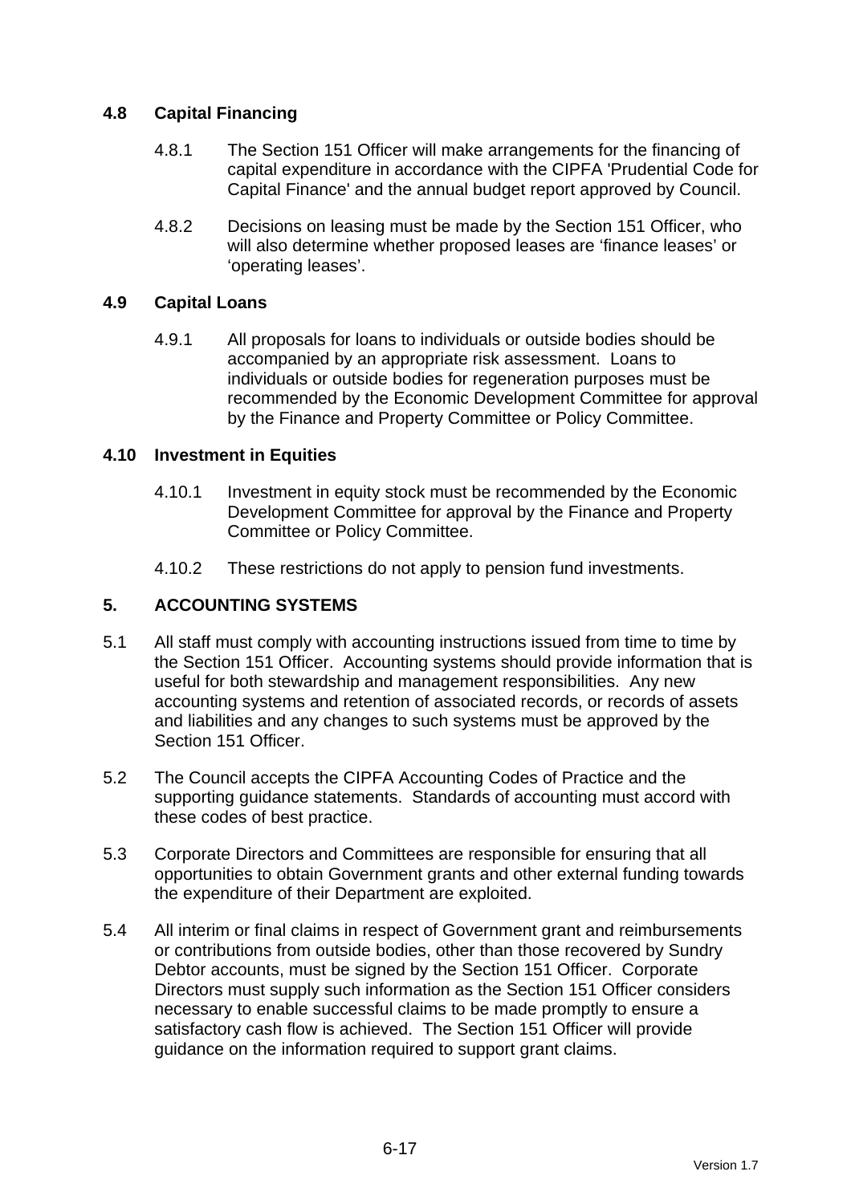### 4.8 Capital Financing

4.8.1 The Section 151 Officer will make arrangements for the financing of capital expenditure in accordance with the CIPFA 'Prudential Code for Capital Finance' and the annual budget report approved by Council.

4.8.2 Decisions on leasing must be made by the Section 151 Officer, who will also determine whether proposed leases are 'finance leases' or 'operating leases'.

### 4.9 Capital Loans

4.9.1 All proposals for loans to individuals or outside bodies should be accompanied by an appropriate risk assessment. Loans to individuals or outside bodies for regeneration purposes must be recommended by the Economic Development Committee for approval by the Finance and Property Committee or Policy Committee.

### 4.10 Investment in Equities

4.10.1 Investment in equity stock must be recommended by the Economic Development Committee for approval by the Finance and Property Committee or Policy Committee.

4.10.2 These restrictions do not apply to pension fund investments.

## 5. ACCOUNTING SYSTEMS

5.1 All staff must comply with accounting instructions issued from time to time by the Section 151 Officer. Accounting systems should provide information that is useful for both stewardship and management responsibilities. Any new accounting systems and retention of associated records, or records of assets and liabilities and any changes to such systems must be approved by the Section 151 Officer.

5.2 The Council accepts the CIPFA Accounting Codes of Practice and the supporting guidance statements. Standards of accounting must accord with these codes of best practice.

5.3 Corporate Directors and Committees are responsible for ensuring that all opportunities to obtain Government grants and other external funding towards the expenditure of their Department are exploited.

5.4 All interim or final claims in respect of Government grant and reimbursements or contributions from outside bodies, other than those recovered by Sundry Debtor accounts, must be signed by the Section 151 Officer. Corporate Directors must supply such information as the Section 151 Officer considers necessary to enable successful claims to be made promptly to ensure a satisfactory cash flow is achieved. The Section 151 Officer will provide guidance on the information required to support grant claims.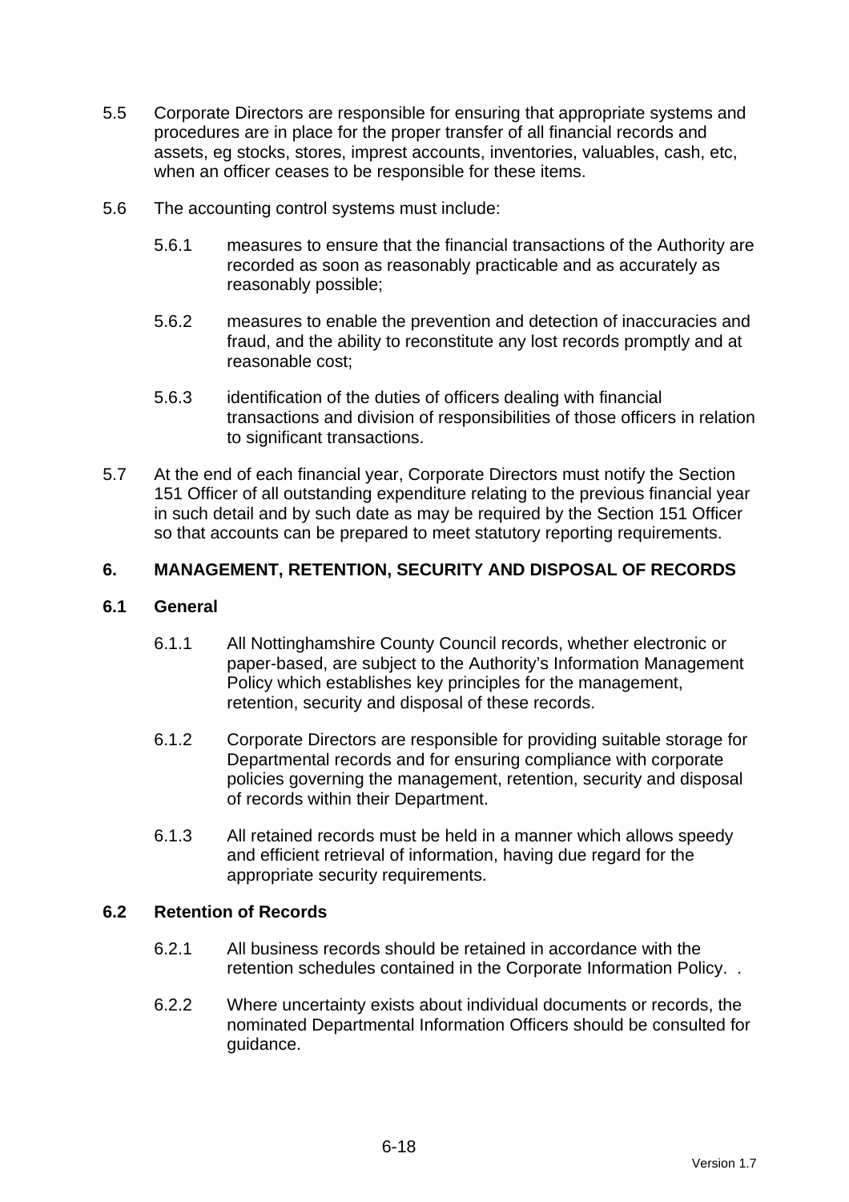5.5 Corporate Directors are responsible for ensuring that appropriate systems and procedures are in place for the proper transfer of all financial records and assets, eg stocks, stores, imprest accounts, inventories, valuables, cash, etc, when an officer ceases to be responsible for these items.

5.6 The accounting control systems must include:

5.6.1 measures to ensure that the financial transactions of the Authority are recorded as soon as reasonably practicable and as accurately as reasonably possible;

5.6.2 measures to enable the prevention and detection of inaccuracies and fraud, and the ability to reconstitute any lost records promptly and at reasonable cost;

5.6.3 identification of the duties of officers dealing with financial transactions and division of responsibilities of those officers in relation to significant transactions.

5.7 At the end of each financial year, Corporate Directors must notify the Section 151 Officer of all outstanding expenditure relating to the previous financial year in such detail and by such date as may be required by the Section 151 Officer so that accounts can be prepared to meet statutory reporting requirements.

## 6. MANAGEMENT, RETENTION, SECURITY AND DISPOSAL OF RECORDS

### 6.1 General

6.1.1 All Nottinghamshire County Council records, whether electronic or paper-based, are subject to the Authority's Information Management Policy which establishes key principles for the management, retention, security and disposal of these records.

6.1.2 Corporate Directors are responsible for providing suitable storage for Departmental records and for ensuring compliance with corporate policies governing the management, retention, security and disposal of records within their Department.

6.1.3 All retained records must be held in a manner which allows speedy and efficient retrieval of information, having due regard for the appropriate security requirements.

### 6.2 Retention of Records

6.2.1 All business records should be retained in accordance with the retention schedules contained in the Corporate Information Policy. .

6.2.2 Where uncertainty exists about individual documents or records, the nominated Departmental Information Officers should be consulted for guidance.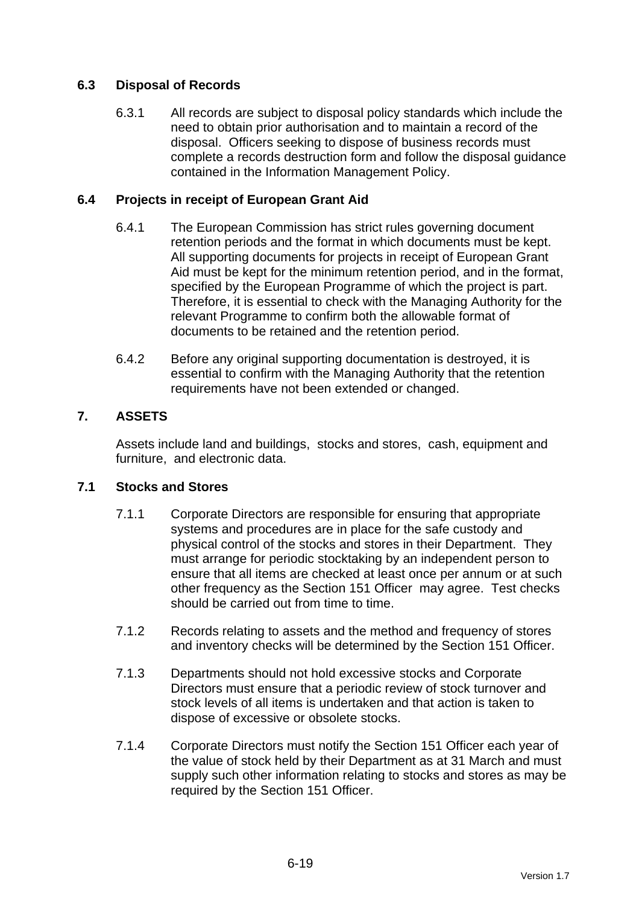### 6.3 Disposal of Records

6.3.1 All records are subject to disposal policy standards which include the need to obtain prior authorisation and to maintain a record of the disposal. Officers seeking to dispose of business records must complete a records destruction form and follow the disposal guidance contained in the Information Management Policy.

### 6.4 Projects in receipt of European Grant Aid

6.4.1 The European Commission has strict rules governing document retention periods and the format in which documents must be kept. All supporting documents for projects in receipt of European Grant Aid must be kept for the minimum retention period, and in the format, specified by the European Programme of which the project is part. Therefore, it is essential to check with the Managing Authority for the relevant Programme to confirm both the allowable format of documents to be retained and the retention period.

6.4.2 Before any original supporting documentation is destroyed, it is essential to confirm with the Managing Authority that the retention requirements have not been extended or changed.

## 7. ASSETS

Assets include land and buildings, stocks and stores, cash, equipment and furniture, and electronic data.

### 7.1 Stocks and Stores

7.1.1 Corporate Directors are responsible for ensuring that appropriate systems and procedures are in place for the safe custody and physical control of the stocks and stores in their Department. They must arrange for periodic stocktaking by an independent person to ensure that all items are checked at least once per annum or at such other frequency as the Section 151 Officer may agree. Test checks should be carried out from time to time.

7.1.2 Records relating to assets and the method and frequency of stores and inventory checks will be determined by the Section 151 Officer.

7.1.3 Departments should not hold excessive stocks and Corporate Directors must ensure that a periodic review of stock turnover and stock levels of all items is undertaken and that action is taken to dispose of excessive or obsolete stocks.

7.1.4 Corporate Directors must notify the Section 151 Officer each year of the value of stock held by their Department as at 31 March and must supply such other information relating to stocks and stores as may be required by the Section 151 Officer.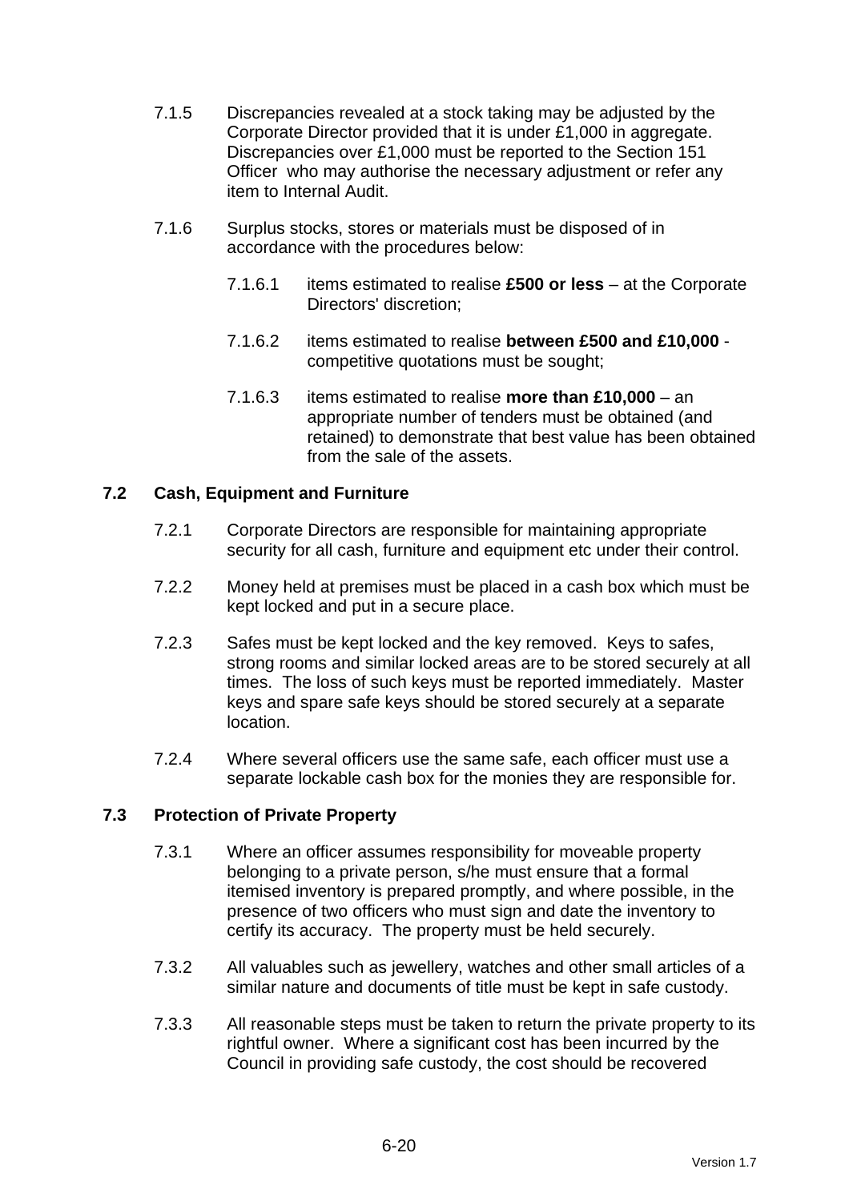7.1.5 Discrepancies revealed at a stock taking may be adjusted by the Corporate Director provided that it is under £1,000 in aggregate. Discrepancies over £1,000 must be reported to the Section 151 Officer who may authorise the necessary adjustment or refer any item to Internal Audit.

7.1.6 Surplus stocks, stores or materials must be disposed of in accordance with the procedures below:

7.1.6.1 items estimated to realise **£500 or less** – at the Corporate Directors' discretion;

7.1.6.2 items estimated to realise **between £500 and £10,000** - competitive quotations must be sought;

7.1.6.3 items estimated to realise **more than £10,000** – an appropriate number of tenders must be obtained (and retained) to demonstrate that best value has been obtained from the sale of the assets.

## 7.2 Cash, Equipment and Furniture

7.2.1 Corporate Directors are responsible for maintaining appropriate security for all cash, furniture and equipment etc under their control.

7.2.2 Money held at premises must be placed in a cash box which must be kept locked and put in a secure place.

7.2.3 Safes must be kept locked and the key removed. Keys to safes, strong rooms and similar locked areas are to be stored securely at all times. The loss of such keys must be reported immediately. Master keys and spare safe keys should be stored securely at a separate location.

7.2.4 Where several officers use the same safe, each officer must use a separate lockable cash box for the monies they are responsible for.

## 7.3 Protection of Private Property

7.3.1 Where an officer assumes responsibility for moveable property belonging to a private person, s/he must ensure that a formal itemised inventory is prepared promptly, and where possible, in the presence of two officers who must sign and date the inventory to certify its accuracy. The property must be held securely.

7.3.2 All valuables such as jewellery, watches and other small articles of a similar nature and documents of title must be kept in safe custody.

7.3.3 All reasonable steps must be taken to return the private property to its rightful owner. Where a significant cost has been incurred by the Council in providing safe custody, the cost should be recovered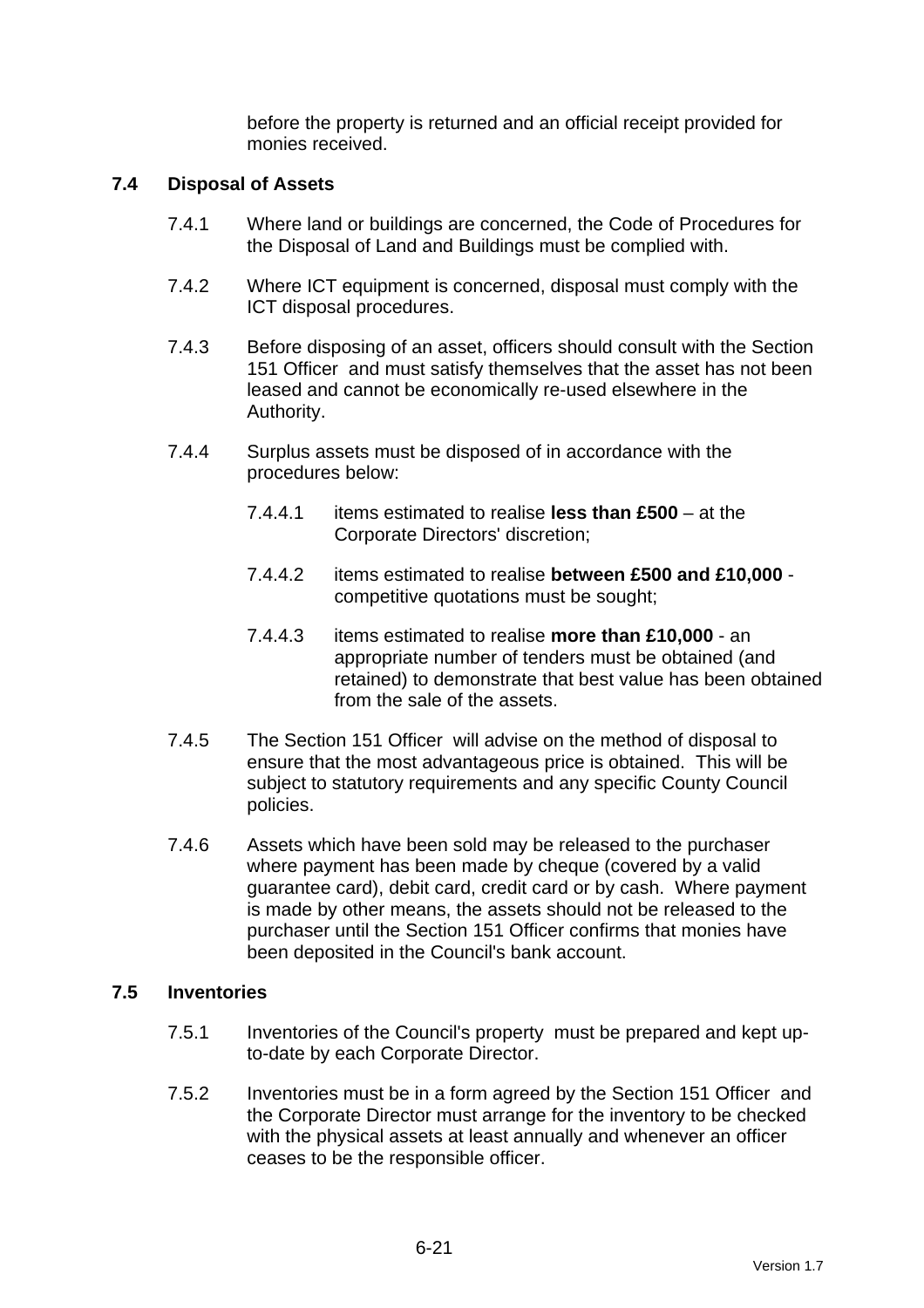before the property is returned and an official receipt provided for monies received.

### 7.4 Disposal of Assets

7.4.1 Where land or buildings are concerned, the Code of Procedures for the Disposal of Land and Buildings must be complied with.

7.4.2 Where ICT equipment is concerned, disposal must comply with the ICT disposal procedures.

7.4.3 Before disposing of an asset, officers should consult with the Section 151 Officer and must satisfy themselves that the asset has not been leased and cannot be economically re-used elsewhere in the Authority.

7.4.4 Surplus assets must be disposed of in accordance with the procedures below:

7.4.4.1 items estimated to realise **less than £500** – at the Corporate Directors' discretion;

7.4.4.2 items estimated to realise **between £500 and £10,000** - competitive quotations must be sought;

7.4.4.3 items estimated to realise **more than £10,000** - an appropriate number of tenders must be obtained (and retained) to demonstrate that best value has been obtained from the sale of the assets.

7.4.5 The Section 151 Officer will advise on the method of disposal to ensure that the most advantageous price is obtained. This will be subject to statutory requirements and any specific County Council policies.

7.4.6 Assets which have been sold may be released to the purchaser where payment has been made by cheque (covered by a valid guarantee card), debit card, credit card or by cash. Where payment is made by other means, the assets should not be released to the purchaser until the Section 151 Officer confirms that monies have been deposited in the Council's bank account.

### 7.5 Inventories

7.5.1 Inventories of the Council's property must be prepared and kept up-to-date by each Corporate Director.

7.5.2 Inventories must be in a form agreed by the Section 151 Officer and the Corporate Director must arrange for the inventory to be checked with the physical assets at least annually and whenever an officer ceases to be the responsible officer.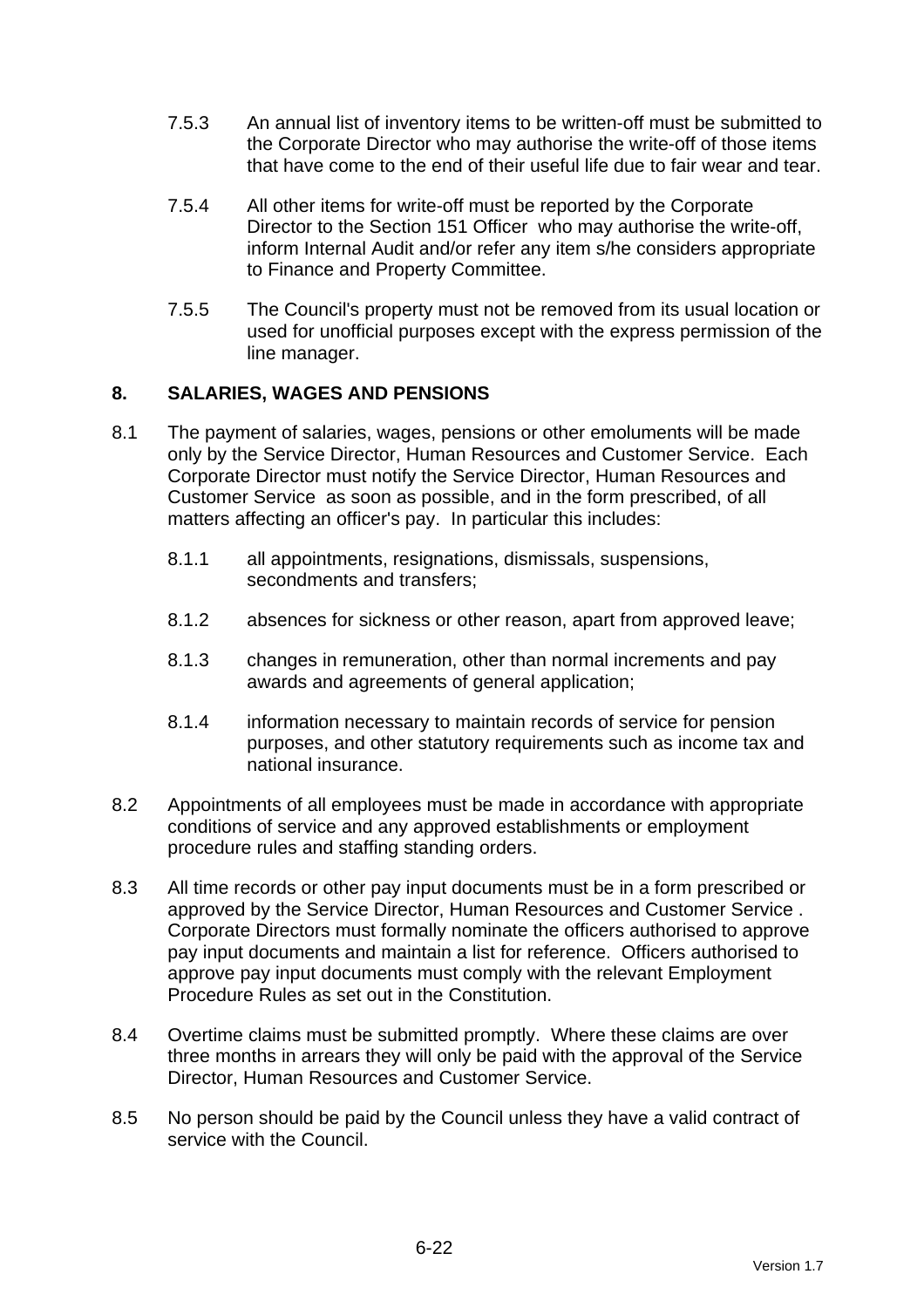7.5.3 An annual list of inventory items to be written-off must be submitted to the Corporate Director who may authorise the write-off of those items that have come to the end of their useful life due to fair wear and tear.

7.5.4 All other items for write-off must be reported by the Corporate Director to the Section 151 Officer who may authorise the write-off, inform Internal Audit and/or refer any item s/he considers appropriate to Finance and Property Committee.

7.5.5 The Council's property must not be removed from its usual location or used for unofficial purposes except with the express permission of the line manager.

## 8. SALARIES, WAGES AND PENSIONS

8.1 The payment of salaries, wages, pensions or other emoluments will be made only by the Service Director, Human Resources and Customer Service. Each Corporate Director must notify the Service Director, Human Resources and Customer Service as soon as possible, and in the form prescribed, of all matters affecting an officer's pay. In particular this includes:

8.1.1 all appointments, resignations, dismissals, suspensions, secondments and transfers;

8.1.2 absences for sickness or other reason, apart from approved leave;

8.1.3 changes in remuneration, other than normal increments and pay awards and agreements of general application;

8.1.4 information necessary to maintain records of service for pension purposes, and other statutory requirements such as income tax and national insurance.

8.2 Appointments of all employees must be made in accordance with appropriate conditions of service and any approved establishments or employment procedure rules and staffing standing orders.

8.3 All time records or other pay input documents must be in a form prescribed or approved by the Service Director, Human Resources and Customer Service . Corporate Directors must formally nominate the officers authorised to approve pay input documents and maintain a list for reference. Officers authorised to approve pay input documents must comply with the relevant Employment Procedure Rules as set out in the Constitution.

8.4 Overtime claims must be submitted promptly. Where these claims are over three months in arrears they will only be paid with the approval of the Service Director, Human Resources and Customer Service.

8.5 No person should be paid by the Council unless they have a valid contract of service with the Council.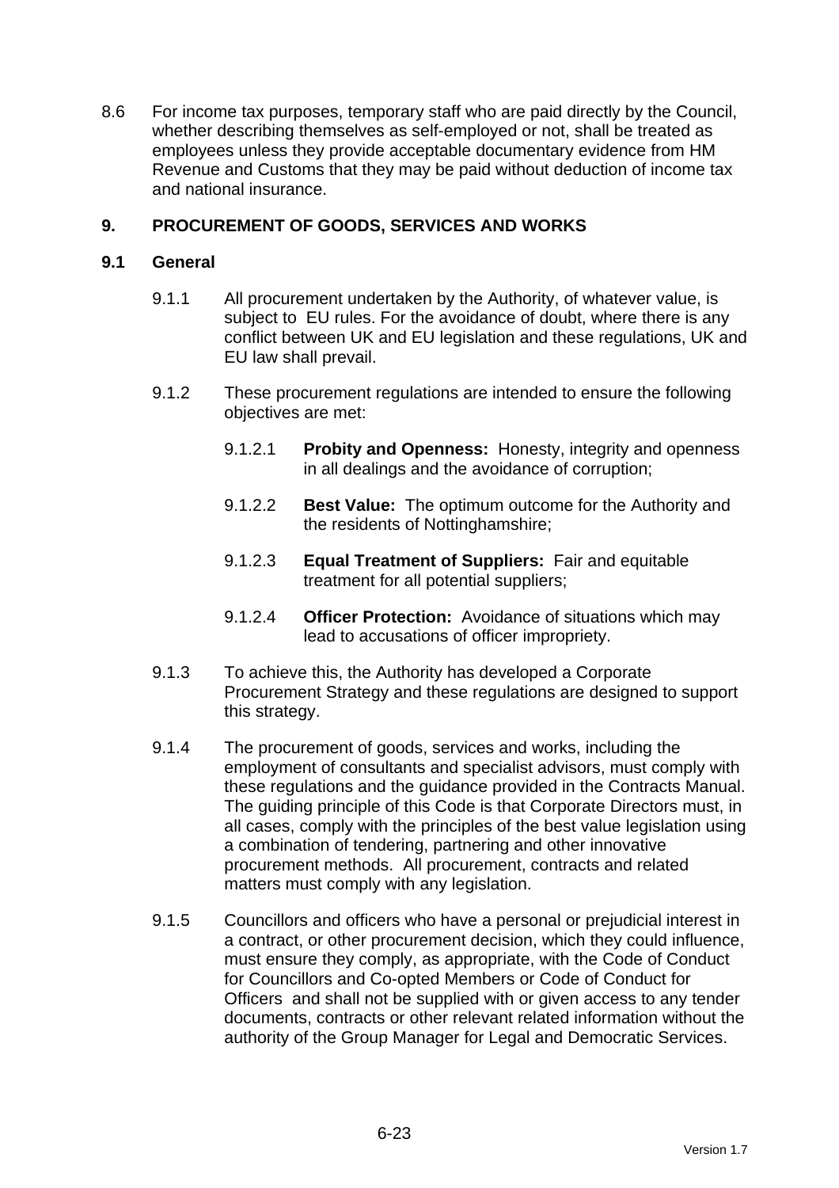8.6 For income tax purposes, temporary staff who are paid directly by the Council, whether describing themselves as self-employed or not, shall be treated as employees unless they provide acceptable documentary evidence from HM Revenue and Customs that they may be paid without deduction of income tax and national insurance.

## 9. PROCUREMENT OF GOODS, SERVICES AND WORKS

### 9.1 General

9.1.1 All procurement undertaken by the Authority, of whatever value, is subject to EU rules. For the avoidance of doubt, where there is any conflict between UK and EU legislation and these regulations, UK and EU law shall prevail.

9.1.2 These procurement regulations are intended to ensure the following objectives are met:

9.1.2.1 **Probity and Openness:** Honesty, integrity and openness in all dealings and the avoidance of corruption;

9.1.2.2 **Best Value:** The optimum outcome for the Authority and the residents of Nottinghamshire;

9.1.2.3 **Equal Treatment of Suppliers:** Fair and equitable treatment for all potential suppliers;

9.1.2.4 **Officer Protection:** Avoidance of situations which may lead to accusations of officer impropriety.

9.1.3 To achieve this, the Authority has developed a Corporate Procurement Strategy and these regulations are designed to support this strategy.

9.1.4 The procurement of goods, services and works, including the employment of consultants and specialist advisors, must comply with these regulations and the guidance provided in the Contracts Manual. The guiding principle of this Code is that Corporate Directors must, in all cases, comply with the principles of the best value legislation using a combination of tendering, partnering and other innovative procurement methods. All procurement, contracts and related matters must comply with any legislation.

9.1.5 Councillors and officers who have a personal or prejudicial interest in a contract, or other procurement decision, which they could influence, must ensure they comply, as appropriate, with the Code of Conduct for Councillors and Co-opted Members or Code of Conduct for Officers and shall not be supplied with or given access to any tender documents, contracts or other relevant related information without the authority of the Group Manager for Legal and Democratic Services.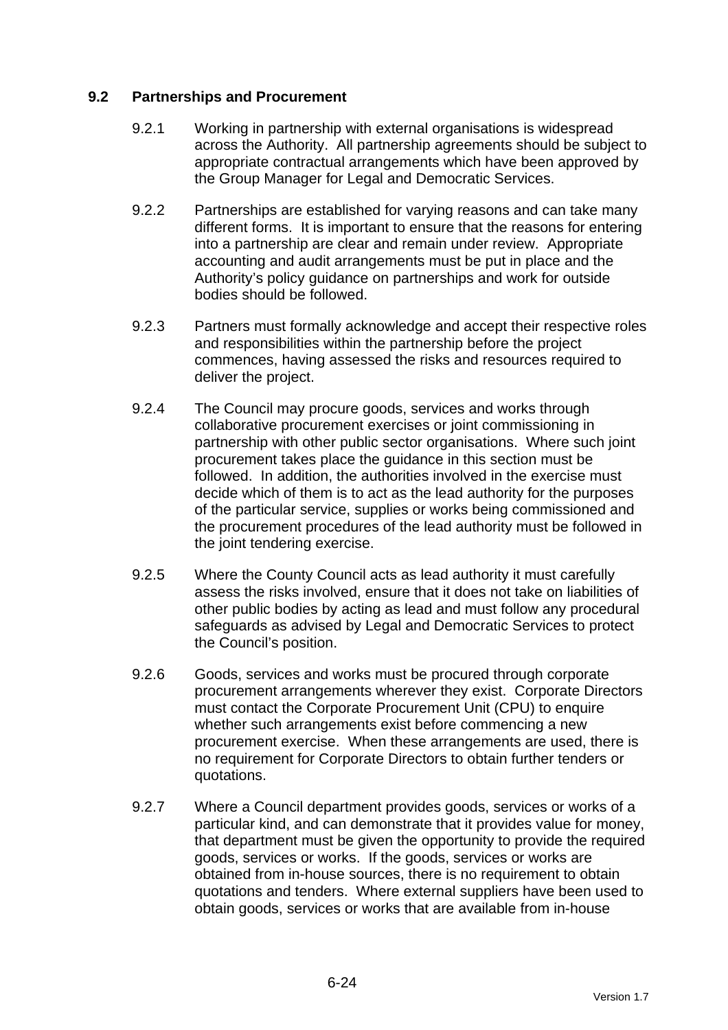### 9.2 Partnerships and Procurement

9.2.1 Working in partnership with external organisations is widespread across the Authority. All partnership agreements should be subject to appropriate contractual arrangements which have been approved by the Group Manager for Legal and Democratic Services.

9.2.2 Partnerships are established for varying reasons and can take many different forms. It is important to ensure that the reasons for entering into a partnership are clear and remain under review. Appropriate accounting and audit arrangements must be put in place and the Authority's policy guidance on partnerships and work for outside bodies should be followed.

9.2.3 Partners must formally acknowledge and accept their respective roles and responsibilities within the partnership before the project commences, having assessed the risks and resources required to deliver the project.

9.2.4 The Council may procure goods, services and works through collaborative procurement exercises or joint commissioning in partnership with other public sector organisations. Where such joint procurement takes place the guidance in this section must be followed. In addition, the authorities involved in the exercise must decide which of them is to act as the lead authority for the purposes of the particular service, supplies or works being commissioned and the procurement procedures of the lead authority must be followed in the joint tendering exercise.

9.2.5 Where the County Council acts as lead authority it must carefully assess the risks involved, ensure that it does not take on liabilities of other public bodies by acting as lead and must follow any procedural safeguards as advised by Legal and Democratic Services to protect the Council's position.

9.2.6 Goods, services and works must be procured through corporate procurement arrangements wherever they exist. Corporate Directors must contact the Corporate Procurement Unit (CPU) to enquire whether such arrangements exist before commencing a new procurement exercise. When these arrangements are used, there is no requirement for Corporate Directors to obtain further tenders or quotations.

9.2.7 Where a Council department provides goods, services or works of a particular kind, and can demonstrate that it provides value for money, that department must be given the opportunity to provide the required goods, services or works. If the goods, services or works are obtained from in-house sources, there is no requirement to obtain quotations and tenders. Where external suppliers have been used to obtain goods, services or works that are available from in-house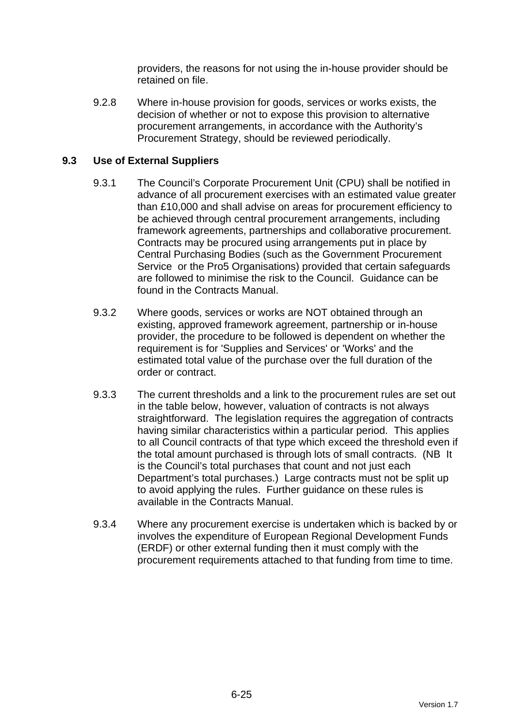providers, the reasons for not using the in-house provider should be retained on file.

9.2.8 Where in-house provision for goods, services or works exists, the decision of whether or not to expose this provision to alternative procurement arrangements, in accordance with the Authority's Procurement Strategy, should be reviewed periodically.

## 9.3 Use of External Suppliers

9.3.1 The Council's Corporate Procurement Unit (CPU) shall be notified in advance of all procurement exercises with an estimated value greater than £10,000 and shall advise on areas for procurement efficiency to be achieved through central procurement arrangements, including framework agreements, partnerships and collaborative procurement. Contracts may be procured using arrangements put in place by Central Purchasing Bodies (such as the Government Procurement Service or the Pro5 Organisations) provided that certain safeguards are followed to minimise the risk to the Council. Guidance can be found in the Contracts Manual.

9.3.2 Where goods, services or works are NOT obtained through an existing, approved framework agreement, partnership or in-house provider, the procedure to be followed is dependent on whether the requirement is for 'Supplies and Services' or 'Works' and the estimated total value of the purchase over the full duration of the order or contract.

9.3.3 The current thresholds and a link to the procurement rules are set out in the table below, however, valuation of contracts is not always straightforward. The legislation requires the aggregation of contracts having similar characteristics within a particular period. This applies to all Council contracts of that type which exceed the threshold even if the total amount purchased is through lots of small contracts. (NB It is the Council's total purchases that count and not just each Department's total purchases.) Large contracts must not be split up to avoid applying the rules. Further guidance on these rules is available in the Contracts Manual.

9.3.4 Where any procurement exercise is undertaken which is backed by or involves the expenditure of European Regional Development Funds (ERDF) or other external funding then it must comply with the procurement requirements attached to that funding from time to time.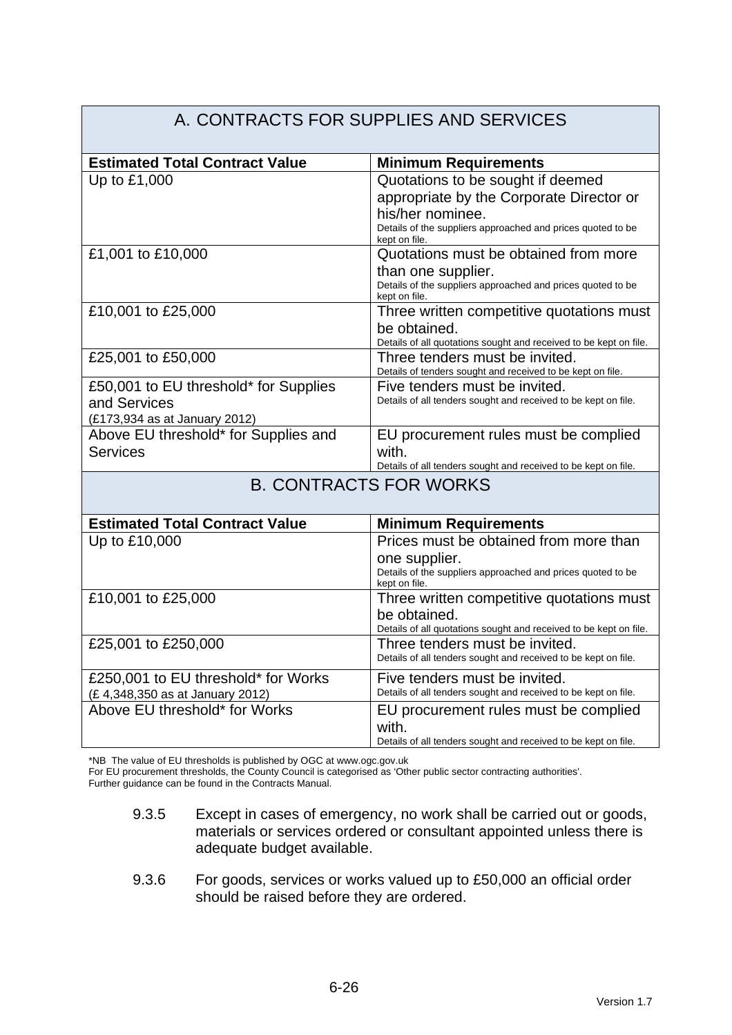| A. CONTRACTS FOR SUPPLIES AND SERVICES | |
|---|---|
| **Estimated Total Contract Value** | **Minimum Requirements** |
| Up to £1,000 | Quotations to be sought if deemed appropriate by the Corporate Director or his/her nominee. Details of the suppliers approached and prices quoted to be kept on file. |
| £1,001 to £10,000 | Quotations must be obtained from more than one supplier. Details of the suppliers approached and prices quoted to be kept on file. |
| £10,001 to £25,000 | Three written competitive quotations must be obtained. Details of all quotations sought and received to be kept on file. |
| £25,001 to £50,000 | Three tenders must be invited. Details of tenders sought and received to be kept on file. |
| £50,001 to EU threshold* for Supplies and Services (£173,934 as at January 2012) | Five tenders must be invited. Details of all tenders sought and received to be kept on file. |
| Above EU threshold* for Supplies and Services | EU procurement rules must be complied with. Details of all tenders sought and received to be kept on file. |

| B. CONTRACTS FOR WORKS | |
|---|---|
| **Estimated Total Contract Value** | **Minimum Requirements** |
| Up to £10,000 | Prices must be obtained from more than one supplier. Details of the suppliers approached and prices quoted to be kept on file. |
| £10,001 to £25,000 | Three written competitive quotations must be obtained. Details of all quotations sought and received to be kept on file. |
| £25,001 to £250,000 | Three tenders must be invited. Details of all tenders sought and received to be kept on file. |
| £250,001 to EU threshold* for Works (£ 4,348,350 as at January 2012) | Five tenders must be invited. Details of all tenders sought and received to be kept on file. |
| Above EU threshold* for Works | EU procurement rules must be complied with. Details of all tenders sought and received to be kept on file. |

*NB The value of EU thresholds is published by OGC at www.ogc.gov.uk
For EU procurement thresholds, the County Council is categorised as 'Other public sector contracting authorities'.
Further guidance can be found in the Contracts Manual.

9.3.5 Except in cases of emergency, no work shall be carried out or goods, materials or services ordered or consultant appointed unless there is adequate budget available.

9.3.6 For goods, services or works valued up to £50,000 an official order should be raised before they are ordered.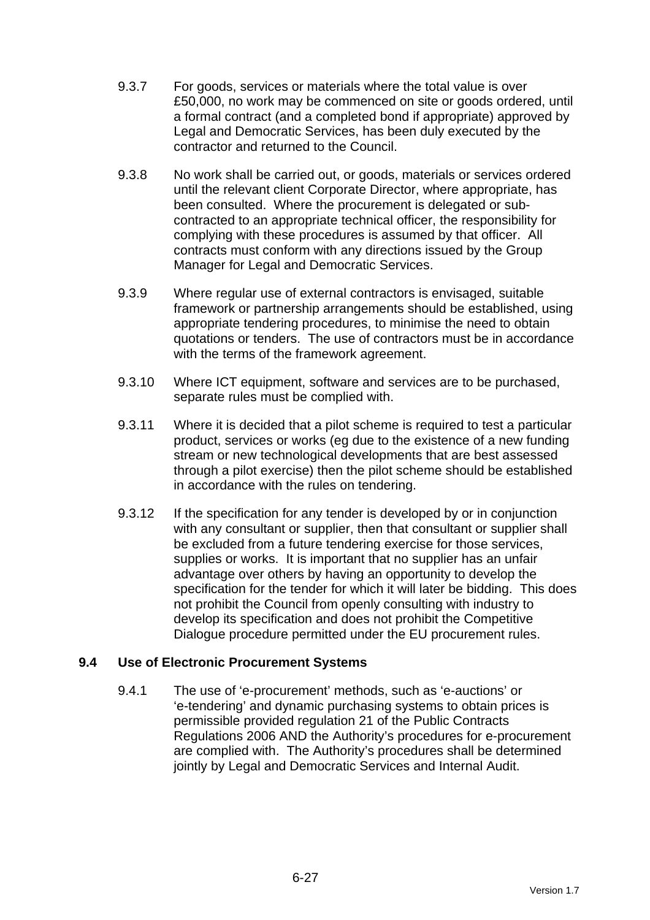9.3.7 For goods, services or materials where the total value is over £50,000, no work may be commenced on site or goods ordered, until a formal contract (and a completed bond if appropriate) approved by Legal and Democratic Services, has been duly executed by the contractor and returned to the Council.

9.3.8 No work shall be carried out, or goods, materials or services ordered until the relevant client Corporate Director, where appropriate, has been consulted. Where the procurement is delegated or sub-contracted to an appropriate technical officer, the responsibility for complying with these procedures is assumed by that officer. All contracts must conform with any directions issued by the Group Manager for Legal and Democratic Services.

9.3.9 Where regular use of external contractors is envisaged, suitable framework or partnership arrangements should be established, using appropriate tendering procedures, to minimise the need to obtain quotations or tenders. The use of contractors must be in accordance with the terms of the framework agreement.

9.3.10 Where ICT equipment, software and services are to be purchased, separate rules must be complied with.

9.3.11 Where it is decided that a pilot scheme is required to test a particular product, services or works (eg due to the existence of a new funding stream or new technological developments that are best assessed through a pilot exercise) then the pilot scheme should be established in accordance with the rules on tendering.

9.3.12 If the specification for any tender is developed by or in conjunction with any consultant or supplier, then that consultant or supplier shall be excluded from a future tendering exercise for those services, supplies or works. It is important that no supplier has an unfair advantage over others by having an opportunity to develop the specification for the tender for which it will later be bidding. This does not prohibit the Council from openly consulting with industry to develop its specification and does not prohibit the Competitive Dialogue procedure permitted under the EU procurement rules.

### 9.4 Use of Electronic Procurement Systems

9.4.1 The use of 'e-procurement' methods, such as 'e-auctions' or 'e-tendering' and dynamic purchasing systems to obtain prices is permissible provided regulation 21 of the Public Contracts Regulations 2006 AND the Authority's procedures for e-procurement are complied with. The Authority's procedures shall be determined jointly by Legal and Democratic Services and Internal Audit.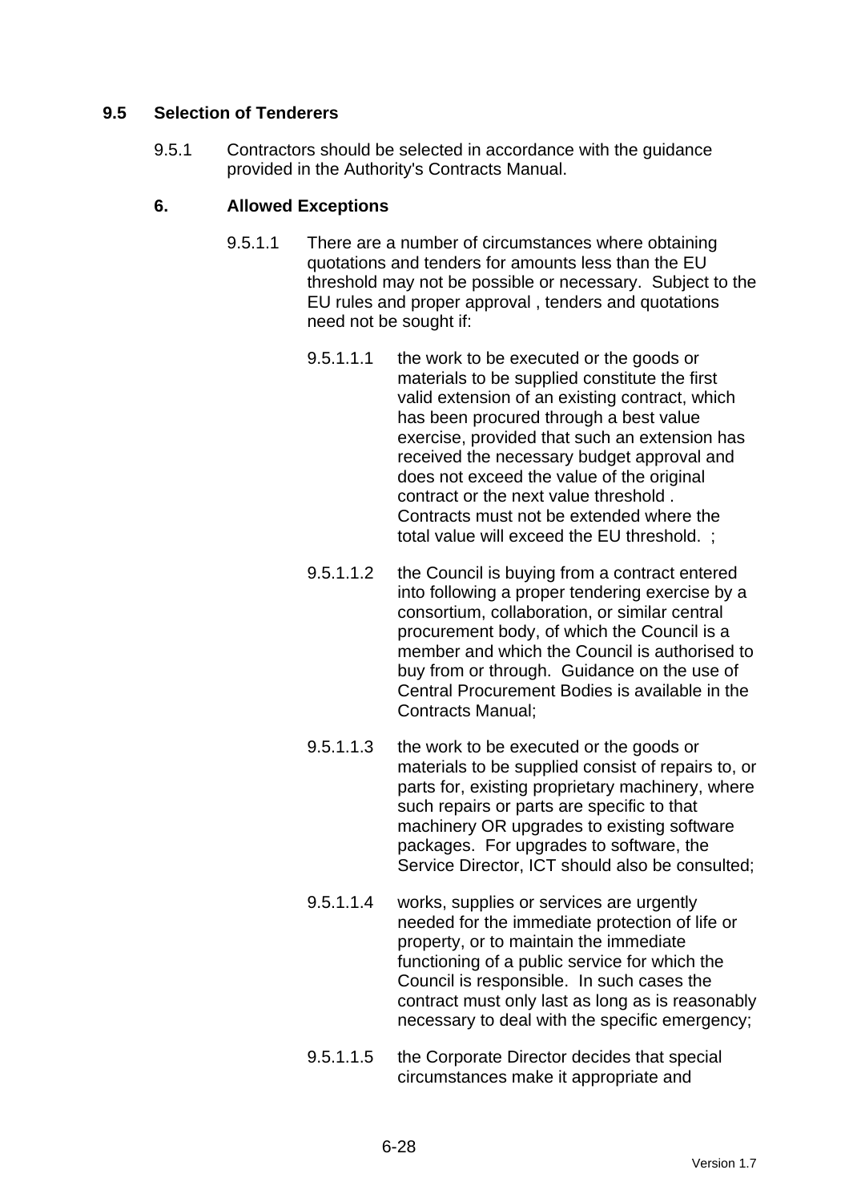## 9.5 Selection of Tenderers

9.5.1 Contractors should be selected in accordance with the guidance provided in the Authority's Contracts Manual.

### 6. Allowed Exceptions

9.5.1.1 There are a number of circumstances where obtaining quotations and tenders for amounts less than the EU threshold may not be possible or necessary. Subject to the EU rules and proper approval , tenders and quotations need not be sought if:

9.5.1.1.1 the work to be executed or the goods or materials to be supplied constitute the first valid extension of an existing contract, which has been procured through a best value exercise, provided that such an extension has received the necessary budget approval and does not exceed the value of the original contract or the next value threshold . Contracts must not be extended where the total value will exceed the EU threshold. ;

9.5.1.1.2 the Council is buying from a contract entered into following a proper tendering exercise by a consortium, collaboration, or similar central procurement body, of which the Council is a member and which the Council is authorised to buy from or through. Guidance on the use of Central Procurement Bodies is available in the Contracts Manual;

9.5.1.1.3 the work to be executed or the goods or materials to be supplied consist of repairs to, or parts for, existing proprietary machinery, where such repairs or parts are specific to that machinery OR upgrades to existing software packages. For upgrades to software, the Service Director, ICT should also be consulted;

9.5.1.1.4 works, supplies or services are urgently needed for the immediate protection of life or property, or to maintain the immediate functioning of a public service for which the Council is responsible. In such cases the contract must only last as long as is reasonably necessary to deal with the specific emergency;

9.5.1.1.5 the Corporate Director decides that special circumstances make it appropriate and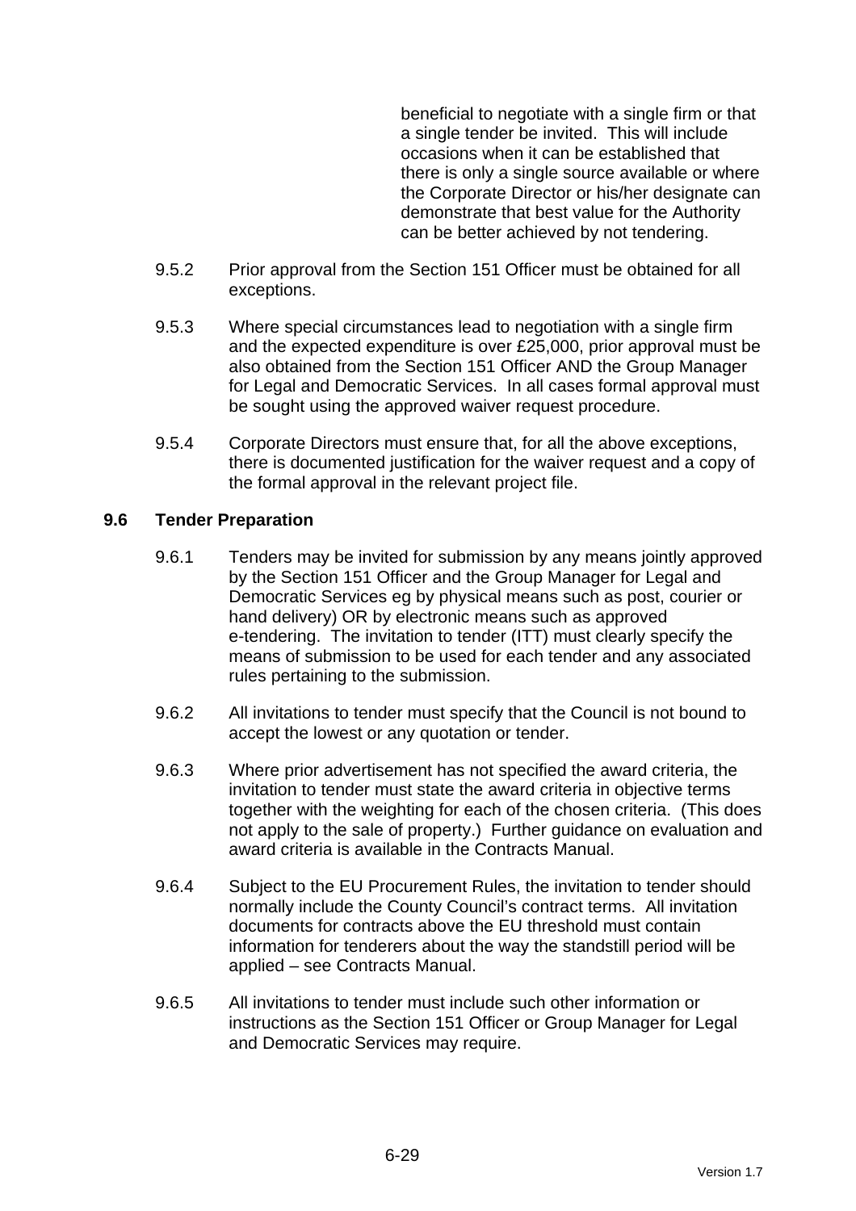beneficial to negotiate with a single firm or that a single tender be invited. This will include occasions when it can be established that there is only a single source available or where the Corporate Director or his/her designate can demonstrate that best value for the Authority can be better achieved by not tendering.

9.5.2 Prior approval from the Section 151 Officer must be obtained for all exceptions.

9.5.3 Where special circumstances lead to negotiation with a single firm and the expected expenditure is over £25,000, prior approval must be also obtained from the Section 151 Officer AND the Group Manager for Legal and Democratic Services. In all cases formal approval must be sought using the approved waiver request procedure.

9.5.4 Corporate Directors must ensure that, for all the above exceptions, there is documented justification for the waiver request and a copy of the formal approval in the relevant project file.

## 9.6 Tender Preparation

9.6.1 Tenders may be invited for submission by any means jointly approved by the Section 151 Officer and the Group Manager for Legal and Democratic Services eg by physical means such as post, courier or hand delivery) OR by electronic means such as approved e-tendering. The invitation to tender (ITT) must clearly specify the means of submission to be used for each tender and any associated rules pertaining to the submission.

9.6.2 All invitations to tender must specify that the Council is not bound to accept the lowest or any quotation or tender.

9.6.3 Where prior advertisement has not specified the award criteria, the invitation to tender must state the award criteria in objective terms together with the weighting for each of the chosen criteria. (This does not apply to the sale of property.) Further guidance on evaluation and award criteria is available in the Contracts Manual.

9.6.4 Subject to the EU Procurement Rules, the invitation to tender should normally include the County Council's contract terms. All invitation documents for contracts above the EU threshold must contain information for tenderers about the way the standstill period will be applied – see Contracts Manual.

9.6.5 All invitations to tender must include such other information or instructions as the Section 151 Officer or Group Manager for Legal and Democratic Services may require.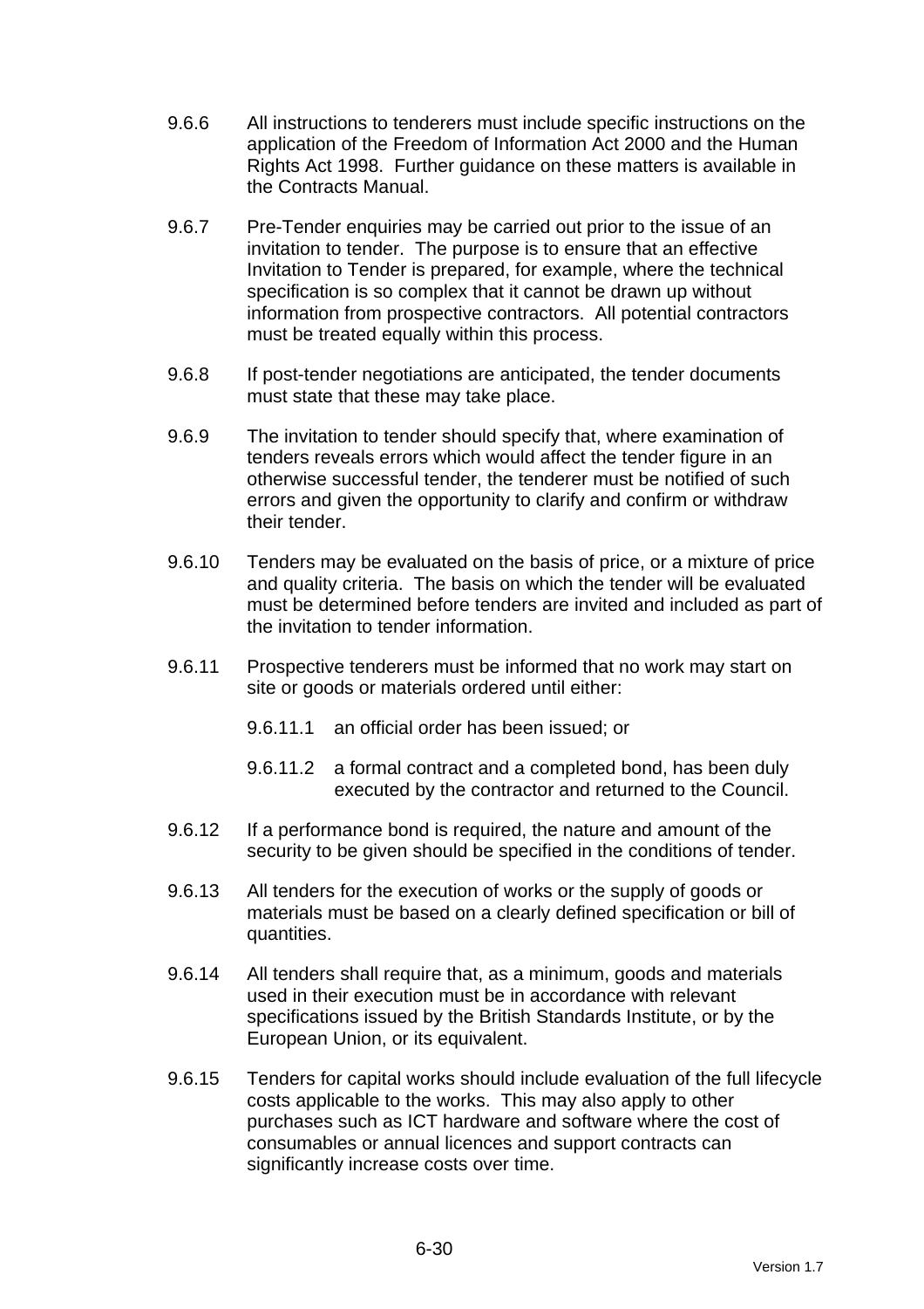9.6.6 All instructions to tenderers must include specific instructions on the application of the Freedom of Information Act 2000 and the Human Rights Act 1998. Further guidance on these matters is available in the Contracts Manual.

9.6.7 Pre-Tender enquiries may be carried out prior to the issue of an invitation to tender. The purpose is to ensure that an effective Invitation to Tender is prepared, for example, where the technical specification is so complex that it cannot be drawn up without information from prospective contractors. All potential contractors must be treated equally within this process.

9.6.8 If post-tender negotiations are anticipated, the tender documents must state that these may take place.

9.6.9 The invitation to tender should specify that, where examination of tenders reveals errors which would affect the tender figure in an otherwise successful tender, the tenderer must be notified of such errors and given the opportunity to clarify and confirm or withdraw their tender.

9.6.10 Tenders may be evaluated on the basis of price, or a mixture of price and quality criteria. The basis on which the tender will be evaluated must be determined before tenders are invited and included as part of the invitation to tender information.

9.6.11 Prospective tenderers must be informed that no work may start on site or goods or materials ordered until either:

- 9.6.11.1 an official order has been issued; or
- 9.6.11.2 a formal contract and a completed bond, has been duly executed by the contractor and returned to the Council.

9.6.12 If a performance bond is required, the nature and amount of the security to be given should be specified in the conditions of tender.

9.6.13 All tenders for the execution of works or the supply of goods or materials must be based on a clearly defined specification or bill of quantities.

9.6.14 All tenders shall require that, as a minimum, goods and materials used in their execution must be in accordance with relevant specifications issued by the British Standards Institute, or by the European Union, or its equivalent.

9.6.15 Tenders for capital works should include evaluation of the full lifecycle costs applicable to the works. This may also apply to other purchases such as ICT hardware and software where the cost of consumables or annual licences and support contracts can significantly increase costs over time.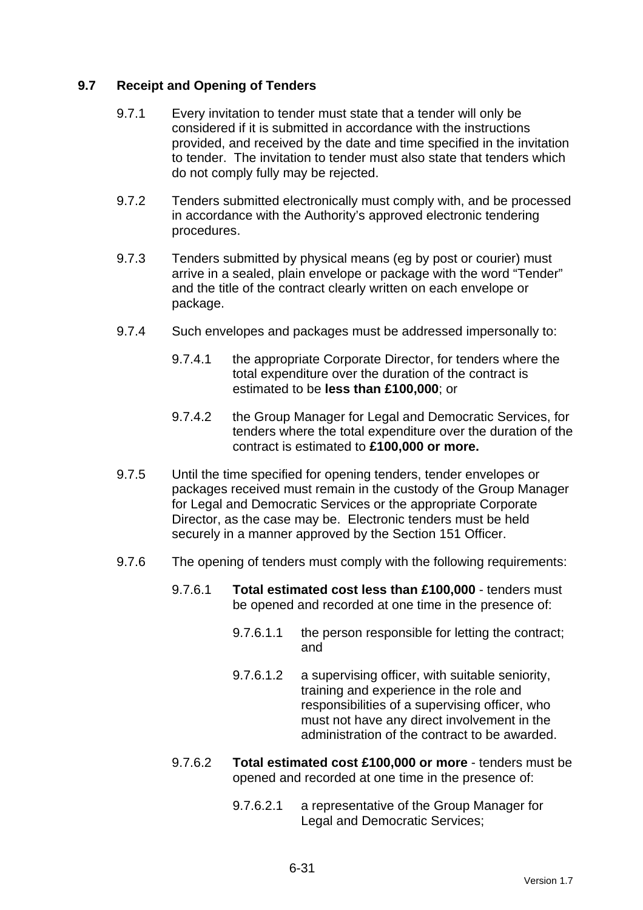## 9.7 Receipt and Opening of Tenders

9.7.1 Every invitation to tender must state that a tender will only be considered if it is submitted in accordance with the instructions provided, and received by the date and time specified in the invitation to tender. The invitation to tender must also state that tenders which do not comply fully may be rejected.

9.7.2 Tenders submitted electronically must comply with, and be processed in accordance with the Authority's approved electronic tendering procedures.

9.7.3 Tenders submitted by physical means (eg by post or courier) must arrive in a sealed, plain envelope or package with the word "Tender" and the title of the contract clearly written on each envelope or package.

9.7.4 Such envelopes and packages must be addressed impersonally to:

9.7.4.1 the appropriate Corporate Director, for tenders where the total expenditure over the duration of the contract is estimated to be **less than £100,000**; or

9.7.4.2 the Group Manager for Legal and Democratic Services, for tenders where the total expenditure over the duration of the contract is estimated to **£100,000 or more.**

9.7.5 Until the time specified for opening tenders, tender envelopes or packages received must remain in the custody of the Group Manager for Legal and Democratic Services or the appropriate Corporate Director, as the case may be. Electronic tenders must be held securely in a manner approved by the Section 151 Officer.

9.7.6 The opening of tenders must comply with the following requirements:

9.7.6.1 **Total estimated cost less than £100,000** - tenders must be opened and recorded at one time in the presence of:

9.7.6.1.1 the person responsible for letting the contract; and

9.7.6.1.2 a supervising officer, with suitable seniority, training and experience in the role and responsibilities of a supervising officer, who must not have any direct involvement in the administration of the contract to be awarded.

9.7.6.2 **Total estimated cost £100,000 or more** - tenders must be opened and recorded at one time in the presence of:

9.7.6.2.1 a representative of the Group Manager for Legal and Democratic Services;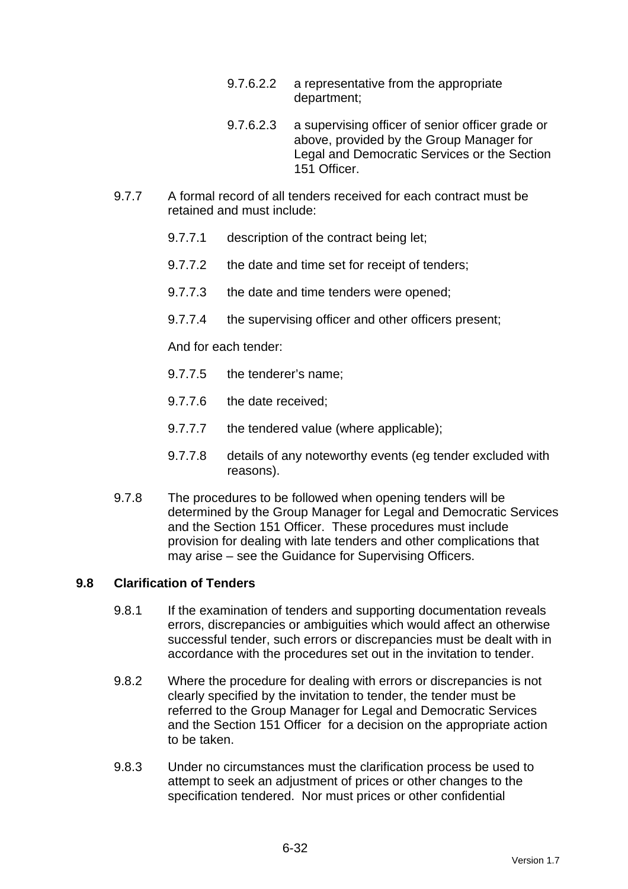9.7.6.2.2 a representative from the appropriate department;

9.7.6.2.3 a supervising officer of senior officer grade or above, provided by the Group Manager for Legal and Democratic Services or the Section 151 Officer.

9.7.7 A formal record of all tenders received for each contract must be retained and must include:

9.7.7.1 description of the contract being let;

9.7.7.2 the date and time set for receipt of tenders;

9.7.7.3 the date and time tenders were opened;

9.7.7.4 the supervising officer and other officers present;

And for each tender:

9.7.7.5 the tenderer's name;

9.7.7.6 the date received;

9.7.7.7 the tendered value (where applicable);

9.7.7.8 details of any noteworthy events (eg tender excluded with reasons).

9.7.8 The procedures to be followed when opening tenders will be determined by the Group Manager for Legal and Democratic Services and the Section 151 Officer. These procedures must include provision for dealing with late tenders and other complications that may arise – see the Guidance for Supervising Officers.

**9.8 Clarification of Tenders**

9.8.1 If the examination of tenders and supporting documentation reveals errors, discrepancies or ambiguities which would affect an otherwise successful tender, such errors or discrepancies must be dealt with in accordance with the procedures set out in the invitation to tender.

9.8.2 Where the procedure for dealing with errors or discrepancies is not clearly specified by the invitation to tender, the tender must be referred to the Group Manager for Legal and Democratic Services and the Section 151 Officer for a decision on the appropriate action to be taken.

9.8.3 Under no circumstances must the clarification process be used to attempt to seek an adjustment of prices or other changes to the specification tendered. Nor must prices or other confidential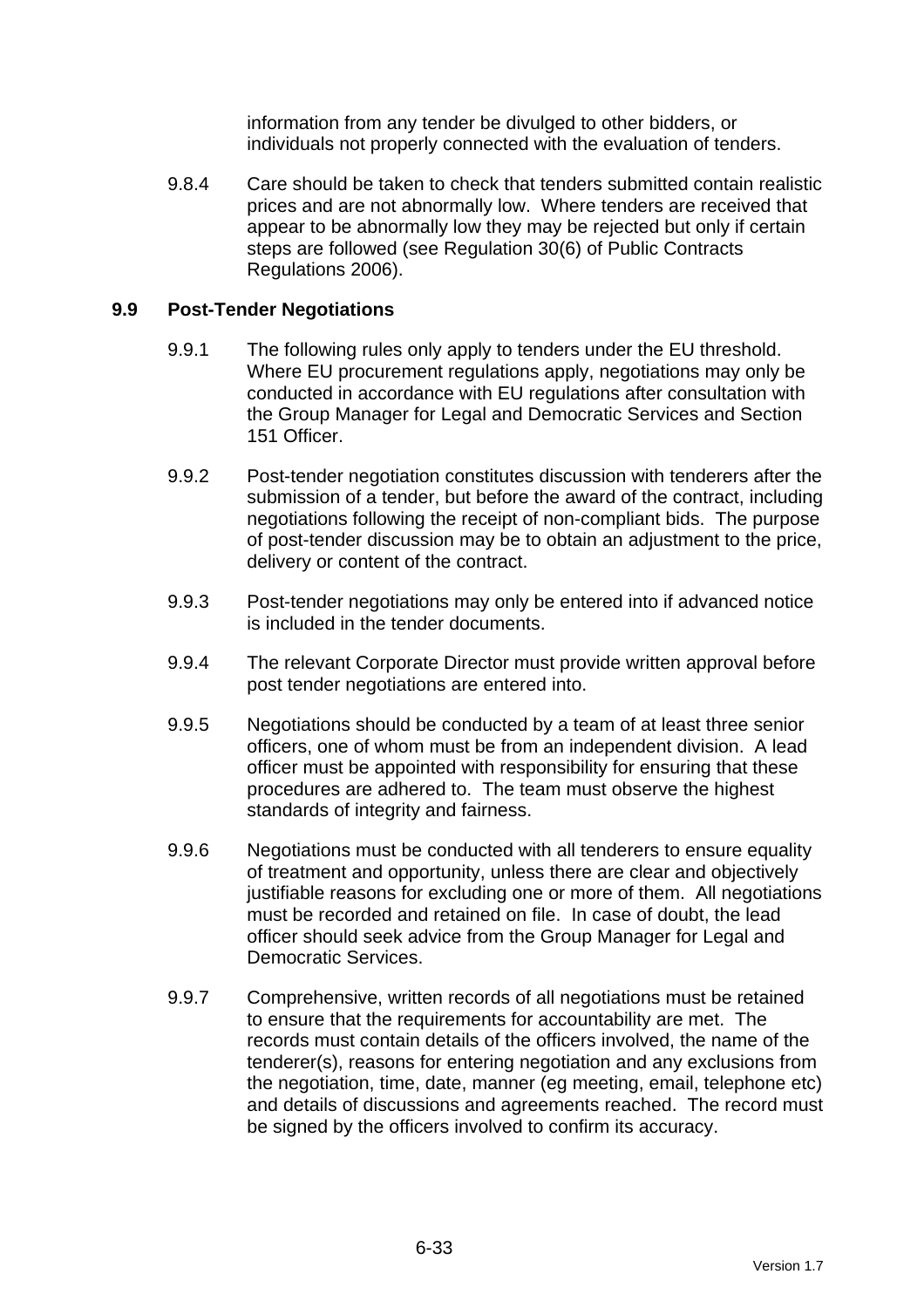information from any tender be divulged to other bidders, or individuals not properly connected with the evaluation of tenders.

9.8.4 Care should be taken to check that tenders submitted contain realistic prices and are not abnormally low. Where tenders are received that appear to be abnormally low they may be rejected but only if certain steps are followed (see Regulation 30(6) of Public Contracts Regulations 2006).

## 9.9 Post-Tender Negotiations

9.9.1 The following rules only apply to tenders under the EU threshold. Where EU procurement regulations apply, negotiations may only be conducted in accordance with EU regulations after consultation with the Group Manager for Legal and Democratic Services and Section 151 Officer.

9.9.2 Post-tender negotiation constitutes discussion with tenderers after the submission of a tender, but before the award of the contract, including negotiations following the receipt of non-compliant bids. The purpose of post-tender discussion may be to obtain an adjustment to the price, delivery or content of the contract.

9.9.3 Post-tender negotiations may only be entered into if advanced notice is included in the tender documents.

9.9.4 The relevant Corporate Director must provide written approval before post tender negotiations are entered into.

9.9.5 Negotiations should be conducted by a team of at least three senior officers, one of whom must be from an independent division. A lead officer must be appointed with responsibility for ensuring that these procedures are adhered to. The team must observe the highest standards of integrity and fairness.

9.9.6 Negotiations must be conducted with all tenderers to ensure equality of treatment and opportunity, unless there are clear and objectively justifiable reasons for excluding one or more of them. All negotiations must be recorded and retained on file. In case of doubt, the lead officer should seek advice from the Group Manager for Legal and Democratic Services.

9.9.7 Comprehensive, written records of all negotiations must be retained to ensure that the requirements for accountability are met. The records must contain details of the officers involved, the name of the tenderer(s), reasons for entering negotiation and any exclusions from the negotiation, time, date, manner (eg meeting, email, telephone etc) and details of discussions and agreements reached. The record must be signed by the officers involved to confirm its accuracy.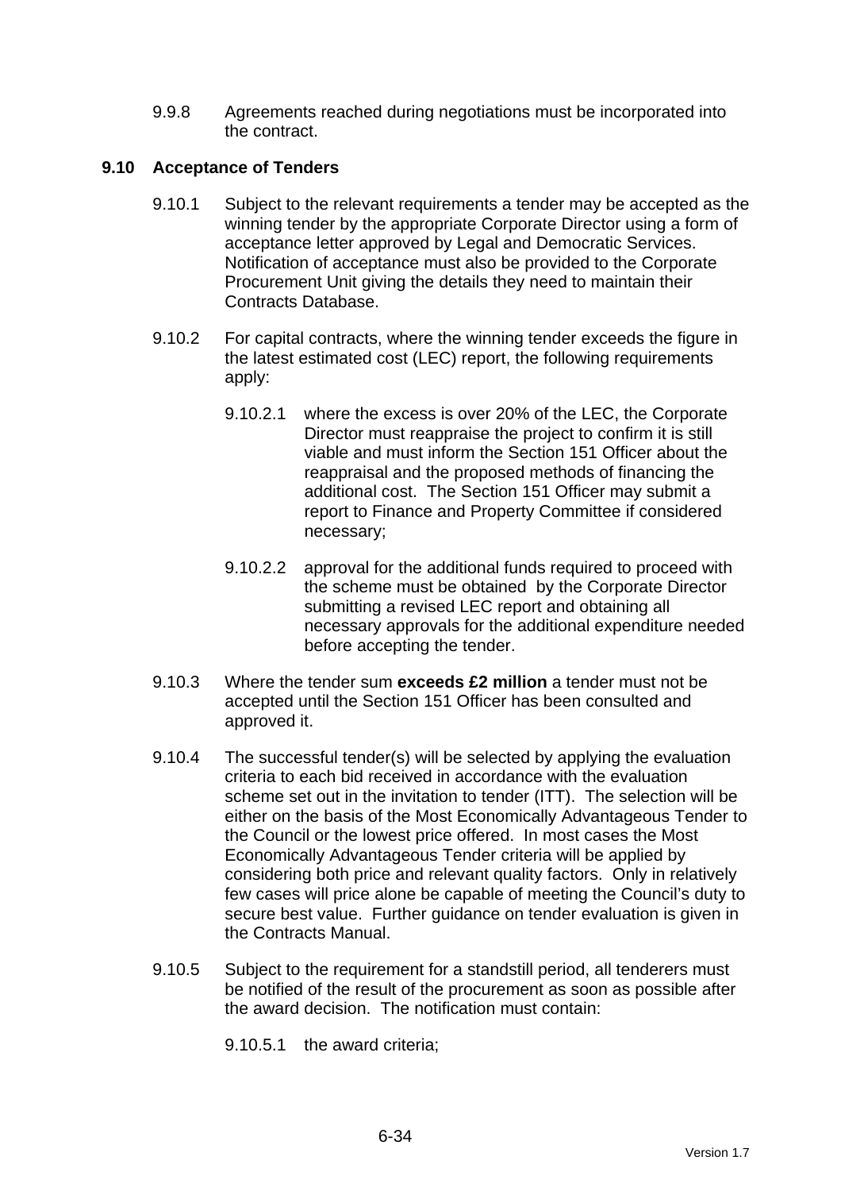9.9.8 Agreements reached during negotiations must be incorporated into the contract.

## 9.10 Acceptance of Tenders

9.10.1 Subject to the relevant requirements a tender may be accepted as the winning tender by the appropriate Corporate Director using a form of acceptance letter approved by Legal and Democratic Services. Notification of acceptance must also be provided to the Corporate Procurement Unit giving the details they need to maintain their Contracts Database.

9.10.2 For capital contracts, where the winning tender exceeds the figure in the latest estimated cost (LEC) report, the following requirements apply:

9.10.2.1 where the excess is over 20% of the LEC, the Corporate Director must reappraise the project to confirm it is still viable and must inform the Section 151 Officer about the reappraisal and the proposed methods of financing the additional cost. The Section 151 Officer may submit a report to Finance and Property Committee if considered necessary;

9.10.2.2 approval for the additional funds required to proceed with the scheme must be obtained by the Corporate Director submitting a revised LEC report and obtaining all necessary approvals for the additional expenditure needed before accepting the tender.

9.10.3 Where the tender sum **exceeds £2 million** a tender must not be accepted until the Section 151 Officer has been consulted and approved it.

9.10.4 The successful tender(s) will be selected by applying the evaluation criteria to each bid received in accordance with the evaluation scheme set out in the invitation to tender (ITT). The selection will be either on the basis of the Most Economically Advantageous Tender to the Council or the lowest price offered. In most cases the Most Economically Advantageous Tender criteria will be applied by considering both price and relevant quality factors. Only in relatively few cases will price alone be capable of meeting the Council's duty to secure best value. Further guidance on tender evaluation is given in the Contracts Manual.

9.10.5 Subject to the requirement for a standstill period, all tenderers must be notified of the result of the procurement as soon as possible after the award decision. The notification must contain:

9.10.5.1 the award criteria;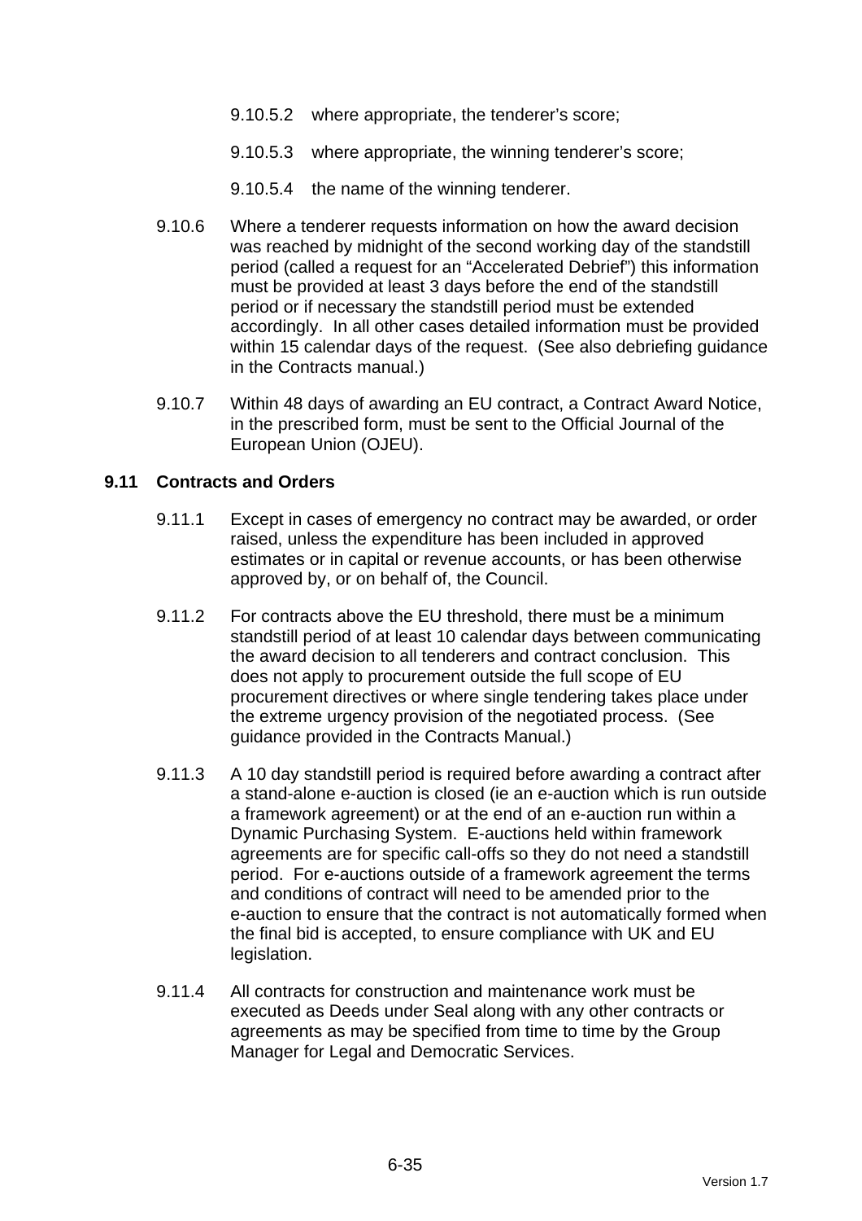9.10.5.2 where appropriate, the tenderer's score;

9.10.5.3 where appropriate, the winning tenderer's score;

9.10.5.4 the name of the winning tenderer.

9.10.6 Where a tenderer requests information on how the award decision was reached by midnight of the second working day of the standstill period (called a request for an "Accelerated Debrief") this information must be provided at least 3 days before the end of the standstill period or if necessary the standstill period must be extended accordingly. In all other cases detailed information must be provided within 15 calendar days of the request. (See also debriefing guidance in the Contracts manual.)

9.10.7 Within 48 days of awarding an EU contract, a Contract Award Notice, in the prescribed form, must be sent to the Official Journal of the European Union (OJEU).

## 9.11 Contracts and Orders

9.11.1 Except in cases of emergency no contract may be awarded, or order raised, unless the expenditure has been included in approved estimates or in capital or revenue accounts, or has been otherwise approved by, or on behalf of, the Council.

9.11.2 For contracts above the EU threshold, there must be a minimum standstill period of at least 10 calendar days between communicating the award decision to all tenderers and contract conclusion. This does not apply to procurement outside the full scope of EU procurement directives or where single tendering takes place under the extreme urgency provision of the negotiated process. (See guidance provided in the Contracts Manual.)

9.11.3 A 10 day standstill period is required before awarding a contract after a stand-alone e-auction is closed (ie an e-auction which is run outside a framework agreement) or at the end of an e-auction run within a Dynamic Purchasing System. E-auctions held within framework agreements are for specific call-offs so they do not need a standstill period. For e-auctions outside of a framework agreement the terms and conditions of contract will need to be amended prior to the e-auction to ensure that the contract is not automatically formed when the final bid is accepted, to ensure compliance with UK and EU legislation.

9.11.4 All contracts for construction and maintenance work must be executed as Deeds under Seal along with any other contracts or agreements as may be specified from time to time by the Group Manager for Legal and Democratic Services.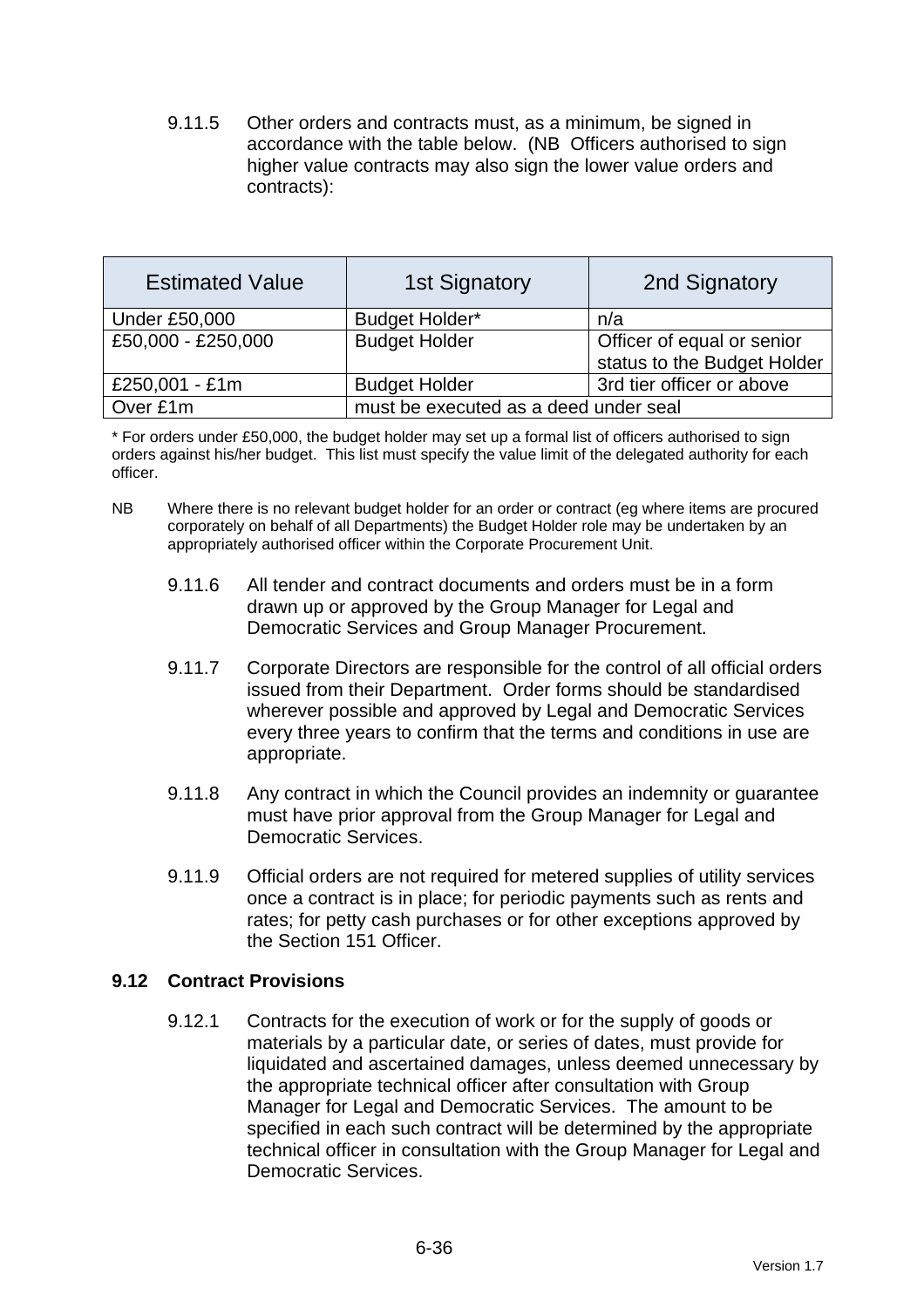9.11.5 Other orders and contracts must, as a minimum, be signed in accordance with the table below. (NB Officers authorised to sign higher value contracts may also sign the lower value orders and contracts):

| Estimated Value | 1st Signatory | 2nd Signatory |
|---|---|---|
| Under £50,000 | Budget Holder* | n/a |
| £50,000 - £250,000 | Budget Holder | Officer of equal or senior status to the Budget Holder |
| £250,001 - £1m | Budget Holder | 3rd tier officer or above |
| Over £1m | must be executed as a deed under seal | |

* For orders under £50,000, the budget holder may set up a formal list of officers authorised to sign orders against his/her budget. This list must specify the value limit of the delegated authority for each officer.

NB Where there is no relevant budget holder for an order or contract (eg where items are procured corporately on behalf of all Departments) the Budget Holder role may be undertaken by an appropriately authorised officer within the Corporate Procurement Unit.

9.11.6 All tender and contract documents and orders must be in a form drawn up or approved by the Group Manager for Legal and Democratic Services and Group Manager Procurement.

9.11.7 Corporate Directors are responsible for the control of all official orders issued from their Department. Order forms should be standardised wherever possible and approved by Legal and Democratic Services every three years to confirm that the terms and conditions in use are appropriate.

9.11.8 Any contract in which the Council provides an indemnity or guarantee must have prior approval from the Group Manager for Legal and Democratic Services.

9.11.9 Official orders are not required for metered supplies of utility services once a contract is in place; for periodic payments such as rents and rates; for petty cash purchases or for other exceptions approved by the Section 151 Officer.

### 9.12 Contract Provisions

9.12.1 Contracts for the execution of work or for the supply of goods or materials by a particular date, or series of dates, must provide for liquidated and ascertained damages, unless deemed unnecessary by the appropriate technical officer after consultation with Group Manager for Legal and Democratic Services. The amount to be specified in each such contract will be determined by the appropriate technical officer in consultation with the Group Manager for Legal and Democratic Services.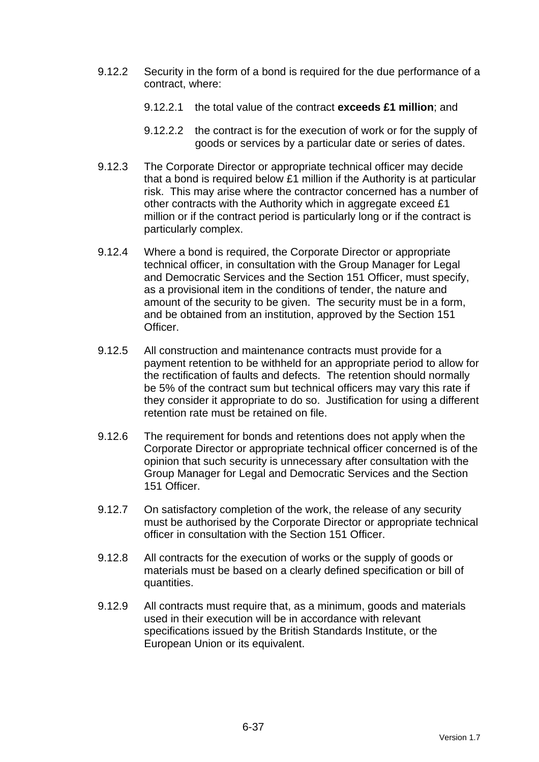9.12.2 Security in the form of a bond is required for the due performance of a contract, where:

9.12.2.1 the total value of the contract **exceeds £1 million**; and

9.12.2.2 the contract is for the execution of work or for the supply of goods or services by a particular date or series of dates.

9.12.3 The Corporate Director or appropriate technical officer may decide that a bond is required below £1 million if the Authority is at particular risk. This may arise where the contractor concerned has a number of other contracts with the Authority which in aggregate exceed £1 million or if the contract period is particularly long or if the contract is particularly complex.

9.12.4 Where a bond is required, the Corporate Director or appropriate technical officer, in consultation with the Group Manager for Legal and Democratic Services and the Section 151 Officer, must specify, as a provisional item in the conditions of tender, the nature and amount of the security to be given. The security must be in a form, and be obtained from an institution, approved by the Section 151 Officer.

9.12.5 All construction and maintenance contracts must provide for a payment retention to be withheld for an appropriate period to allow for the rectification of faults and defects. The retention should normally be 5% of the contract sum but technical officers may vary this rate if they consider it appropriate to do so. Justification for using a different retention rate must be retained on file.

9.12.6 The requirement for bonds and retentions does not apply when the Corporate Director or appropriate technical officer concerned is of the opinion that such security is unnecessary after consultation with the Group Manager for Legal and Democratic Services and the Section 151 Officer.

9.12.7 On satisfactory completion of the work, the release of any security must be authorised by the Corporate Director or appropriate technical officer in consultation with the Section 151 Officer.

9.12.8 All contracts for the execution of works or the supply of goods or materials must be based on a clearly defined specification or bill of quantities.

9.12.9 All contracts must require that, as a minimum, goods and materials used in their execution will be in accordance with relevant specifications issued by the British Standards Institute, or the European Union or its equivalent.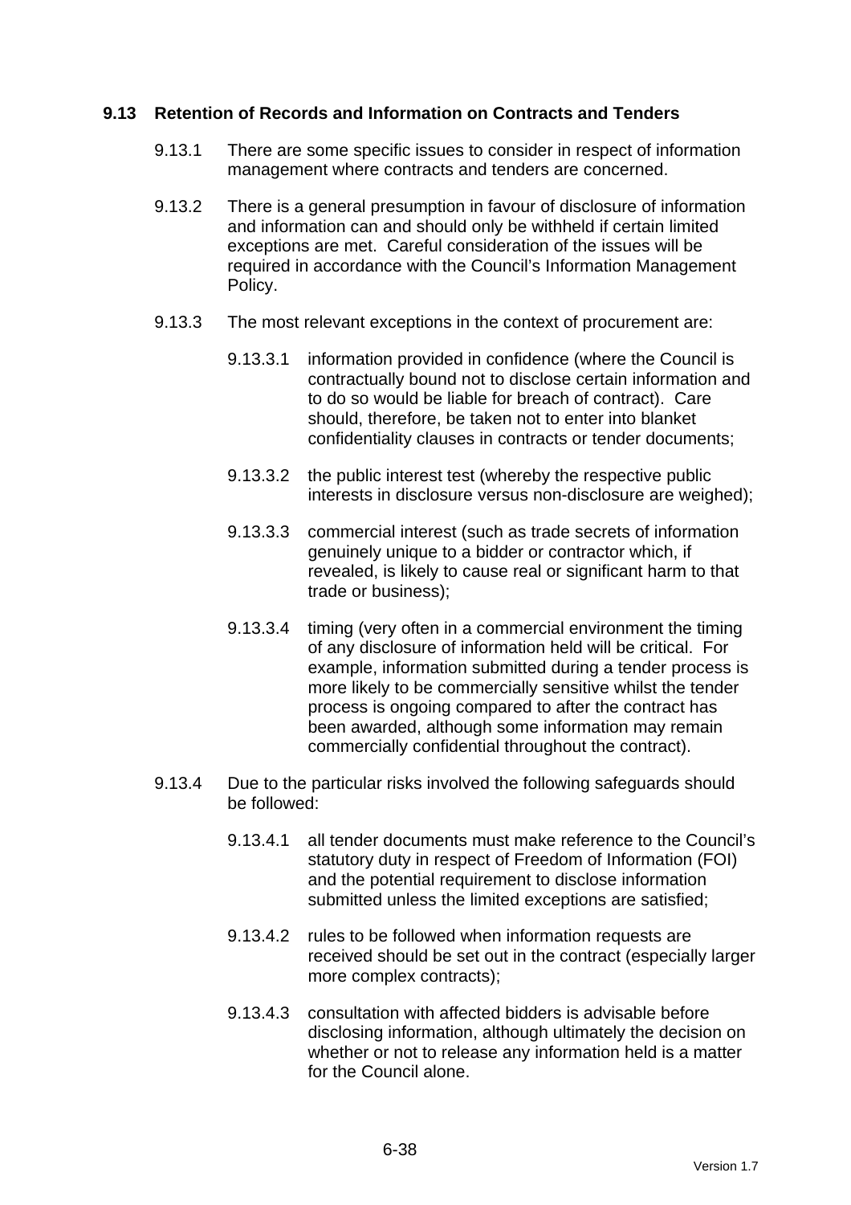### 9.13 Retention of Records and Information on Contracts and Tenders

9.13.1 There are some specific issues to consider in respect of information management where contracts and tenders are concerned.

9.13.2 There is a general presumption in favour of disclosure of information and information can and should only be withheld if certain limited exceptions are met. Careful consideration of the issues will be required in accordance with the Council's Information Management Policy.

9.13.3 The most relevant exceptions in the context of procurement are:

9.13.3.1 information provided in confidence (where the Council is contractually bound not to disclose certain information and to do so would be liable for breach of contract). Care should, therefore, be taken not to enter into blanket confidentiality clauses in contracts or tender documents;

9.13.3.2 the public interest test (whereby the respective public interests in disclosure versus non-disclosure are weighed);

9.13.3.3 commercial interest (such as trade secrets of information genuinely unique to a bidder or contractor which, if revealed, is likely to cause real or significant harm to that trade or business);

9.13.3.4 timing (very often in a commercial environment the timing of any disclosure of information held will be critical. For example, information submitted during a tender process is more likely to be commercially sensitive whilst the tender process is ongoing compared to after the contract has been awarded, although some information may remain commercially confidential throughout the contract).

9.13.4 Due to the particular risks involved the following safeguards should be followed:

9.13.4.1 all tender documents must make reference to the Council's statutory duty in respect of Freedom of Information (FOI) and the potential requirement to disclose information submitted unless the limited exceptions are satisfied;

9.13.4.2 rules to be followed when information requests are received should be set out in the contract (especially larger more complex contracts);

9.13.4.3 consultation with affected bidders is advisable before disclosing information, although ultimately the decision on whether or not to release any information held is a matter for the Council alone.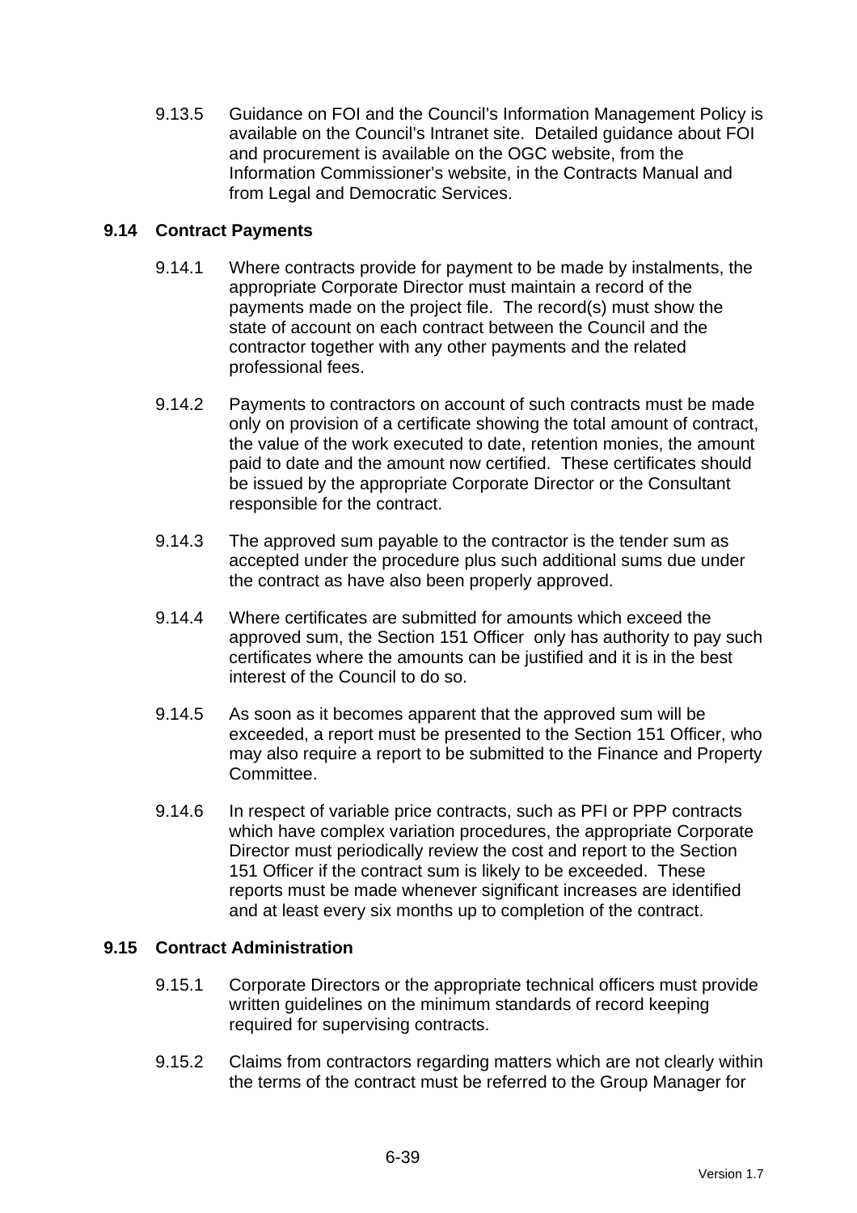9.13.5 Guidance on FOI and the Council's Information Management Policy is available on the Council's Intranet site. Detailed guidance about FOI and procurement is available on the OGC website, from the Information Commissioner's website, in the Contracts Manual and from Legal and Democratic Services.

### 9.14 Contract Payments

9.14.1 Where contracts provide for payment to be made by instalments, the appropriate Corporate Director must maintain a record of the payments made on the project file. The record(s) must show the state of account on each contract between the Council and the contractor together with any other payments and the related professional fees.

9.14.2 Payments to contractors on account of such contracts must be made only on provision of a certificate showing the total amount of contract, the value of the work executed to date, retention monies, the amount paid to date and the amount now certified. These certificates should be issued by the appropriate Corporate Director or the Consultant responsible for the contract.

9.14.3 The approved sum payable to the contractor is the tender sum as accepted under the procedure plus such additional sums due under the contract as have also been properly approved.

9.14.4 Where certificates are submitted for amounts which exceed the approved sum, the Section 151 Officer only has authority to pay such certificates where the amounts can be justified and it is in the best interest of the Council to do so.

9.14.5 As soon as it becomes apparent that the approved sum will be exceeded, a report must be presented to the Section 151 Officer, who may also require a report to be submitted to the Finance and Property Committee.

9.14.6 In respect of variable price contracts, such as PFI or PPP contracts which have complex variation procedures, the appropriate Corporate Director must periodically review the cost and report to the Section 151 Officer if the contract sum is likely to be exceeded. These reports must be made whenever significant increases are identified and at least every six months up to completion of the contract.

### 9.15 Contract Administration

9.15.1 Corporate Directors or the appropriate technical officers must provide written guidelines on the minimum standards of record keeping required for supervising contracts.

9.15.2 Claims from contractors regarding matters which are not clearly within the terms of the contract must be referred to the Group Manager for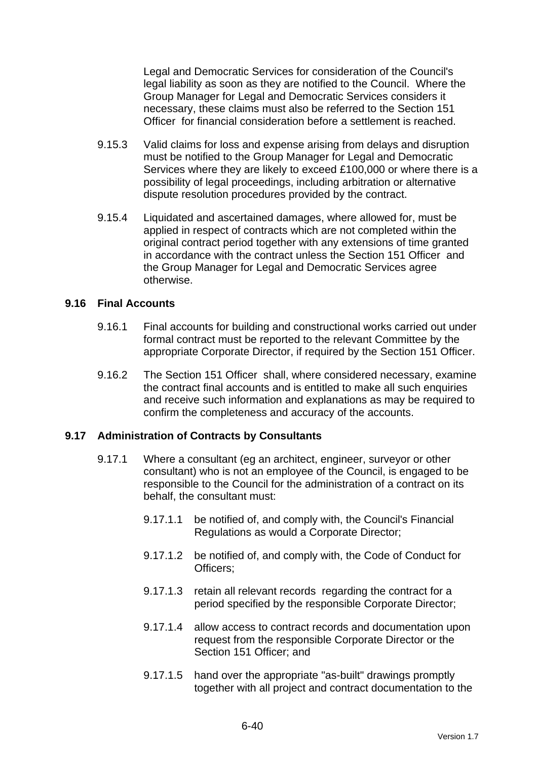Legal and Democratic Services for consideration of the Council's legal liability as soon as they are notified to the Council. Where the Group Manager for Legal and Democratic Services considers it necessary, these claims must also be referred to the Section 151 Officer for financial consideration before a settlement is reached.

9.15.3 Valid claims for loss and expense arising from delays and disruption must be notified to the Group Manager for Legal and Democratic Services where they are likely to exceed £100,000 or where there is a possibility of legal proceedings, including arbitration or alternative dispute resolution procedures provided by the contract.

9.15.4 Liquidated and ascertained damages, where allowed for, must be applied in respect of contracts which are not completed within the original contract period together with any extensions of time granted in accordance with the contract unless the Section 151 Officer and the Group Manager for Legal and Democratic Services agree otherwise.

### 9.16 Final Accounts

9.16.1 Final accounts for building and constructional works carried out under formal contract must be reported to the relevant Committee by the appropriate Corporate Director, if required by the Section 151 Officer.

9.16.2 The Section 151 Officer shall, where considered necessary, examine the contract final accounts and is entitled to make all such enquiries and receive such information and explanations as may be required to confirm the completeness and accuracy of the accounts.

### 9.17 Administration of Contracts by Consultants

9.17.1 Where a consultant (eg an architect, engineer, surveyor or other consultant) who is not an employee of the Council, is engaged to be responsible to the Council for the administration of a contract on its behalf, the consultant must:

9.17.1.1 be notified of, and comply with, the Council's Financial Regulations as would a Corporate Director;

9.17.1.2 be notified of, and comply with, the Code of Conduct for Officers;

9.17.1.3 retain all relevant records regarding the contract for a period specified by the responsible Corporate Director;

9.17.1.4 allow access to contract records and documentation upon request from the responsible Corporate Director or the Section 151 Officer; and

9.17.1.5 hand over the appropriate "as-built" drawings promptly together with all project and contract documentation to the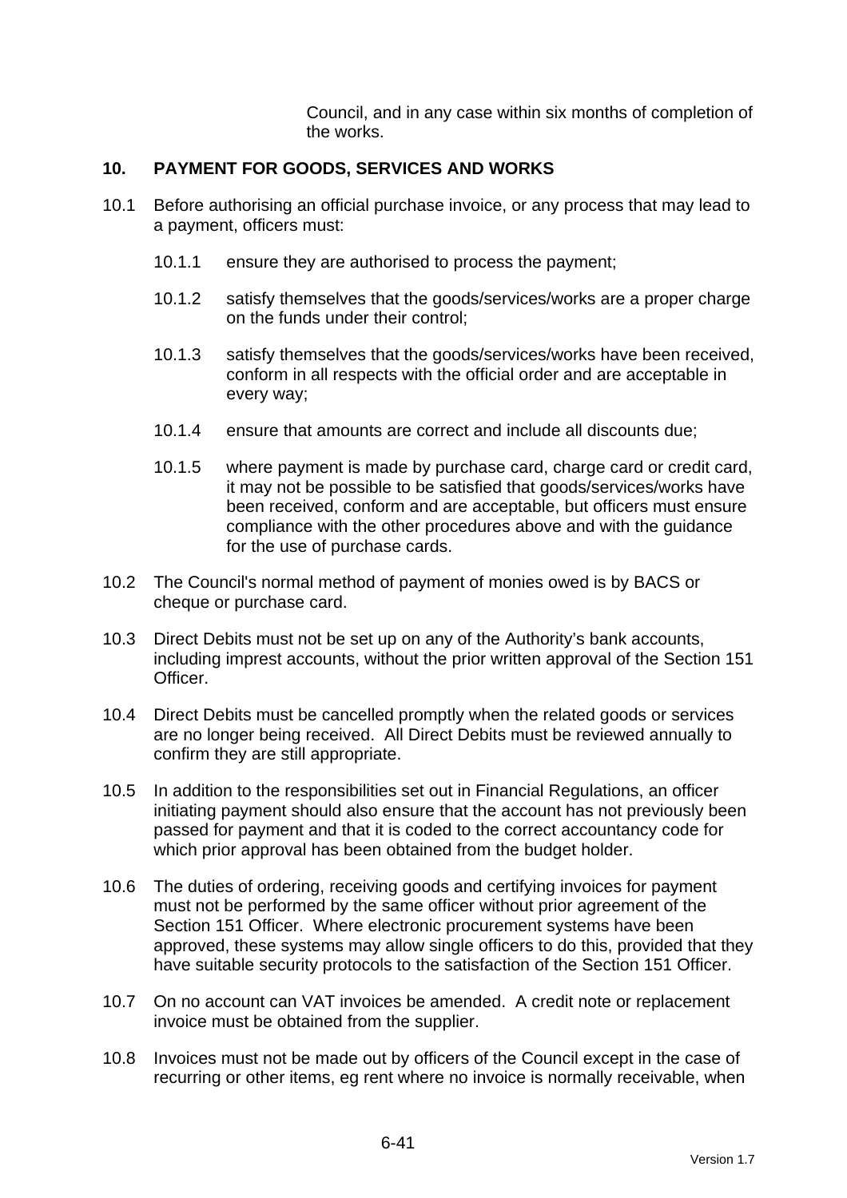Council, and in any case within six months of completion of the works.

## 10. PAYMENT FOR GOODS, SERVICES AND WORKS

10.1 Before authorising an official purchase invoice, or any process that may lead to a payment, officers must:

10.1.1 ensure they are authorised to process the payment;

10.1.2 satisfy themselves that the goods/services/works are a proper charge on the funds under their control;

10.1.3 satisfy themselves that the goods/services/works have been received, conform in all respects with the official order and are acceptable in every way;

10.1.4 ensure that amounts are correct and include all discounts due;

10.1.5 where payment is made by purchase card, charge card or credit card, it may not be possible to be satisfied that goods/services/works have been received, conform and are acceptable, but officers must ensure compliance with the other procedures above and with the guidance for the use of purchase cards.

10.2 The Council's normal method of payment of monies owed is by BACS or cheque or purchase card.

10.3 Direct Debits must not be set up on any of the Authority's bank accounts, including imprest accounts, without the prior written approval of the Section 151 Officer.

10.4 Direct Debits must be cancelled promptly when the related goods or services are no longer being received. All Direct Debits must be reviewed annually to confirm they are still appropriate.

10.5 In addition to the responsibilities set out in Financial Regulations, an officer initiating payment should also ensure that the account has not previously been passed for payment and that it is coded to the correct accountancy code for which prior approval has been obtained from the budget holder.

10.6 The duties of ordering, receiving goods and certifying invoices for payment must not be performed by the same officer without prior agreement of the Section 151 Officer. Where electronic procurement systems have been approved, these systems may allow single officers to do this, provided that they have suitable security protocols to the satisfaction of the Section 151 Officer.

10.7 On no account can VAT invoices be amended. A credit note or replacement invoice must be obtained from the supplier.

10.8 Invoices must not be made out by officers of the Council except in the case of recurring or other items, eg rent where no invoice is normally receivable, when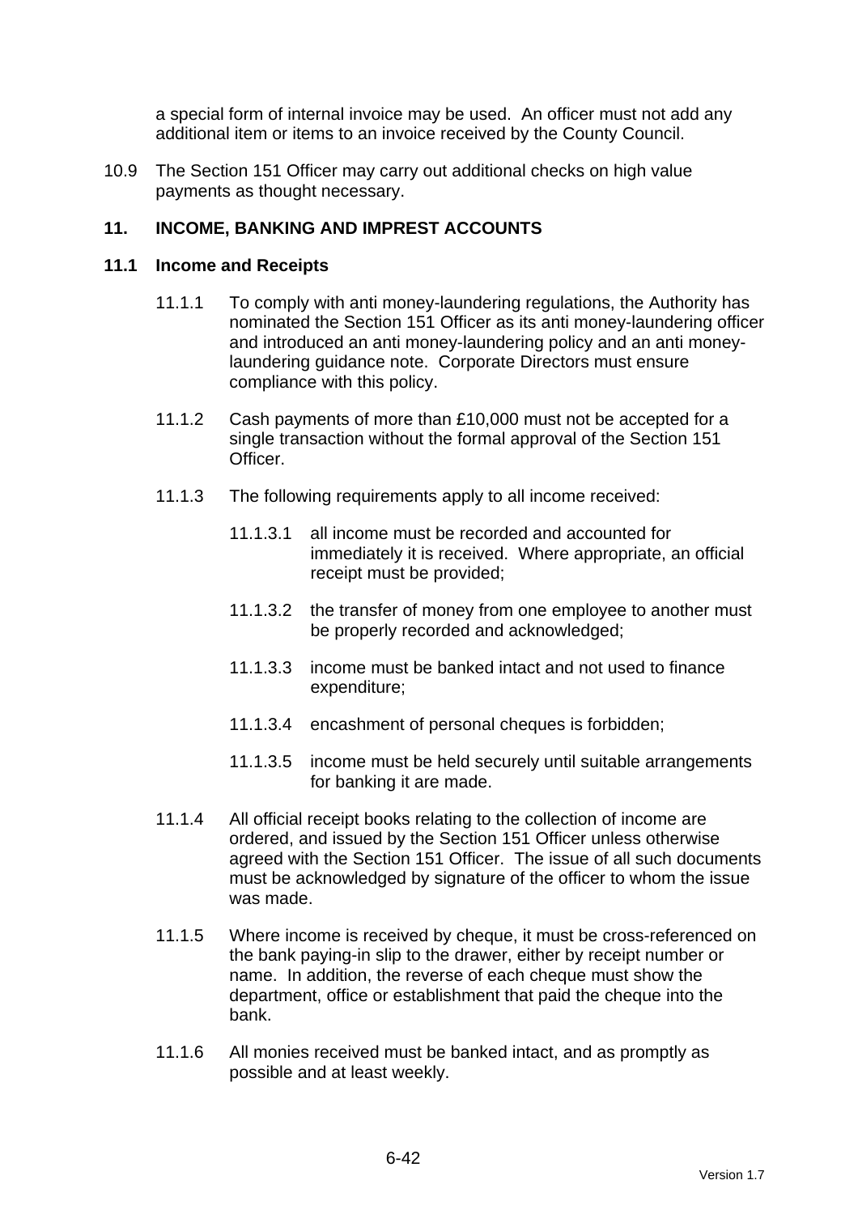a special form of internal invoice may be used. An officer must not add any additional item or items to an invoice received by the County Council.

10.9 The Section 151 Officer may carry out additional checks on high value payments as thought necessary.

## 11. INCOME, BANKING AND IMPREST ACCOUNTS

### 11.1 Income and Receipts

11.1.1 To comply with anti money-laundering regulations, the Authority has nominated the Section 151 Officer as its anti money-laundering officer and introduced an anti money-laundering policy and an anti money-laundering guidance note. Corporate Directors must ensure compliance with this policy.

11.1.2 Cash payments of more than £10,000 must not be accepted for a single transaction without the formal approval of the Section 151 Officer.

11.1.3 The following requirements apply to all income received:

11.1.3.1 all income must be recorded and accounted for immediately it is received. Where appropriate, an official receipt must be provided;

11.1.3.2 the transfer of money from one employee to another must be properly recorded and acknowledged;

11.1.3.3 income must be banked intact and not used to finance expenditure;

11.1.3.4 encashment of personal cheques is forbidden;

11.1.3.5 income must be held securely until suitable arrangements for banking it are made.

11.1.4 All official receipt books relating to the collection of income are ordered, and issued by the Section 151 Officer unless otherwise agreed with the Section 151 Officer. The issue of all such documents must be acknowledged by signature of the officer to whom the issue was made.

11.1.5 Where income is received by cheque, it must be cross-referenced on the bank paying-in slip to the drawer, either by receipt number or name. In addition, the reverse of each cheque must show the department, office or establishment that paid the cheque into the bank.

11.1.6 All monies received must be banked intact, and as promptly as possible and at least weekly.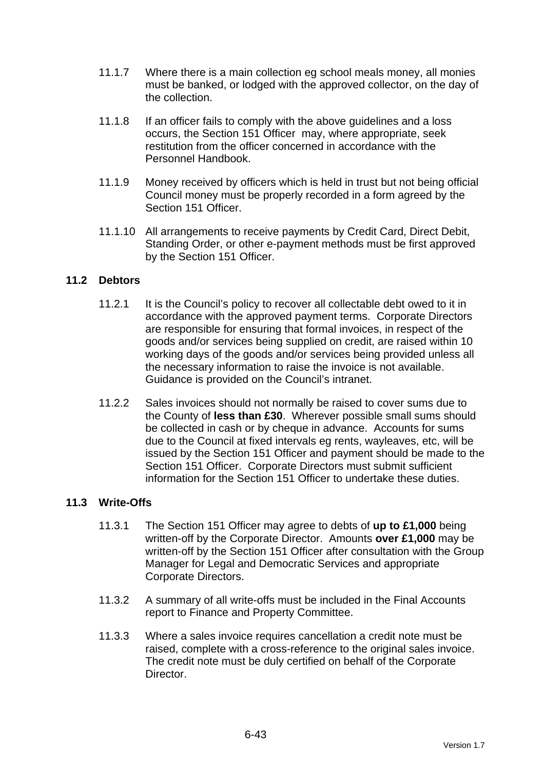11.1.7 Where there is a main collection eg school meals money, all monies must be banked, or lodged with the approved collector, on the day of the collection.

11.1.8 If an officer fails to comply with the above guidelines and a loss occurs, the Section 151 Officer may, where appropriate, seek restitution from the officer concerned in accordance with the Personnel Handbook.

11.1.9 Money received by officers which is held in trust but not being official Council money must be properly recorded in a form agreed by the Section 151 Officer.

11.1.10 All arrangements to receive payments by Credit Card, Direct Debit, Standing Order, or other e-payment methods must be first approved by the Section 151 Officer.

### 11.2 Debtors

11.2.1 It is the Council's policy to recover all collectable debt owed to it in accordance with the approved payment terms. Corporate Directors are responsible for ensuring that formal invoices, in respect of the goods and/or services being supplied on credit, are raised within 10 working days of the goods and/or services being provided unless all the necessary information to raise the invoice is not available. Guidance is provided on the Council's intranet.

11.2.2 Sales invoices should not normally be raised to cover sums due to the County of **less than £30**. Wherever possible small sums should be collected in cash or by cheque in advance. Accounts for sums due to the Council at fixed intervals eg rents, wayleaves, etc, will be issued by the Section 151 Officer and payment should be made to the Section 151 Officer. Corporate Directors must submit sufficient information for the Section 151 Officer to undertake these duties.

### 11.3 Write-Offs

11.3.1 The Section 151 Officer may agree to debts of **up to £1,000** being written-off by the Corporate Director. Amounts **over £1,000** may be written-off by the Section 151 Officer after consultation with the Group Manager for Legal and Democratic Services and appropriate Corporate Directors.

11.3.2 A summary of all write-offs must be included in the Final Accounts report to Finance and Property Committee.

11.3.3 Where a sales invoice requires cancellation a credit note must be raised, complete with a cross-reference to the original sales invoice. The credit note must be duly certified on behalf of the Corporate Director.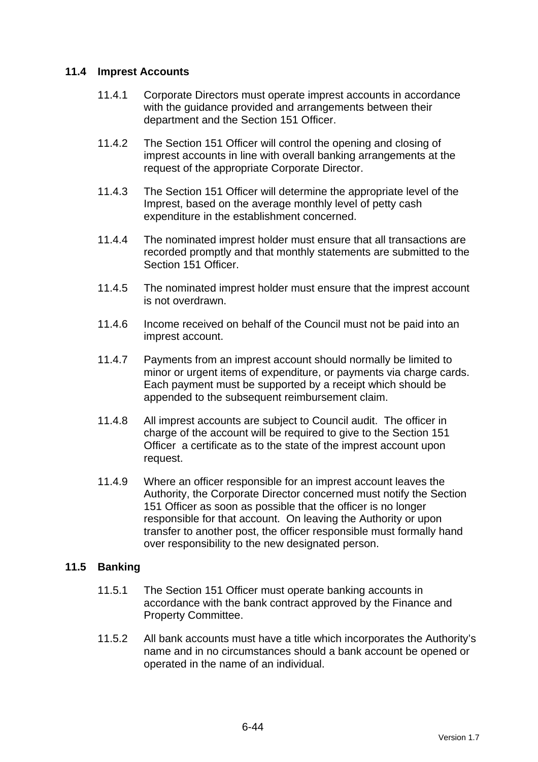### 11.4 Imprest Accounts

11.4.1 Corporate Directors must operate imprest accounts in accordance with the guidance provided and arrangements between their department and the Section 151 Officer.

11.4.2 The Section 151 Officer will control the opening and closing of imprest accounts in line with overall banking arrangements at the request of the appropriate Corporate Director.

11.4.3 The Section 151 Officer will determine the appropriate level of the Imprest, based on the average monthly level of petty cash expenditure in the establishment concerned.

11.4.4 The nominated imprest holder must ensure that all transactions are recorded promptly and that monthly statements are submitted to the Section 151 Officer.

11.4.5 The nominated imprest holder must ensure that the imprest account is not overdrawn.

11.4.6 Income received on behalf of the Council must not be paid into an imprest account.

11.4.7 Payments from an imprest account should normally be limited to minor or urgent items of expenditure, or payments via charge cards. Each payment must be supported by a receipt which should be appended to the subsequent reimbursement claim.

11.4.8 All imprest accounts are subject to Council audit. The officer in charge of the account will be required to give to the Section 151 Officer a certificate as to the state of the imprest account upon request.

11.4.9 Where an officer responsible for an imprest account leaves the Authority, the Corporate Director concerned must notify the Section 151 Officer as soon as possible that the officer is no longer responsible for that account. On leaving the Authority or upon transfer to another post, the officer responsible must formally hand over responsibility to the new designated person.

### 11.5 Banking

11.5.1 The Section 151 Officer must operate banking accounts in accordance with the bank contract approved by the Finance and Property Committee.

11.5.2 All bank accounts must have a title which incorporates the Authority's name and in no circumstances should a bank account be opened or operated in the name of an individual.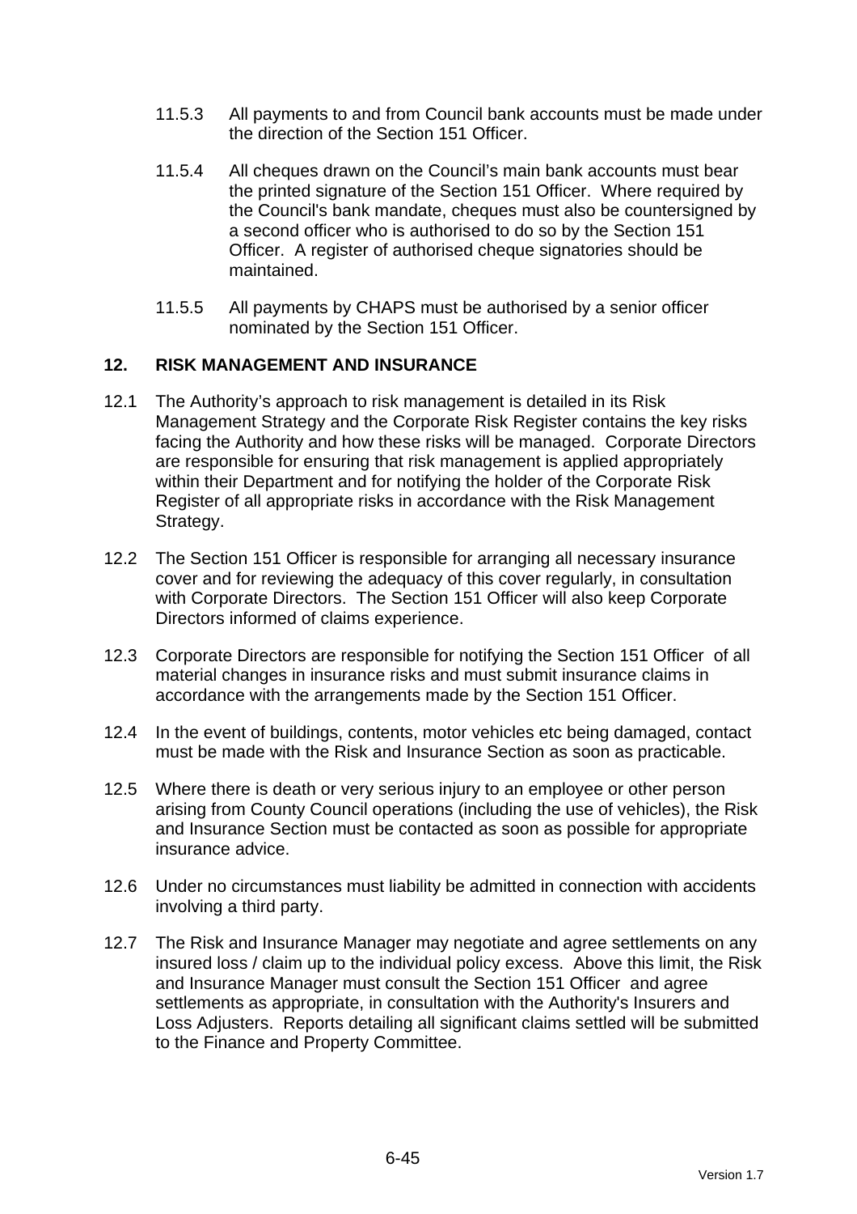11.5.3 All payments to and from Council bank accounts must be made under the direction of the Section 151 Officer.

11.5.4 All cheques drawn on the Council's main bank accounts must bear the printed signature of the Section 151 Officer. Where required by the Council's bank mandate, cheques must also be countersigned by a second officer who is authorised to do so by the Section 151 Officer. A register of authorised cheque signatories should be maintained.

11.5.5 All payments by CHAPS must be authorised by a senior officer nominated by the Section 151 Officer.

## 12. RISK MANAGEMENT AND INSURANCE

12.1 The Authority's approach to risk management is detailed in its Risk Management Strategy and the Corporate Risk Register contains the key risks facing the Authority and how these risks will be managed. Corporate Directors are responsible for ensuring that risk management is applied appropriately within their Department and for notifying the holder of the Corporate Risk Register of all appropriate risks in accordance with the Risk Management Strategy.

12.2 The Section 151 Officer is responsible for arranging all necessary insurance cover and for reviewing the adequacy of this cover regularly, in consultation with Corporate Directors. The Section 151 Officer will also keep Corporate Directors informed of claims experience.

12.3 Corporate Directors are responsible for notifying the Section 151 Officer of all material changes in insurance risks and must submit insurance claims in accordance with the arrangements made by the Section 151 Officer.

12.4 In the event of buildings, contents, motor vehicles etc being damaged, contact must be made with the Risk and Insurance Section as soon as practicable.

12.5 Where there is death or very serious injury to an employee or other person arising from County Council operations (including the use of vehicles), the Risk and Insurance Section must be contacted as soon as possible for appropriate insurance advice.

12.6 Under no circumstances must liability be admitted in connection with accidents involving a third party.

12.7 The Risk and Insurance Manager may negotiate and agree settlements on any insured loss / claim up to the individual policy excess. Above this limit, the Risk and Insurance Manager must consult the Section 151 Officer and agree settlements as appropriate, in consultation with the Authority's Insurers and Loss Adjusters. Reports detailing all significant claims settled will be submitted to the Finance and Property Committee.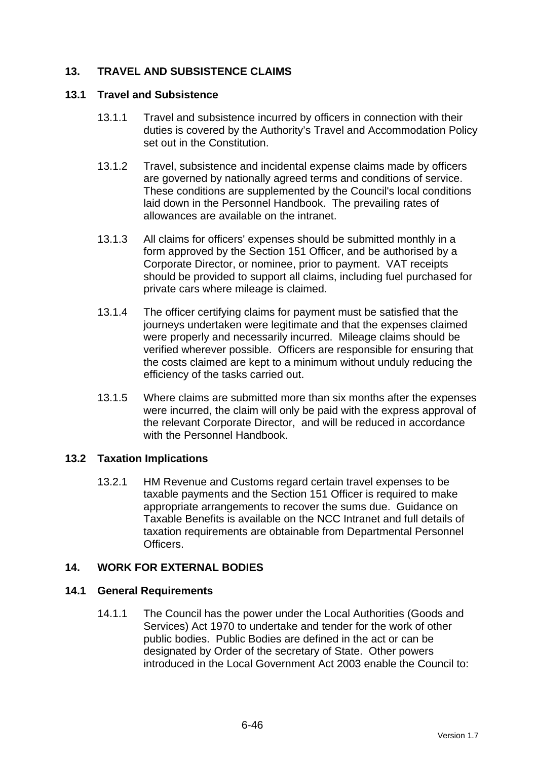## 13. TRAVEL AND SUBSISTENCE CLAIMS

### 13.1 Travel and Subsistence

13.1.1 Travel and subsistence incurred by officers in connection with their duties is covered by the Authority's Travel and Accommodation Policy set out in the Constitution.

13.1.2 Travel, subsistence and incidental expense claims made by officers are governed by nationally agreed terms and conditions of service. These conditions are supplemented by the Council's local conditions laid down in the Personnel Handbook. The prevailing rates of allowances are available on the intranet.

13.1.3 All claims for officers' expenses should be submitted monthly in a form approved by the Section 151 Officer, and be authorised by a Corporate Director, or nominee, prior to payment. VAT receipts should be provided to support all claims, including fuel purchased for private cars where mileage is claimed.

13.1.4 The officer certifying claims for payment must be satisfied that the journeys undertaken were legitimate and that the expenses claimed were properly and necessarily incurred. Mileage claims should be verified wherever possible. Officers are responsible for ensuring that the costs claimed are kept to a minimum without unduly reducing the efficiency of the tasks carried out.

13.1.5 Where claims are submitted more than six months after the expenses were incurred, the claim will only be paid with the express approval of the relevant Corporate Director, and will be reduced in accordance with the Personnel Handbook.

### 13.2 Taxation Implications

13.2.1 HM Revenue and Customs regard certain travel expenses to be taxable payments and the Section 151 Officer is required to make appropriate arrangements to recover the sums due. Guidance on Taxable Benefits is available on the NCC Intranet and full details of taxation requirements are obtainable from Departmental Personnel Officers.

## 14. WORK FOR EXTERNAL BODIES

### 14.1 General Requirements

14.1.1 The Council has the power under the Local Authorities (Goods and Services) Act 1970 to undertake and tender for the work of other public bodies. Public Bodies are defined in the act or can be designated by Order of the secretary of State. Other powers introduced in the Local Government Act 2003 enable the Council to: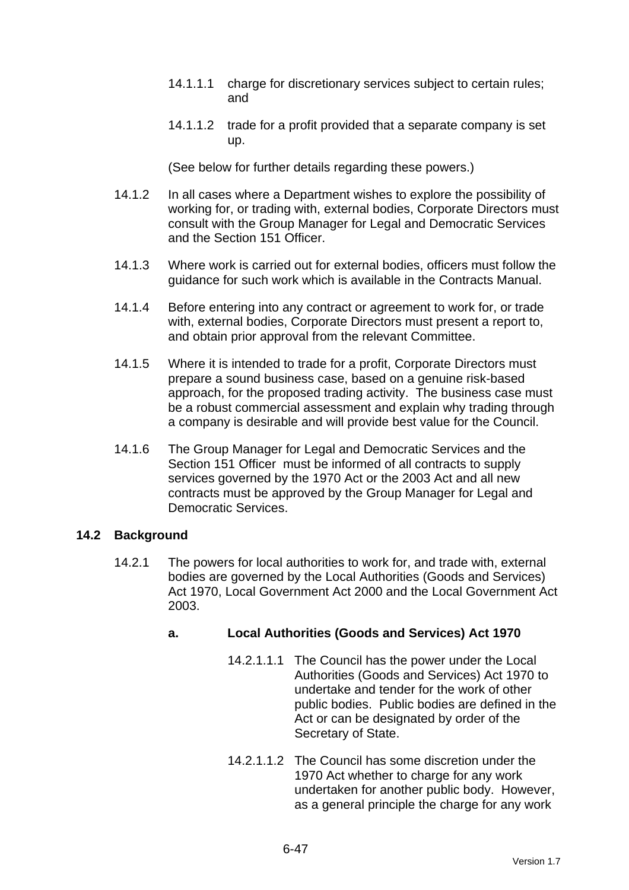14.1.1.1 charge for discretionary services subject to certain rules; and

14.1.1.2 trade for a profit provided that a separate company is set up.

(See below for further details regarding these powers.)

14.1.2 In all cases where a Department wishes to explore the possibility of working for, or trading with, external bodies, Corporate Directors must consult with the Group Manager for Legal and Democratic Services and the Section 151 Officer.

14.1.3 Where work is carried out for external bodies, officers must follow the guidance for such work which is available in the Contracts Manual.

14.1.4 Before entering into any contract or agreement to work for, or trade with, external bodies, Corporate Directors must present a report to, and obtain prior approval from the relevant Committee.

14.1.5 Where it is intended to trade for a profit, Corporate Directors must prepare a sound business case, based on a genuine risk-based approach, for the proposed trading activity. The business case must be a robust commercial assessment and explain why trading through a company is desirable and will provide best value for the Council.

14.1.6 The Group Manager for Legal and Democratic Services and the Section 151 Officer must be informed of all contracts to supply services governed by the 1970 Act or the 2003 Act and all new contracts must be approved by the Group Manager for Legal and Democratic Services.

## 14.2 Background

14.2.1 The powers for local authorities to work for, and trade with, external bodies are governed by the Local Authorities (Goods and Services) Act 1970, Local Government Act 2000 and the Local Government Act 2003.

**a. Local Authorities (Goods and Services) Act 1970**

14.2.1.1.1 The Council has the power under the Local Authorities (Goods and Services) Act 1970 to undertake and tender for the work of other public bodies. Public bodies are defined in the Act or can be designated by order of the Secretary of State.

14.2.1.1.2 The Council has some discretion under the 1970 Act whether to charge for any work undertaken for another public body. However, as a general principle the charge for any work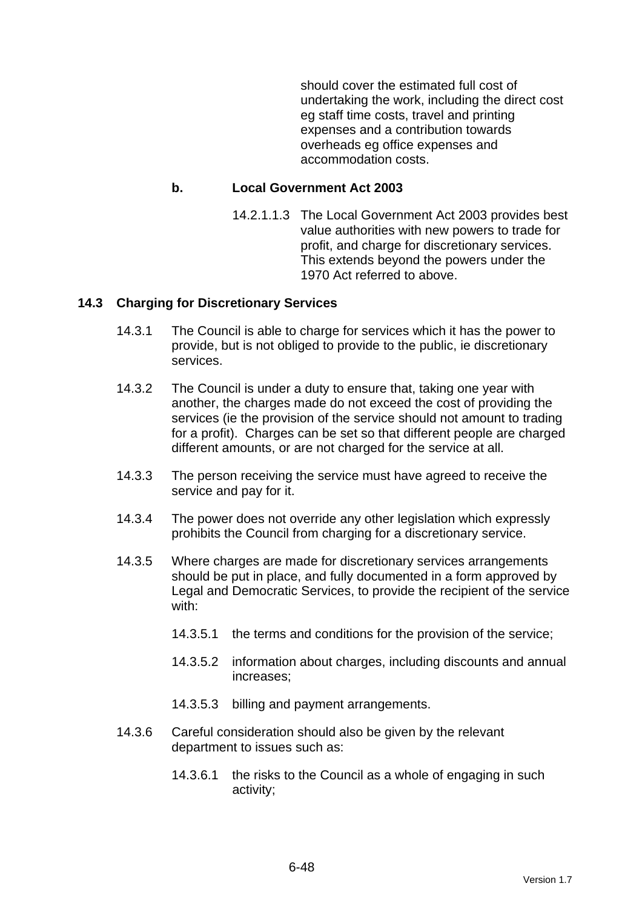should cover the estimated full cost of undertaking the work, including the direct cost eg staff time costs, travel and printing expenses and a contribution towards overheads eg office expenses and accommodation costs.

**b. Local Government Act 2003**

14.2.1.1.3 The Local Government Act 2003 provides best value authorities with new powers to trade for profit, and charge for discretionary services. This extends beyond the powers under the 1970 Act referred to above.

## 14.3 Charging for Discretionary Services

14.3.1 The Council is able to charge for services which it has the power to provide, but is not obliged to provide to the public, ie discretionary services.

14.3.2 The Council is under a duty to ensure that, taking one year with another, the charges made do not exceed the cost of providing the services (ie the provision of the service should not amount to trading for a profit). Charges can be set so that different people are charged different amounts, or are not charged for the service at all.

14.3.3 The person receiving the service must have agreed to receive the service and pay for it.

14.3.4 The power does not override any other legislation which expressly prohibits the Council from charging for a discretionary service.

14.3.5 Where charges are made for discretionary services arrangements should be put in place, and fully documented in a form approved by Legal and Democratic Services, to provide the recipient of the service with:

14.3.5.1 the terms and conditions for the provision of the service;

14.3.5.2 information about charges, including discounts and annual increases;

14.3.5.3 billing and payment arrangements.

14.3.6 Careful consideration should also be given by the relevant department to issues such as:

14.3.6.1 the risks to the Council as a whole of engaging in such activity;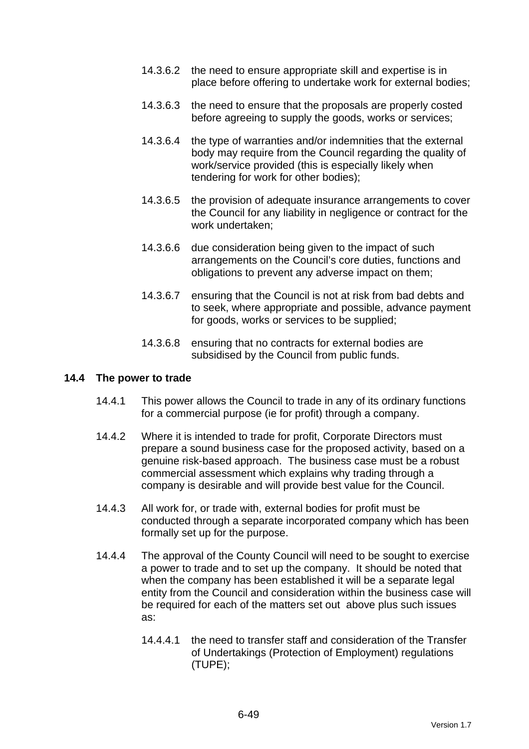14.3.6.2 the need to ensure appropriate skill and expertise is in place before offering to undertake work for external bodies;

14.3.6.3 the need to ensure that the proposals are properly costed before agreeing to supply the goods, works or services;

14.3.6.4 the type of warranties and/or indemnities that the external body may require from the Council regarding the quality of work/service provided (this is especially likely when tendering for work for other bodies);

14.3.6.5 the provision of adequate insurance arrangements to cover the Council for any liability in negligence or contract for the work undertaken;

14.3.6.6 due consideration being given to the impact of such arrangements on the Council's core duties, functions and obligations to prevent any adverse impact on them;

14.3.6.7 ensuring that the Council is not at risk from bad debts and to seek, where appropriate and possible, advance payment for goods, works or services to be supplied;

14.3.6.8 ensuring that no contracts for external bodies are subsidised by the Council from public funds.

### 14.4 The power to trade

14.4.1 This power allows the Council to trade in any of its ordinary functions for a commercial purpose (ie for profit) through a company.

14.4.2 Where it is intended to trade for profit, Corporate Directors must prepare a sound business case for the proposed activity, based on a genuine risk-based approach. The business case must be a robust commercial assessment which explains why trading through a company is desirable and will provide best value for the Council.

14.4.3 All work for, or trade with, external bodies for profit must be conducted through a separate incorporated company which has been formally set up for the purpose.

14.4.4 The approval of the County Council will need to be sought to exercise a power to trade and to set up the company. It should be noted that when the company has been established it will be a separate legal entity from the Council and consideration within the business case will be required for each of the matters set out above plus such issues as:

14.4.4.1 the need to transfer staff and consideration of the Transfer of Undertakings (Protection of Employment) regulations (TUPE);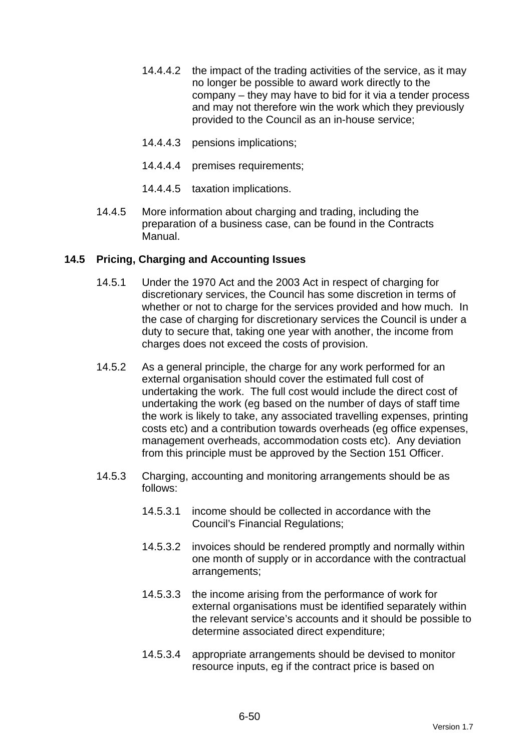14.4.4.2 the impact of the trading activities of the service, as it may no longer be possible to award work directly to the company – they may have to bid for it via a tender process and may not therefore win the work which they previously provided to the Council as an in-house service;

14.4.4.3 pensions implications;

14.4.4.4 premises requirements;

14.4.4.5 taxation implications.

14.4.5 More information about charging and trading, including the preparation of a business case, can be found in the Contracts Manual.

### 14.5 Pricing, Charging and Accounting Issues

14.5.1 Under the 1970 Act and the 2003 Act in respect of charging for discretionary services, the Council has some discretion in terms of whether or not to charge for the services provided and how much. In the case of charging for discretionary services the Council is under a duty to secure that, taking one year with another, the income from charges does not exceed the costs of provision.

14.5.2 As a general principle, the charge for any work performed for an external organisation should cover the estimated full cost of undertaking the work. The full cost would include the direct cost of undertaking the work (eg based on the number of days of staff time the work is likely to take, any associated travelling expenses, printing costs etc) and a contribution towards overheads (eg office expenses, management overheads, accommodation costs etc). Any deviation from this principle must be approved by the Section 151 Officer.

14.5.3 Charging, accounting and monitoring arrangements should be as follows:

14.5.3.1 income should be collected in accordance with the Council's Financial Regulations;

14.5.3.2 invoices should be rendered promptly and normally within one month of supply or in accordance with the contractual arrangements;

14.5.3.3 the income arising from the performance of work for external organisations must be identified separately within the relevant service's accounts and it should be possible to determine associated direct expenditure;

14.5.3.4 appropriate arrangements should be devised to monitor resource inputs, eg if the contract price is based on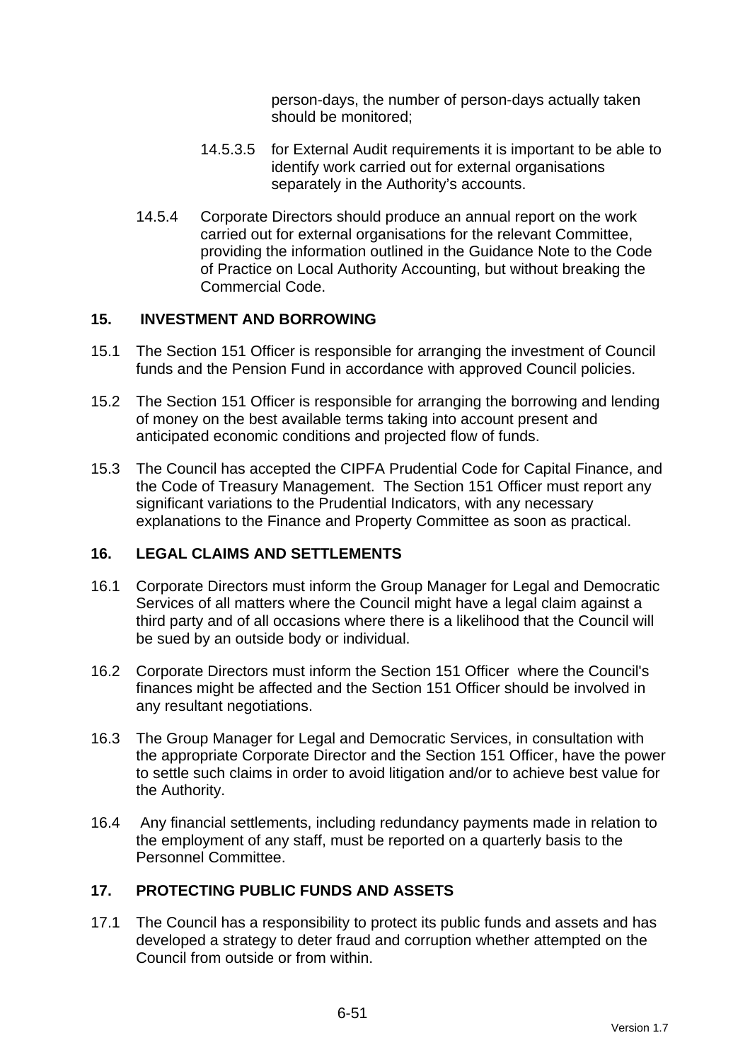person-days, the number of person-days actually taken should be monitored;

14.5.3.5 for External Audit requirements it is important to be able to identify work carried out for external organisations separately in the Authority's accounts.

14.5.4 Corporate Directors should produce an annual report on the work carried out for external organisations for the relevant Committee, providing the information outlined in the Guidance Note to the Code of Practice on Local Authority Accounting, but without breaking the Commercial Code.

## 15. INVESTMENT AND BORROWING

15.1 The Section 151 Officer is responsible for arranging the investment of Council funds and the Pension Fund in accordance with approved Council policies.

15.2 The Section 151 Officer is responsible for arranging the borrowing and lending of money on the best available terms taking into account present and anticipated economic conditions and projected flow of funds.

15.3 The Council has accepted the CIPFA Prudential Code for Capital Finance, and the Code of Treasury Management. The Section 151 Officer must report any significant variations to the Prudential Indicators, with any necessary explanations to the Finance and Property Committee as soon as practical.

## 16. LEGAL CLAIMS AND SETTLEMENTS

16.1 Corporate Directors must inform the Group Manager for Legal and Democratic Services of all matters where the Council might have a legal claim against a third party and of all occasions where there is a likelihood that the Council will be sued by an outside body or individual.

16.2 Corporate Directors must inform the Section 151 Officer where the Council's finances might be affected and the Section 151 Officer should be involved in any resultant negotiations.

16.3 The Group Manager for Legal and Democratic Services, in consultation with the appropriate Corporate Director and the Section 151 Officer, have the power to settle such claims in order to avoid litigation and/or to achieve best value for the Authority.

16.4 Any financial settlements, including redundancy payments made in relation to the employment of any staff, must be reported on a quarterly basis to the Personnel Committee.

## 17. PROTECTING PUBLIC FUNDS AND ASSETS

17.1 The Council has a responsibility to protect its public funds and assets and has developed a strategy to deter fraud and corruption whether attempted on the Council from outside or from within.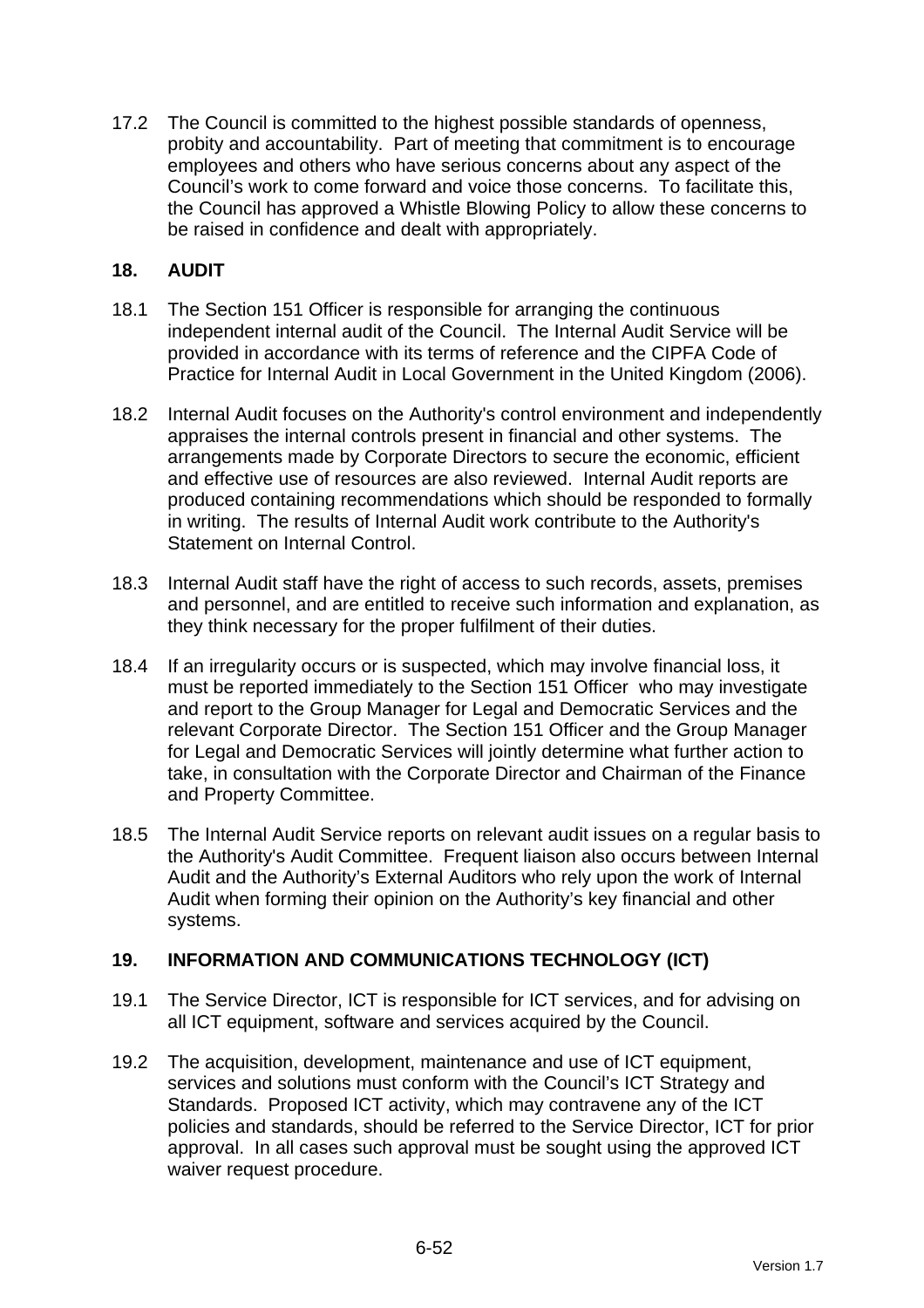17.2 The Council is committed to the highest possible standards of openness, probity and accountability. Part of meeting that commitment is to encourage employees and others who have serious concerns about any aspect of the Council's work to come forward and voice those concerns. To facilitate this, the Council has approved a Whistle Blowing Policy to allow these concerns to be raised in confidence and dealt with appropriately.

## 18. AUDIT

18.1 The Section 151 Officer is responsible for arranging the continuous independent internal audit of the Council. The Internal Audit Service will be provided in accordance with its terms of reference and the CIPFA Code of Practice for Internal Audit in Local Government in the United Kingdom (2006).

18.2 Internal Audit focuses on the Authority's control environment and independently appraises the internal controls present in financial and other systems. The arrangements made by Corporate Directors to secure the economic, efficient and effective use of resources are also reviewed. Internal Audit reports are produced containing recommendations which should be responded to formally in writing. The results of Internal Audit work contribute to the Authority's Statement on Internal Control.

18.3 Internal Audit staff have the right of access to such records, assets, premises and personnel, and are entitled to receive such information and explanation, as they think necessary for the proper fulfilment of their duties.

18.4 If an irregularity occurs or is suspected, which may involve financial loss, it must be reported immediately to the Section 151 Officer who may investigate and report to the Group Manager for Legal and Democratic Services and the relevant Corporate Director. The Section 151 Officer and the Group Manager for Legal and Democratic Services will jointly determine what further action to take, in consultation with the Corporate Director and Chairman of the Finance and Property Committee.

18.5 The Internal Audit Service reports on relevant audit issues on a regular basis to the Authority's Audit Committee. Frequent liaison also occurs between Internal Audit and the Authority's External Auditors who rely upon the work of Internal Audit when forming their opinion on the Authority's key financial and other systems.

## 19. INFORMATION AND COMMUNICATIONS TECHNOLOGY (ICT)

19.1 The Service Director, ICT is responsible for ICT services, and for advising on all ICT equipment, software and services acquired by the Council.

19.2 The acquisition, development, maintenance and use of ICT equipment, services and solutions must conform with the Council's ICT Strategy and Standards. Proposed ICT activity, which may contravene any of the ICT policies and standards, should be referred to the Service Director, ICT for prior approval. In all cases such approval must be sought using the approved ICT waiver request procedure.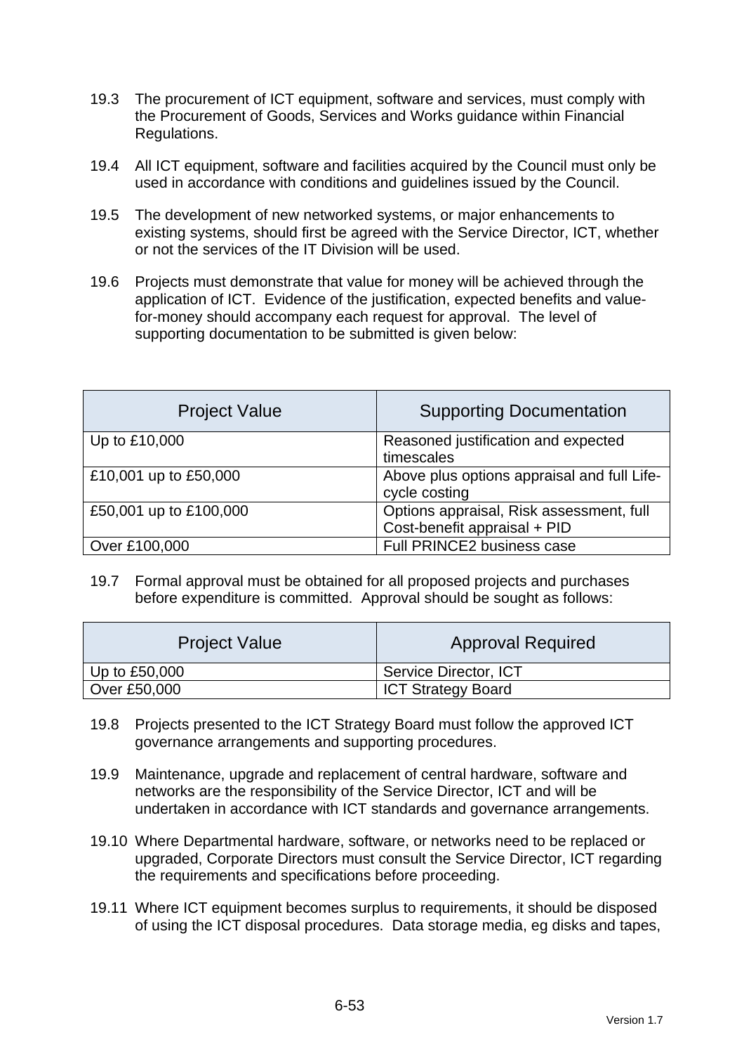19.3 The procurement of ICT equipment, software and services, must comply with the Procurement of Goods, Services and Works guidance within Financial Regulations.

19.4 All ICT equipment, software and facilities acquired by the Council must only be used in accordance with conditions and guidelines issued by the Council.

19.5 The development of new networked systems, or major enhancements to existing systems, should first be agreed with the Service Director, ICT, whether or not the services of the IT Division will be used.

19.6 Projects must demonstrate that value for money will be achieved through the application of ICT. Evidence of the justification, expected benefits and value-for-money should accompany each request for approval. The level of supporting documentation to be submitted is given below:

| Project Value | Supporting Documentation |
|---|---|
| Up to £10,000 | Reasoned justification and expected timescales |
| £10,001 up to £50,000 | Above plus options appraisal and full Life-cycle costing |
| £50,001 up to £100,000 | Options appraisal, Risk assessment, full Cost-benefit appraisal + PID |
| Over £100,000 | Full PRINCE2 business case |

19.7 Formal approval must be obtained for all proposed projects and purchases before expenditure is committed. Approval should be sought as follows:

| Project Value | Approval Required |
|---|---|
| Up to £50,000 | Service Director, ICT |
| Over £50,000 | ICT Strategy Board |

19.8 Projects presented to the ICT Strategy Board must follow the approved ICT governance arrangements and supporting procedures.

19.9 Maintenance, upgrade and replacement of central hardware, software and networks are the responsibility of the Service Director, ICT and will be undertaken in accordance with ICT standards and governance arrangements.

19.10 Where Departmental hardware, software, or networks need to be replaced or upgraded, Corporate Directors must consult the Service Director, ICT regarding the requirements and specifications before proceeding.

19.11 Where ICT equipment becomes surplus to requirements, it should be disposed of using the ICT disposal procedures. Data storage media, eg disks and tapes,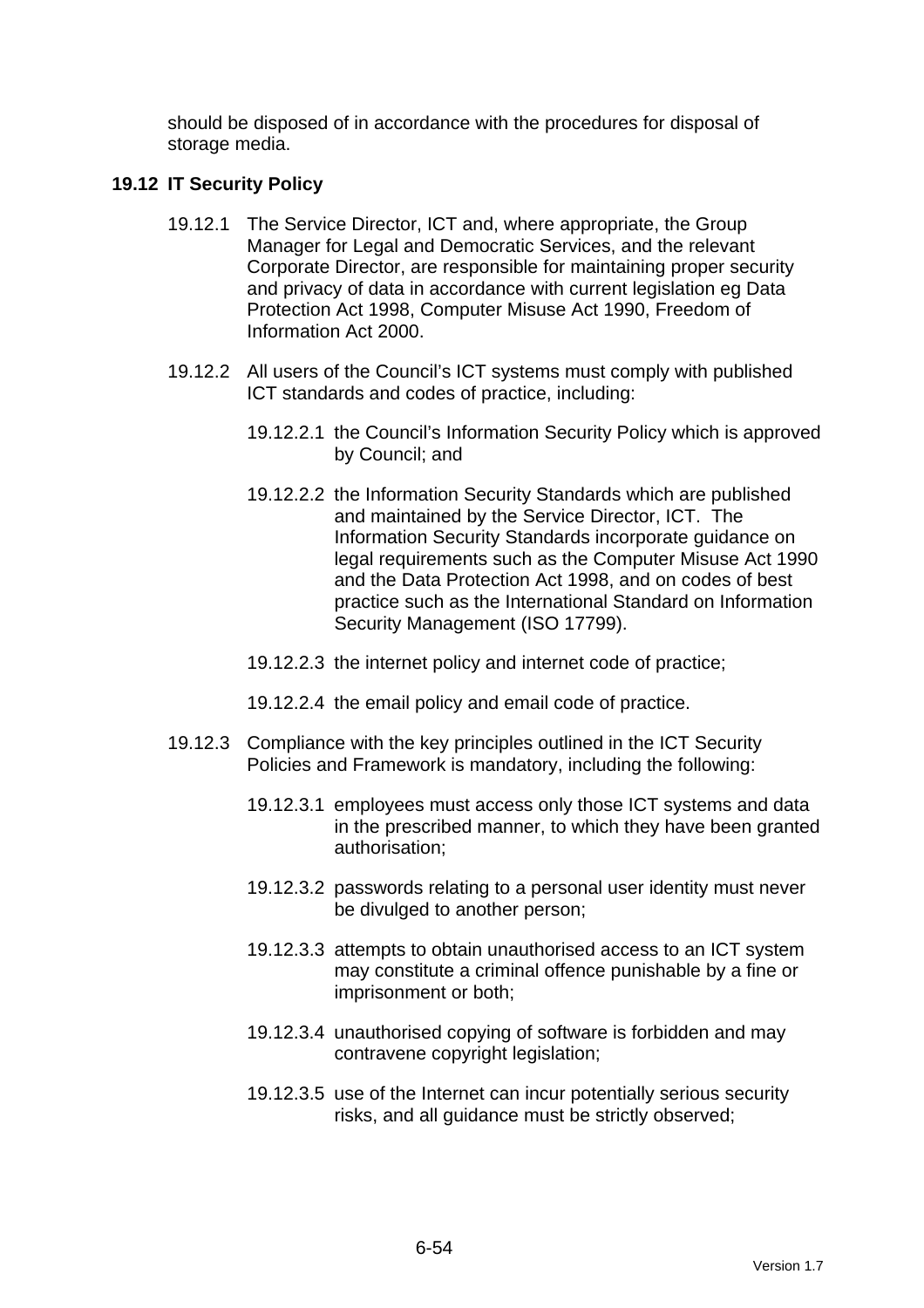should be disposed of in accordance with the procedures for disposal of storage media.

## 19.12 IT Security Policy

19.12.1 The Service Director, ICT and, where appropriate, the Group Manager for Legal and Democratic Services, and the relevant Corporate Director, are responsible for maintaining proper security and privacy of data in accordance with current legislation eg Data Protection Act 1998, Computer Misuse Act 1990, Freedom of Information Act 2000.

19.12.2 All users of the Council's ICT systems must comply with published ICT standards and codes of practice, including:

19.12.2.1 the Council's Information Security Policy which is approved by Council; and

19.12.2.2 the Information Security Standards which are published and maintained by the Service Director, ICT. The Information Security Standards incorporate guidance on legal requirements such as the Computer Misuse Act 1990 and the Data Protection Act 1998, and on codes of best practice such as the International Standard on Information Security Management (ISO 17799).

19.12.2.3 the internet policy and internet code of practice;

19.12.2.4 the email policy and email code of practice.

19.12.3 Compliance with the key principles outlined in the ICT Security Policies and Framework is mandatory, including the following:

19.12.3.1 employees must access only those ICT systems and data in the prescribed manner, to which they have been granted authorisation;

19.12.3.2 passwords relating to a personal user identity must never be divulged to another person;

19.12.3.3 attempts to obtain unauthorised access to an ICT system may constitute a criminal offence punishable by a fine or imprisonment or both;

19.12.3.4 unauthorised copying of software is forbidden and may contravene copyright legislation;

19.12.3.5 use of the Internet can incur potentially serious security risks, and all guidance must be strictly observed;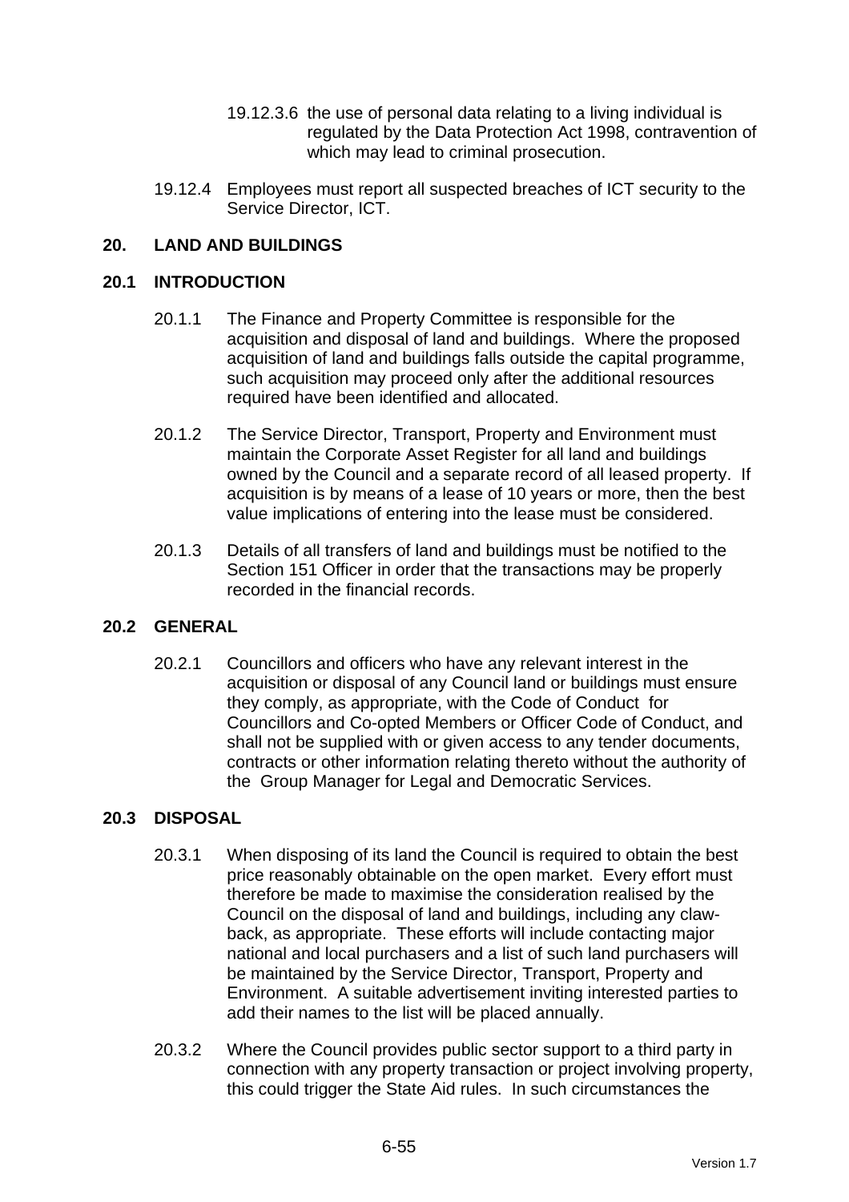19.12.3.6 the use of personal data relating to a living individual is regulated by the Data Protection Act 1998, contravention of which may lead to criminal prosecution.

19.12.4 Employees must report all suspected breaches of ICT security to the Service Director, ICT.

## 20. LAND AND BUILDINGS

### 20.1 INTRODUCTION

20.1.1 The Finance and Property Committee is responsible for the acquisition and disposal of land and buildings. Where the proposed acquisition of land and buildings falls outside the capital programme, such acquisition may proceed only after the additional resources required have been identified and allocated.

20.1.2 The Service Director, Transport, Property and Environment must maintain the Corporate Asset Register for all land and buildings owned by the Council and a separate record of all leased property. If acquisition is by means of a lease of 10 years or more, then the best value implications of entering into the lease must be considered.

20.1.3 Details of all transfers of land and buildings must be notified to the Section 151 Officer in order that the transactions may be properly recorded in the financial records.

### 20.2 GENERAL

20.2.1 Councillors and officers who have any relevant interest in the acquisition or disposal of any Council land or buildings must ensure they comply, as appropriate, with the Code of Conduct for Councillors and Co-opted Members or Officer Code of Conduct, and shall not be supplied with or given access to any tender documents, contracts or other information relating thereto without the authority of the Group Manager for Legal and Democratic Services.

### 20.3 DISPOSAL

20.3.1 When disposing of its land the Council is required to obtain the best price reasonably obtainable on the open market. Every effort must therefore be made to maximise the consideration realised by the Council on the disposal of land and buildings, including any claw-back, as appropriate. These efforts will include contacting major national and local purchasers and a list of such land purchasers will be maintained by the Service Director, Transport, Property and Environment. A suitable advertisement inviting interested parties to add their names to the list will be placed annually.

20.3.2 Where the Council provides public sector support to a third party in connection with any property transaction or project involving property, this could trigger the State Aid rules. In such circumstances the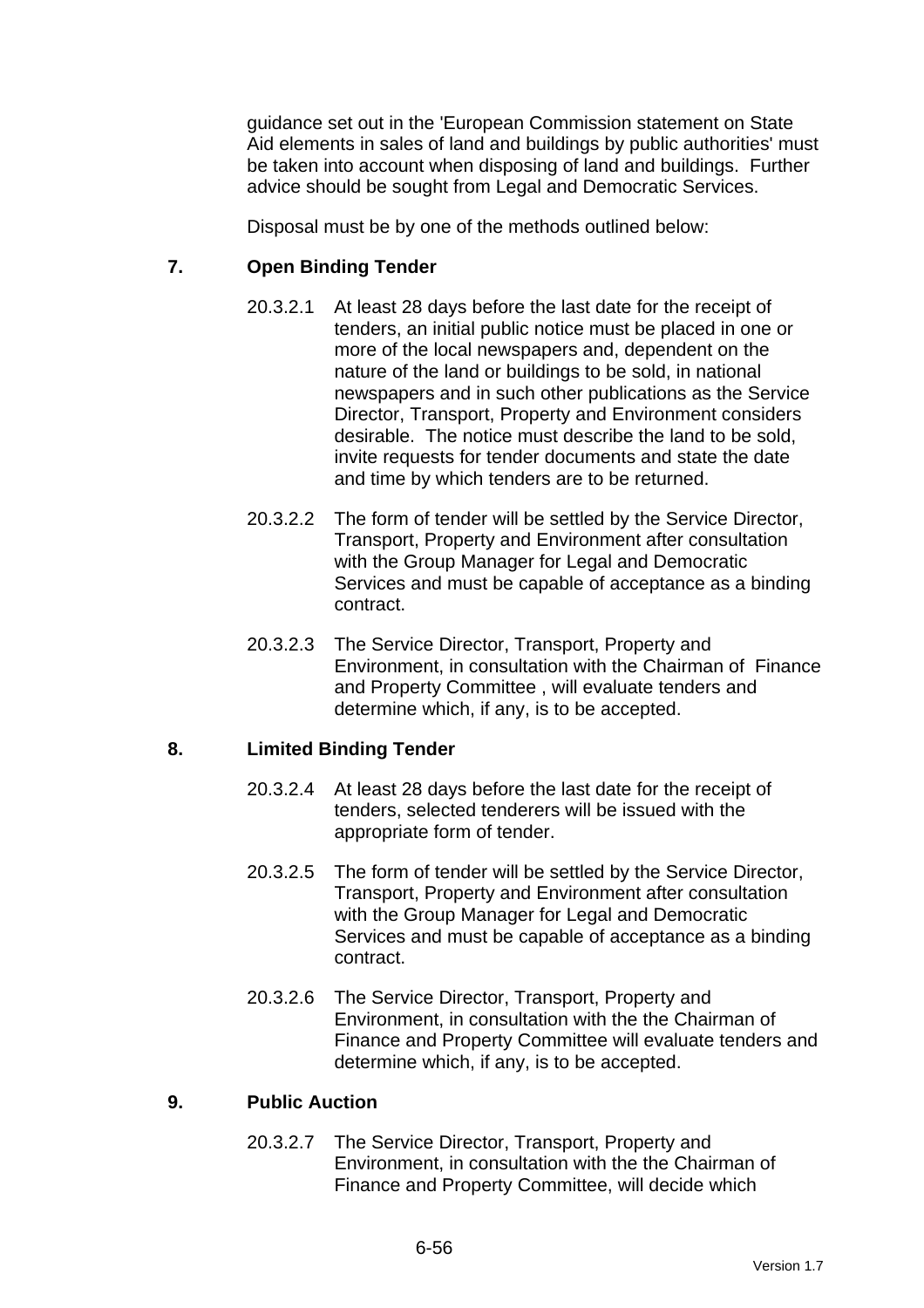guidance set out in the 'European Commission statement on State Aid elements in sales of land and buildings by public authorities' must be taken into account when disposing of land and buildings. Further advice should be sought from Legal and Democratic Services.

Disposal must be by one of the methods outlined below:

## 7. Open Binding Tender

20.3.2.1 At least 28 days before the last date for the receipt of tenders, an initial public notice must be placed in one or more of the local newspapers and, dependent on the nature of the land or buildings to be sold, in national newspapers and in such other publications as the Service Director, Transport, Property and Environment considers desirable. The notice must describe the land to be sold, invite requests for tender documents and state the date and time by which tenders are to be returned.

20.3.2.2 The form of tender will be settled by the Service Director, Transport, Property and Environment after consultation with the Group Manager for Legal and Democratic Services and must be capable of acceptance as a binding contract.

20.3.2.3 The Service Director, Transport, Property and Environment, in consultation with the Chairman of Finance and Property Committee , will evaluate tenders and determine which, if any, is to be accepted.

## 8. Limited Binding Tender

20.3.2.4 At least 28 days before the last date for the receipt of tenders, selected tenderers will be issued with the appropriate form of tender.

20.3.2.5 The form of tender will be settled by the Service Director, Transport, Property and Environment after consultation with the Group Manager for Legal and Democratic Services and must be capable of acceptance as a binding contract.

20.3.2.6 The Service Director, Transport, Property and Environment, in consultation with the the Chairman of Finance and Property Committee will evaluate tenders and determine which, if any, is to be accepted.

## 9. Public Auction

20.3.2.7 The Service Director, Transport, Property and Environment, in consultation with the the Chairman of Finance and Property Committee, will decide which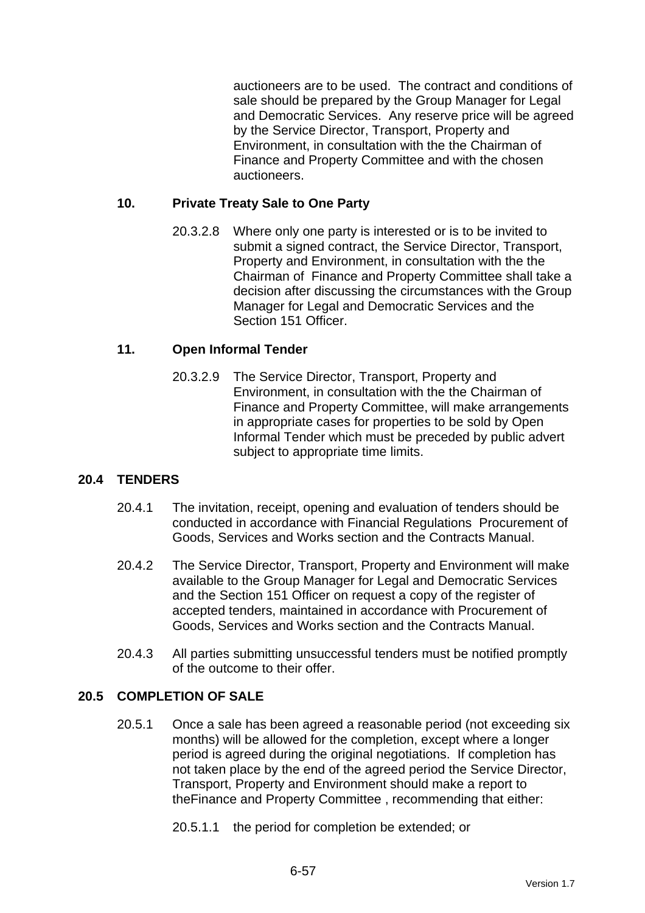auctioneers are to be used. The contract and conditions of sale should be prepared by the Group Manager for Legal and Democratic Services. Any reserve price will be agreed by the Service Director, Transport, Property and Environment, in consultation with the the Chairman of Finance and Property Committee and with the chosen auctioneers.

### 10. Private Treaty Sale to One Party

20.3.2.8 Where only one party is interested or is to be invited to submit a signed contract, the Service Director, Transport, Property and Environment, in consultation with the the Chairman of Finance and Property Committee shall take a decision after discussing the circumstances with the Group Manager for Legal and Democratic Services and the Section 151 Officer.

### 11. Open Informal Tender

20.3.2.9 The Service Director, Transport, Property and Environment, in consultation with the the Chairman of Finance and Property Committee, will make arrangements in appropriate cases for properties to be sold by Open Informal Tender which must be preceded by public advert subject to appropriate time limits.

## 20.4 TENDERS

20.4.1 The invitation, receipt, opening and evaluation of tenders should be conducted in accordance with Financial Regulations Procurement of Goods, Services and Works section and the Contracts Manual.

20.4.2 The Service Director, Transport, Property and Environment will make available to the Group Manager for Legal and Democratic Services and the Section 151 Officer on request a copy of the register of accepted tenders, maintained in accordance with Procurement of Goods, Services and Works section and the Contracts Manual.

20.4.3 All parties submitting unsuccessful tenders must be notified promptly of the outcome to their offer.

## 20.5 COMPLETION OF SALE

20.5.1 Once a sale has been agreed a reasonable period (not exceeding six months) will be allowed for the completion, except where a longer period is agreed during the original negotiations. If completion has not taken place by the end of the agreed period the Service Director, Transport, Property and Environment should make a report to theFinance and Property Committee , recommending that either:

20.5.1.1 the period for completion be extended; or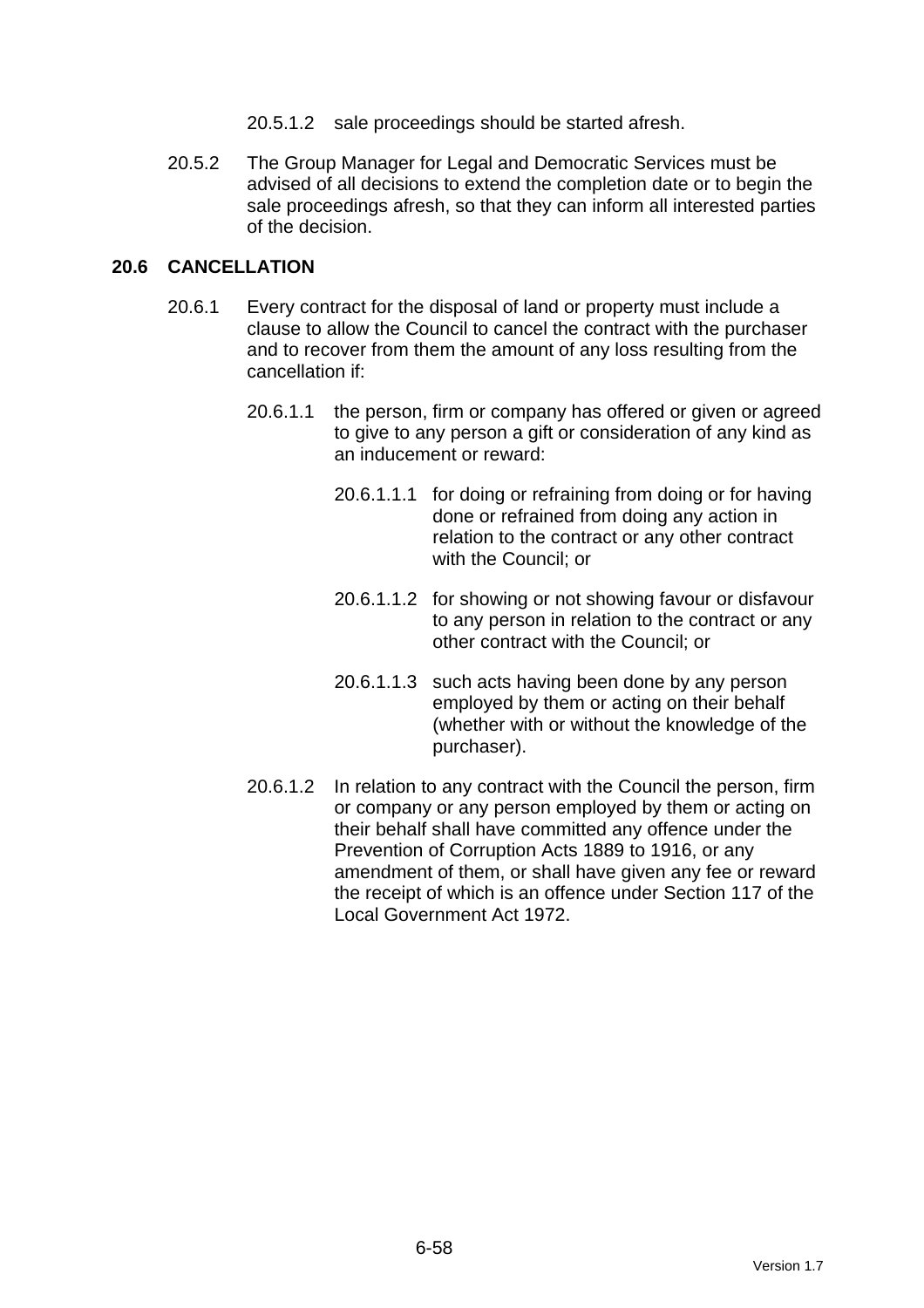20.5.1.2 sale proceedings should be started afresh.

20.5.2 The Group Manager for Legal and Democratic Services must be advised of all decisions to extend the completion date or to begin the sale proceedings afresh, so that they can inform all interested parties of the decision.

## 20.6 CANCELLATION

20.6.1 Every contract for the disposal of land or property must include a clause to allow the Council to cancel the contract with the purchaser and to recover from them the amount of any loss resulting from the cancellation if:

20.6.1.1 the person, firm or company has offered or given or agreed to give to any person a gift or consideration of any kind as an inducement or reward:

20.6.1.1.1 for doing or refraining from doing or for having done or refrained from doing any action in relation to the contract or any other contract with the Council; or

20.6.1.1.2 for showing or not showing favour or disfavour to any person in relation to the contract or any other contract with the Council; or

20.6.1.1.3 such acts having been done by any person employed by them or acting on their behalf (whether with or without the knowledge of the purchaser).

20.6.1.2 In relation to any contract with the Council the person, firm or company or any person employed by them or acting on their behalf shall have committed any offence under the Prevention of Corruption Acts 1889 to 1916, or any amendment of them, or shall have given any fee or reward the receipt of which is an offence under Section 117 of the Local Government Act 1972.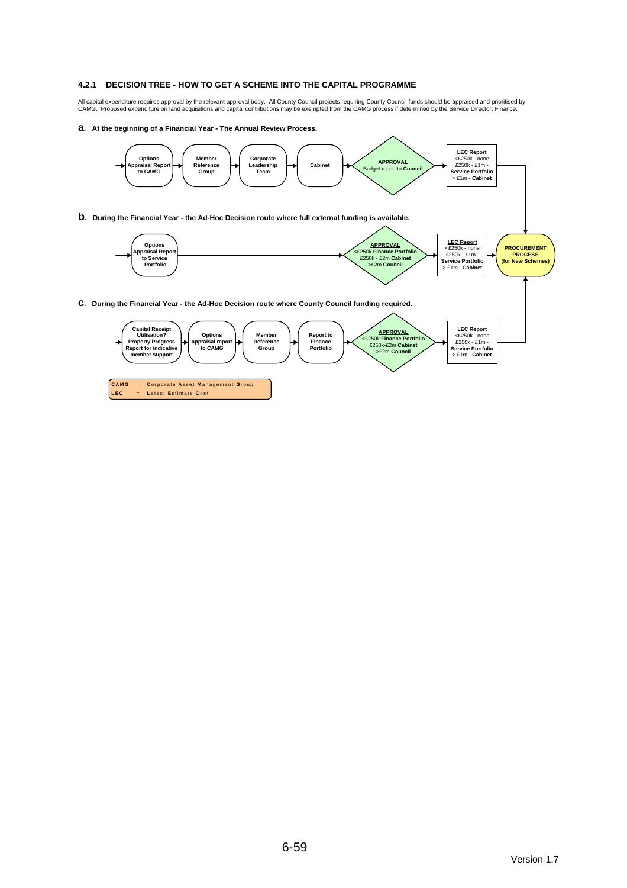### 4.2.1 DECISION TREE - HOW TO GET A SCHEME INTO THE CAPITAL PROGRAMME

All capital expenditure requires approval by the relevant approval body. All County Council projects requiring County Council funds should be appraised and prioritised by CAMG. Proposed expenditure on land acquisitions and capital contributions may be exempted from the CAMG process if determined by the Service Director, Finance.

**a. At the beginning of a Financial Year - The Annual Review Process.**

**Options Appraisal Report to CAMG** → **Member Reference Group** → **Corporate Leadership Team** → **Cabinet** → **APPROVAL** Budget report to **Council** → **LEC Report** <£250k - none; £250k - £1m - **Service Portfolio**; > £1m - **Cabinet** → **PROCUREMENT PROCESS (for New Schemes)**

**b. During the Financial Year - the Ad-Hoc Decision route where full external funding is available.**

**Options Appraisal Report to Service Portfolio** → **APPROVAL** <£250k **Finance Portfolio**; £250k - £2m **Cabinet**; >£2m **Council** → **LEC Report** <£250k - none; £250k - £1m - **Service Portfolio**; > £1m - **Cabinet** → **PROCUREMENT PROCESS (for New Schemes)**

**c. During the Financial Year - the Ad-Hoc Decision route where County Council funding required.**

**Capital Receipt Utilisation? Property Progress Report for indicative member support** → **Options appraisal report to CAMG** → **Member Reference Group** → **Report to Finance Portfolio** → **APPROVAL** <£250k **Finance Portfolio**; £250k-£2m **Cabinet**; >£2m **Council** → **LEC Report** <£250k - none; £250k - £1m - **Service Portfolio**; > £1m - **Cabinet** → **PROCUREMENT PROCESS (for New Schemes)**

| | | |
|---|---|---|
| **CAMG** | = | **C**orporate **A**sset **M**anagement **G**roup |
| **LEC** | = | **L**atest **E**stimate **C**ost |

Version 1.7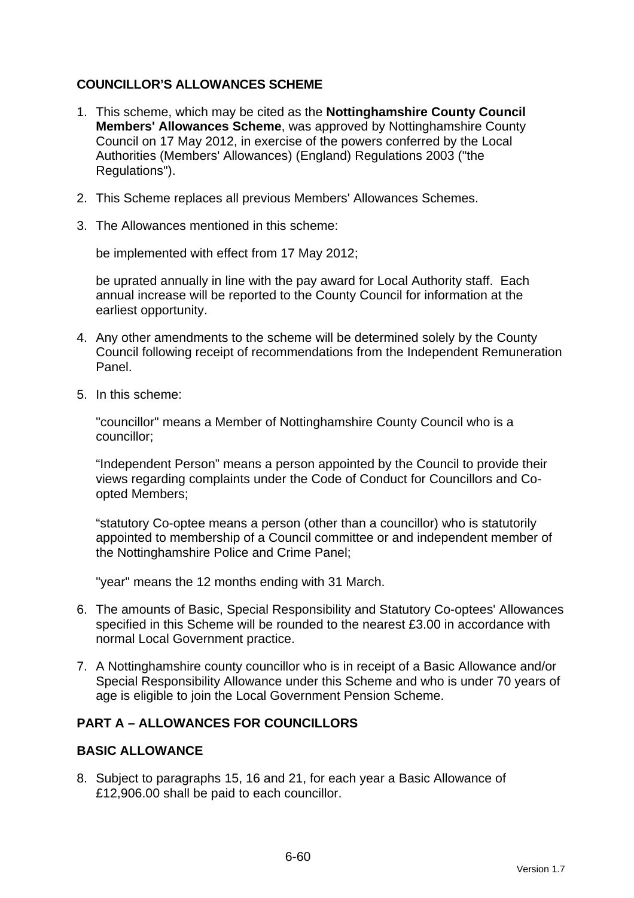## COUNCILLOR'S ALLOWANCES SCHEME

1. This scheme, which may be cited as the **Nottinghamshire County Council Members' Allowances Scheme**, was approved by Nottinghamshire County Council on 17 May 2012, in exercise of the powers conferred by the Local Authorities (Members' Allowances) (England) Regulations 2003 ("the Regulations").

2. This Scheme replaces all previous Members' Allowances Schemes.

3. The Allowances mentioned in this scheme:

   be implemented with effect from 17 May 2012;

   be uprated annually in line with the pay award for Local Authority staff. Each annual increase will be reported to the County Council for information at the earliest opportunity.

4. Any other amendments to the scheme will be determined solely by the County Council following receipt of recommendations from the Independent Remuneration Panel.

5. In this scheme:

   "councillor" means a Member of Nottinghamshire County Council who is a councillor;

   "Independent Person" means a person appointed by the Council to provide their views regarding complaints under the Code of Conduct for Councillors and Co-opted Members;

   "statutory Co-optee means a person (other than a councillor) who is statutorily appointed to membership of a Council committee or and independent member of the Nottinghamshire Police and Crime Panel;

   "year" means the 12 months ending with 31 March.

6. The amounts of Basic, Special Responsibility and Statutory Co-optees' Allowances specified in this Scheme will be rounded to the nearest £3.00 in accordance with normal Local Government practice.

7. A Nottinghamshire county councillor who is in receipt of a Basic Allowance and/or Special Responsibility Allowance under this Scheme and who is under 70 years of age is eligible to join the Local Government Pension Scheme.

## PART A – ALLOWANCES FOR COUNCILLORS

### BASIC ALLOWANCE

8. Subject to paragraphs 15, 16 and 21, for each year a Basic Allowance of £12,906.00 shall be paid to each councillor.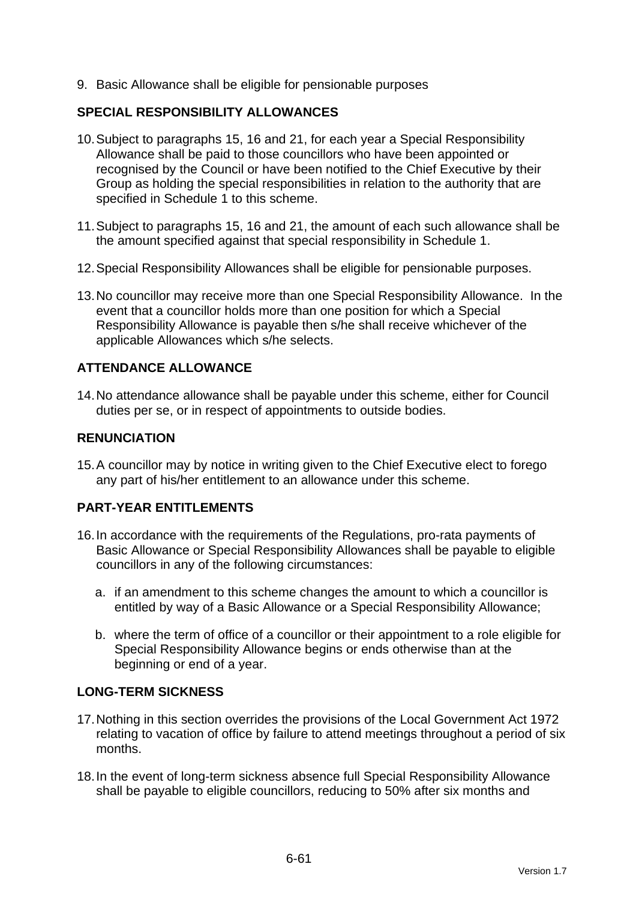9. Basic Allowance shall be eligible for pensionable purposes

## SPECIAL RESPONSIBILITY ALLOWANCES

10. Subject to paragraphs 15, 16 and 21, for each year a Special Responsibility Allowance shall be paid to those councillors who have been appointed or recognised by the Council or have been notified to the Chief Executive by their Group as holding the special responsibilities in relation to the authority that are specified in Schedule 1 to this scheme.

11. Subject to paragraphs 15, 16 and 21, the amount of each such allowance shall be the amount specified against that special responsibility in Schedule 1.

12. Special Responsibility Allowances shall be eligible for pensionable purposes.

13. No councillor may receive more than one Special Responsibility Allowance. In the event that a councillor holds more than one position for which a Special Responsibility Allowance is payable then s/he shall receive whichever of the applicable Allowances which s/he selects.

## ATTENDANCE ALLOWANCE

14. No attendance allowance shall be payable under this scheme, either for Council duties per se, or in respect of appointments to outside bodies.

## RENUNCIATION

15. A councillor may by notice in writing given to the Chief Executive elect to forego any part of his/her entitlement to an allowance under this scheme.

## PART-YEAR ENTITLEMENTS

16. In accordance with the requirements of the Regulations, pro-rata payments of Basic Allowance or Special Responsibility Allowances shall be payable to eligible councillors in any of the following circumstances:

    a. if an amendment to this scheme changes the amount to which a councillor is entitled by way of a Basic Allowance or a Special Responsibility Allowance;

    b. where the term of office of a councillor or their appointment to a role eligible for Special Responsibility Allowance begins or ends otherwise than at the beginning or end of a year.

## LONG-TERM SICKNESS

17. Nothing in this section overrides the provisions of the Local Government Act 1972 relating to vacation of office by failure to attend meetings throughout a period of six months.

18. In the event of long-term sickness absence full Special Responsibility Allowance shall be payable to eligible councillors, reducing to 50% after six months and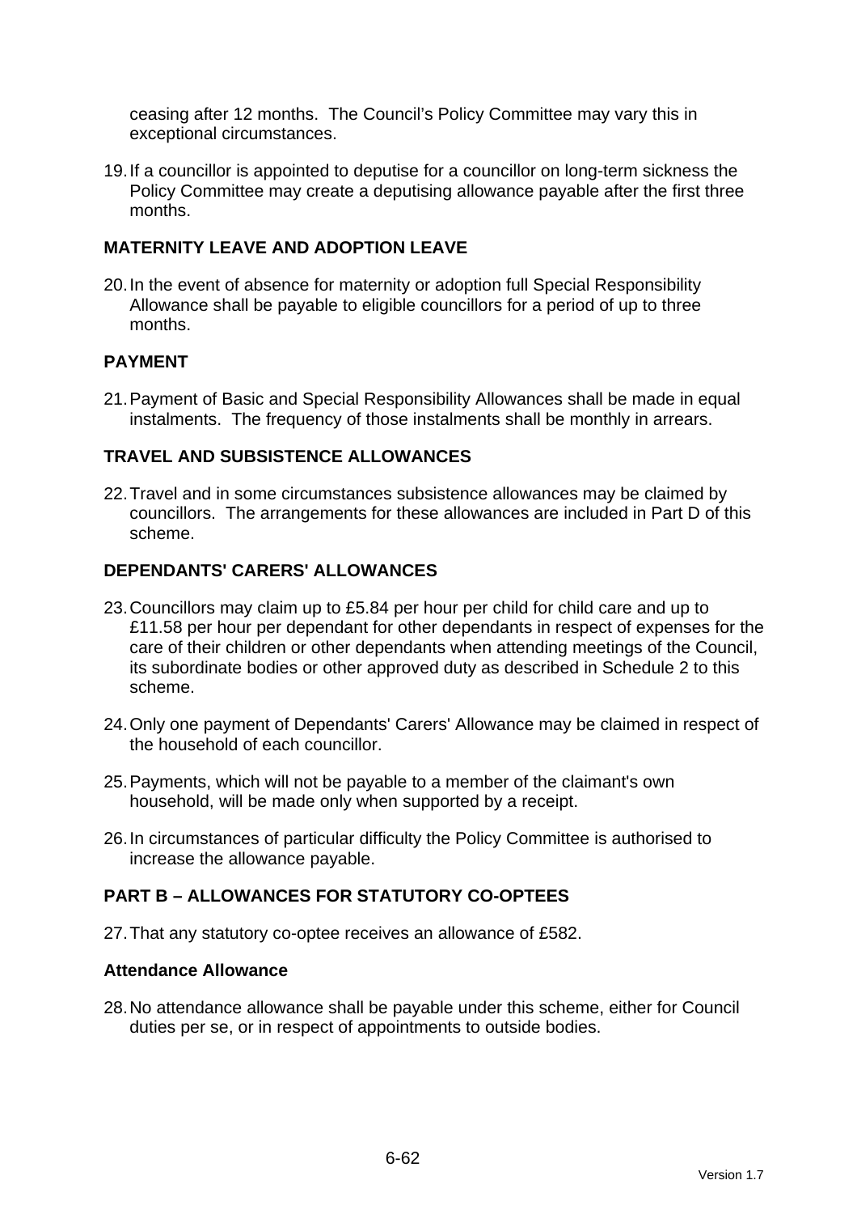ceasing after 12 months. The Council's Policy Committee may vary this in exceptional circumstances.

19. If a councillor is appointed to deputise for a councillor on long-term sickness the Policy Committee may create a deputising allowance payable after the first three months.

## MATERNITY LEAVE AND ADOPTION LEAVE

20. In the event of absence for maternity or adoption full Special Responsibility Allowance shall be payable to eligible councillors for a period of up to three months.

## PAYMENT

21. Payment of Basic and Special Responsibility Allowances shall be made in equal instalments. The frequency of those instalments shall be monthly in arrears.

## TRAVEL AND SUBSISTENCE ALLOWANCES

22. Travel and in some circumstances subsistence allowances may be claimed by councillors. The arrangements for these allowances are included in Part D of this scheme.

## DEPENDANTS' CARERS' ALLOWANCES

23. Councillors may claim up to £5.84 per hour per child for child care and up to £11.58 per hour per dependant for other dependants in respect of expenses for the care of their children or other dependants when attending meetings of the Council, its subordinate bodies or other approved duty as described in Schedule 2 to this scheme.

24. Only one payment of Dependants' Carers' Allowance may be claimed in respect of the household of each councillor.

25. Payments, which will not be payable to a member of the claimant's own household, will be made only when supported by a receipt.

26. In circumstances of particular difficulty the Policy Committee is authorised to increase the allowance payable.

## PART B – ALLOWANCES FOR STATUTORY CO-OPTEES

27. That any statutory co-optee receives an allowance of £582.

### Attendance Allowance

28. No attendance allowance shall be payable under this scheme, either for Council duties per se, or in respect of appointments to outside bodies.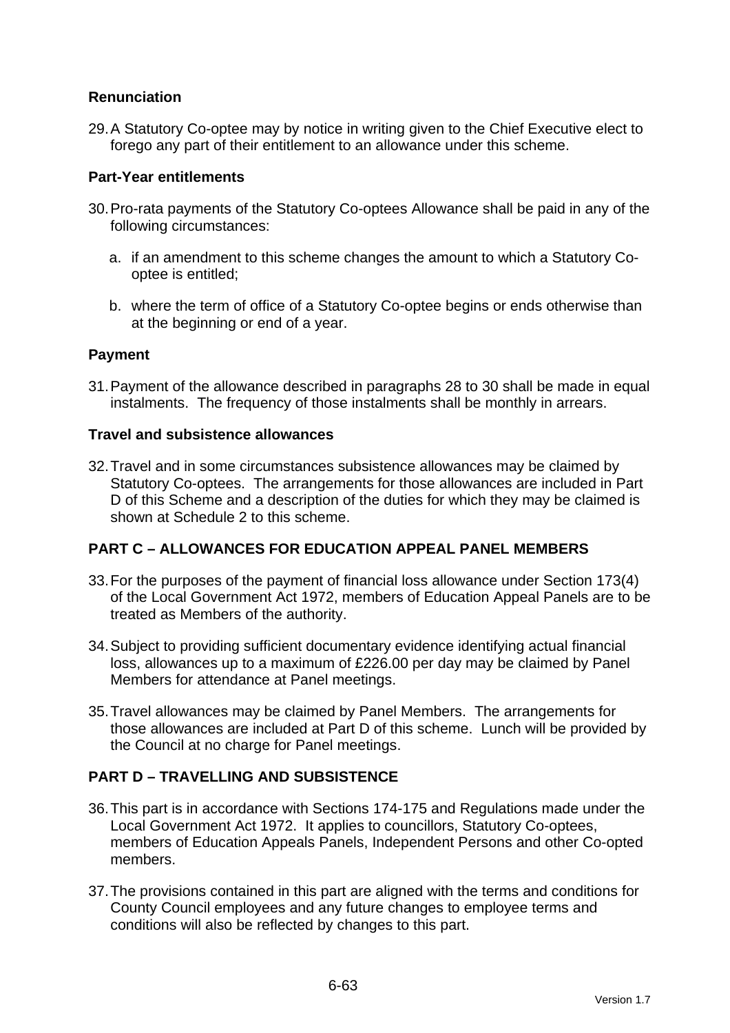**Renunciation**

29. A Statutory Co-optee may by notice in writing given to the Chief Executive elect to forego any part of their entitlement to an allowance under this scheme.

**Part-Year entitlements**

30. Pro-rata payments of the Statutory Co-optees Allowance shall be paid in any of the following circumstances:

    a. if an amendment to this scheme changes the amount to which a Statutory Co-optee is entitled;

    b. where the term of office of a Statutory Co-optee begins or ends otherwise than at the beginning or end of a year.

**Payment**

31. Payment of the allowance described in paragraphs 28 to 30 shall be made in equal instalments. The frequency of those instalments shall be monthly in arrears.

**Travel and subsistence allowances**

32. Travel and in some circumstances subsistence allowances may be claimed by Statutory Co-optees. The arrangements for those allowances are included in Part D of this Scheme and a description of the duties for which they may be claimed is shown at Schedule 2 to this scheme.

**PART C – ALLOWANCES FOR EDUCATION APPEAL PANEL MEMBERS**

33. For the purposes of the payment of financial loss allowance under Section 173(4) of the Local Government Act 1972, members of Education Appeal Panels are to be treated as Members of the authority.

34. Subject to providing sufficient documentary evidence identifying actual financial loss, allowances up to a maximum of £226.00 per day may be claimed by Panel Members for attendance at Panel meetings.

35. Travel allowances may be claimed by Panel Members. The arrangements for those allowances are included at Part D of this scheme. Lunch will be provided by the Council at no charge for Panel meetings.

**PART D – TRAVELLING AND SUBSISTENCE**

36. This part is in accordance with Sections 174-175 and Regulations made under the Local Government Act 1972. It applies to councillors, Statutory Co-optees, members of Education Appeals Panels, Independent Persons and other Co-opted members.

37. The provisions contained in this part are aligned with the terms and conditions for County Council employees and any future changes to employee terms and conditions will also be reflected by changes to this part.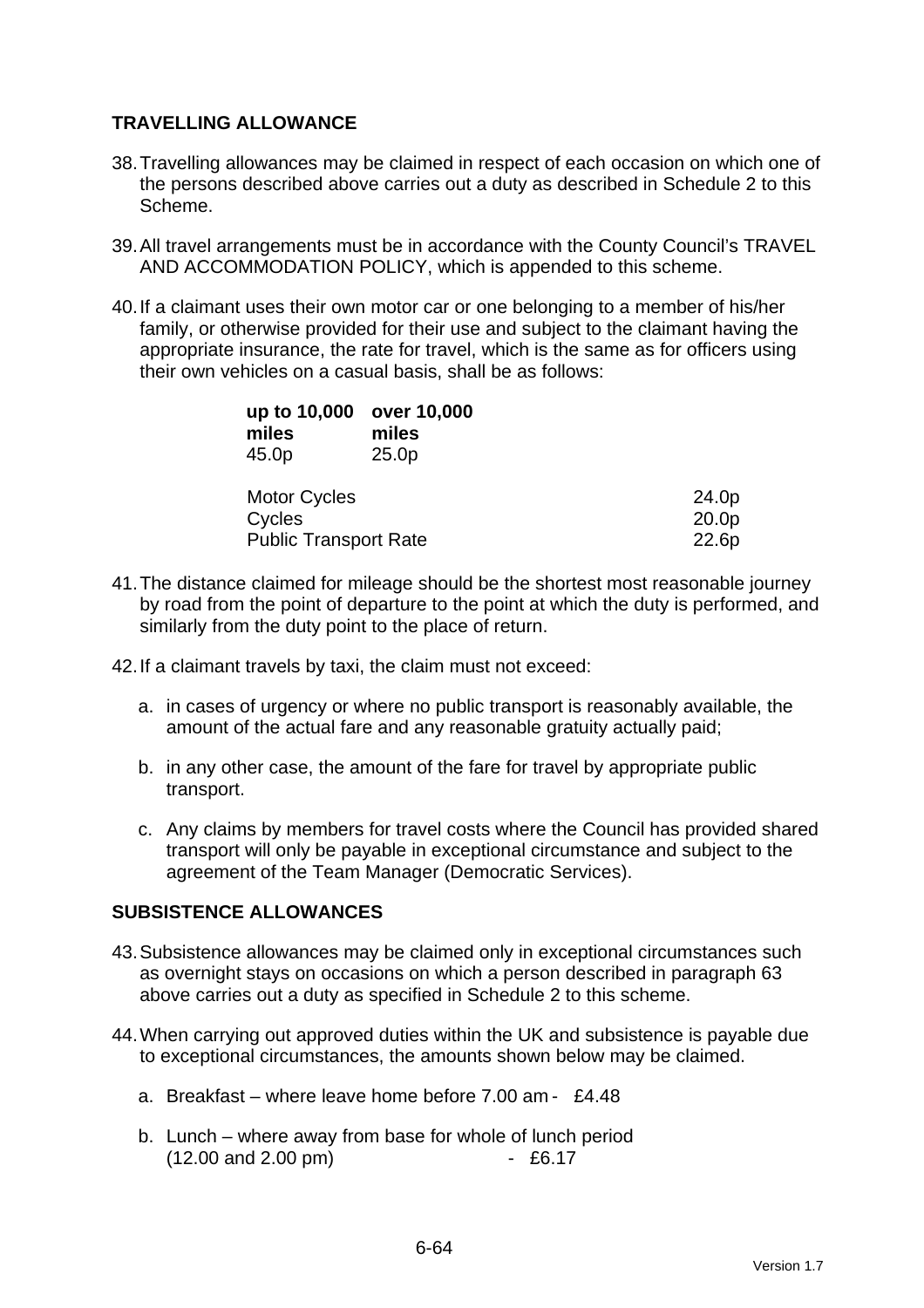## TRAVELLING ALLOWANCE

38. Travelling allowances may be claimed in respect of each occasion on which one of the persons described above carries out a duty as described in Schedule 2 to this Scheme.

39. All travel arrangements must be in accordance with the County Council's TRAVEL AND ACCOMMODATION POLICY, which is appended to this scheme.

40. If a claimant uses their own motor car or one belonging to a member of his/her family, or otherwise provided for their use and subject to the claimant having the appropriate insurance, the rate for travel, which is the same as for officers using their own vehicles on a casual basis, shall be as follows:

| **up to 10,000 miles** | **over 10,000 miles** |
|---|---|
| 45.0p | 25.0p |

| | |
|---|---|
| Motor Cycles | 24.0p |
| Cycles | 20.0p |
| Public Transport Rate | 22.6p |

41. The distance claimed for mileage should be the shortest most reasonable journey by road from the point of departure to the point at which the duty is performed, and similarly from the duty point to the place of return.

42. If a claimant travels by taxi, the claim must not exceed:

    a. in cases of urgency or where no public transport is reasonably available, the amount of the actual fare and any reasonable gratuity actually paid;

    b. in any other case, the amount of the fare for travel by appropriate public transport.

    c. Any claims by members for travel costs where the Council has provided shared transport will only be payable in exceptional circumstance and subject to the agreement of the Team Manager (Democratic Services).

## SUBSISTENCE ALLOWANCES

43. Subsistence allowances may be claimed only in exceptional circumstances such as overnight stays on occasions on which a person described in paragraph 63 above carries out a duty as specified in Schedule 2 to this scheme.

44. When carrying out approved duties within the UK and subsistence is payable due to exceptional circumstances, the amounts shown below may be claimed.

    a. Breakfast – where leave home before 7.00 am - £4.48

    b. Lunch – where away from base for whole of lunch period (12.00 and 2.00 pm) - £6.17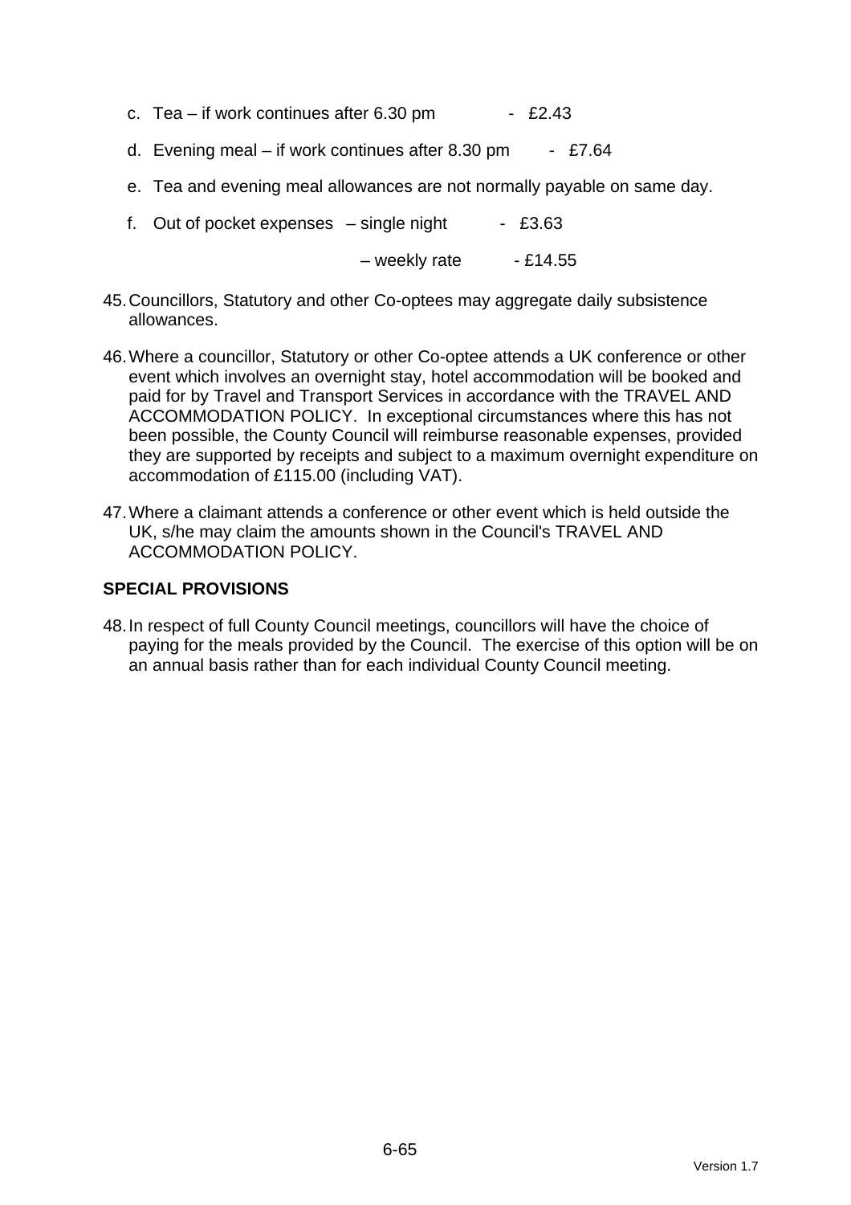c. Tea – if work continues after 6.30 pm - £2.43

d. Evening meal – if work continues after 8.30 pm - £7.64

e. Tea and evening meal allowances are not normally payable on same day.

f. Out of pocket expenses – single night - £3.63

– weekly rate - £14.55

45. Councillors, Statutory and other Co-optees may aggregate daily subsistence allowances.

46. Where a councillor, Statutory or other Co-optee attends a UK conference or other event which involves an overnight stay, hotel accommodation will be booked and paid for by Travel and Transport Services in accordance with the TRAVEL AND ACCOMMODATION POLICY. In exceptional circumstances where this has not been possible, the County Council will reimburse reasonable expenses, provided they are supported by receipts and subject to a maximum overnight expenditure on accommodation of £115.00 (including VAT).

47. Where a claimant attends a conference or other event which is held outside the UK, s/he may claim the amounts shown in the Council's TRAVEL AND ACCOMMODATION POLICY.

**SPECIAL PROVISIONS**

48. In respect of full County Council meetings, councillors will have the choice of paying for the meals provided by the Council. The exercise of this option will be on an annual basis rather than for each individual County Council meeting.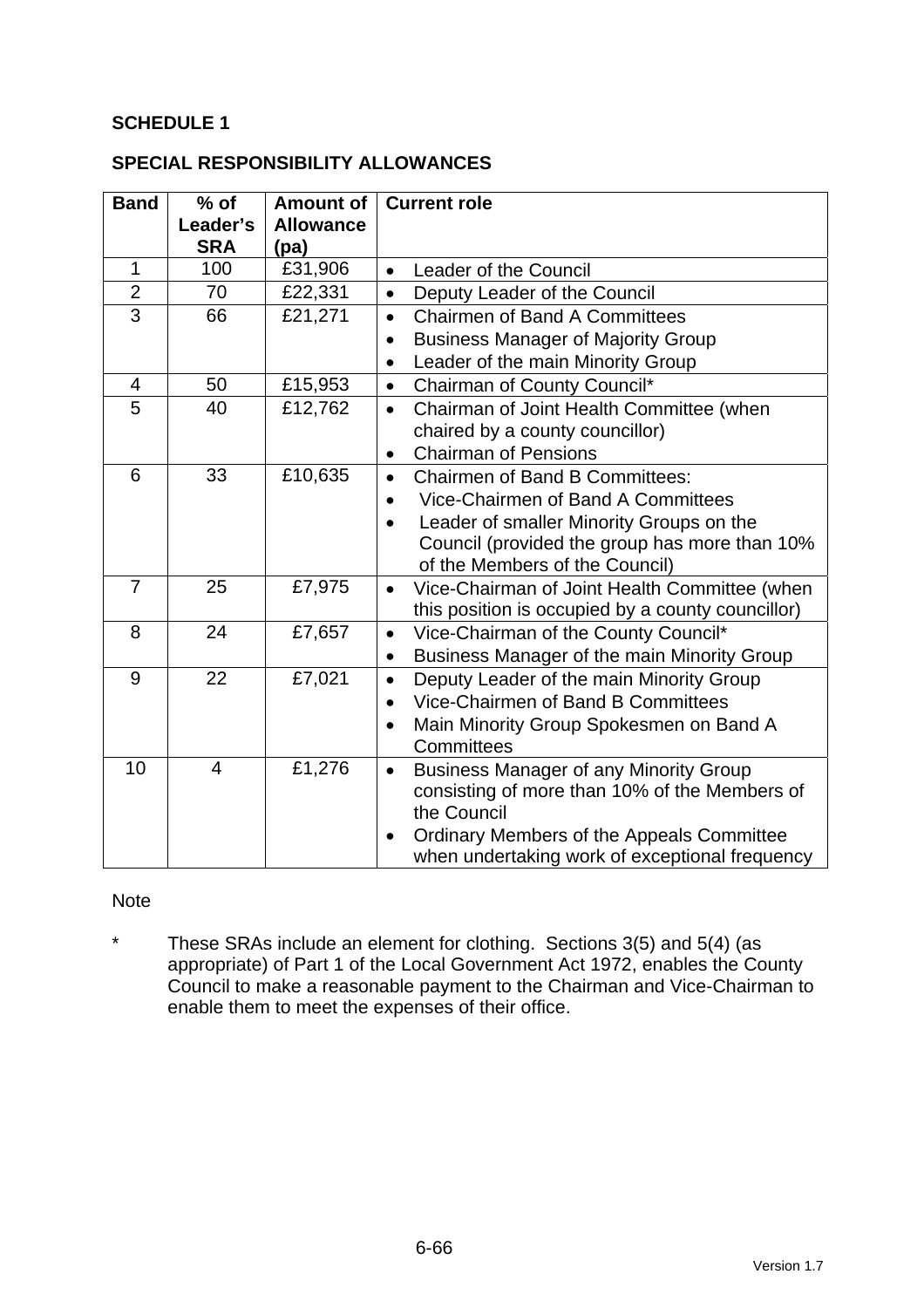**SCHEDULE 1**

**SPECIAL RESPONSIBILITY ALLOWANCES**

| Band | % of Leader's SRA | Amount of Allowance (pa) | Current role |
|---|---|---|---|
| 1 | 100 | £31,906 | • Leader of the Council |
| 2 | 70 | £22,331 | • Deputy Leader of the Council |
| 3 | 66 | £21,271 | • Chairmen of Band A Committees<br>• Business Manager of Majority Group<br>• Leader of the main Minority Group |
| 4 | 50 | £15,953 | • Chairman of County Council* |
| 5 | 40 | £12,762 | • Chairman of Joint Health Committee (when chaired by a county councillor)<br>• Chairman of Pensions |
| 6 | 33 | £10,635 | • Chairmen of Band B Committees:<br>• Vice-Chairmen of Band A Committees<br>• Leader of smaller Minority Groups on the Council (provided the group has more than 10% of the Members of the Council) |
| 7 | 25 | £7,975 | • Vice-Chairman of Joint Health Committee (when this position is occupied by a county councillor) |
| 8 | 24 | £7,657 | • Vice-Chairman of the County Council*<br>• Business Manager of the main Minority Group |
| 9 | 22 | £7,021 | • Deputy Leader of the main Minority Group<br>• Vice-Chairmen of Band B Committees<br>• Main Minority Group Spokesmen on Band A Committees |
| 10 | 4 | £1,276 | • Business Manager of any Minority Group consisting of more than 10% of the Members of the Council<br>• Ordinary Members of the Appeals Committee when undertaking work of exceptional frequency |

Note

\* These SRAs include an element for clothing. Sections 3(5) and 5(4) (as appropriate) of Part 1 of the Local Government Act 1972, enables the County Council to make a reasonable payment to the Chairman and Vice-Chairman to enable them to meet the expenses of their office.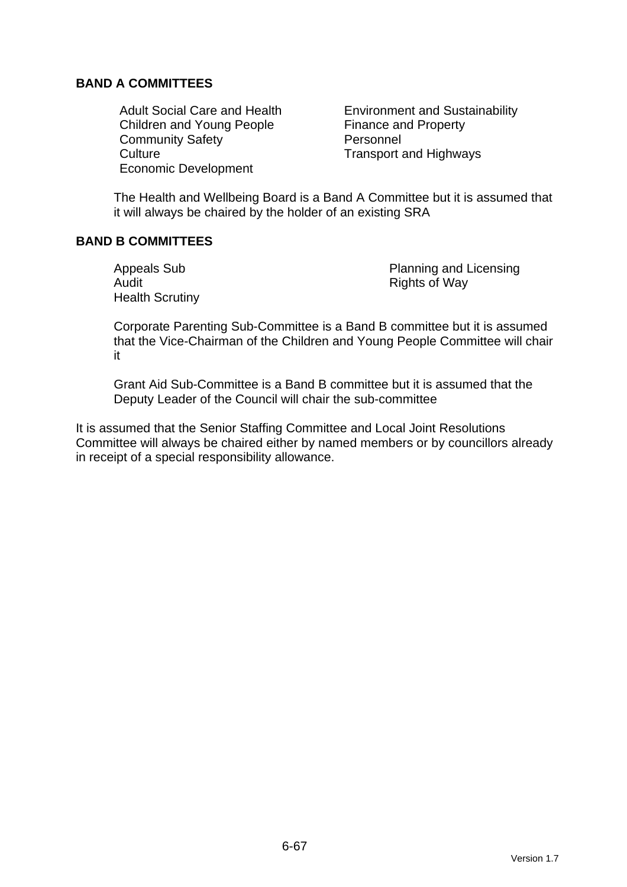## BAND A COMMITTEES

- Adult Social Care and Health
- Children and Young People
- Community Safety
- Culture
- Economic Development
- Environment and Sustainability
- Finance and Property
- Personnel
- Transport and Highways

The Health and Wellbeing Board is a Band A Committee but it is assumed that it will always be chaired by the holder of an existing SRA

## BAND B COMMITTEES

- Appeals Sub
- Audit
- Health Scrutiny
- Planning and Licensing
- Rights of Way

Corporate Parenting Sub-Committee is a Band B committee but it is assumed that the Vice-Chairman of the Children and Young People Committee will chair it

Grant Aid Sub-Committee is a Band B committee but it is assumed that the Deputy Leader of the Council will chair the sub-committee

It is assumed that the Senior Staffing Committee and Local Joint Resolutions Committee will always be chaired either by named members or by councillors already in receipt of a special responsibility allowance.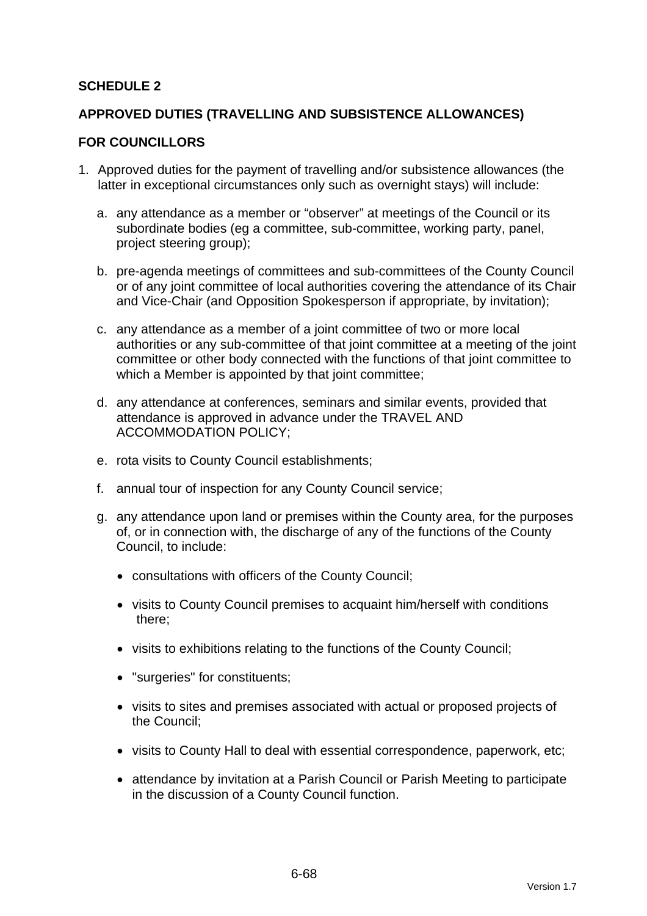**SCHEDULE 2**

**APPROVED DUTIES (TRAVELLING AND SUBSISTENCE ALLOWANCES)**

**FOR COUNCILLORS**

1. Approved duties for the payment of travelling and/or subsistence allowances (the latter in exceptional circumstances only such as overnight stays) will include:

   a. any attendance as a member or "observer" at meetings of the Council or its subordinate bodies (eg a committee, sub-committee, working party, panel, project steering group);

   b. pre-agenda meetings of committees and sub-committees of the County Council or of any joint committee of local authorities covering the attendance of its Chair and Vice-Chair (and Opposition Spokesperson if appropriate, by invitation);

   c. any attendance as a member of a joint committee of two or more local authorities or any sub-committee of that joint committee at a meeting of the joint committee or other body connected with the functions of that joint committee to which a Member is appointed by that joint committee;

   d. any attendance at conferences, seminars and similar events, provided that attendance is approved in advance under the TRAVEL AND ACCOMMODATION POLICY;

   e. rota visits to County Council establishments;

   f. annual tour of inspection for any County Council service;

   g. any attendance upon land or premises within the County area, for the purposes of, or in connection with, the discharge of any of the functions of the County Council, to include:

      - consultations with officers of the County Council;
      - visits to County Council premises to acquaint him/herself with conditions there;
      - visits to exhibitions relating to the functions of the County Council;
      - "surgeries" for constituents;
      - visits to sites and premises associated with actual or proposed projects of the Council;
      - visits to County Hall to deal with essential correspondence, paperwork, etc;
      - attendance by invitation at a Parish Council or Parish Meeting to participate in the discussion of a County Council function.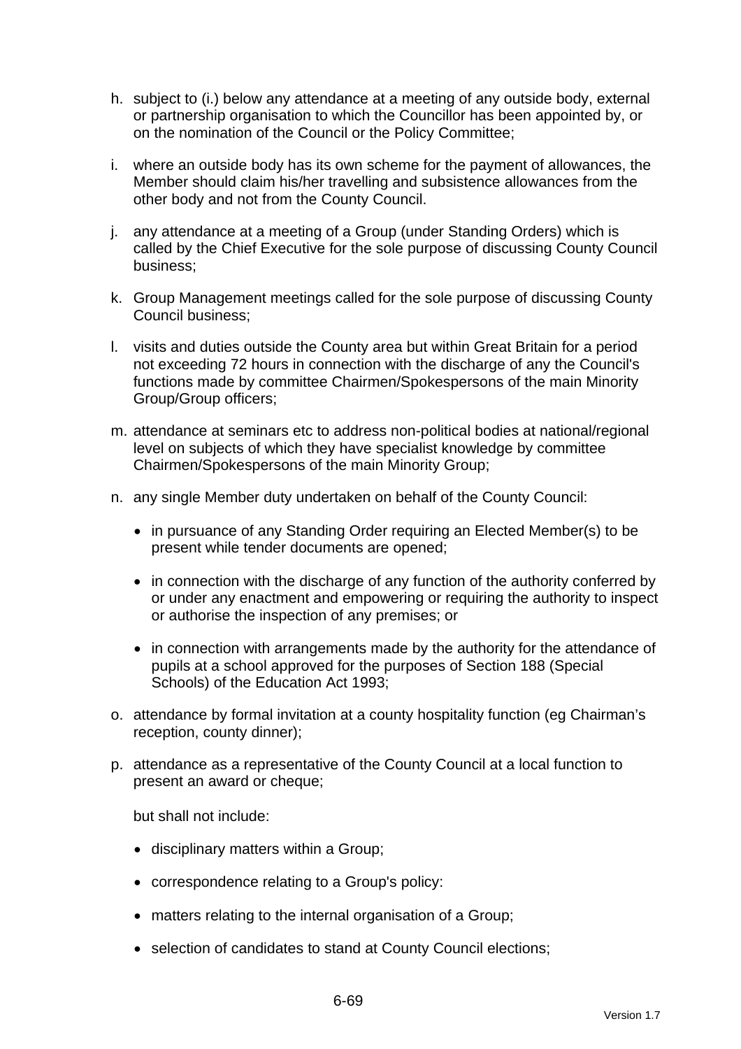h. subject to (i.) below any attendance at a meeting of any outside body, external or partnership organisation to which the Councillor has been appointed by, or on the nomination of the Council or the Policy Committee;

i. where an outside body has its own scheme for the payment of allowances, the Member should claim his/her travelling and subsistence allowances from the other body and not from the County Council.

j. any attendance at a meeting of a Group (under Standing Orders) which is called by the Chief Executive for the sole purpose of discussing County Council business;

k. Group Management meetings called for the sole purpose of discussing County Council business;

l. visits and duties outside the County area but within Great Britain for a period not exceeding 72 hours in connection with the discharge of any the Council's functions made by committee Chairmen/Spokespersons of the main Minority Group/Group officers;

m. attendance at seminars etc to address non-political bodies at national/regional level on subjects of which they have specialist knowledge by committee Chairmen/Spokespersons of the main Minority Group;

n. any single Member duty undertaken on behalf of the County Council:

   - in pursuance of any Standing Order requiring an Elected Member(s) to be present while tender documents are opened;
   - in connection with the discharge of any function of the authority conferred by or under any enactment and empowering or requiring the authority to inspect or authorise the inspection of any premises; or
   - in connection with arrangements made by the authority for the attendance of pupils at a school approved for the purposes of Section 188 (Special Schools) of the Education Act 1993;

o. attendance by formal invitation at a county hospitality function (eg Chairman's reception, county dinner);

p. attendance as a representative of the County Council at a local function to present an award or cheque;

   but shall not include:

   - disciplinary matters within a Group;
   - correspondence relating to a Group's policy:
   - matters relating to the internal organisation of a Group;
   - selection of candidates to stand at County Council elections;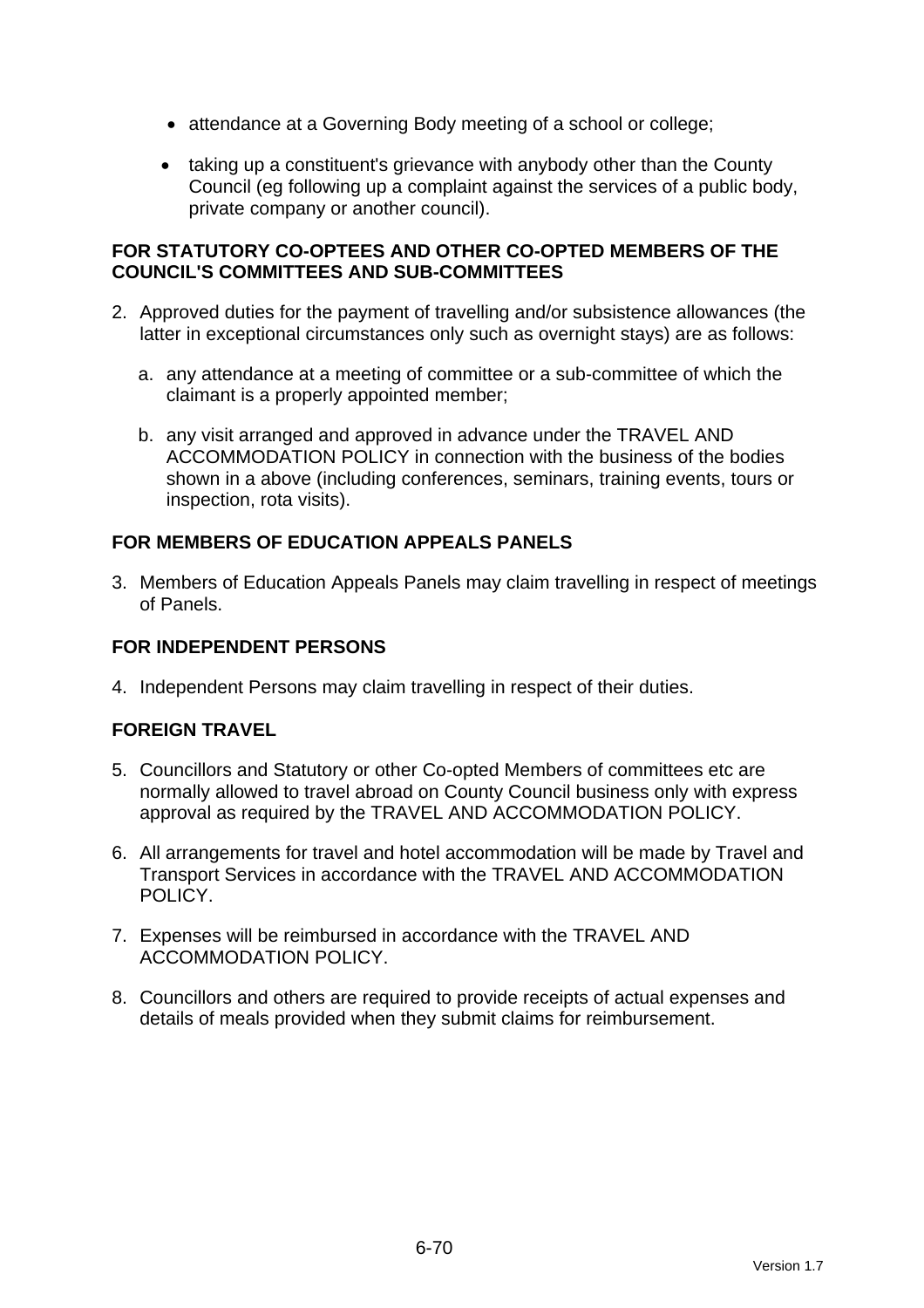- attendance at a Governing Body meeting of a school or college;
- taking up a constituent's grievance with anybody other than the County Council (eg following up a complaint against the services of a public body, private company or another council).

**FOR STATUTORY CO-OPTEES AND OTHER CO-OPTED MEMBERS OF THE COUNCIL'S COMMITTEES AND SUB-COMMITTEES**

2. Approved duties for the payment of travelling and/or subsistence allowances (the latter in exceptional circumstances only such as overnight stays) are as follows:

   a. any attendance at a meeting of committee or a sub-committee of which the claimant is a properly appointed member;

   b. any visit arranged and approved in advance under the TRAVEL AND ACCOMMODATION POLICY in connection with the business of the bodies shown in a above (including conferences, seminars, training events, tours or inspection, rota visits).

**FOR MEMBERS OF EDUCATION APPEALS PANELS**

3. Members of Education Appeals Panels may claim travelling in respect of meetings of Panels.

**FOR INDEPENDENT PERSONS**

4. Independent Persons may claim travelling in respect of their duties.

**FOREIGN TRAVEL**

5. Councillors and Statutory or other Co-opted Members of committees etc are normally allowed to travel abroad on County Council business only with express approval as required by the TRAVEL AND ACCOMMODATION POLICY.

6. All arrangements for travel and hotel accommodation will be made by Travel and Transport Services in accordance with the TRAVEL AND ACCOMMODATION POLICY.

7. Expenses will be reimbursed in accordance with the TRAVEL AND ACCOMMODATION POLICY.

8. Councillors and others are required to provide receipts of actual expenses and details of meals provided when they submit claims for reimbursement.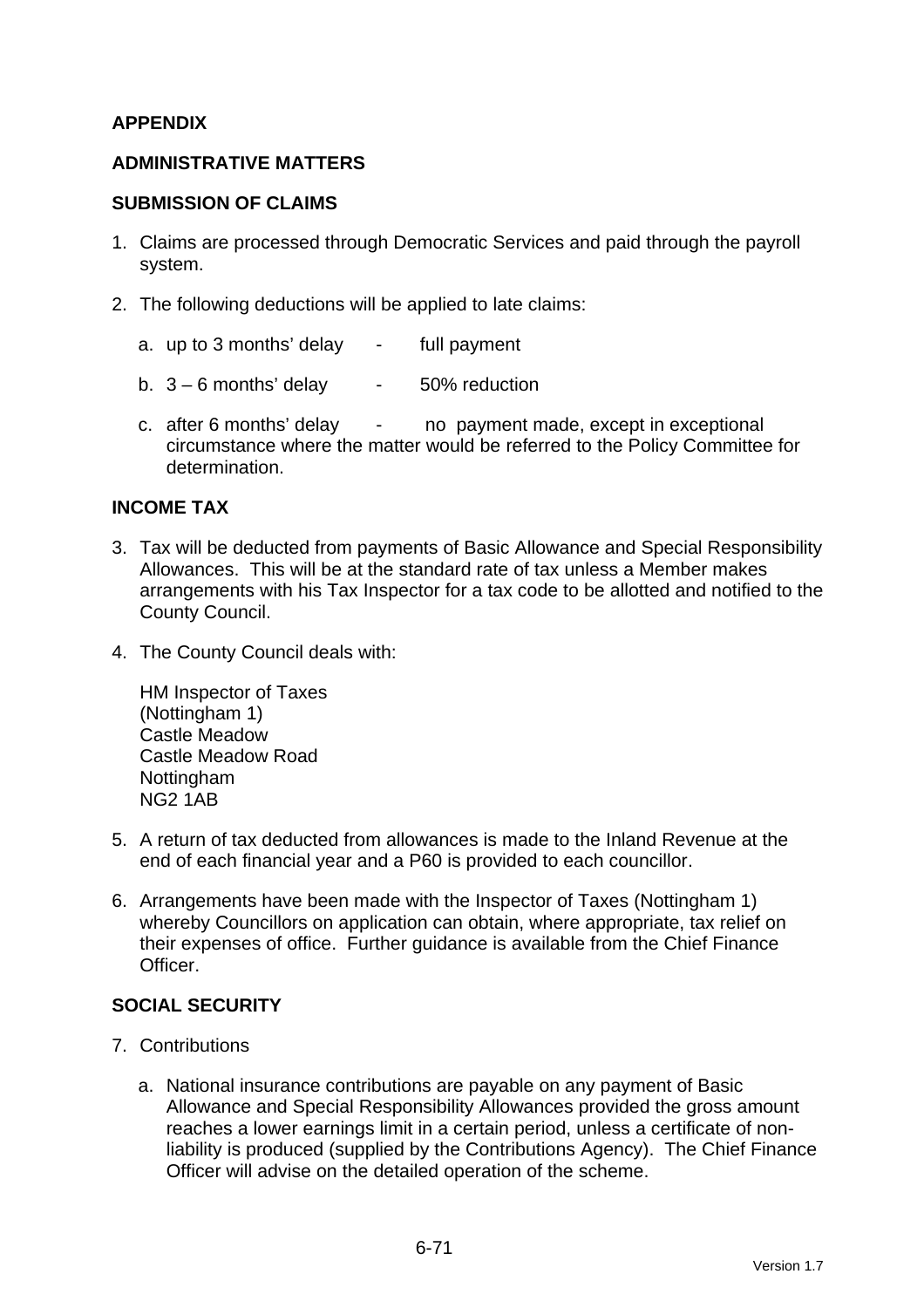## APPENDIX

## ADMINISTRATIVE MATTERS

### SUBMISSION OF CLAIMS

1. Claims are processed through Democratic Services and paid through the payroll system.

2. The following deductions will be applied to late claims:

   a. up to 3 months' delay - full payment

   b. 3 – 6 months' delay - 50% reduction

   c. after 6 months' delay - no payment made, except in exceptional circumstance where the matter would be referred to the Policy Committee for determination.

### INCOME TAX

3. Tax will be deducted from payments of Basic Allowance and Special Responsibility Allowances. This will be at the standard rate of tax unless a Member makes arrangements with his Tax Inspector for a tax code to be allotted and notified to the County Council.

4. The County Council deals with:

   HM Inspector of Taxes
   (Nottingham 1)
   Castle Meadow
   Castle Meadow Road
   Nottingham
   NG2 1AB

5. A return of tax deducted from allowances is made to the Inland Revenue at the end of each financial year and a P60 is provided to each councillor.

6. Arrangements have been made with the Inspector of Taxes (Nottingham 1) whereby Councillors on application can obtain, where appropriate, tax relief on their expenses of office. Further guidance is available from the Chief Finance Officer.

### SOCIAL SECURITY

7. Contributions

   a. National insurance contributions are payable on any payment of Basic Allowance and Special Responsibility Allowances provided the gross amount reaches a lower earnings limit in a certain period, unless a certificate of non-liability is produced (supplied by the Contributions Agency). The Chief Finance Officer will advise on the detailed operation of the scheme.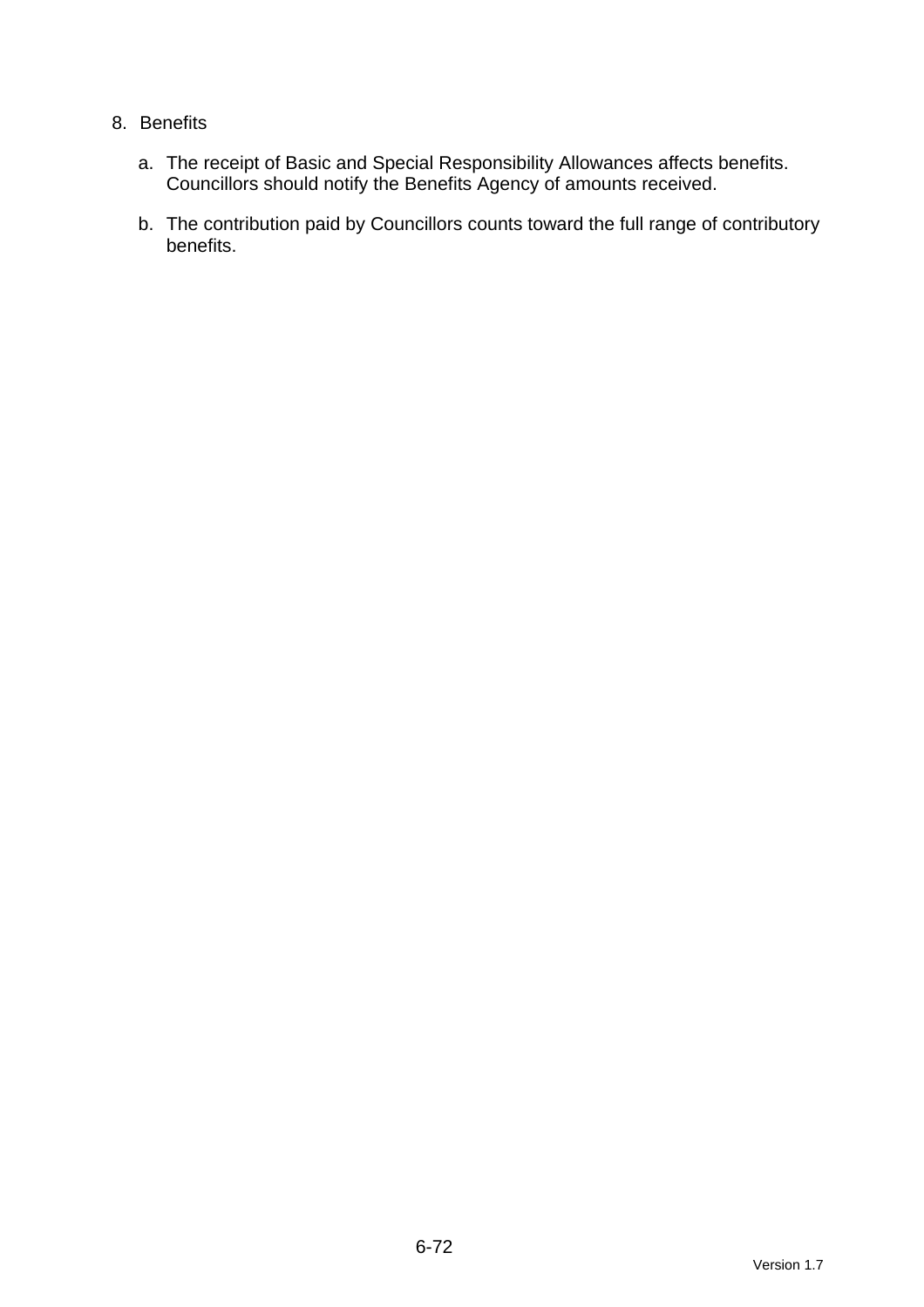8. Benefits

    a. The receipt of Basic and Special Responsibility Allowances affects benefits. Councillors should notify the Benefits Agency of amounts received.

    b. The contribution paid by Councillors counts toward the full range of contributory benefits.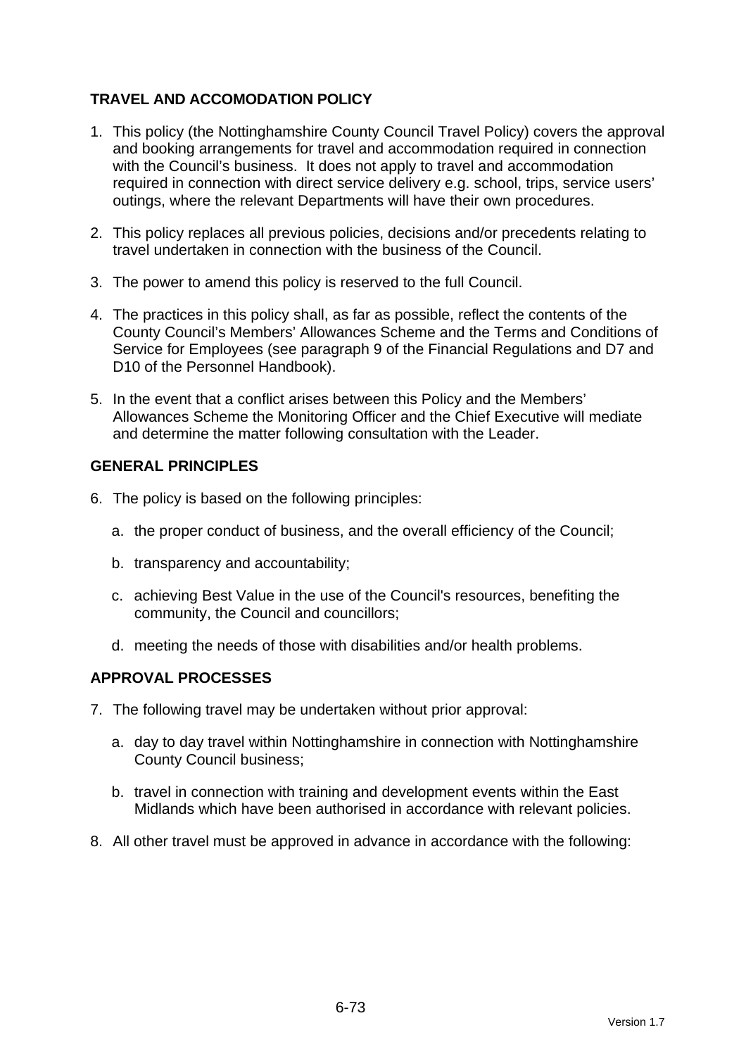## TRAVEL AND ACCOMODATION POLICY

1. This policy (the Nottinghamshire County Council Travel Policy) covers the approval and booking arrangements for travel and accommodation required in connection with the Council's business. It does not apply to travel and accommodation required in connection with direct service delivery e.g. school, trips, service users' outings, where the relevant Departments will have their own procedures.

2. This policy replaces all previous policies, decisions and/or precedents relating to travel undertaken in connection with the business of the Council.

3. The power to amend this policy is reserved to the full Council.

4. The practices in this policy shall, as far as possible, reflect the contents of the County Council's Members' Allowances Scheme and the Terms and Conditions of Service for Employees (see paragraph 9 of the Financial Regulations and D7 and D10 of the Personnel Handbook).

5. In the event that a conflict arises between this Policy and the Members' Allowances Scheme the Monitoring Officer and the Chief Executive will mediate and determine the matter following consultation with the Leader.

## GENERAL PRINCIPLES

6. The policy is based on the following principles:

   a. the proper conduct of business, and the overall efficiency of the Council;

   b. transparency and accountability;

   c. achieving Best Value in the use of the Council's resources, benefiting the community, the Council and councillors;

   d. meeting the needs of those with disabilities and/or health problems.

## APPROVAL PROCESSES

7. The following travel may be undertaken without prior approval:

   a. day to day travel within Nottinghamshire in connection with Nottinghamshire County Council business;

   b. travel in connection with training and development events within the East Midlands which have been authorised in accordance with relevant policies.

8. All other travel must be approved in advance in accordance with the following: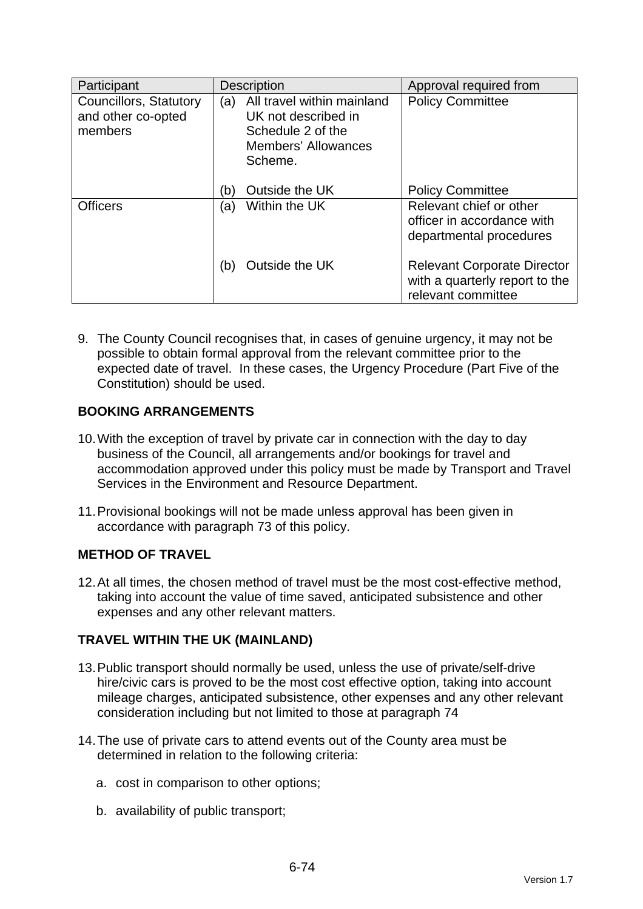| Participant | Description | Approval required from |
|---|---|---|
| Councillors, Statutory and other co-opted members | (a) All travel within mainland UK not described in Schedule 2 of the Members' Allowances Scheme.<br><br>(b) Outside the UK | Policy Committee<br><br><br><br>Policy Committee |
| Officers | (a) Within the UK<br><br><br>(b) Outside the UK | Relevant chief or other officer in accordance with departmental procedures<br><br>Relevant Corporate Director with a quarterly report to the relevant committee |

9. The County Council recognises that, in cases of genuine urgency, it may not be possible to obtain formal approval from the relevant committee prior to the expected date of travel. In these cases, the Urgency Procedure (Part Five of the Constitution) should be used.

**BOOKING ARRANGEMENTS**

10. With the exception of travel by private car in connection with the day to day business of the Council, all arrangements and/or bookings for travel and accommodation approved under this policy must be made by Transport and Travel Services in the Environment and Resource Department.

11. Provisional bookings will not be made unless approval has been given in accordance with paragraph 73 of this policy.

**METHOD OF TRAVEL**

12. At all times, the chosen method of travel must be the most cost-effective method, taking into account the value of time saved, anticipated subsistence and other expenses and any other relevant matters.

**TRAVEL WITHIN THE UK (MAINLAND)**

13. Public transport should normally be used, unless the use of private/self-drive hire/civic cars is proved to be the most cost effective option, taking into account mileage charges, anticipated subsistence, other expenses and any other relevant consideration including but not limited to those at paragraph 74

14. The use of private cars to attend events out of the County area must be determined in relation to the following criteria:

    a. cost in comparison to other options;

    b. availability of public transport;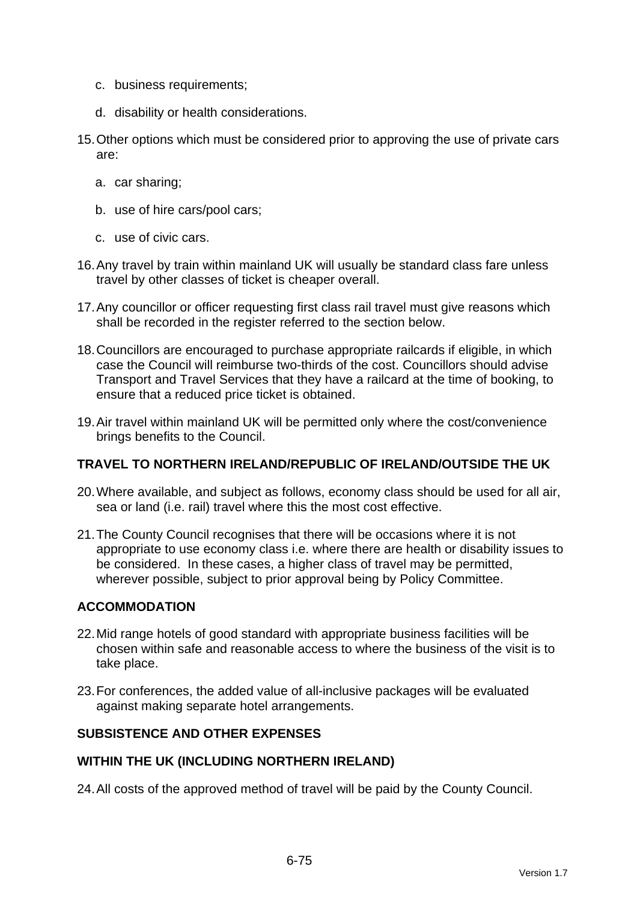c. business requirements;

d. disability or health considerations.

15. Other options which must be considered prior to approving the use of private cars are:

 a. car sharing;

 b. use of hire cars/pool cars;

 c. use of civic cars.

16. Any travel by train within mainland UK will usually be standard class fare unless travel by other classes of ticket is cheaper overall.

17. Any councillor or officer requesting first class rail travel must give reasons which shall be recorded in the register referred to the section below.

18. Councillors are encouraged to purchase appropriate railcards if eligible, in which case the Council will reimburse two-thirds of the cost. Councillors should advise Transport and Travel Services that they have a railcard at the time of booking, to ensure that a reduced price ticket is obtained.

19. Air travel within mainland UK will be permitted only where the cost/convenience brings benefits to the Council.

**TRAVEL TO NORTHERN IRELAND/REPUBLIC OF IRELAND/OUTSIDE THE UK**

20. Where available, and subject as follows, economy class should be used for all air, sea or land (i.e. rail) travel where this the most cost effective.

21. The County Council recognises that there will be occasions where it is not appropriate to use economy class i.e. where there are health or disability issues to be considered. In these cases, a higher class of travel may be permitted, wherever possible, subject to prior approval being by Policy Committee.

**ACCOMMODATION**

22. Mid range hotels of good standard with appropriate business facilities will be chosen within safe and reasonable access to where the business of the visit is to take place.

23. For conferences, the added value of all-inclusive packages will be evaluated against making separate hotel arrangements.

**SUBSISTENCE AND OTHER EXPENSES**

**WITHIN THE UK (INCLUDING NORTHERN IRELAND)**

24. All costs of the approved method of travel will be paid by the County Council.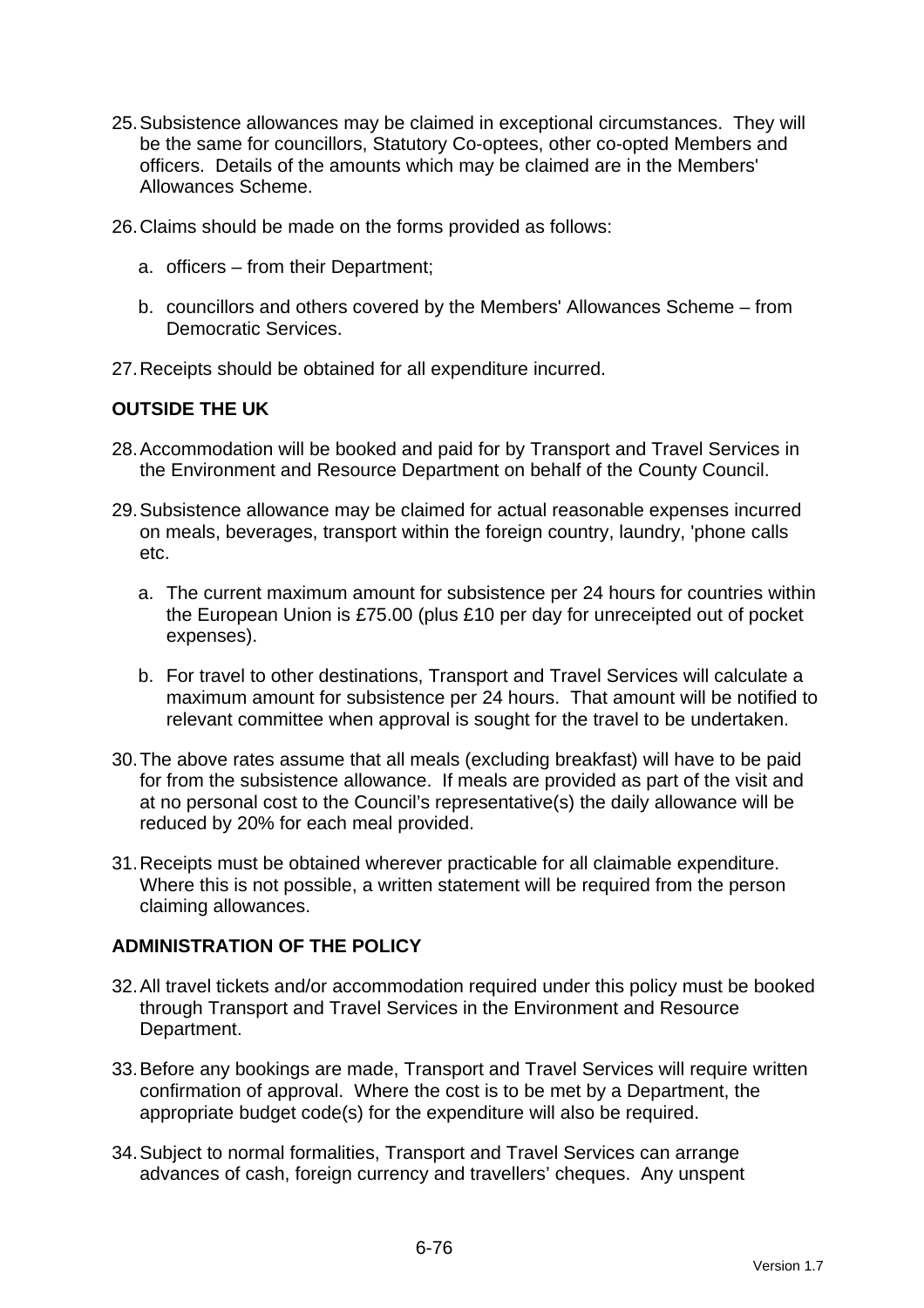25. Subsistence allowances may be claimed in exceptional circumstances. They will be the same for councillors, Statutory Co-optees, other co-opted Members and officers. Details of the amounts which may be claimed are in the Members' Allowances Scheme.

26. Claims should be made on the forms provided as follows:

    a. officers – from their Department;

    b. councillors and others covered by the Members' Allowances Scheme – from Democratic Services.

27. Receipts should be obtained for all expenditure incurred.

### OUTSIDE THE UK

28. Accommodation will be booked and paid for by Transport and Travel Services in the Environment and Resource Department on behalf of the County Council.

29. Subsistence allowance may be claimed for actual reasonable expenses incurred on meals, beverages, transport within the foreign country, laundry, 'phone calls etc.

    a. The current maximum amount for subsistence per 24 hours for countries within the European Union is £75.00 (plus £10 per day for unreceipted out of pocket expenses).

    b. For travel to other destinations, Transport and Travel Services will calculate a maximum amount for subsistence per 24 hours. That amount will be notified to relevant committee when approval is sought for the travel to be undertaken.

30. The above rates assume that all meals (excluding breakfast) will have to be paid for from the subsistence allowance. If meals are provided as part of the visit and at no personal cost to the Council's representative(s) the daily allowance will be reduced by 20% for each meal provided.

31. Receipts must be obtained wherever practicable for all claimable expenditure. Where this is not possible, a written statement will be required from the person claiming allowances.

### ADMINISTRATION OF THE POLICY

32. All travel tickets and/or accommodation required under this policy must be booked through Transport and Travel Services in the Environment and Resource Department.

33. Before any bookings are made, Transport and Travel Services will require written confirmation of approval. Where the cost is to be met by a Department, the appropriate budget code(s) for the expenditure will also be required.

34. Subject to normal formalities, Transport and Travel Services can arrange advances of cash, foreign currency and travellers' cheques. Any unspent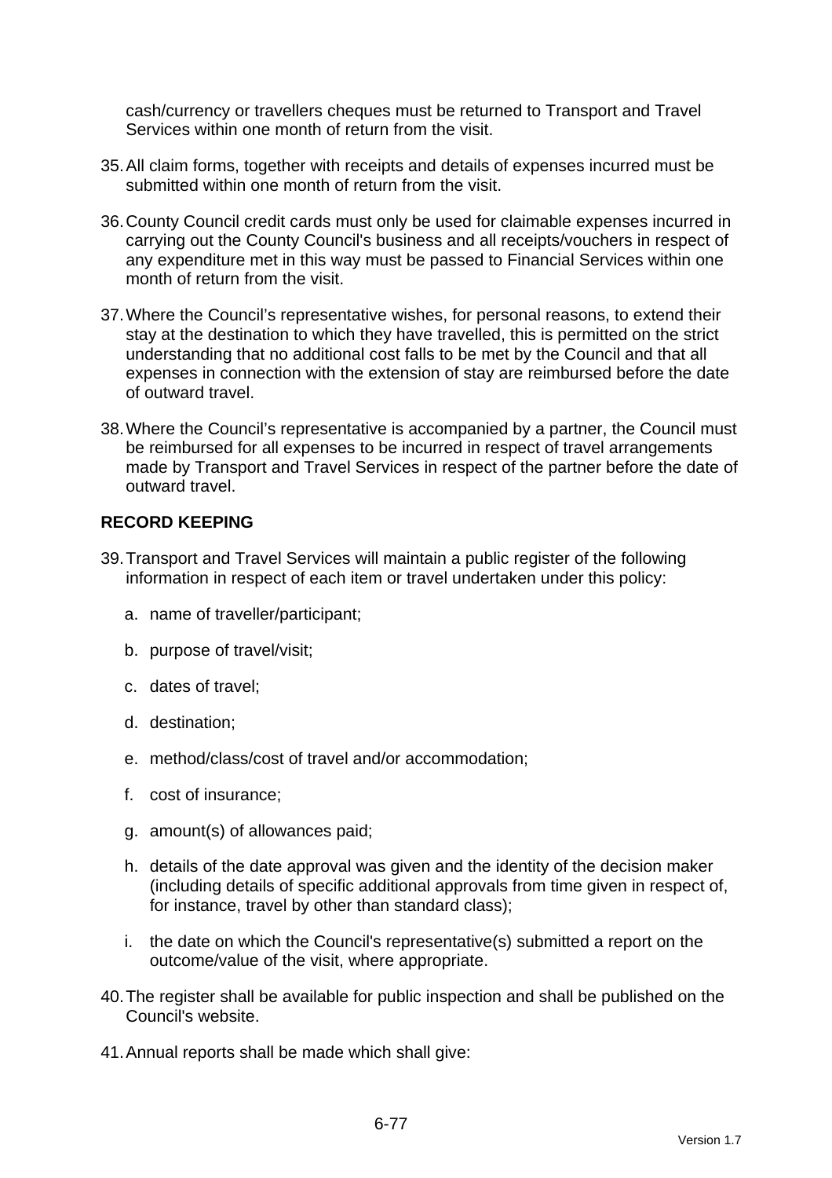cash/currency or travellers cheques must be returned to Transport and Travel Services within one month of return from the visit.

35. All claim forms, together with receipts and details of expenses incurred must be submitted within one month of return from the visit.

36. County Council credit cards must only be used for claimable expenses incurred in carrying out the County Council's business and all receipts/vouchers in respect of any expenditure met in this way must be passed to Financial Services within one month of return from the visit.

37. Where the Council's representative wishes, for personal reasons, to extend their stay at the destination to which they have travelled, this is permitted on the strict understanding that no additional cost falls to be met by the Council and that all expenses in connection with the extension of stay are reimbursed before the date of outward travel.

38. Where the Council's representative is accompanied by a partner, the Council must be reimbursed for all expenses to be incurred in respect of travel arrangements made by Transport and Travel Services in respect of the partner before the date of outward travel.

**RECORD KEEPING**

39. Transport and Travel Services will maintain a public register of the following information in respect of each item or travel undertaken under this policy:

    a. name of traveller/participant;

    b. purpose of travel/visit;

    c. dates of travel;

    d. destination;

    e. method/class/cost of travel and/or accommodation;

    f. cost of insurance;

    g. amount(s) of allowances paid;

    h. details of the date approval was given and the identity of the decision maker (including details of specific additional approvals from time given in respect of, for instance, travel by other than standard class);

    i. the date on which the Council's representative(s) submitted a report on the outcome/value of the visit, where appropriate.

40. The register shall be available for public inspection and shall be published on the Council's website.

41. Annual reports shall be made which shall give: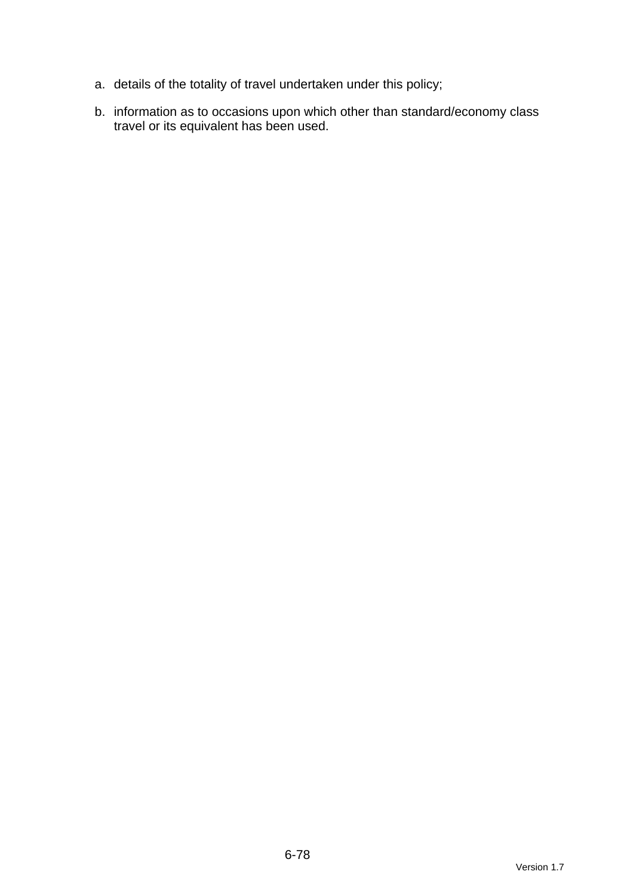a. details of the totality of travel undertaken under this policy;

b. information as to occasions upon which other than standard/economy class travel or its equivalent has been used.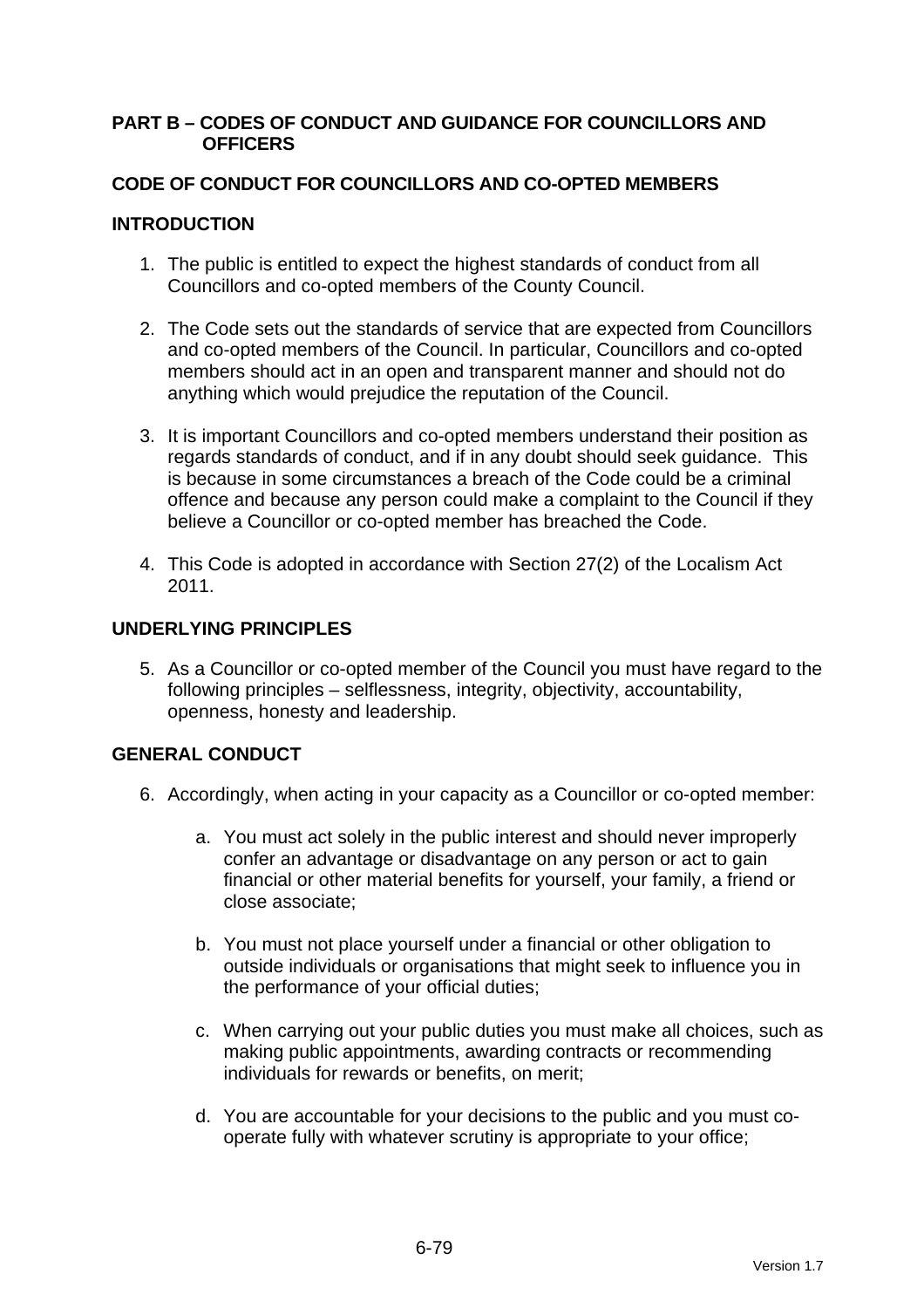## PART B – CODES OF CONDUCT AND GUIDANCE FOR COUNCILLORS AND OFFICERS

## CODE OF CONDUCT FOR COUNCILLORS AND CO-OPTED MEMBERS

### INTRODUCTION

1. The public is entitled to expect the highest standards of conduct from all Councillors and co-opted members of the County Council.

2. The Code sets out the standards of service that are expected from Councillors and co-opted members of the Council. In particular, Councillors and co-opted members should act in an open and transparent manner and should not do anything which would prejudice the reputation of the Council.

3. It is important Councillors and co-opted members understand their position as regards standards of conduct, and if in any doubt should seek guidance. This is because in some circumstances a breach of the Code could be a criminal offence and because any person could make a complaint to the Council if they believe a Councillor or co-opted member has breached the Code.

4. This Code is adopted in accordance with Section 27(2) of the Localism Act 2011.

### UNDERLYING PRINCIPLES

5. As a Councillor or co-opted member of the Council you must have regard to the following principles – selflessness, integrity, objectivity, accountability, openness, honesty and leadership.

### GENERAL CONDUCT

6. Accordingly, when acting in your capacity as a Councillor or co-opted member:

   a. You must act solely in the public interest and should never improperly confer an advantage or disadvantage on any person or act to gain financial or other material benefits for yourself, your family, a friend or close associate;

   b. You must not place yourself under a financial or other obligation to outside individuals or organisations that might seek to influence you in the performance of your official duties;

   c. When carrying out your public duties you must make all choices, such as making public appointments, awarding contracts or recommending individuals for rewards or benefits, on merit;

   d. You are accountable for your decisions to the public and you must co-operate fully with whatever scrutiny is appropriate to your office;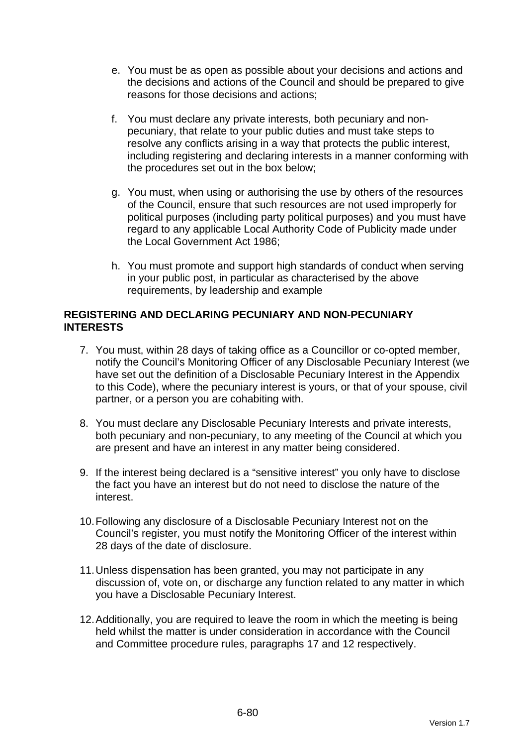e. You must be as open as possible about your decisions and actions and the decisions and actions of the Council and should be prepared to give reasons for those decisions and actions;

f. You must declare any private interests, both pecuniary and non-pecuniary, that relate to your public duties and must take steps to resolve any conflicts arising in a way that protects the public interest, including registering and declaring interests in a manner conforming with the procedures set out in the box below;

g. You must, when using or authorising the use by others of the resources of the Council, ensure that such resources are not used improperly for political purposes (including party political purposes) and you must have regard to any applicable Local Authority Code of Publicity made under the Local Government Act 1986;

h. You must promote and support high standards of conduct when serving in your public post, in particular as characterised by the above requirements, by leadership and example

**REGISTERING AND DECLARING PECUNIARY AND NON-PECUNIARY INTERESTS**

7. You must, within 28 days of taking office as a Councillor or co-opted member, notify the Council's Monitoring Officer of any Disclosable Pecuniary Interest (we have set out the definition of a Disclosable Pecuniary Interest in the Appendix to this Code), where the pecuniary interest is yours, or that of your spouse, civil partner, or a person you are cohabiting with.

8. You must declare any Disclosable Pecuniary Interests and private interests, both pecuniary and non-pecuniary, to any meeting of the Council at which you are present and have an interest in any matter being considered.

9. If the interest being declared is a "sensitive interest" you only have to disclose the fact you have an interest but do not need to disclose the nature of the interest.

10. Following any disclosure of a Disclosable Pecuniary Interest not on the Council's register, you must notify the Monitoring Officer of the interest within 28 days of the date of disclosure.

11. Unless dispensation has been granted, you may not participate in any discussion of, vote on, or discharge any function related to any matter in which you have a Disclosable Pecuniary Interest.

12. Additionally, you are required to leave the room in which the meeting is being held whilst the matter is under consideration in accordance with the Council and Committee procedure rules, paragraphs 17 and 12 respectively.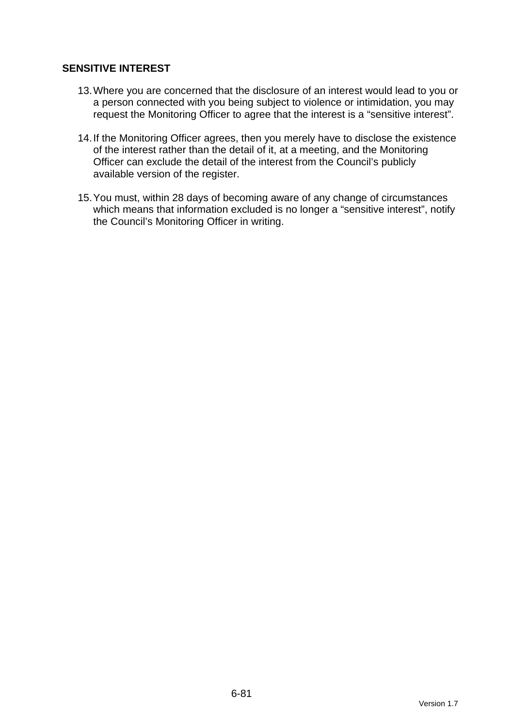## SENSITIVE INTEREST

13. Where you are concerned that the disclosure of an interest would lead to you or a person connected with you being subject to violence or intimidation, you may request the Monitoring Officer to agree that the interest is a "sensitive interest".

14. If the Monitoring Officer agrees, then you merely have to disclose the existence of the interest rather than the detail of it, at a meeting, and the Monitoring Officer can exclude the detail of the interest from the Council's publicly available version of the register.

15. You must, within 28 days of becoming aware of any change of circumstances which means that information excluded is no longer a "sensitive interest", notify the Council's Monitoring Officer in writing.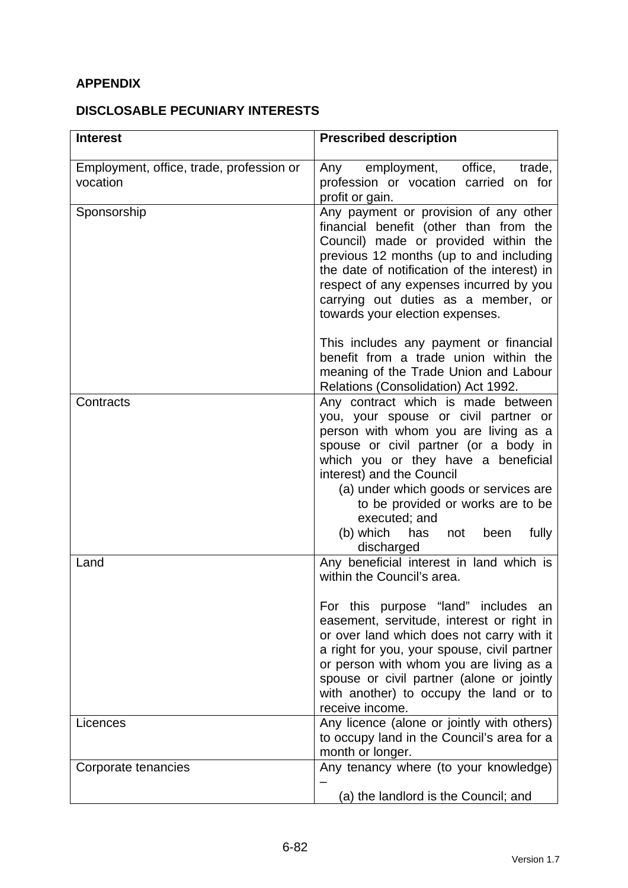**APPENDIX**

**DISCLOSABLE PECUNIARY INTERESTS**

| **Interest** | **Prescribed description** |
|---|---|
| Employment, office, trade, profession or vocation | Any employment, office, trade, profession or vocation carried on for profit or gain. |
| Sponsorship | Any payment or provision of any other financial benefit (other than from the Council) made or provided within the previous 12 months (up to and including the date of notification of the interest) in respect of any expenses incurred by you carrying out duties as a member, or towards your election expenses.<br><br>This includes any payment or financial benefit from a trade union within the meaning of the Trade Union and Labour Relations (Consolidation) Act 1992. |
| Contracts | Any contract which is made between you, your spouse or civil partner or person with whom you are living as a spouse or civil partner (or a body in which you or they have a beneficial interest) and the Council<br>(a) under which goods or services are to be provided or works are to be executed; and<br>(b) which has not been fully discharged |
| Land | Any beneficial interest in land which is within the Council's area.<br><br>For this purpose "land" includes an easement, servitude, interest or right in or over land which does not carry with it a right for you, your spouse, civil partner or person with whom you are living as a spouse or civil partner (alone or jointly with another) to occupy the land or to receive income. |
| Licences | Any licence (alone or jointly with others) to occupy land in the Council's area for a month or longer. |
| Corporate tenancies | Any tenancy where (to your knowledge) –<br>(a) the landlord is the Council; and |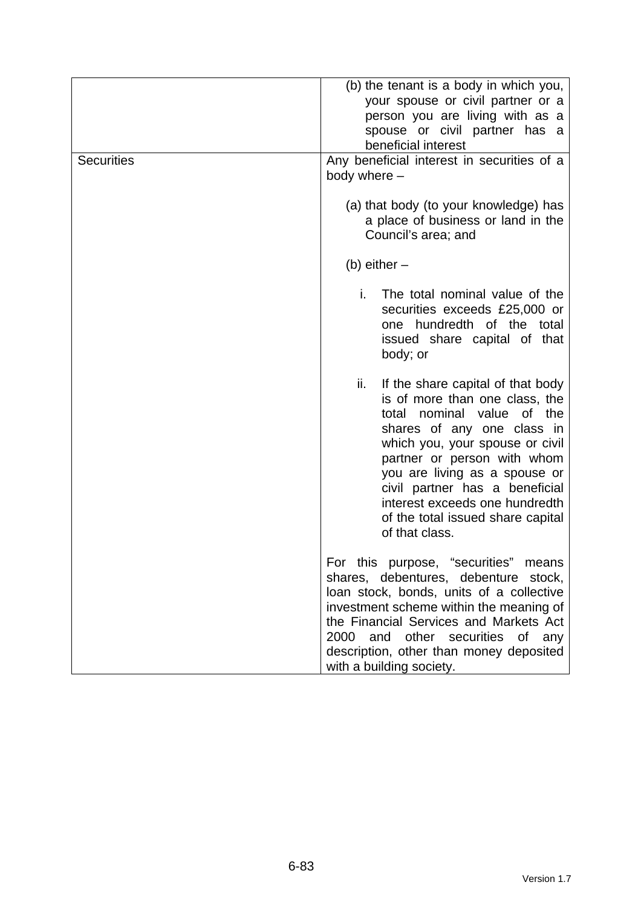| | |
|---|---|
| | (b) the tenant is a body in which you, your spouse or civil partner or a person you are living with as a spouse or civil partner has a beneficial interest |
| Securities | Any beneficial interest in securities of a body where –<br><br>(a) that body (to your knowledge) has a place of business or land in the Council's area; and<br><br>(b) either –<br><br>i. The total nominal value of the securities exceeds £25,000 or one hundredth of the total issued share capital of that body; or<br><br>ii. If the share capital of that body is of more than one class, the total nominal value of the shares of any one class in which you, your spouse or civil partner or person with whom you are living as a spouse or civil partner has a beneficial interest exceeds one hundredth of the total issued share capital of that class.<br><br>For this purpose, "securities" means shares, debentures, debenture stock, loan stock, bonds, units of a collective investment scheme within the meaning of the Financial Services and Markets Act 2000 and other securities of any description, other than money deposited with a building society. |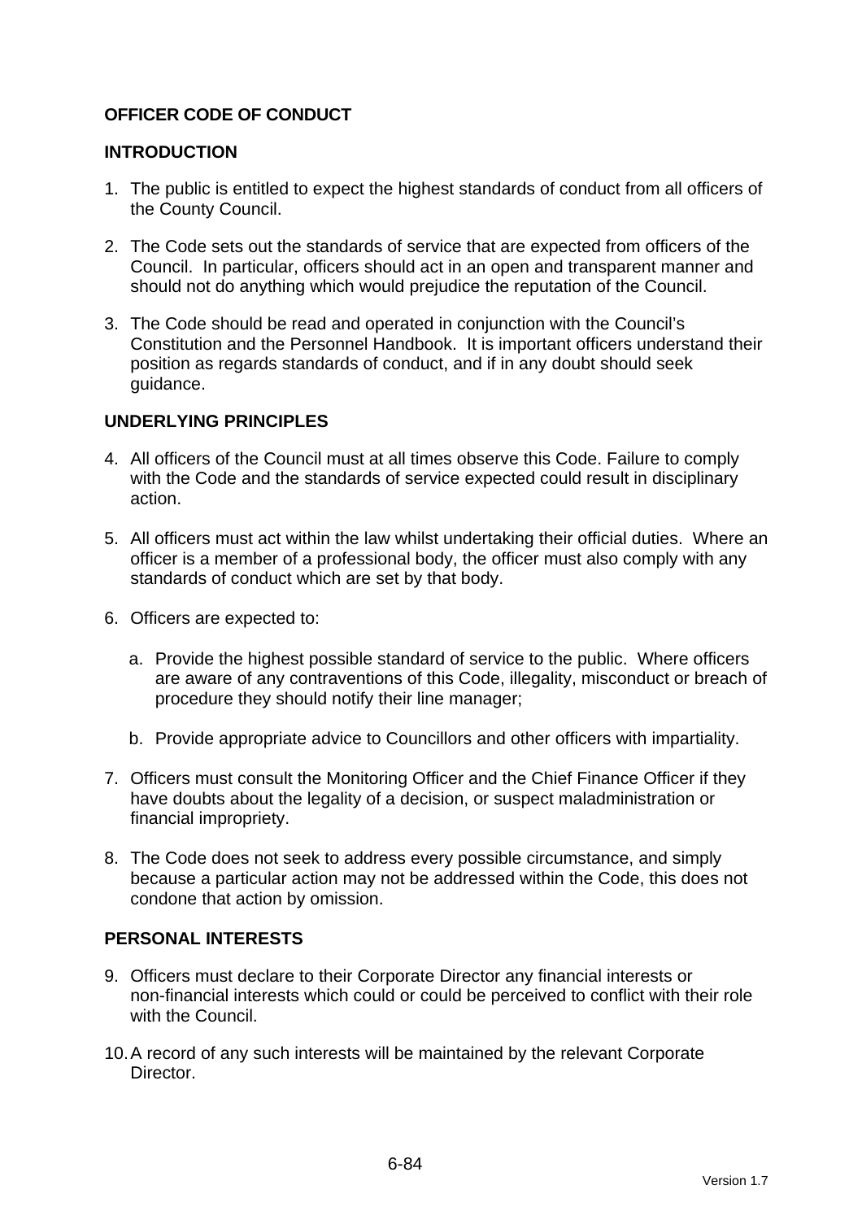## OFFICER CODE OF CONDUCT

### INTRODUCTION

1. The public is entitled to expect the highest standards of conduct from all officers of the County Council.

2. The Code sets out the standards of service that are expected from officers of the Council. In particular, officers should act in an open and transparent manner and should not do anything which would prejudice the reputation of the Council.

3. The Code should be read and operated in conjunction with the Council's Constitution and the Personnel Handbook. It is important officers understand their position as regards standards of conduct, and if in any doubt should seek guidance.

### UNDERLYING PRINCIPLES

4. All officers of the Council must at all times observe this Code. Failure to comply with the Code and the standards of service expected could result in disciplinary action.

5. All officers must act within the law whilst undertaking their official duties. Where an officer is a member of a professional body, the officer must also comply with any standards of conduct which are set by that body.

6. Officers are expected to:

   a. Provide the highest possible standard of service to the public. Where officers are aware of any contraventions of this Code, illegality, misconduct or breach of procedure they should notify their line manager;

   b. Provide appropriate advice to Councillors and other officers with impartiality.

7. Officers must consult the Monitoring Officer and the Chief Finance Officer if they have doubts about the legality of a decision, or suspect maladministration or financial impropriety.

8. The Code does not seek to address every possible circumstance, and simply because a particular action may not be addressed within the Code, this does not condone that action by omission.

### PERSONAL INTERESTS

9. Officers must declare to their Corporate Director any financial interests or non-financial interests which could or could be perceived to conflict with their role with the Council.

10. A record of any such interests will be maintained by the relevant Corporate Director.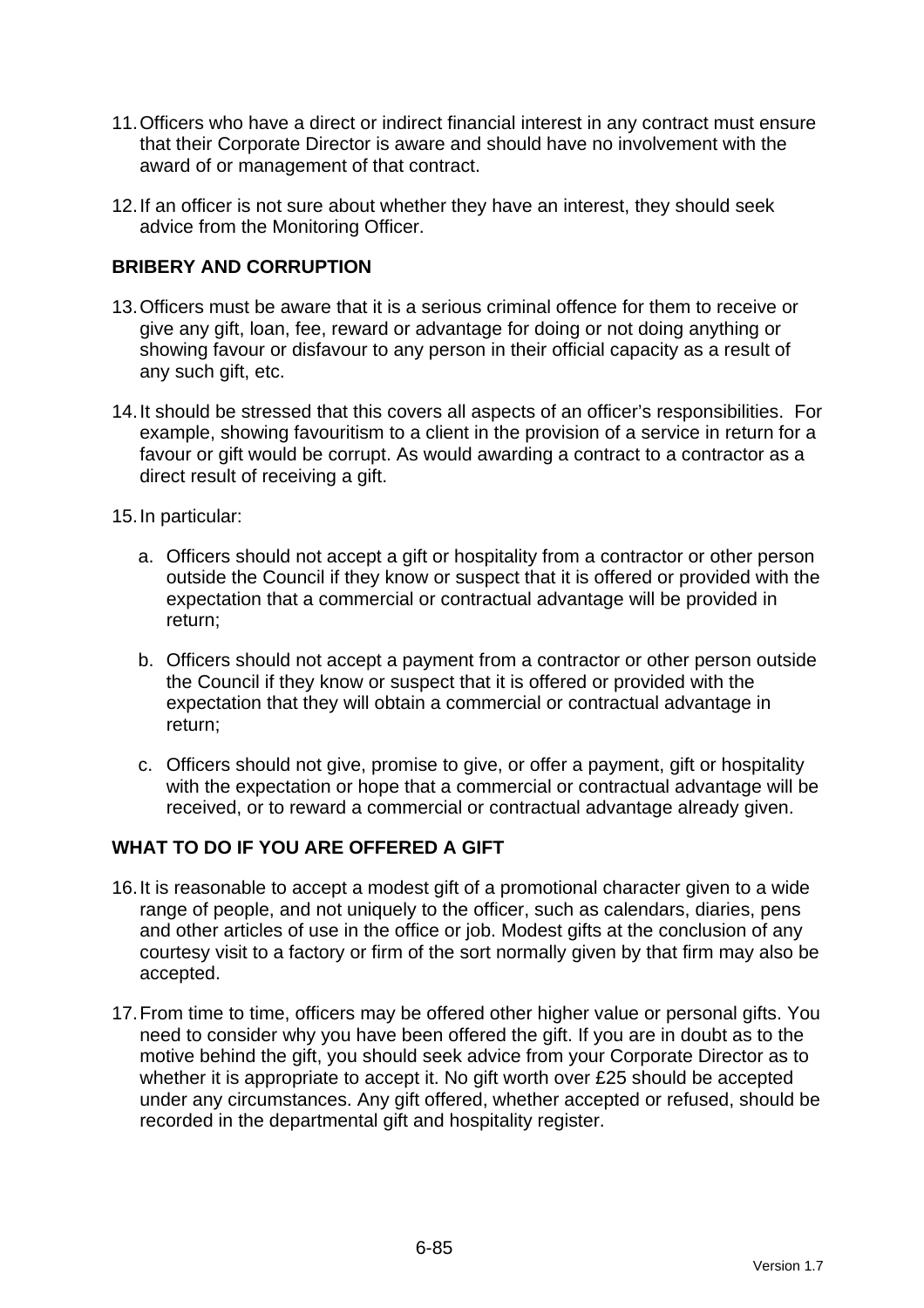11. Officers who have a direct or indirect financial interest in any contract must ensure that their Corporate Director is aware and should have no involvement with the award of or management of that contract.

12. If an officer is not sure about whether they have an interest, they should seek advice from the Monitoring Officer.

**BRIBERY AND CORRUPTION**

13. Officers must be aware that it is a serious criminal offence for them to receive or give any gift, loan, fee, reward or advantage for doing or not doing anything or showing favour or disfavour to any person in their official capacity as a result of any such gift, etc.

14. It should be stressed that this covers all aspects of an officer's responsibilities. For example, showing favouritism to a client in the provision of a service in return for a favour or gift would be corrupt. As would awarding a contract to a contractor as a direct result of receiving a gift.

15. In particular:

    a. Officers should not accept a gift or hospitality from a contractor or other person outside the Council if they know or suspect that it is offered or provided with the expectation that a commercial or contractual advantage will be provided in return;

    b. Officers should not accept a payment from a contractor or other person outside the Council if they know or suspect that it is offered or provided with the expectation that they will obtain a commercial or contractual advantage in return;

    c. Officers should not give, promise to give, or offer a payment, gift or hospitality with the expectation or hope that a commercial or contractual advantage will be received, or to reward a commercial or contractual advantage already given.

**WHAT TO DO IF YOU ARE OFFERED A GIFT**

16. It is reasonable to accept a modest gift of a promotional character given to a wide range of people, and not uniquely to the officer, such as calendars, diaries, pens and other articles of use in the office or job. Modest gifts at the conclusion of any courtesy visit to a factory or firm of the sort normally given by that firm may also be accepted.

17. From time to time, officers may be offered other higher value or personal gifts. You need to consider why you have been offered the gift. If you are in doubt as to the motive behind the gift, you should seek advice from your Corporate Director as to whether it is appropriate to accept it. No gift worth over £25 should be accepted under any circumstances. Any gift offered, whether accepted or refused, should be recorded in the departmental gift and hospitality register.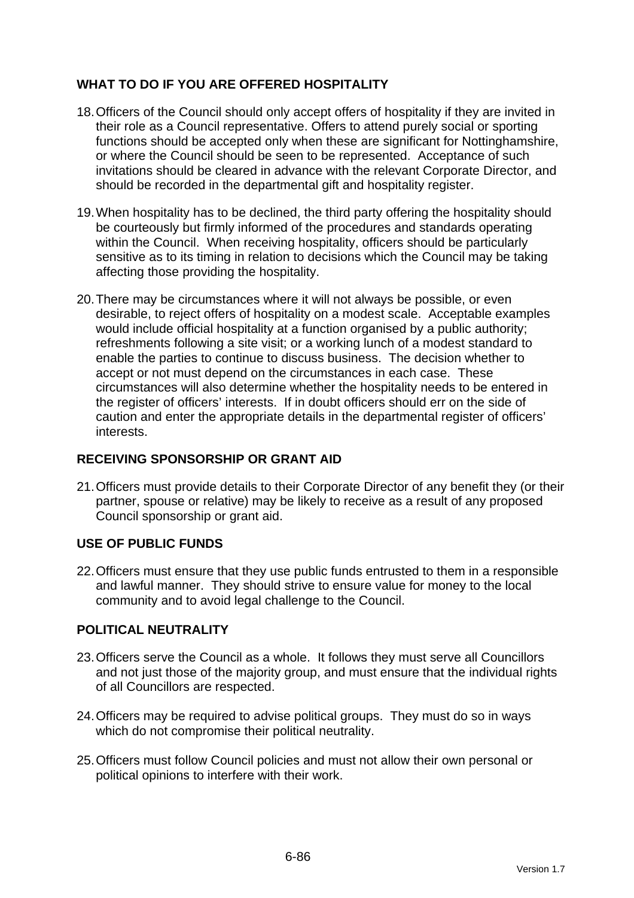## WHAT TO DO IF YOU ARE OFFERED HOSPITALITY

18. Officers of the Council should only accept offers of hospitality if they are invited in their role as a Council representative. Offers to attend purely social or sporting functions should be accepted only when these are significant for Nottinghamshire, or where the Council should be seen to be represented. Acceptance of such invitations should be cleared in advance with the relevant Corporate Director, and should be recorded in the departmental gift and hospitality register.

19. When hospitality has to be declined, the third party offering the hospitality should be courteously but firmly informed of the procedures and standards operating within the Council. When receiving hospitality, officers should be particularly sensitive as to its timing in relation to decisions which the Council may be taking affecting those providing the hospitality.

20. There may be circumstances where it will not always be possible, or even desirable, to reject offers of hospitality on a modest scale. Acceptable examples would include official hospitality at a function organised by a public authority; refreshments following a site visit; or a working lunch of a modest standard to enable the parties to continue to discuss business. The decision whether to accept or not must depend on the circumstances in each case. These circumstances will also determine whether the hospitality needs to be entered in the register of officers' interests. If in doubt officers should err on the side of caution and enter the appropriate details in the departmental register of officers' interests.

## RECEIVING SPONSORSHIP OR GRANT AID

21. Officers must provide details to their Corporate Director of any benefit they (or their partner, spouse or relative) may be likely to receive as a result of any proposed Council sponsorship or grant aid.

## USE OF PUBLIC FUNDS

22. Officers must ensure that they use public funds entrusted to them in a responsible and lawful manner. They should strive to ensure value for money to the local community and to avoid legal challenge to the Council.

## POLITICAL NEUTRALITY

23. Officers serve the Council as a whole. It follows they must serve all Councillors and not just those of the majority group, and must ensure that the individual rights of all Councillors are respected.

24. Officers may be required to advise political groups. They must do so in ways which do not compromise their political neutrality.

25. Officers must follow Council policies and must not allow their own personal or political opinions to interfere with their work.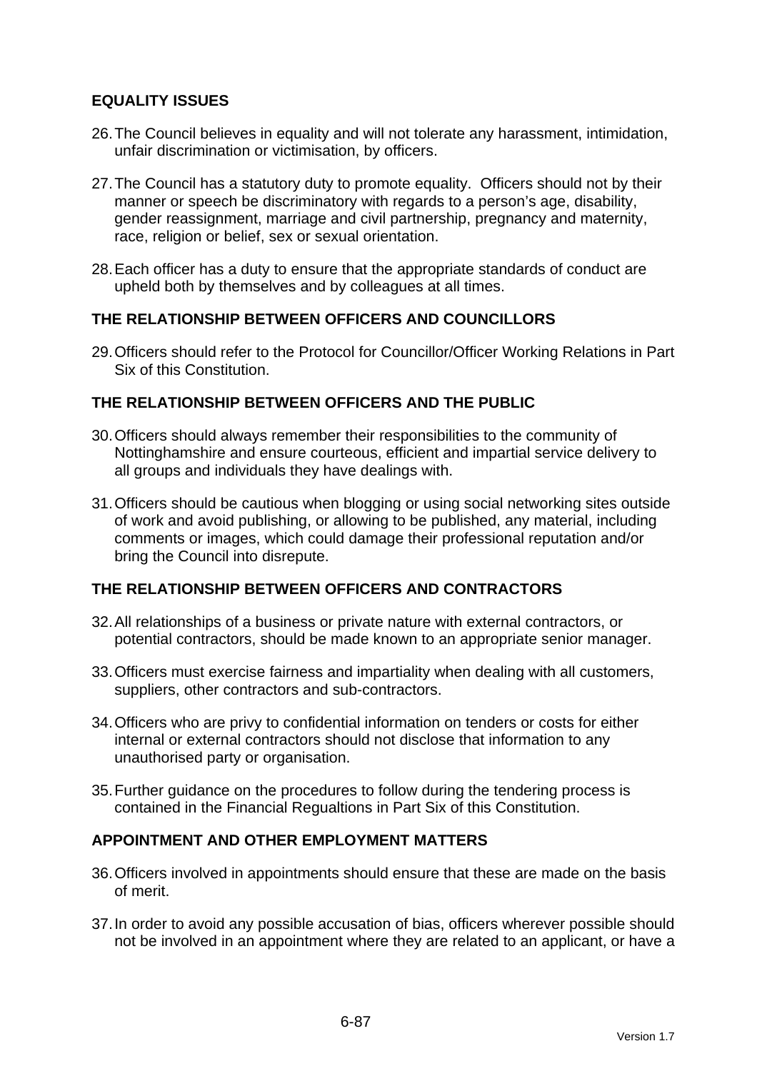## EQUALITY ISSUES

26. The Council believes in equality and will not tolerate any harassment, intimidation, unfair discrimination or victimisation, by officers.

27. The Council has a statutory duty to promote equality. Officers should not by their manner or speech be discriminatory with regards to a person's age, disability, gender reassignment, marriage and civil partnership, pregnancy and maternity, race, religion or belief, sex or sexual orientation.

28. Each officer has a duty to ensure that the appropriate standards of conduct are upheld both by themselves and by colleagues at all times.

## THE RELATIONSHIP BETWEEN OFFICERS AND COUNCILLORS

29. Officers should refer to the Protocol for Councillor/Officer Working Relations in Part Six of this Constitution.

## THE RELATIONSHIP BETWEEN OFFICERS AND THE PUBLIC

30. Officers should always remember their responsibilities to the community of Nottinghamshire and ensure courteous, efficient and impartial service delivery to all groups and individuals they have dealings with.

31. Officers should be cautious when blogging or using social networking sites outside of work and avoid publishing, or allowing to be published, any material, including comments or images, which could damage their professional reputation and/or bring the Council into disrepute.

## THE RELATIONSHIP BETWEEN OFFICERS AND CONTRACTORS

32. All relationships of a business or private nature with external contractors, or potential contractors, should be made known to an appropriate senior manager.

33. Officers must exercise fairness and impartiality when dealing with all customers, suppliers, other contractors and sub-contractors.

34. Officers who are privy to confidential information on tenders or costs for either internal or external contractors should not disclose that information to any unauthorised party or organisation.

35. Further guidance on the procedures to follow during the tendering process is contained in the Financial Regualtions in Part Six of this Constitution.

## APPOINTMENT AND OTHER EMPLOYMENT MATTERS

36. Officers involved in appointments should ensure that these are made on the basis of merit.

37. In order to avoid any possible accusation of bias, officers wherever possible should not be involved in an appointment where they are related to an applicant, or have a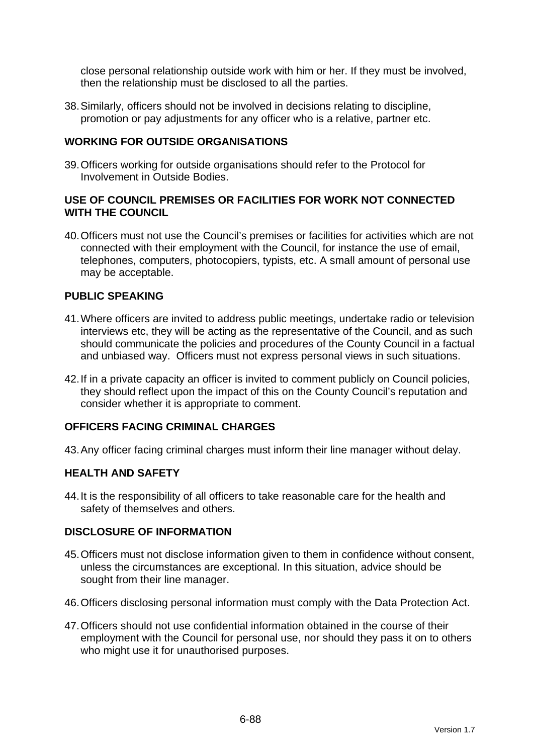close personal relationship outside work with him or her. If they must be involved, then the relationship must be disclosed to all the parties.

38. Similarly, officers should not be involved in decisions relating to discipline, promotion or pay adjustments for any officer who is a relative, partner etc.

## WORKING FOR OUTSIDE ORGANISATIONS

39. Officers working for outside organisations should refer to the Protocol for Involvement in Outside Bodies.

## USE OF COUNCIL PREMISES OR FACILITIES FOR WORK NOT CONNECTED WITH THE COUNCIL

40. Officers must not use the Council's premises or facilities for activities which are not connected with their employment with the Council, for instance the use of email, telephones, computers, photocopiers, typists, etc. A small amount of personal use may be acceptable.

## PUBLIC SPEAKING

41. Where officers are invited to address public meetings, undertake radio or television interviews etc, they will be acting as the representative of the Council, and as such should communicate the policies and procedures of the County Council in a factual and unbiased way. Officers must not express personal views in such situations.

42. If in a private capacity an officer is invited to comment publicly on Council policies, they should reflect upon the impact of this on the County Council's reputation and consider whether it is appropriate to comment.

## OFFICERS FACING CRIMINAL CHARGES

43. Any officer facing criminal charges must inform their line manager without delay.

## HEALTH AND SAFETY

44. It is the responsibility of all officers to take reasonable care for the health and safety of themselves and others.

## DISCLOSURE OF INFORMATION

45. Officers must not disclose information given to them in confidence without consent, unless the circumstances are exceptional. In this situation, advice should be sought from their line manager.

46. Officers disclosing personal information must comply with the Data Protection Act.

47. Officers should not use confidential information obtained in the course of their employment with the Council for personal use, nor should they pass it on to others who might use it for unauthorised purposes.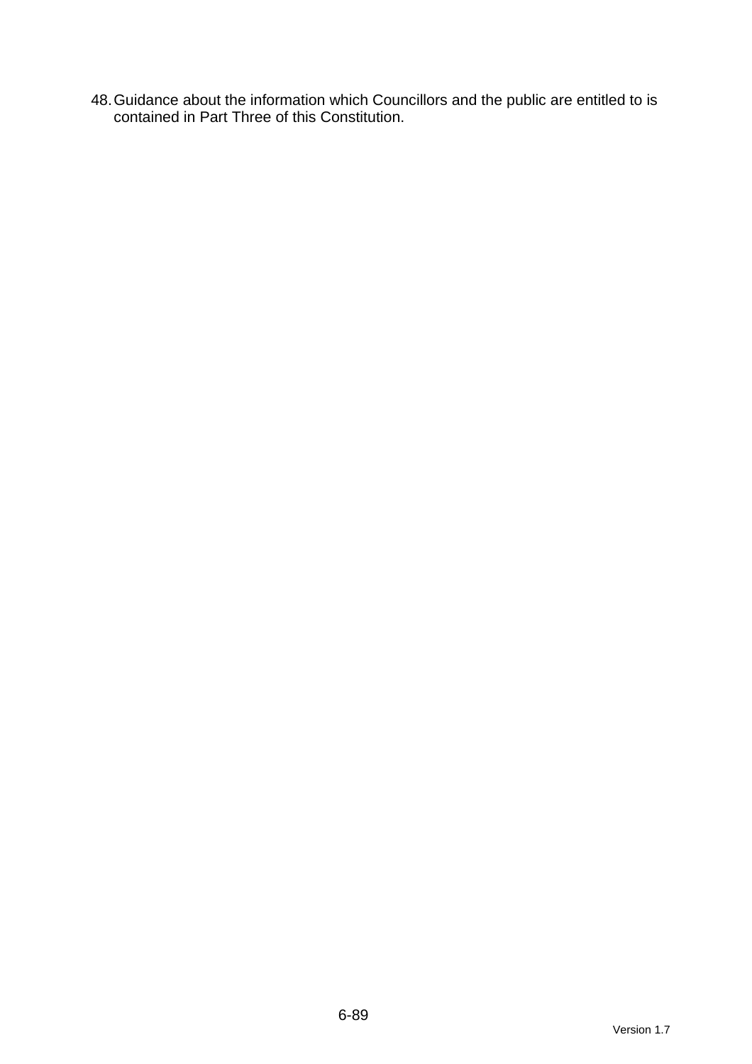48. Guidance about the information which Councillors and the public are entitled to is contained in Part Three of this Constitution.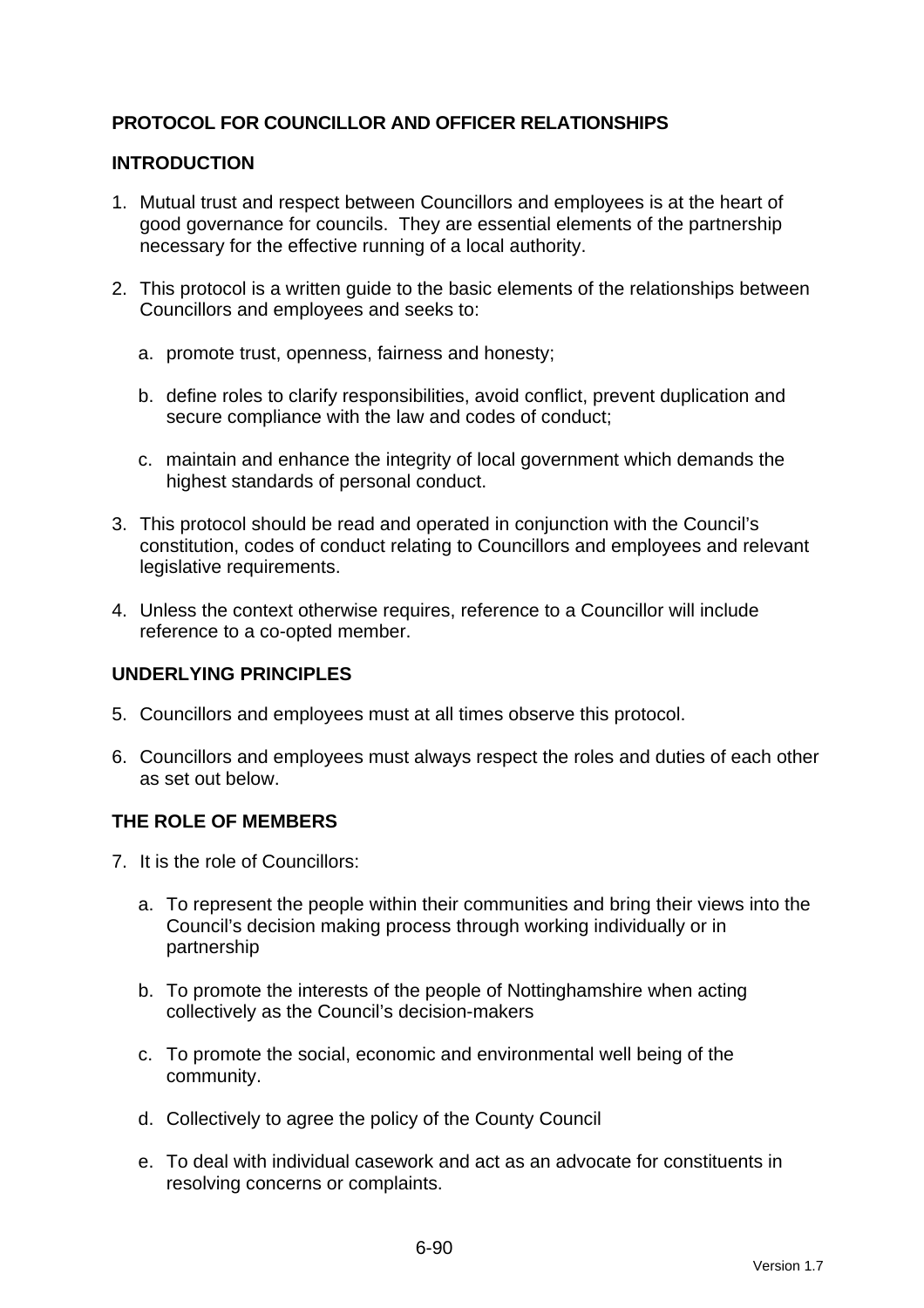## PROTOCOL FOR COUNCILLOR AND OFFICER RELATIONSHIPS

### INTRODUCTION

1. Mutual trust and respect between Councillors and employees is at the heart of good governance for councils. They are essential elements of the partnership necessary for the effective running of a local authority.

2. This protocol is a written guide to the basic elements of the relationships between Councillors and employees and seeks to:

   a. promote trust, openness, fairness and honesty;

   b. define roles to clarify responsibilities, avoid conflict, prevent duplication and secure compliance with the law and codes of conduct;

   c. maintain and enhance the integrity of local government which demands the highest standards of personal conduct.

3. This protocol should be read and operated in conjunction with the Council's constitution, codes of conduct relating to Councillors and employees and relevant legislative requirements.

4. Unless the context otherwise requires, reference to a Councillor will include reference to a co-opted member.

### UNDERLYING PRINCIPLES

5. Councillors and employees must at all times observe this protocol.

6. Councillors and employees must always respect the roles and duties of each other as set out below.

### THE ROLE OF MEMBERS

7. It is the role of Councillors:

   a. To represent the people within their communities and bring their views into the Council's decision making process through working individually or in partnership

   b. To promote the interests of the people of Nottinghamshire when acting collectively as the Council's decision-makers

   c. To promote the social, economic and environmental well being of the community.

   d. Collectively to agree the policy of the County Council

   e. To deal with individual casework and act as an advocate for constituents in resolving concerns or complaints.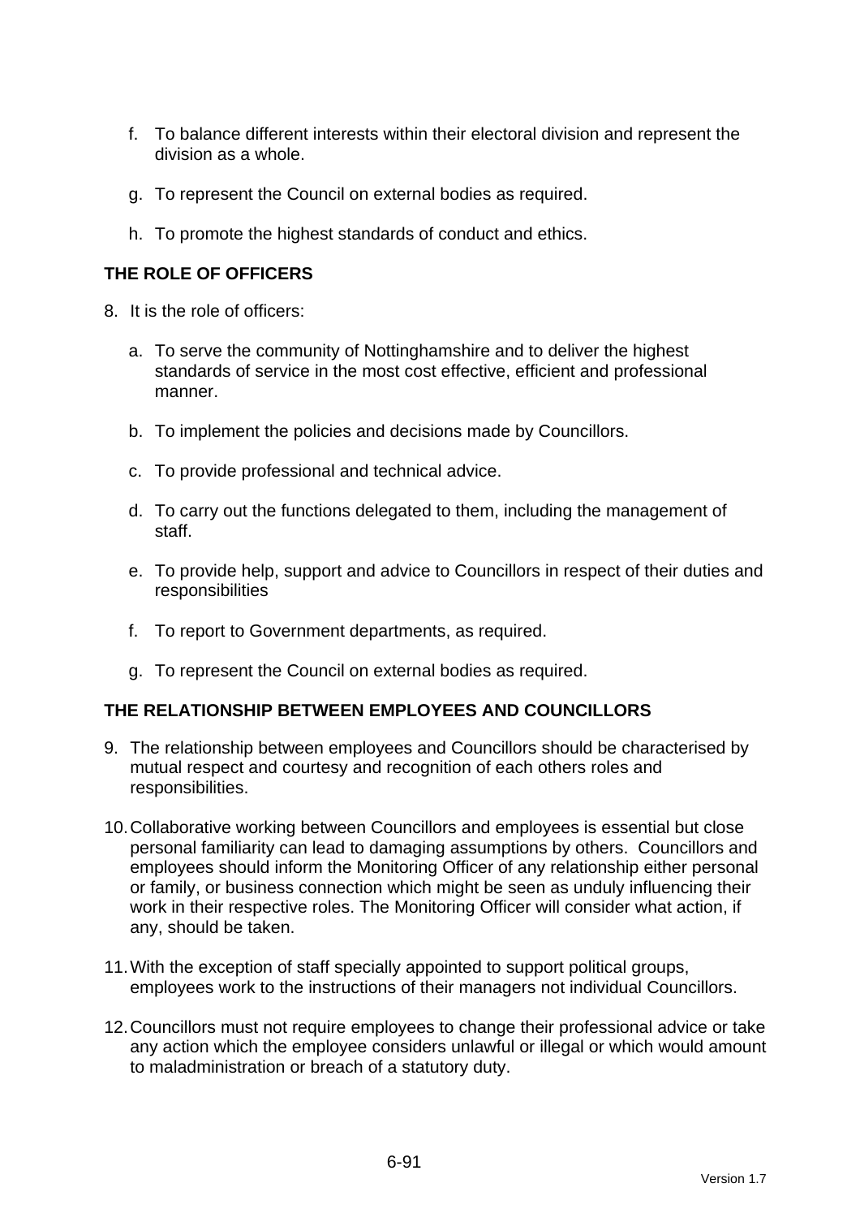f. To balance different interests within their electoral division and represent the division as a whole.

g. To represent the Council on external bodies as required.

h. To promote the highest standards of conduct and ethics.

**THE ROLE OF OFFICERS**

8. It is the role of officers:

   a. To serve the community of Nottinghamshire and to deliver the highest standards of service in the most cost effective, efficient and professional manner.

   b. To implement the policies and decisions made by Councillors.

   c. To provide professional and technical advice.

   d. To carry out the functions delegated to them, including the management of staff.

   e. To provide help, support and advice to Councillors in respect of their duties and responsibilities

   f. To report to Government departments, as required.

   g. To represent the Council on external bodies as required.

**THE RELATIONSHIP BETWEEN EMPLOYEES AND COUNCILLORS**

9. The relationship between employees and Councillors should be characterised by mutual respect and courtesy and recognition of each others roles and responsibilities.

10. Collaborative working between Councillors and employees is essential but close personal familiarity can lead to damaging assumptions by others. Councillors and employees should inform the Monitoring Officer of any relationship either personal or family, or business connection which might be seen as unduly influencing their work in their respective roles. The Monitoring Officer will consider what action, if any, should be taken.

11. With the exception of staff specially appointed to support political groups, employees work to the instructions of their managers not individual Councillors.

12. Councillors must not require employees to change their professional advice or take any action which the employee considers unlawful or illegal or which would amount to maladministration or breach of a statutory duty.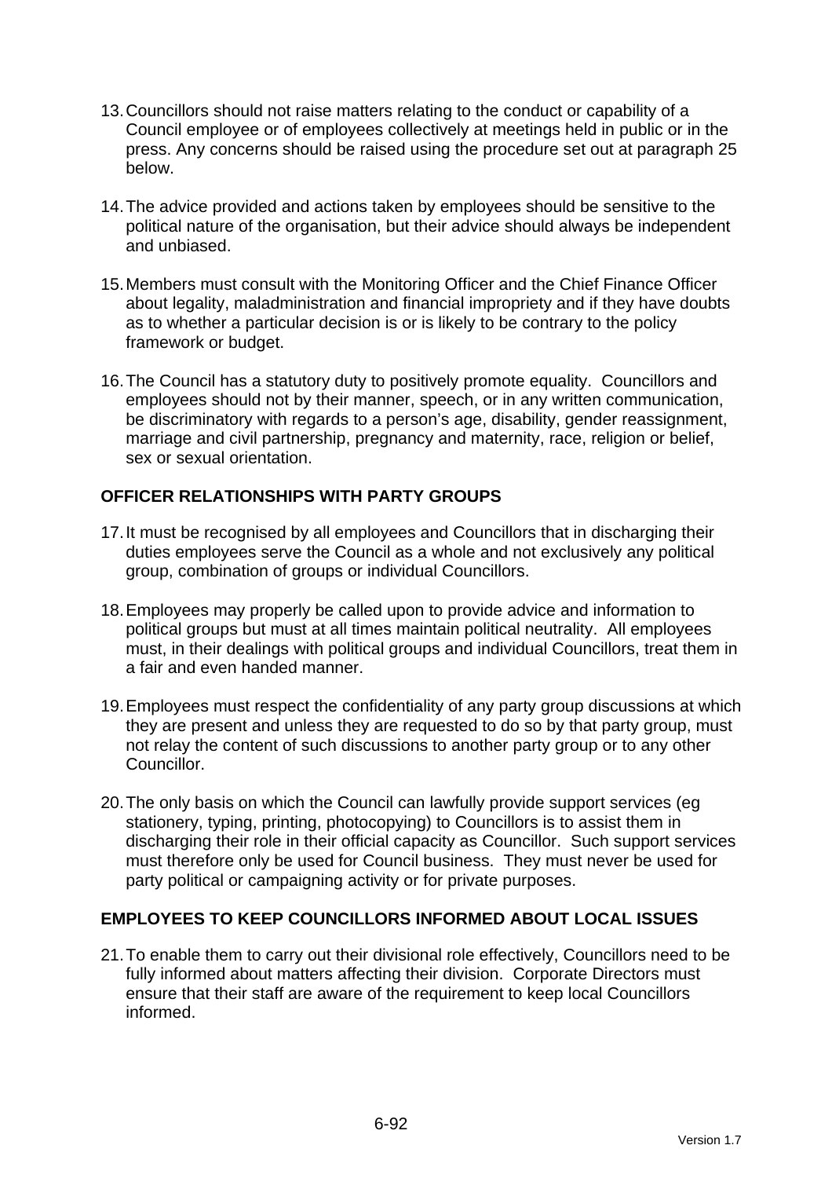13. Councillors should not raise matters relating to the conduct or capability of a Council employee or of employees collectively at meetings held in public or in the press. Any concerns should be raised using the procedure set out at paragraph 25 below.

14. The advice provided and actions taken by employees should be sensitive to the political nature of the organisation, but their advice should always be independent and unbiased.

15. Members must consult with the Monitoring Officer and the Chief Finance Officer about legality, maladministration and financial impropriety and if they have doubts as to whether a particular decision is or is likely to be contrary to the policy framework or budget.

16. The Council has a statutory duty to positively promote equality. Councillors and employees should not by their manner, speech, or in any written communication, be discriminatory with regards to a person's age, disability, gender reassignment, marriage and civil partnership, pregnancy and maternity, race, religion or belief, sex or sexual orientation.

## OFFICER RELATIONSHIPS WITH PARTY GROUPS

17. It must be recognised by all employees and Councillors that in discharging their duties employees serve the Council as a whole and not exclusively any political group, combination of groups or individual Councillors.

18. Employees may properly be called upon to provide advice and information to political groups but must at all times maintain political neutrality. All employees must, in their dealings with political groups and individual Councillors, treat them in a fair and even handed manner.

19. Employees must respect the confidentiality of any party group discussions at which they are present and unless they are requested to do so by that party group, must not relay the content of such discussions to another party group or to any other Councillor.

20. The only basis on which the Council can lawfully provide support services (eg stationery, typing, printing, photocopying) to Councillors is to assist them in discharging their role in their official capacity as Councillor. Such support services must therefore only be used for Council business. They must never be used for party political or campaigning activity or for private purposes.

## EMPLOYEES TO KEEP COUNCILLORS INFORMED ABOUT LOCAL ISSUES

21. To enable them to carry out their divisional role effectively, Councillors need to be fully informed about matters affecting their division. Corporate Directors must ensure that their staff are aware of the requirement to keep local Councillors informed.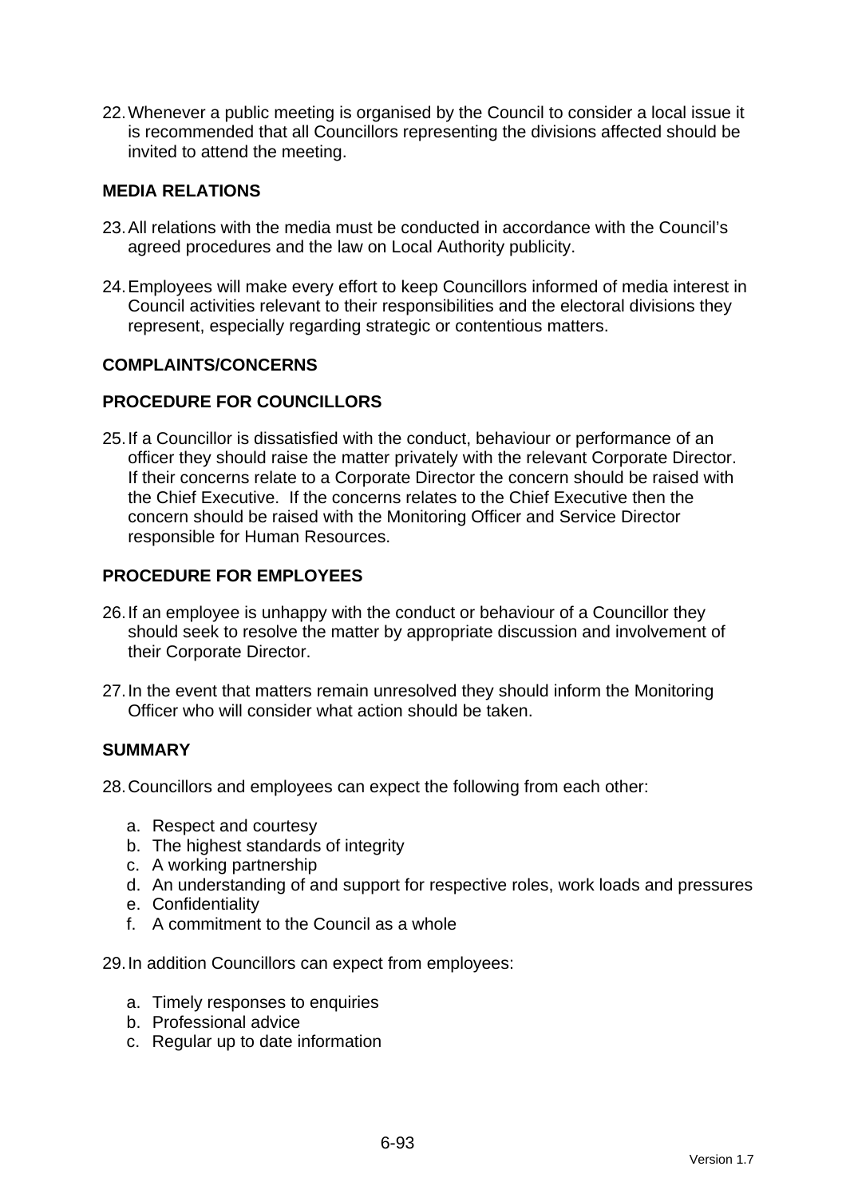22. Whenever a public meeting is organised by the Council to consider a local issue it is recommended that all Councillors representing the divisions affected should be invited to attend the meeting.

## MEDIA RELATIONS

23. All relations with the media must be conducted in accordance with the Council's agreed procedures and the law on Local Authority publicity.

24. Employees will make every effort to keep Councillors informed of media interest in Council activities relevant to their responsibilities and the electoral divisions they represent, especially regarding strategic or contentious matters.

## COMPLAINTS/CONCERNS

## PROCEDURE FOR COUNCILLORS

25. If a Councillor is dissatisfied with the conduct, behaviour or performance of an officer they should raise the matter privately with the relevant Corporate Director. If their concerns relate to a Corporate Director the concern should be raised with the Chief Executive. If the concerns relates to the Chief Executive then the concern should be raised with the Monitoring Officer and Service Director responsible for Human Resources.

## PROCEDURE FOR EMPLOYEES

26. If an employee is unhappy with the conduct or behaviour of a Councillor they should seek to resolve the matter by appropriate discussion and involvement of their Corporate Director.

27. In the event that matters remain unresolved they should inform the Monitoring Officer who will consider what action should be taken.

## SUMMARY

28. Councillors and employees can expect the following from each other:

    a. Respect and courtesy
    b. The highest standards of integrity
    c. A working partnership
    d. An understanding of and support for respective roles, work loads and pressures
    e. Confidentiality
    f. A commitment to the Council as a whole

29. In addition Councillors can expect from employees:

    a. Timely responses to enquiries
    b. Professional advice
    c. Regular up to date information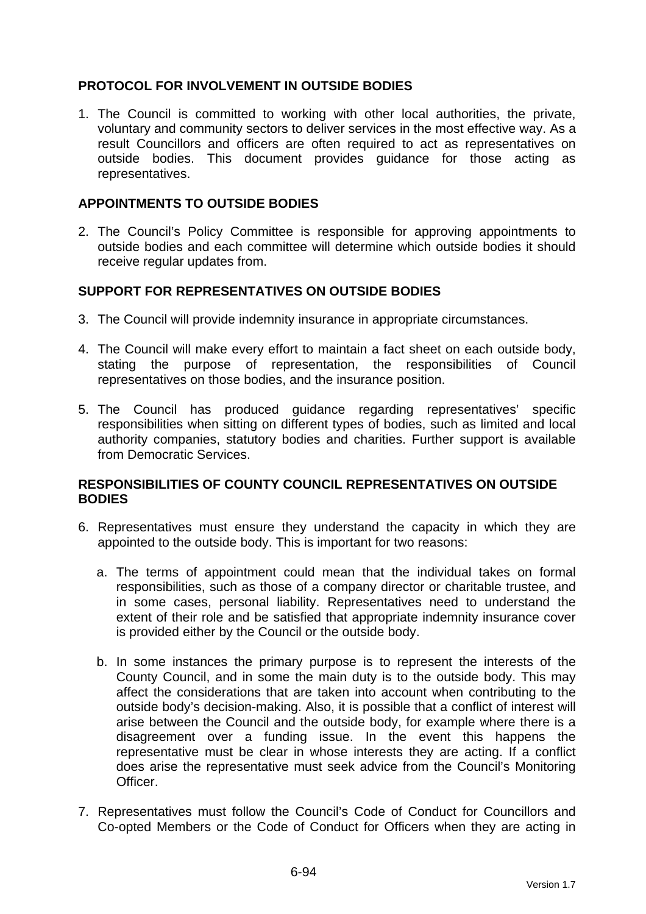## PROTOCOL FOR INVOLVEMENT IN OUTSIDE BODIES

1. The Council is committed to working with other local authorities, the private, voluntary and community sectors to deliver services in the most effective way. As a result Councillors and officers are often required to act as representatives on outside bodies. This document provides guidance for those acting as representatives.

### APPOINTMENTS TO OUTSIDE BODIES

2. The Council's Policy Committee is responsible for approving appointments to outside bodies and each committee will determine which outside bodies it should receive regular updates from.

### SUPPORT FOR REPRESENTATIVES ON OUTSIDE BODIES

3. The Council will provide indemnity insurance in appropriate circumstances.

4. The Council will make every effort to maintain a fact sheet on each outside body, stating the purpose of representation, the responsibilities of Council representatives on those bodies, and the insurance position.

5. The Council has produced guidance regarding representatives' specific responsibilities when sitting on different types of bodies, such as limited and local authority companies, statutory bodies and charities. Further support is available from Democratic Services.

### RESPONSIBILITIES OF COUNTY COUNCIL REPRESENTATIVES ON OUTSIDE BODIES

6. Representatives must ensure they understand the capacity in which they are appointed to the outside body. This is important for two reasons:

   a. The terms of appointment could mean that the individual takes on formal responsibilities, such as those of a company director or charitable trustee, and in some cases, personal liability. Representatives need to understand the extent of their role and be satisfied that appropriate indemnity insurance cover is provided either by the Council or the outside body.

   b. In some instances the primary purpose is to represent the interests of the County Council, and in some the main duty is to the outside body. This may affect the considerations that are taken into account when contributing to the outside body's decision-making. Also, it is possible that a conflict of interest will arise between the Council and the outside body, for example where there is a disagreement over a funding issue. In the event this happens the representative must be clear in whose interests they are acting. If a conflict does arise the representative must seek advice from the Council's Monitoring Officer.

7. Representatives must follow the Council's Code of Conduct for Councillors and Co-opted Members or the Code of Conduct for Officers when they are acting in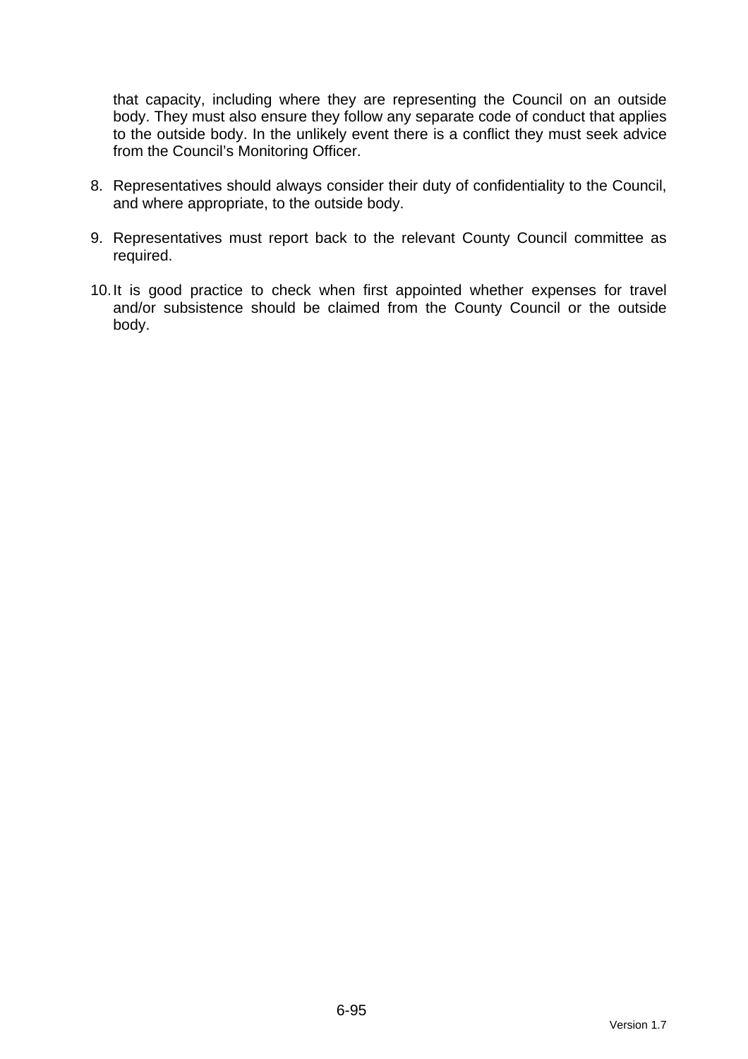that capacity, including where they are representing the Council on an outside body. They must also ensure they follow any separate code of conduct that applies to the outside body. In the unlikely event there is a conflict they must seek advice from the Council's Monitoring Officer.

8. Representatives should always consider their duty of confidentiality to the Council, and where appropriate, to the outside body.

9. Representatives must report back to the relevant County Council committee as required.

10. It is good practice to check when first appointed whether expenses for travel and/or subsistence should be claimed from the County Council or the outside body.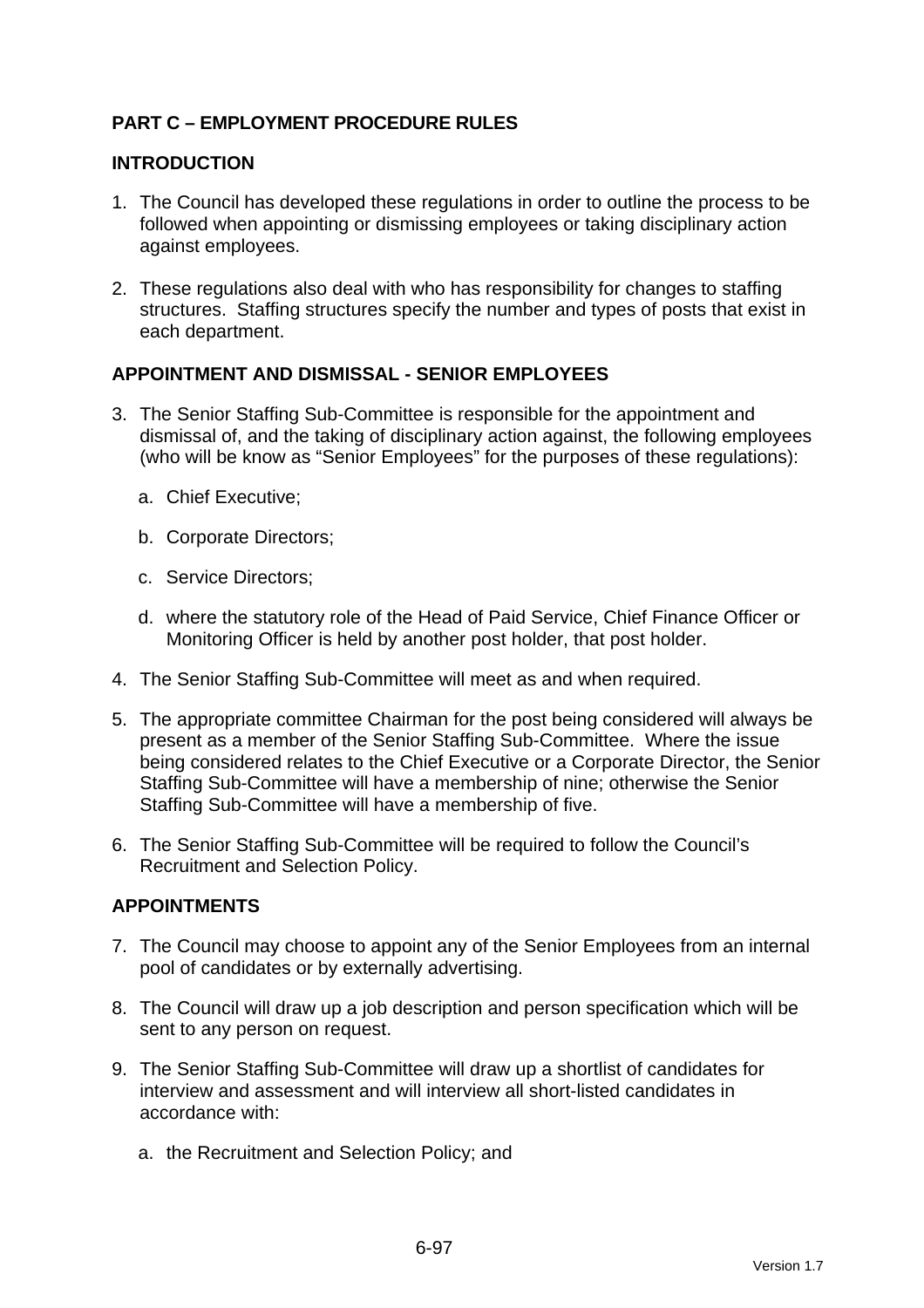## PART C – EMPLOYMENT PROCEDURE RULES

### INTRODUCTION

1. The Council has developed these regulations in order to outline the process to be followed when appointing or dismissing employees or taking disciplinary action against employees.

2. These regulations also deal with who has responsibility for changes to staffing structures. Staffing structures specify the number and types of posts that exist in each department.

### APPOINTMENT AND DISMISSAL - SENIOR EMPLOYEES

3. The Senior Staffing Sub-Committee is responsible for the appointment and dismissal of, and the taking of disciplinary action against, the following employees (who will be know as "Senior Employees" for the purposes of these regulations):

   a. Chief Executive;

   b. Corporate Directors;

   c. Service Directors;

   d. where the statutory role of the Head of Paid Service, Chief Finance Officer or Monitoring Officer is held by another post holder, that post holder.

4. The Senior Staffing Sub-Committee will meet as and when required.

5. The appropriate committee Chairman for the post being considered will always be present as a member of the Senior Staffing Sub-Committee. Where the issue being considered relates to the Chief Executive or a Corporate Director, the Senior Staffing Sub-Committee will have a membership of nine; otherwise the Senior Staffing Sub-Committee will have a membership of five.

6. The Senior Staffing Sub-Committee will be required to follow the Council's Recruitment and Selection Policy.

### APPOINTMENTS

7. The Council may choose to appoint any of the Senior Employees from an internal pool of candidates or by externally advertising.

8. The Council will draw up a job description and person specification which will be sent to any person on request.

9. The Senior Staffing Sub-Committee will draw up a shortlist of candidates for interview and assessment and will interview all short-listed candidates in accordance with:

   a. the Recruitment and Selection Policy; and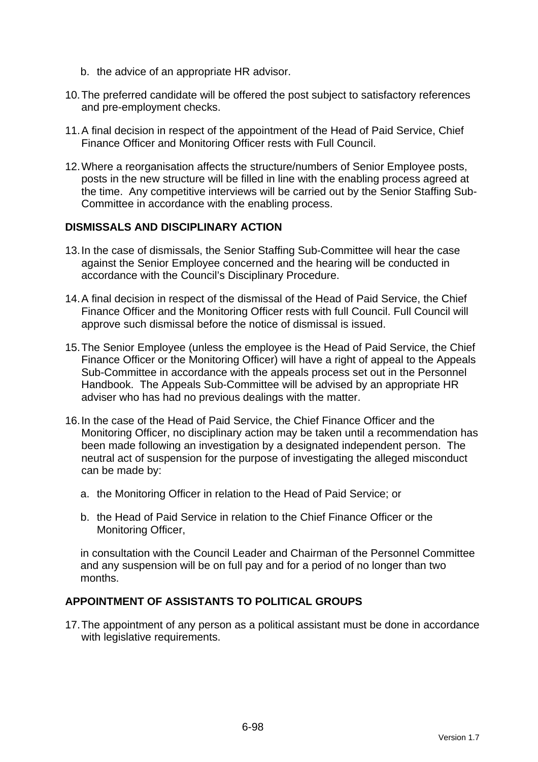b. the advice of an appropriate HR advisor.

10. The preferred candidate will be offered the post subject to satisfactory references and pre-employment checks.

11. A final decision in respect of the appointment of the Head of Paid Service, Chief Finance Officer and Monitoring Officer rests with Full Council.

12. Where a reorganisation affects the structure/numbers of Senior Employee posts, posts in the new structure will be filled in line with the enabling process agreed at the time. Any competitive interviews will be carried out by the Senior Staffing Sub-Committee in accordance with the enabling process.

**DISMISSALS AND DISCIPLINARY ACTION**

13. In the case of dismissals, the Senior Staffing Sub-Committee will hear the case against the Senior Employee concerned and the hearing will be conducted in accordance with the Council's Disciplinary Procedure.

14. A final decision in respect of the dismissal of the Head of Paid Service, the Chief Finance Officer and the Monitoring Officer rests with full Council. Full Council will approve such dismissal before the notice of dismissal is issued.

15. The Senior Employee (unless the employee is the Head of Paid Service, the Chief Finance Officer or the Monitoring Officer) will have a right of appeal to the Appeals Sub-Committee in accordance with the appeals process set out in the Personnel Handbook. The Appeals Sub-Committee will be advised by an appropriate HR adviser who has had no previous dealings with the matter.

16. In the case of the Head of Paid Service, the Chief Finance Officer and the Monitoring Officer, no disciplinary action may be taken until a recommendation has been made following an investigation by a designated independent person. The neutral act of suspension for the purpose of investigating the alleged misconduct can be made by:

    a. the Monitoring Officer in relation to the Head of Paid Service; or

    b. the Head of Paid Service in relation to the Chief Finance Officer or the Monitoring Officer,

    in consultation with the Council Leader and Chairman of the Personnel Committee and any suspension will be on full pay and for a period of no longer than two months.

**APPOINTMENT OF ASSISTANTS TO POLITICAL GROUPS**

17. The appointment of any person as a political assistant must be done in accordance with legislative requirements.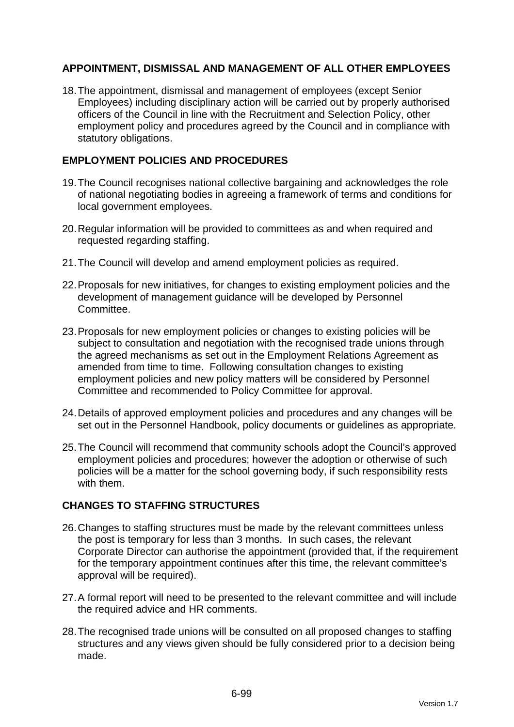## APPOINTMENT, DISMISSAL AND MANAGEMENT OF ALL OTHER EMPLOYEES

18. The appointment, dismissal and management of employees (except Senior Employees) including disciplinary action will be carried out by properly authorised officers of the Council in line with the Recruitment and Selection Policy, other employment policy and procedures agreed by the Council and in compliance with statutory obligations.

## EMPLOYMENT POLICIES AND PROCEDURES

19. The Council recognises national collective bargaining and acknowledges the role of national negotiating bodies in agreeing a framework of terms and conditions for local government employees.

20. Regular information will be provided to committees as and when required and requested regarding staffing.

21. The Council will develop and amend employment policies as required.

22. Proposals for new initiatives, for changes to existing employment policies and the development of management guidance will be developed by Personnel Committee.

23. Proposals for new employment policies or changes to existing policies will be subject to consultation and negotiation with the recognised trade unions through the agreed mechanisms as set out in the Employment Relations Agreement as amended from time to time. Following consultation changes to existing employment policies and new policy matters will be considered by Personnel Committee and recommended to Policy Committee for approval.

24. Details of approved employment policies and procedures and any changes will be set out in the Personnel Handbook, policy documents or guidelines as appropriate.

25. The Council will recommend that community schools adopt the Council's approved employment policies and procedures; however the adoption or otherwise of such policies will be a matter for the school governing body, if such responsibility rests with them.

## CHANGES TO STAFFING STRUCTURES

26. Changes to staffing structures must be made by the relevant committees unless the post is temporary for less than 3 months. In such cases, the relevant Corporate Director can authorise the appointment (provided that, if the requirement for the temporary appointment continues after this time, the relevant committee's approval will be required).

27. A formal report will need to be presented to the relevant committee and will include the required advice and HR comments.

28. The recognised trade unions will be consulted on all proposed changes to staffing structures and any views given should be fully considered prior to a decision being made.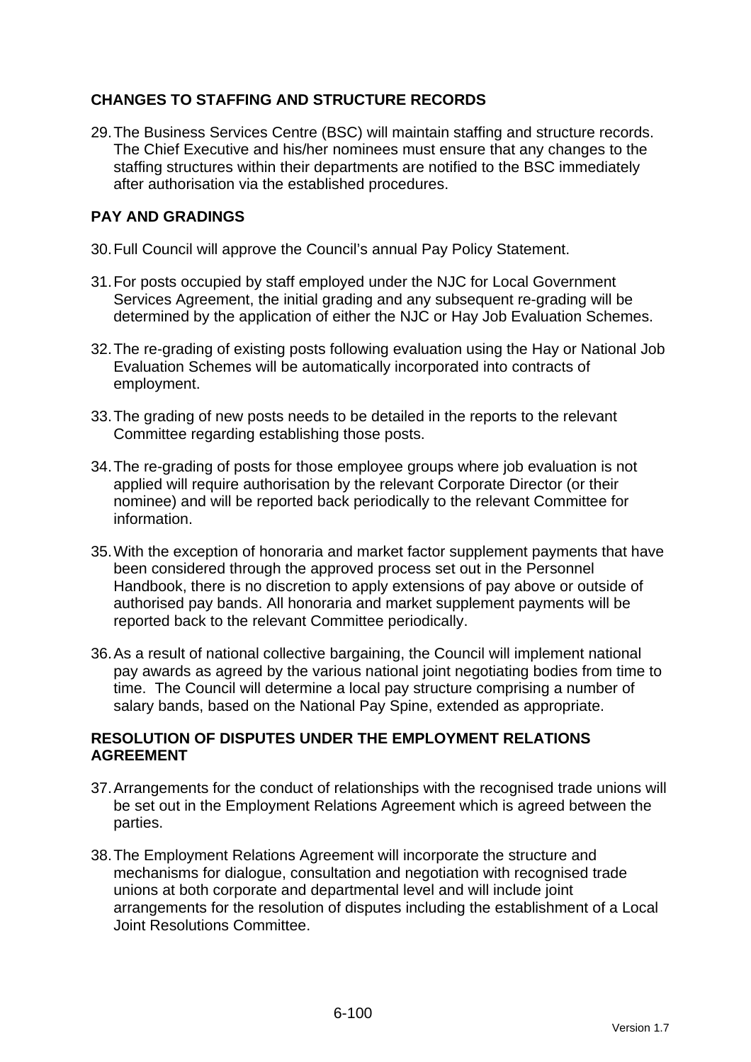## CHANGES TO STAFFING AND STRUCTURE RECORDS

29. The Business Services Centre (BSC) will maintain staffing and structure records. The Chief Executive and his/her nominees must ensure that any changes to the staffing structures within their departments are notified to the BSC immediately after authorisation via the established procedures.

## PAY AND GRADINGS

30. Full Council will approve the Council's annual Pay Policy Statement.

31. For posts occupied by staff employed under the NJC for Local Government Services Agreement, the initial grading and any subsequent re-grading will be determined by the application of either the NJC or Hay Job Evaluation Schemes.

32. The re-grading of existing posts following evaluation using the Hay or National Job Evaluation Schemes will be automatically incorporated into contracts of employment.

33. The grading of new posts needs to be detailed in the reports to the relevant Committee regarding establishing those posts.

34. The re-grading of posts for those employee groups where job evaluation is not applied will require authorisation by the relevant Corporate Director (or their nominee) and will be reported back periodically to the relevant Committee for information.

35. With the exception of honoraria and market factor supplement payments that have been considered through the approved process set out in the Personnel Handbook, there is no discretion to apply extensions of pay above or outside of authorised pay bands. All honoraria and market supplement payments will be reported back to the relevant Committee periodically.

36. As a result of national collective bargaining, the Council will implement national pay awards as agreed by the various national joint negotiating bodies from time to time. The Council will determine a local pay structure comprising a number of salary bands, based on the National Pay Spine, extended as appropriate.

## RESOLUTION OF DISPUTES UNDER THE EMPLOYMENT RELATIONS AGREEMENT

37. Arrangements for the conduct of relationships with the recognised trade unions will be set out in the Employment Relations Agreement which is agreed between the parties.

38. The Employment Relations Agreement will incorporate the structure and mechanisms for dialogue, consultation and negotiation with recognised trade unions at both corporate and departmental level and will include joint arrangements for the resolution of disputes including the establishment of a Local Joint Resolutions Committee.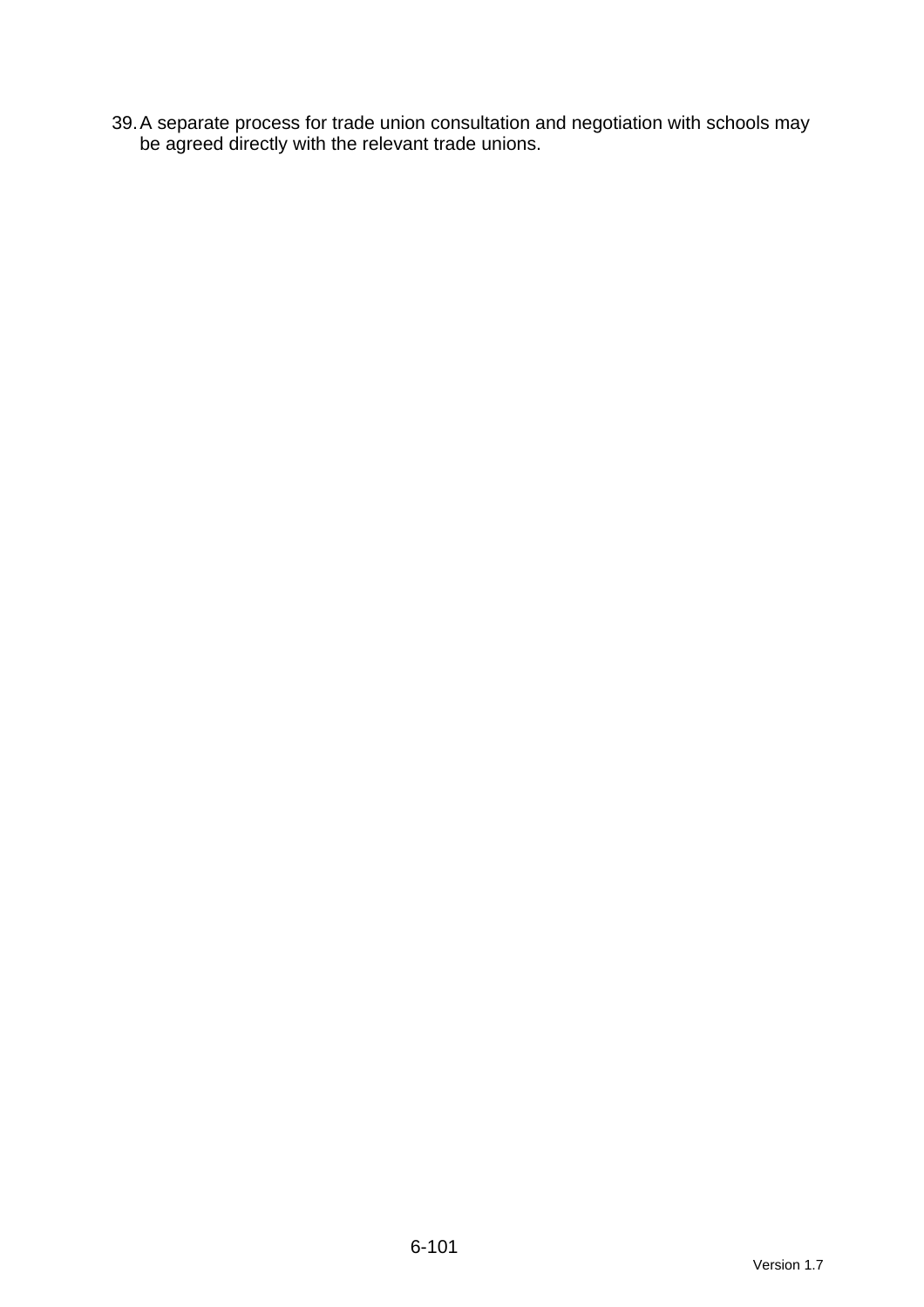39. A separate process for trade union consultation and negotiation with schools may be agreed directly with the relevant trade unions.